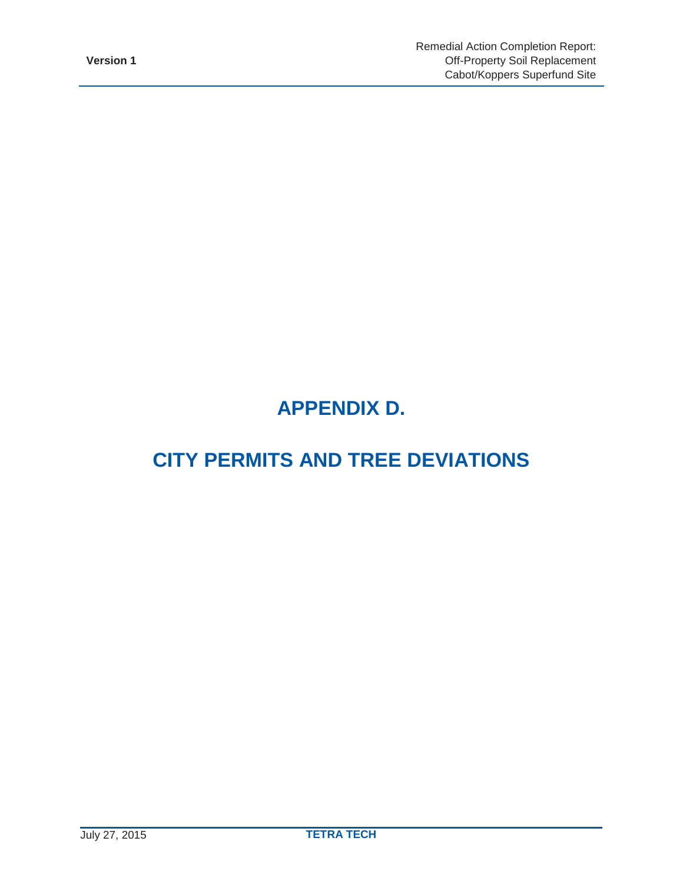# APPENDIX D.

# CITY PERMITS AND TREE DEVIATIONS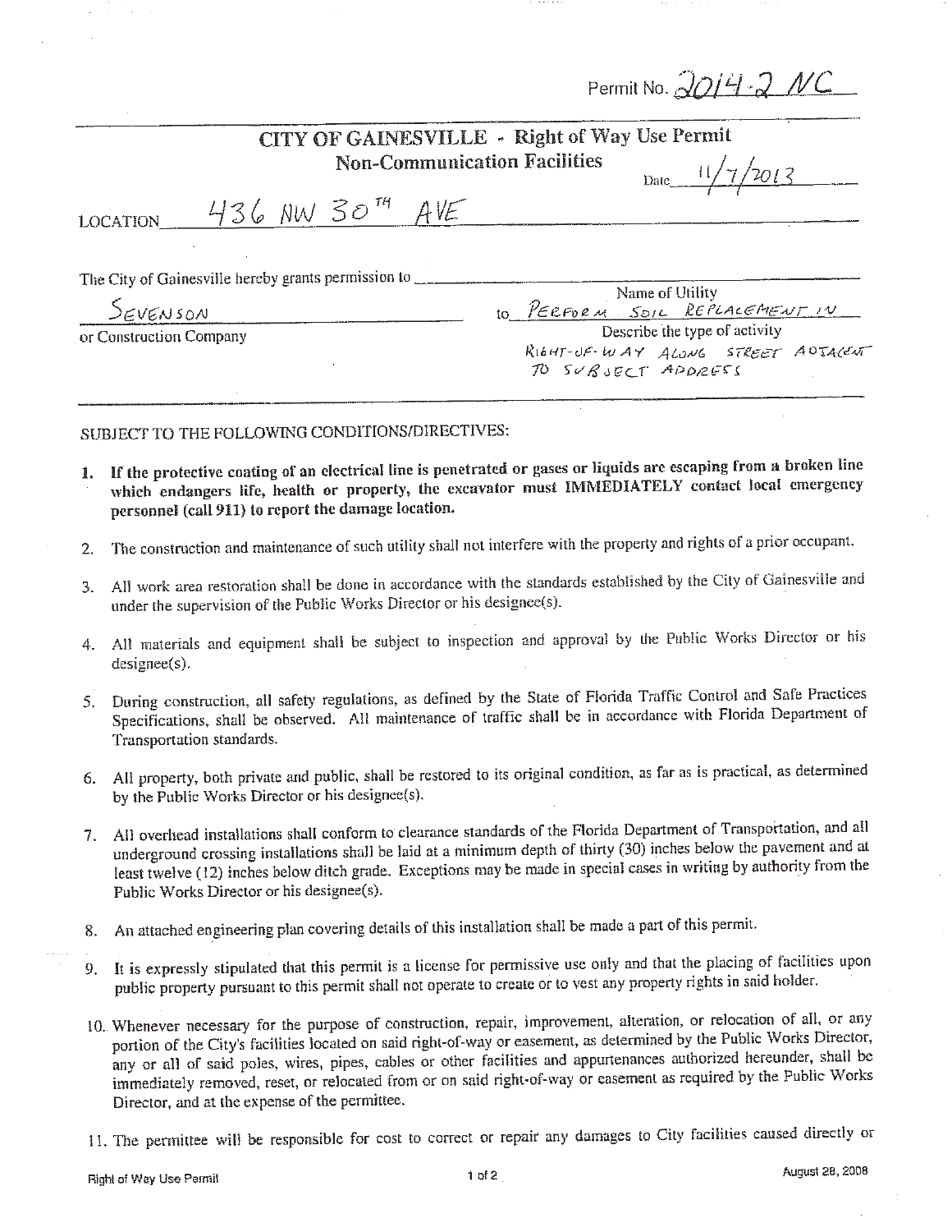Permit No. 2014-2 NC

## CITY OF GAINESVILLE - Right of Way Use Permit
### Non-Communication Facilities

Date 11/7/2013

LOCATION 436 NW 30TH AVE

The City of Gainesville hereby grants permission to _______________ Name of Utility

SEVENSON or Construction Company

to PERFORM SOIL REPLACEMENT IN RIGHT-OF-WAY ALONG STREET ADJACENT TO SUBJECT ADDRESS
Describe the type of activity

SUBJECT TO THE FOLLOWING CONDITIONS/DIRECTIVES:

1. **If the protective coating of an electrical line is penetrated or gases or liquids are escaping from a broken line which endangers life, health or property, the excavator must IMMEDIATELY contact local emergency personnel (call 911) to report the damage location.**

2. The construction and maintenance of such utility shall not interfere with the property and rights of a prior occupant.

3. All work area restoration shall be done in accordance with the standards established by the City of Gainesville and under the supervision of the Public Works Director or his designee(s).

4. All materials and equipment shall be subject to inspection and approval by the Public Works Director or his designee(s).

5. During construction, all safety regulations, as defined by the State of Florida Traffic Control and Safe Practices Specifications, shall be observed. All maintenance of traffic shall be in accordance with Florida Department of Transportation standards.

6. All property, both private and public, shall be restored to its original condition, as far as is practical, as determined by the Public Works Director or his designee(s).

7. All overhead installations shall conform to clearance standards of the Florida Department of Transportation, and all underground crossing installations shall be laid at a minimum depth of thirty (30) inches below the pavement and at least twelve (12) inches below ditch grade. Exceptions may be made in special cases in writing by authority from the Public Works Director or his designee(s).

8. An attached engineering plan covering details of this installation shall be made a part of this permit.

9. It is expressly stipulated that this permit is a license for permissive use only and that the placing of facilities upon public property pursuant to this permit shall not operate to create or to vest any property rights in said holder.

10. Whenever necessary for the purpose of construction, repair, improvement, alteration, or relocation of all, or any portion of the City's facilities located on said right-of-way or easement, as determined by the Public Works Director, any or all of said poles, wires, pipes, cables or other facilities and appurtenances authorized hereunder, shall be immediately removed, reset, or relocated from or on said right-of-way or easement as required by the Public Works Director, and at the expense of the permittee.

11. The permittee will be responsible for cost to correct or repair any damages to City facilities caused directly or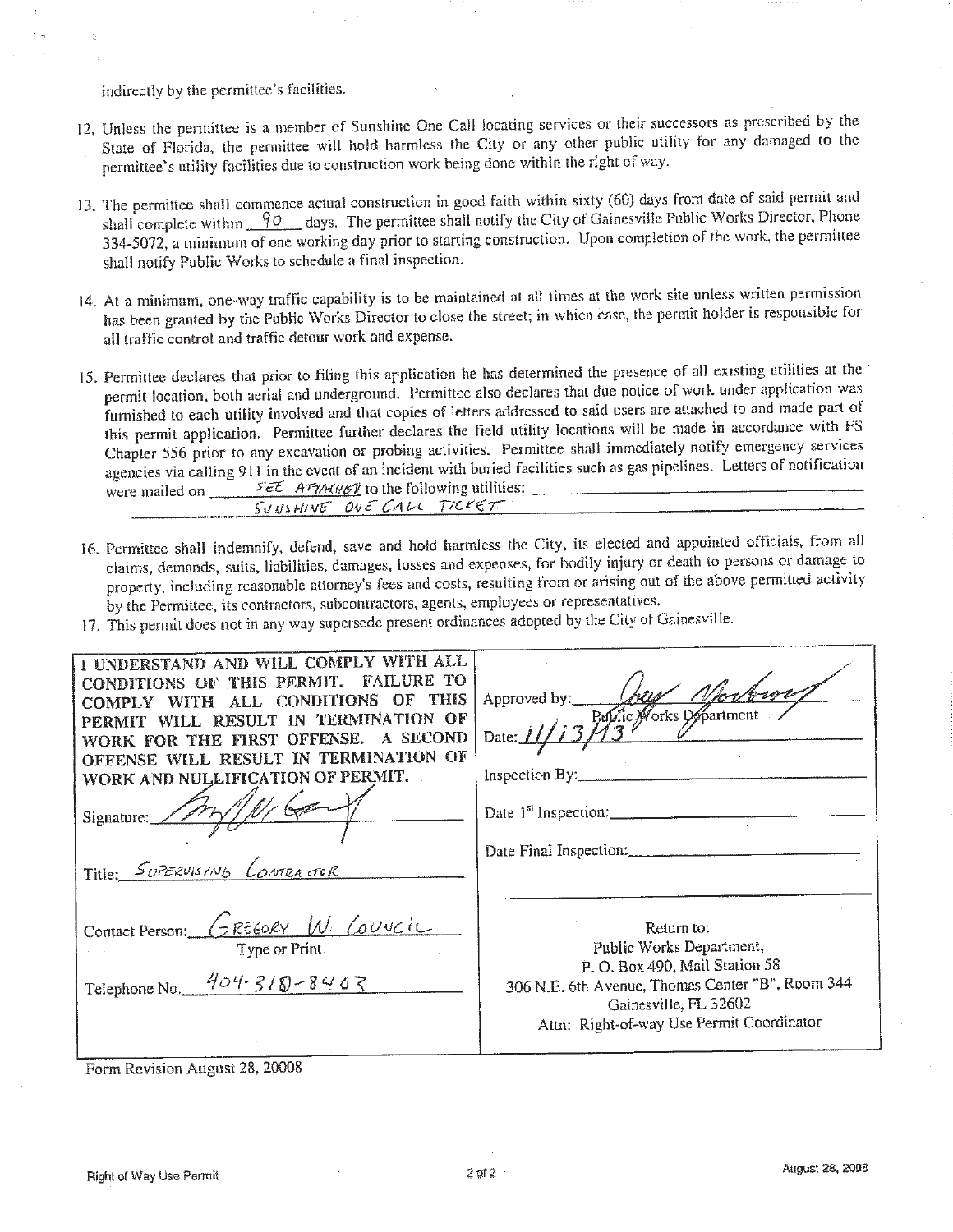indirectly by the permittee's facilities.

12. Unless the permittee is a member of Sunshine One Call locating services or their successors as prescribed by the State of Florida, the permittee will hold harmless the City or any other public utility for any damaged to the permittee's utility facilities due to construction work being done within the right of way.

13. The permittee shall commence actual construction in good faith within sixty (60) days from date of said permit and shall complete within 90 days. The permittee shall notify the City of Gainesville Public Works Director, Phone 334-5072, a minimum of one working day prior to starting construction. Upon completion of the work, the permittee shall notify Public Works to schedule a final inspection.

14. At a minimum, one-way traffic capability is to be maintained at all times at the work site unless written permission has been granted by the Public Works Director to close the street; in which case, the permit holder is responsible for all traffic control and traffic detour work and expense.

15. Permittee declares that prior to filing this application he has determined the presence of all existing utilities at the permit location, both aerial and underground. Permittee also declares that due notice of work under application was furnished to each utility involved and that copies of letters addressed to said users are attached to and made part of this permit application. Permittee further declares the field utility locations will be made in accordance with FS Chapter 556 prior to any excavation or probing activities. Permittee shall immediately notify emergency services agencies via calling 911 in the event of an incident with buried facilities such as gas pipelines. Letters of notification were mailed on SEE ATTACHED to the following utilities: SUNSHINE ONE CALL TICKET

16. Permittee shall indemnify, defend, save and hold harmless the City, its elected and appointed officials, from all claims, demands, suits, liabilities, damages, losses and expenses, for bodily injury or death to persons or damage to property, including reasonable attorney's fees and costs, resulting from or arising out of the above permitted activity by the Permittee, its contractors, subcontractors, agents, employees or representatives.

17. This permit does not in any way supersede present ordinances adopted by the City of Gainesville.

| | |
|---|---|
| I UNDERSTAND AND WILL COMPLY WITH ALL CONDITIONS OF THIS PERMIT. FAILURE TO COMPLY WITH ALL CONDITIONS OF THIS PERMIT WILL RESULT IN TERMINATION OF WORK FOR THE FIRST OFFENSE. A SECOND OFFENSE WILL RESULT IN TERMINATION OF WORK AND NULLIFICATION OF PERMIT. | Approved by: [signature] Public Works Department<br>Date: 11/13/13 |
| | Inspection By: |
| Signature: [signature] | Date 1st Inspection: |
| Title: SUPERVISING CONTRACTOR | Date Final Inspection: |
| Contact Person: GREGORY W. COUNCIL<br>Type or Print | Return to:<br>Public Works Department,<br>P. O. Box 490, Mail Station 58<br>306 N.E. 6th Avenue, Thomas Center "B", Room 344<br>Gainesville, FL 32602<br>Attn: Right-of-way Use Permit Coordinator |
| Telephone No. 404-318-8463 | |

Form Revision August 28, 20008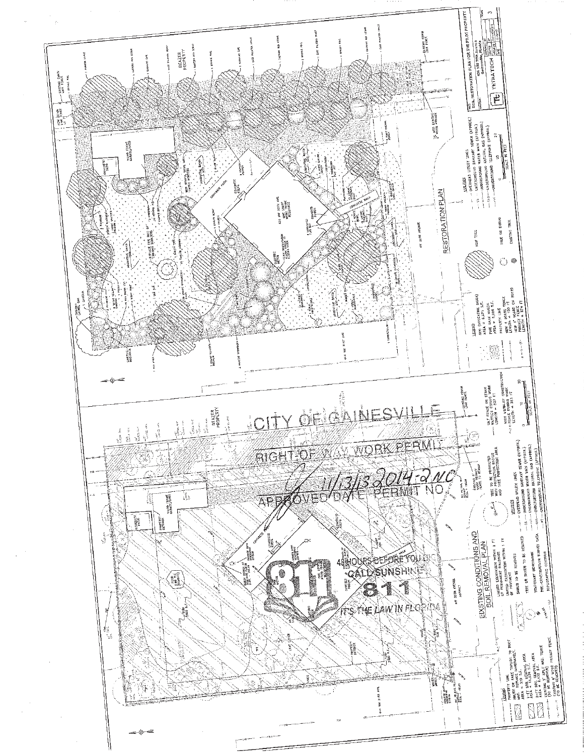# RESTORATION PLAN

**LEGEND**

- 900 ARGENTINE BAHIA AREA = 6,271 S.F.
- PINE BARK MULCH AREA = 1,092 S.F.
- PROPERTY LINE
- NEW 4' BOARD FENCE LENGTH = 120 FT
- NEW 6' WOOD PRIVACY FENCE LENGTH = 274 FT

**UTILITIES**

- OVERHEAD UTILITY LINES
- UNDERGROUND SANITARY SEWER (APPROX.)
- UNDERGROUND WATER MAIN (APPROX.)
- UNDERGROUND NATURAL GAS (APPROX.)
- UNDERGROUND TELEPHONE (APPROX.)

NEW TREE

TREE OR SHRUB

EXISTING TREE

SCALE IN FEET: 0 10 20

SOIL RESTORATION PLAN FOR THE PILOT PROPERTY
425 NW 20th Avenue
Gainesville, Florida

TETRA TECH

BEAZER PROPERTY

NW 20TH AVENUE

425 NW 20TH AVE

# EXISTING CONDITIONS AND SOIL REMOVAL PLAN

CITY OF GAINESVILLE
RIGHT OF WAY WORK PERMIT
APPROVED 11/13/13 DATE 2014-2NC PERMIT NO

48 HOURS BEFORE YOU DIG
CALL SUNSHINE
811
IT'S THE LAW IN FLORIDA

**LEGEND**

- PROPERTY LINE
- REMOVE TOPSOIL TO ROOT MAT, REPLACE IMMEDIATELY
- LIMITED EXCAVATION WITHIN 4 FT OF PERMANENT BUILDINGS
- LIMITED EXCAVATION WITHIN 1 FT OF PAVEMENT
- SHRUBS TO BE REMOVED
- TREE OR SHRUB TO BE REMOVED
- TEMPORARY BENCHMARK
- PRE-CONSTRUCTION SURVEY DATA
- TOPOGRAPHIC CONTOUR
- EXISTING 4' SPLIT RAIL FENCE (TO BE REMOVED)
- EXISTING 6' WOOD PRIVACY FENCE (TO BE REMOVED)
- TREE TO BE PROTECTED WITH PROTECTION RADIUS AND TREE PROTECTION AREA

**UTILITIES**

- OVERHEAD UTILITY LINES
- UNDERGROUND SANITARY SEWER (APPROX.)
- UNDERGROUND WATER MAIN (APPROX.)
- UNDERGROUND NATURAL GAS (APPROX.)
- UNDERGROUND TELEPHONE (APPROX.)

SILT FENCE OR STRAW WATTLES DURING WORK

HIGH VISIBILITY CONSTRUCTION FENCE DURING WORK

SCALE IN FEET: 0 10 20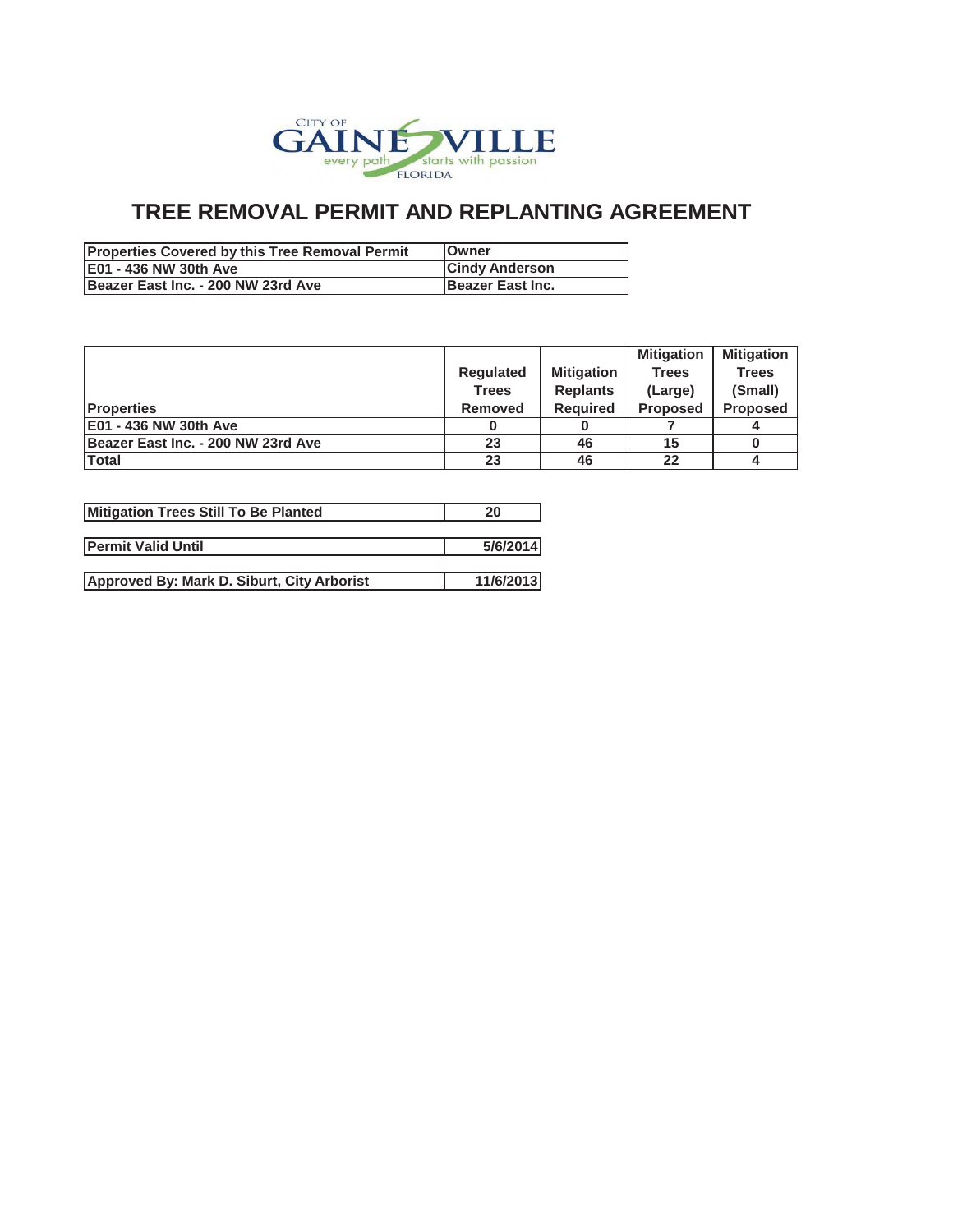CITY OF GAINESVILLE every path starts with passion FLORIDA

# TREE REMOVAL PERMIT AND REPLANTING AGREEMENT

| Properties Covered by this Tree Removal Permit | Owner |
|---|---|
| E01 - 436 NW 30th Ave | Cindy Anderson |
| Beazer East Inc. - 200 NW 23rd Ave | Beazer East Inc. |

| Properties | Regulated Trees Removed | Mitigation Replants Required | Mitigation Trees (Large) Proposed | Mitigation Trees (Small) Proposed |
|---|---|---|---|---|
| E01 - 436 NW 30th Ave | 0 | 0 | 7 | 4 |
| Beazer East Inc. - 200 NW 23rd Ave | 23 | 46 | 15 | 0 |
| Total | 23 | 46 | 22 | 4 |

| | |
|---|---|
| Mitigation Trees Still To Be Planted | 20 |
| Permit Valid Until | 5/6/2014 |
| Approved By: Mark D. Siburt, City Arborist | 11/6/2013 |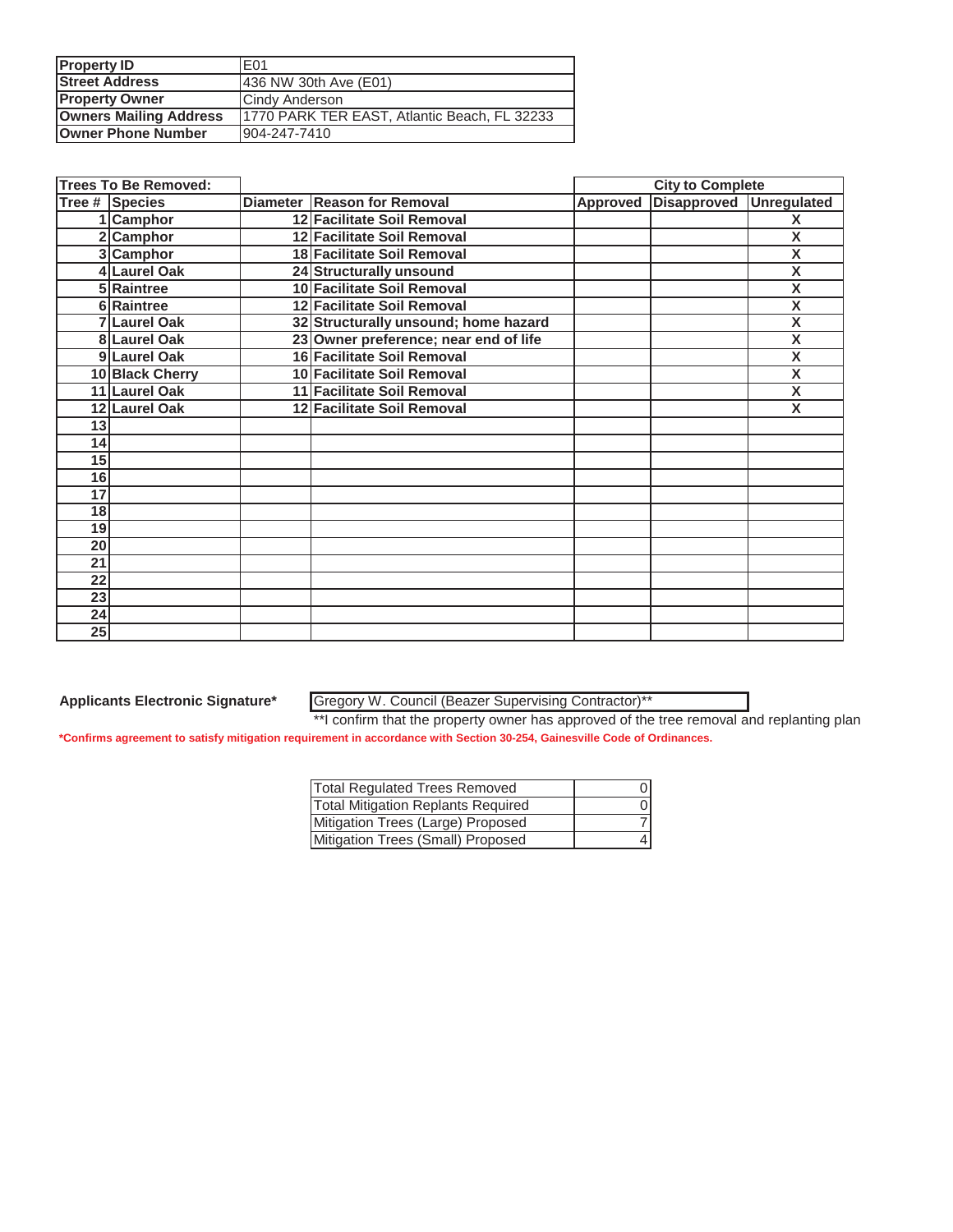| Property ID | E01 |
|---|---|
| Street Address | 436 NW 30th Ave (E01) |
| Property Owner | Cindy Anderson |
| Owners Mailing Address | 1770 PARK TER EAST, Atlantic Beach, FL 32233 |
| Owner Phone Number | 904-247-7410 |

| Trees To Be Removed: | | | | City to Complete | | |
|---|---|---|---|---|---|---|
| Tree # | Species | Diameter | Reason for Removal | Approved | Disapproved | Unregulated |
| 1 | Camphor | 12 | Facilitate Soil Removal | | | X |
| 2 | Camphor | 12 | Facilitate Soil Removal | | | X |
| 3 | Camphor | 18 | Facilitate Soil Removal | | | X |
| 4 | Laurel Oak | 24 | Structurally unsound | | | X |
| 5 | Raintree | 10 | Facilitate Soil Removal | | | X |
| 6 | Raintree | 12 | Facilitate Soil Removal | | | X |
| 7 | Laurel Oak | 32 | Structurally unsound; home hazard | | | X |
| 8 | Laurel Oak | 23 | Owner preference; near end of life | | | X |
| 9 | Laurel Oak | 16 | Facilitate Soil Removal | | | X |
| 10 | Black Cherry | 10 | Facilitate Soil Removal | | | X |
| 11 | Laurel Oak | 11 | Facilitate Soil Removal | | | X |
| 12 | Laurel Oak | 12 | Facilitate Soil Removal | | | X |
| 13 | | | | | | |
| 14 | | | | | | |
| 15 | | | | | | |
| 16 | | | | | | |
| 17 | | | | | | |
| 18 | | | | | | |
| 19 | | | | | | |
| 20 | | | | | | |
| 21 | | | | | | |
| 22 | | | | | | |
| 23 | | | | | | |
| 24 | | | | | | |
| 25 | | | | | | |

**Applicants Electronic Signature*** Gregory W. Council (Beazer Supervising Contractor)**

**I confirm that the property owner has approved of the tree removal and replanting plan

***Confirms agreement to satisfy mitigation requirement in accordance with Section 30-254, Gainesville Code of Ordinances.**

| Total Regulated Trees Removed | 0 |
|---|---|
| Total Mitigation Replants Required | 0 |
| Mitigation Trees (Large) Proposed | 7 |
| Mitigation Trees (Small) Proposed | 4 |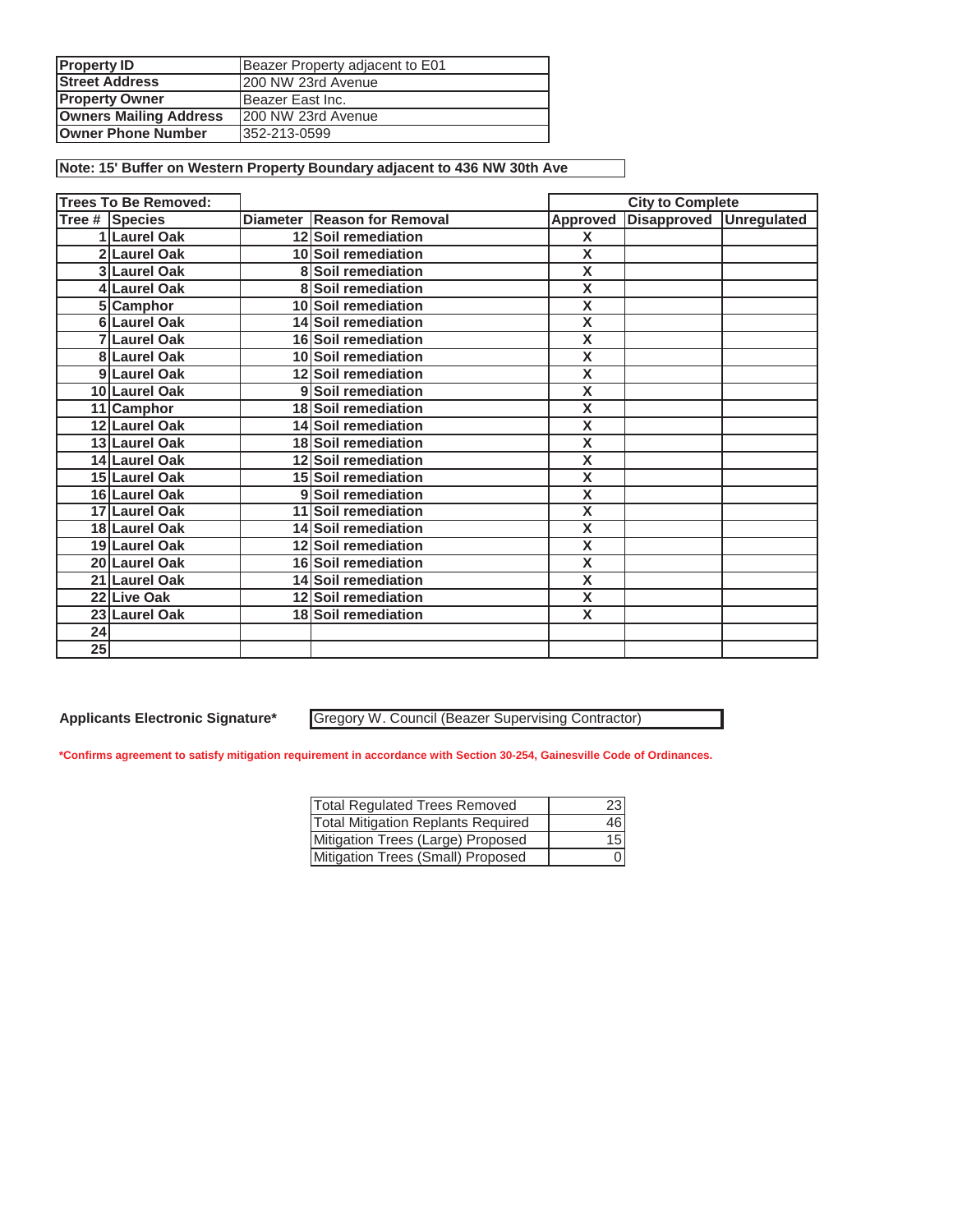| Property ID | Beazer Property adjacent to E01 |
|---|---|
| Street Address | 200 NW 23rd Avenue |
| Property Owner | Beazer East Inc. |
| Owners Mailing Address | 200 NW 23rd Avenue |
| Owner Phone Number | 352-213-0599 |

**Note: 15' Buffer on Western Property Boundary adjacent to 436 NW 30th Ave**

| Trees To Be Removed: | | | | City to Complete | | |
|---|---|---|---|---|---|---|
| Tree # | Species | Diameter | Reason for Removal | Approved | Disapproved | Unregulated |
| 1 | Laurel Oak | 12 | Soil remediation | X | | |
| 2 | Laurel Oak | 10 | Soil remediation | X | | |
| 3 | Laurel Oak | 8 | Soil remediation | X | | |
| 4 | Laurel Oak | 8 | Soil remediation | X | | |
| 5 | Camphor | 10 | Soil remediation | X | | |
| 6 | Laurel Oak | 14 | Soil remediation | X | | |
| 7 | Laurel Oak | 16 | Soil remediation | X | | |
| 8 | Laurel Oak | 10 | Soil remediation | X | | |
| 9 | Laurel Oak | 12 | Soil remediation | X | | |
| 10 | Laurel Oak | 9 | Soil remediation | X | | |
| 11 | Camphor | 18 | Soil remediation | X | | |
| 12 | Laurel Oak | 14 | Soil remediation | X | | |
| 13 | Laurel Oak | 18 | Soil remediation | X | | |
| 14 | Laurel Oak | 12 | Soil remediation | X | | |
| 15 | Laurel Oak | 15 | Soil remediation | X | | |
| 16 | Laurel Oak | 9 | Soil remediation | X | | |
| 17 | Laurel Oak | 11 | Soil remediation | X | | |
| 18 | Laurel Oak | 14 | Soil remediation | X | | |
| 19 | Laurel Oak | 12 | Soil remediation | X | | |
| 20 | Laurel Oak | 16 | Soil remediation | X | | |
| 21 | Laurel Oak | 14 | Soil remediation | X | | |
| 22 | Live Oak | 12 | Soil remediation | X | | |
| 23 | Laurel Oak | 18 | Soil remediation | X | | |
| 24 | | | | | | |
| 25 | | | | | | |

**Applicants Electronic Signature*** Gregory W. Council (Beazer Supervising Contractor)

***Confirms agreement to satisfy mitigation requirement in accordance with Section 30-254, Gainesville Code of Ordinances.**

| Total Regulated Trees Removed | 23 |
|---|---|
| Total Mitigation Replants Required | 46 |
| Mitigation Trees (Large) Proposed | 15 |
| Mitigation Trees (Small) Proposed | 0 |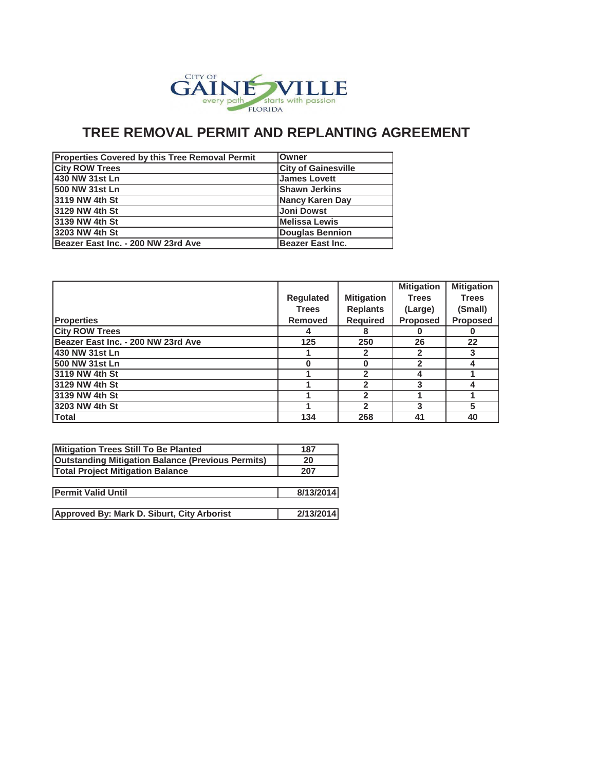CITY OF GAINESVILLE
every path starts with passion
FLORIDA

# TREE REMOVAL PERMIT AND REPLANTING AGREEMENT

| Properties Covered by this Tree Removal Permit | Owner |
|---|---|
| City ROW Trees | City of Gainesville |
| 430 NW 31st Ln | James Lovett |
| 500 NW 31st Ln | Shawn Jerkins |
| 3119 NW 4th St | Nancy Karen Day |
| 3129 NW 4th St | Joni Dowst |
| 3139 NW 4th St | Melissa Lewis |
| 3203 NW 4th St | Douglas Bennion |
| Beazer East Inc. - 200 NW 23rd Ave | Beazer East Inc. |

| Properties | Regulated Trees Removed | Mitigation Replants Required | Mitigation Trees (Large) Proposed | Mitigation Trees (Small) Proposed |
|---|---|---|---|---|
| City ROW Trees | 4 | 8 | 0 | 0 |
| Beazer East Inc. - 200 NW 23rd Ave | 125 | 250 | 26 | 22 |
| 430 NW 31st Ln | 1 | 2 | 2 | 3 |
| 500 NW 31st Ln | 0 | 0 | 2 | 4 |
| 3119 NW 4th St | 1 | 2 | 4 | 1 |
| 3129 NW 4th St | 1 | 2 | 3 | 4 |
| 3139 NW 4th St | 1 | 2 | 1 | 1 |
| 3203 NW 4th St | 1 | 2 | 3 | 5 |
| Total | 134 | 268 | 41 | 40 |

| | |
|---|---|
| Mitigation Trees Still To Be Planted | 187 |
| Outstanding Mitigation Balance (Previous Permits) | 20 |
| Total Project Mitigation Balance | 207 |

| | |
|---|---|
| Permit Valid Until | 8/13/2014 |

| | |
|---|---|
| Approved By: Mark D. Siburt, City Arborist | 2/13/2014 |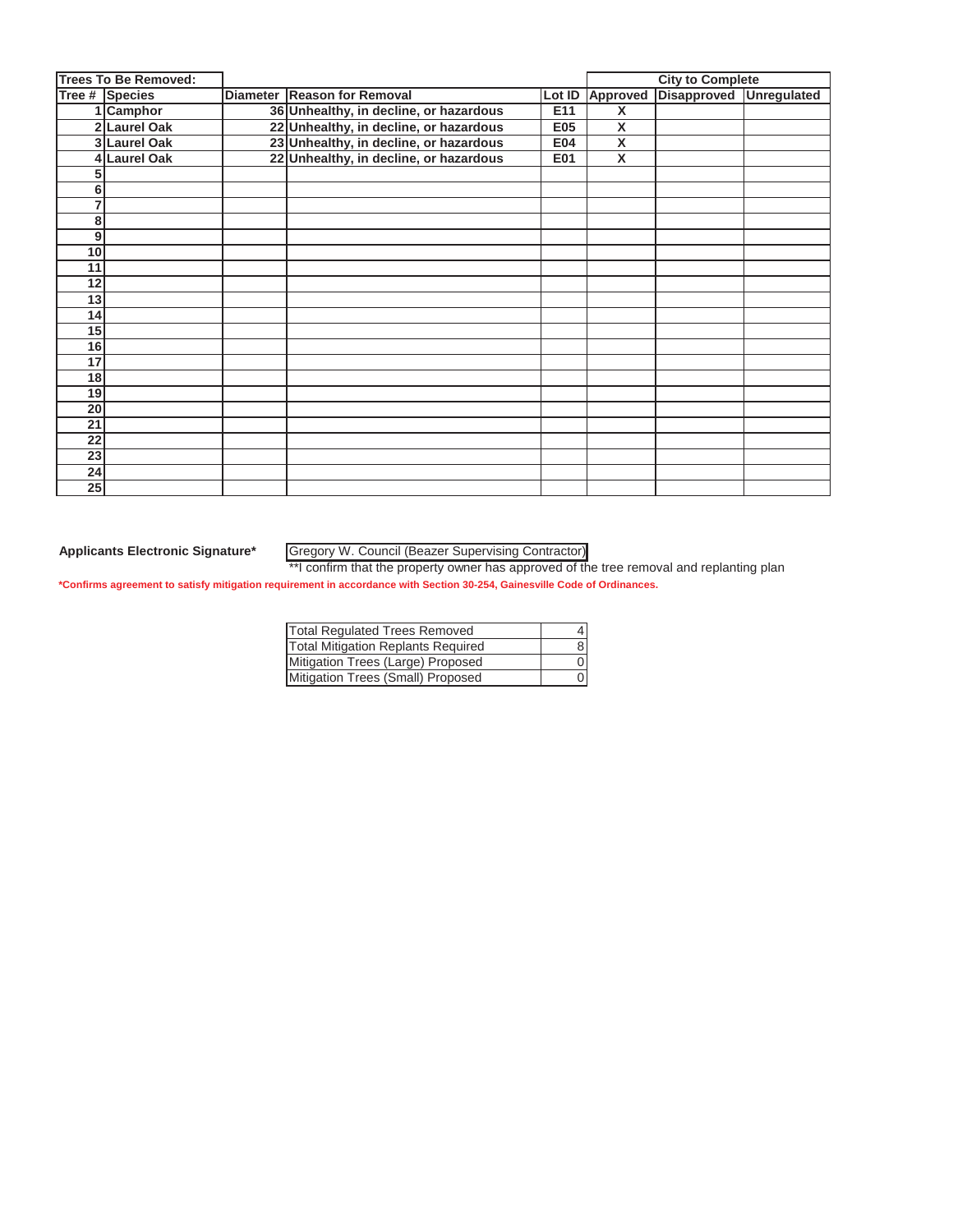| Trees To Be Removed: | | | | | City to Complete | | |
|---|---|---|---|---|---|---|---|
| Tree # | Species | Diameter | Reason for Removal | Lot ID | Approved | Disapproved | Unregulated |
| 1 | Camphor | 36 | Unhealthy, in decline, or hazardous | E11 | X | | |
| 2 | Laurel Oak | 22 | Unhealthy, in decline, or hazardous | E05 | X | | |
| 3 | Laurel Oak | 23 | Unhealthy, in decline, or hazardous | E04 | X | | |
| 4 | Laurel Oak | 22 | Unhealthy, in decline, or hazardous | E01 | X | | |
| 5 | | | | | | | |
| 6 | | | | | | | |
| 7 | | | | | | | |
| 8 | | | | | | | |
| 9 | | | | | | | |
| 10 | | | | | | | |
| 11 | | | | | | | |
| 12 | | | | | | | |
| 13 | | | | | | | |
| 14 | | | | | | | |
| 15 | | | | | | | |
| 16 | | | | | | | |
| 17 | | | | | | | |
| 18 | | | | | | | |
| 19 | | | | | | | |
| 20 | | | | | | | |
| 21 | | | | | | | |
| 22 | | | | | | | |
| 23 | | | | | | | |
| 24 | | | | | | | |
| 25 | | | | | | | |

**Applicants Electronic Signature*** Gregory W. Council (Beazer Supervising Contractor)

**I confirm that the property owner has approved of the tree removal and replanting plan

***Confirms agreement to satisfy mitigation requirement in accordance with Section 30-254, Gainesville Code of Ordinances.**

| | |
|---|---|
| Total Regulated Trees Removed | 4 |
| Total Mitigation Replants Required | 8 |
| Mitigation Trees (Large) Proposed | 0 |
| Mitigation Trees (Small) Proposed | 0 |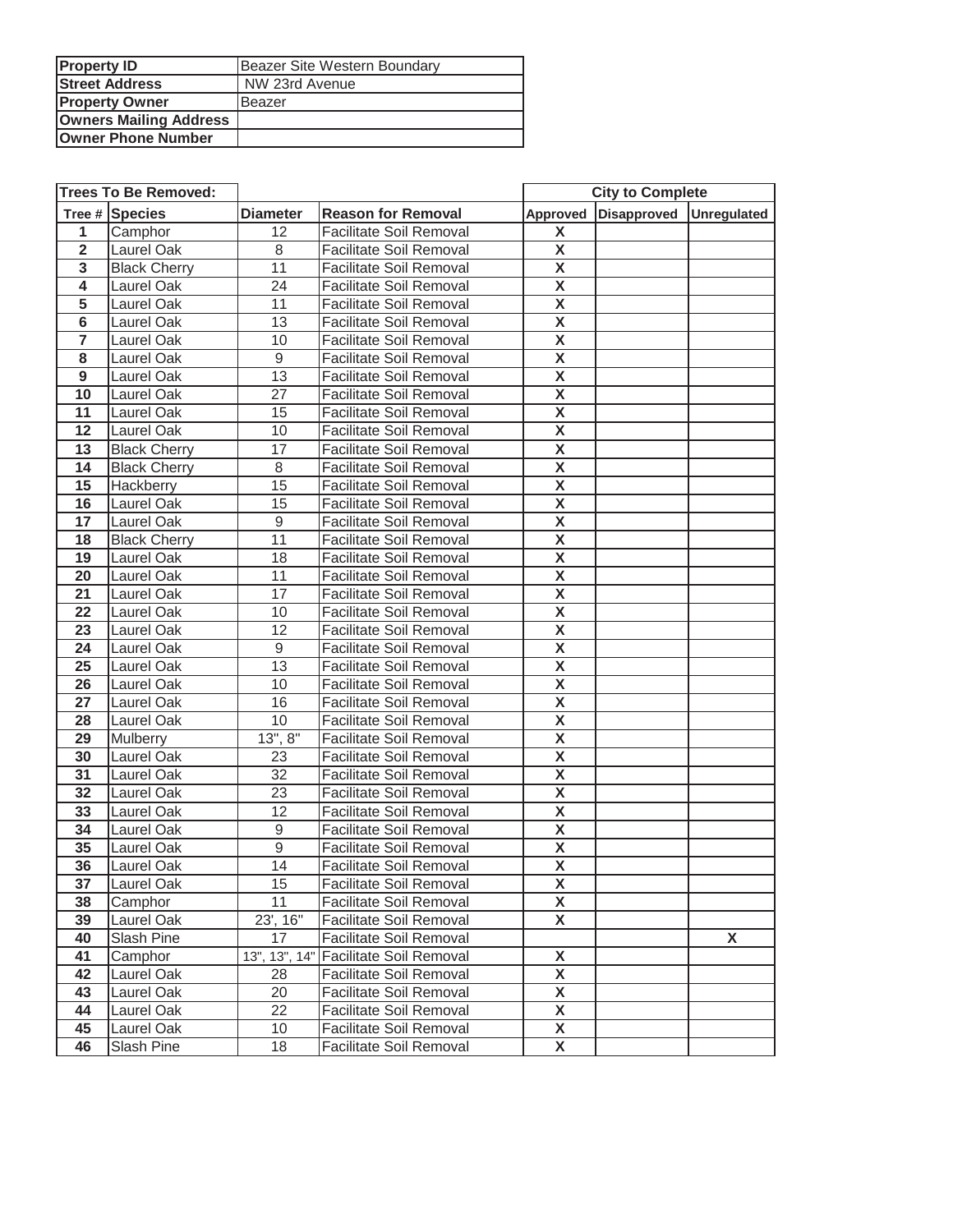| Property ID | Beazer Site Western Boundary |
|---|---|
| Street Address | NW 23rd Avenue |
| Property Owner | Beazer |
| Owners Mailing Address | |
| Owner Phone Number | |

| Trees To Be Removed: | | | | City to Complete | | |
|---|---|---|---|---|---|---|
| Tree # | Species | Diameter | Reason for Removal | Approved | Disapproved | Unregulated |
| 1 | Camphor | 12 | Facilitate Soil Removal | X | | |
| 2 | Laurel Oak | 8 | Facilitate Soil Removal | X | | |
| 3 | Black Cherry | 11 | Facilitate Soil Removal | X | | |
| 4 | Laurel Oak | 24 | Facilitate Soil Removal | X | | |
| 5 | Laurel Oak | 11 | Facilitate Soil Removal | X | | |
| 6 | Laurel Oak | 13 | Facilitate Soil Removal | X | | |
| 7 | Laurel Oak | 10 | Facilitate Soil Removal | X | | |
| 8 | Laurel Oak | 9 | Facilitate Soil Removal | X | | |
| 9 | Laurel Oak | 13 | Facilitate Soil Removal | X | | |
| 10 | Laurel Oak | 27 | Facilitate Soil Removal | X | | |
| 11 | Laurel Oak | 15 | Facilitate Soil Removal | X | | |
| 12 | Laurel Oak | 10 | Facilitate Soil Removal | X | | |
| 13 | Black Cherry | 17 | Facilitate Soil Removal | X | | |
| 14 | Black Cherry | 8 | Facilitate Soil Removal | X | | |
| 15 | Hackberry | 15 | Facilitate Soil Removal | X | | |
| 16 | Laurel Oak | 15 | Facilitate Soil Removal | X | | |
| 17 | Laurel Oak | 9 | Facilitate Soil Removal | X | | |
| 18 | Black Cherry | 11 | Facilitate Soil Removal | X | | |
| 19 | Laurel Oak | 18 | Facilitate Soil Removal | X | | |
| 20 | Laurel Oak | 11 | Facilitate Soil Removal | X | | |
| 21 | Laurel Oak | 17 | Facilitate Soil Removal | X | | |
| 22 | Laurel Oak | 10 | Facilitate Soil Removal | X | | |
| 23 | Laurel Oak | 12 | Facilitate Soil Removal | X | | |
| 24 | Laurel Oak | 9 | Facilitate Soil Removal | X | | |
| 25 | Laurel Oak | 13 | Facilitate Soil Removal | X | | |
| 26 | Laurel Oak | 10 | Facilitate Soil Removal | X | | |
| 27 | Laurel Oak | 16 | Facilitate Soil Removal | X | | |
| 28 | Laurel Oak | 10 | Facilitate Soil Removal | X | | |
| 29 | Mulberry | 13", 8" | Facilitate Soil Removal | X | | |
| 30 | Laurel Oak | 23 | Facilitate Soil Removal | X | | |
| 31 | Laurel Oak | 32 | Facilitate Soil Removal | X | | |
| 32 | Laurel Oak | 23 | Facilitate Soil Removal | X | | |
| 33 | Laurel Oak | 12 | Facilitate Soil Removal | X | | |
| 34 | Laurel Oak | 9 | Facilitate Soil Removal | X | | |
| 35 | Laurel Oak | 9 | Facilitate Soil Removal | X | | |
| 36 | Laurel Oak | 14 | Facilitate Soil Removal | X | | |
| 37 | Laurel Oak | 15 | Facilitate Soil Removal | X | | |
| 38 | Camphor | 11 | Facilitate Soil Removal | X | | |
| 39 | Laurel Oak | 23', 16" | Facilitate Soil Removal | X | | |
| 40 | Slash Pine | 17 | Facilitate Soil Removal | | | X |
| 41 | Camphor | 13", 13", 14" | Facilitate Soil Removal | X | | |
| 42 | Laurel Oak | 28 | Facilitate Soil Removal | X | | |
| 43 | Laurel Oak | 20 | Facilitate Soil Removal | X | | |
| 44 | Laurel Oak | 22 | Facilitate Soil Removal | X | | |
| 45 | Laurel Oak | 10 | Facilitate Soil Removal | X | | |
| 46 | Slash Pine | 18 | Facilitate Soil Removal | X | | |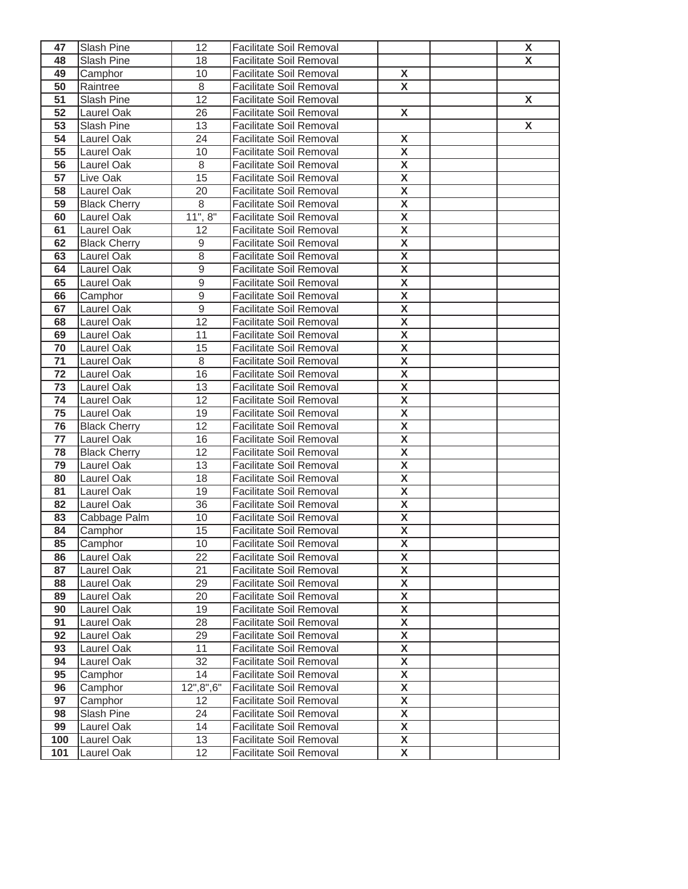| | | | | | | |
|---|---|---|---|---|---|---|
| 47 | Slash Pine | 12 | Facilitate Soil Removal | | | X |
| 48 | Slash Pine | 18 | Facilitate Soil Removal | | | X |
| 49 | Camphor | 10 | Facilitate Soil Removal | X | | |
| 50 | Raintree | 8 | Facilitate Soil Removal | X | | |
| 51 | Slash Pine | 12 | Facilitate Soil Removal | | | X |
| 52 | Laurel Oak | 26 | Facilitate Soil Removal | X | | |
| 53 | Slash Pine | 13 | Facilitate Soil Removal | | | X |
| 54 | Laurel Oak | 24 | Facilitate Soil Removal | X | | |
| 55 | Laurel Oak | 10 | Facilitate Soil Removal | X | | |
| 56 | Laurel Oak | 8 | Facilitate Soil Removal | X | | |
| 57 | Live Oak | 15 | Facilitate Soil Removal | X | | |
| 58 | Laurel Oak | 20 | Facilitate Soil Removal | X | | |
| 59 | Black Cherry | 8 | Facilitate Soil Removal | X | | |
| 60 | Laurel Oak | 11", 8" | Facilitate Soil Removal | X | | |
| 61 | Laurel Oak | 12 | Facilitate Soil Removal | X | | |
| 62 | Black Cherry | 9 | Facilitate Soil Removal | X | | |
| 63 | Laurel Oak | 8 | Facilitate Soil Removal | X | | |
| 64 | Laurel Oak | 9 | Facilitate Soil Removal | X | | |
| 65 | Laurel Oak | 9 | Facilitate Soil Removal | X | | |
| 66 | Camphor | 9 | Facilitate Soil Removal | X | | |
| 67 | Laurel Oak | 9 | Facilitate Soil Removal | X | | |
| 68 | Laurel Oak | 12 | Facilitate Soil Removal | X | | |
| 69 | Laurel Oak | 11 | Facilitate Soil Removal | X | | |
| 70 | Laurel Oak | 15 | Facilitate Soil Removal | X | | |
| 71 | Laurel Oak | 8 | Facilitate Soil Removal | X | | |
| 72 | Laurel Oak | 16 | Facilitate Soil Removal | X | | |
| 73 | Laurel Oak | 13 | Facilitate Soil Removal | X | | |
| 74 | Laurel Oak | 12 | Facilitate Soil Removal | X | | |
| 75 | Laurel Oak | 19 | Facilitate Soil Removal | X | | |
| 76 | Black Cherry | 12 | Facilitate Soil Removal | X | | |
| 77 | Laurel Oak | 16 | Facilitate Soil Removal | X | | |
| 78 | Black Cherry | 12 | Facilitate Soil Removal | X | | |
| 79 | Laurel Oak | 13 | Facilitate Soil Removal | X | | |
| 80 | Laurel Oak | 18 | Facilitate Soil Removal | X | | |
| 81 | Laurel Oak | 19 | Facilitate Soil Removal | X | | |
| 82 | Laurel Oak | 36 | Facilitate Soil Removal | X | | |
| 83 | Cabbage Palm | 10 | Facilitate Soil Removal | X | | |
| 84 | Camphor | 15 | Facilitate Soil Removal | X | | |
| 85 | Camphor | 10 | Facilitate Soil Removal | X | | |
| 86 | Laurel Oak | 22 | Facilitate Soil Removal | X | | |
| 87 | Laurel Oak | 21 | Facilitate Soil Removal | X | | |
| 88 | Laurel Oak | 29 | Facilitate Soil Removal | X | | |
| 89 | Laurel Oak | 20 | Facilitate Soil Removal | X | | |
| 90 | Laurel Oak | 19 | Facilitate Soil Removal | X | | |
| 91 | Laurel Oak | 28 | Facilitate Soil Removal | X | | |
| 92 | Laurel Oak | 29 | Facilitate Soil Removal | X | | |
| 93 | Laurel Oak | 11 | Facilitate Soil Removal | X | | |
| 94 | Laurel Oak | 32 | Facilitate Soil Removal | X | | |
| 95 | Camphor | 14 | Facilitate Soil Removal | X | | |
| 96 | Camphor | 12",8",6" | Facilitate Soil Removal | X | | |
| 97 | Camphor | 12 | Facilitate Soil Removal | X | | |
| 98 | Slash Pine | 24 | Facilitate Soil Removal | X | | |
| 99 | Laurel Oak | 14 | Facilitate Soil Removal | X | | |
| 100 | Laurel Oak | 13 | Facilitate Soil Removal | X | | |
| 101 | Laurel Oak | 12 | Facilitate Soil Removal | X | | |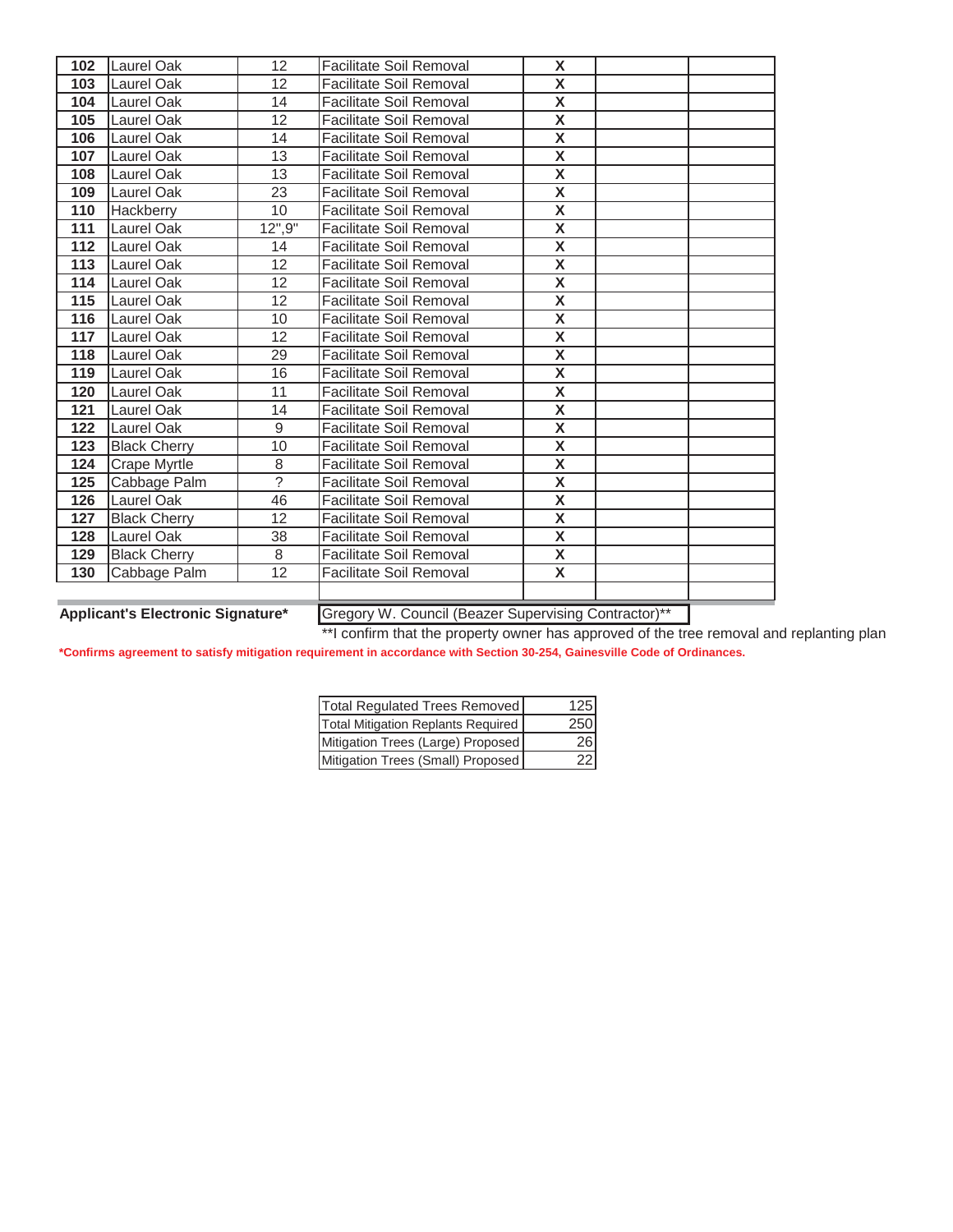| | | | | | | |
|---|---|---|---|---|---|---|
| 102 | Laurel Oak | 12 | Facilitate Soil Removal | X | | |
| 103 | Laurel Oak | 12 | Facilitate Soil Removal | X | | |
| 104 | Laurel Oak | 14 | Facilitate Soil Removal | X | | |
| 105 | Laurel Oak | 12 | Facilitate Soil Removal | X | | |
| 106 | Laurel Oak | 14 | Facilitate Soil Removal | X | | |
| 107 | Laurel Oak | 13 | Facilitate Soil Removal | X | | |
| 108 | Laurel Oak | 13 | Facilitate Soil Removal | X | | |
| 109 | Laurel Oak | 23 | Facilitate Soil Removal | X | | |
| 110 | Hackberry | 10 | Facilitate Soil Removal | X | | |
| 111 | Laurel Oak | 12",9" | Facilitate Soil Removal | X | | |
| 112 | Laurel Oak | 14 | Facilitate Soil Removal | X | | |
| 113 | Laurel Oak | 12 | Facilitate Soil Removal | X | | |
| 114 | Laurel Oak | 12 | Facilitate Soil Removal | X | | |
| 115 | Laurel Oak | 12 | Facilitate Soil Removal | X | | |
| 116 | Laurel Oak | 10 | Facilitate Soil Removal | X | | |
| 117 | Laurel Oak | 12 | Facilitate Soil Removal | X | | |
| 118 | Laurel Oak | 29 | Facilitate Soil Removal | X | | |
| 119 | Laurel Oak | 16 | Facilitate Soil Removal | X | | |
| 120 | Laurel Oak | 11 | Facilitate Soil Removal | X | | |
| 121 | Laurel Oak | 14 | Facilitate Soil Removal | X | | |
| 122 | Laurel Oak | 9 | Facilitate Soil Removal | X | | |
| 123 | Black Cherry | 10 | Facilitate Soil Removal | X | | |
| 124 | Crape Myrtle | 8 | Facilitate Soil Removal | X | | |
| 125 | Cabbage Palm | ? | Facilitate Soil Removal | X | | |
| 126 | Laurel Oak | 46 | Facilitate Soil Removal | X | | |
| 127 | Black Cherry | 12 | Facilitate Soil Removal | X | | |
| 128 | Laurel Oak | 38 | Facilitate Soil Removal | X | | |
| 129 | Black Cherry | 8 | Facilitate Soil Removal | X | | |
| 130 | Cabbage Palm | 12 | Facilitate Soil Removal | X | | |
| | | | | | | |

**Applicant's Electronic Signature*** Gregory W. Council (Beazer Supervising Contractor)**

**I confirm that the property owner has approved of the tree removal and replanting plan

***Confirms agreement to satisfy mitigation requirement in accordance with Section 30-254, Gainesville Code of Ordinances.**

| | |
|---|---|
| Total Regulated Trees Removed | 125 |
| Total Mitigation Replants Required | 250 |
| Mitigation Trees (Large) Proposed | 26 |
| Mitigation Trees (Small) Proposed | 22 |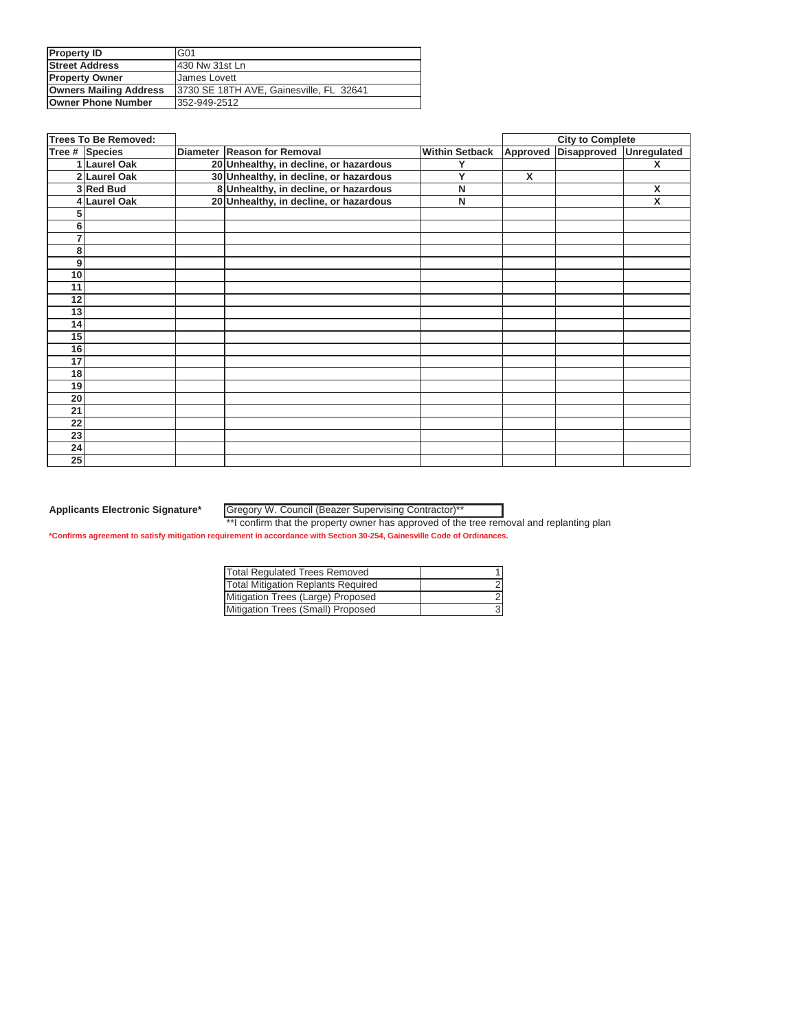| Property ID | G01 |
|---|---|
| Street Address | 430 Nw 31st Ln |
| Property Owner | James Lovett |
| Owners Mailing Address | 3730 SE 18TH AVE, Gainesville, FL 32641 |
| Owner Phone Number | 352-949-2512 |

| Trees To Be Removed: | | | | | City to Complete | | |
|---|---|---|---|---|---|---|---|
| Tree # | Species | Diameter | Reason for Removal | Within Setback | Approved | Disapproved | Unregulated |
| 1 | Laurel Oak | 20 | Unhealthy, in decline, or hazardous | Y | | | X |
| 2 | Laurel Oak | 30 | Unhealthy, in decline, or hazardous | Y | X | | |
| 3 | Red Bud | 8 | Unhealthy, in decline, or hazardous | N | | | X |
| 4 | Laurel Oak | 20 | Unhealthy, in decline, or hazardous | N | | | X |
| 5 | | | | | | | |
| 6 | | | | | | | |
| 7 | | | | | | | |
| 8 | | | | | | | |
| 9 | | | | | | | |
| 10 | | | | | | | |
| 11 | | | | | | | |
| 12 | | | | | | | |
| 13 | | | | | | | |
| 14 | | | | | | | |
| 15 | | | | | | | |
| 16 | | | | | | | |
| 17 | | | | | | | |
| 18 | | | | | | | |
| 19 | | | | | | | |
| 20 | | | | | | | |
| 21 | | | | | | | |
| 22 | | | | | | | |
| 23 | | | | | | | |
| 24 | | | | | | | |
| 25 | | | | | | | |

**Applicants Electronic Signature*** Gregory W. Council (Beazer Supervising Contractor)**

**I confirm that the property owner has approved of the tree removal and replanting plan

***Confirms agreement to satisfy mitigation requirement in accordance with Section 30-254, Gainesville Code of Ordinances.**

| Total Regulated Trees Removed | 1 |
|---|---|
| Total Mitigation Replants Required | 2 |
| Mitigation Trees (Large) Proposed | 2 |
| Mitigation Trees (Small) Proposed | 3 |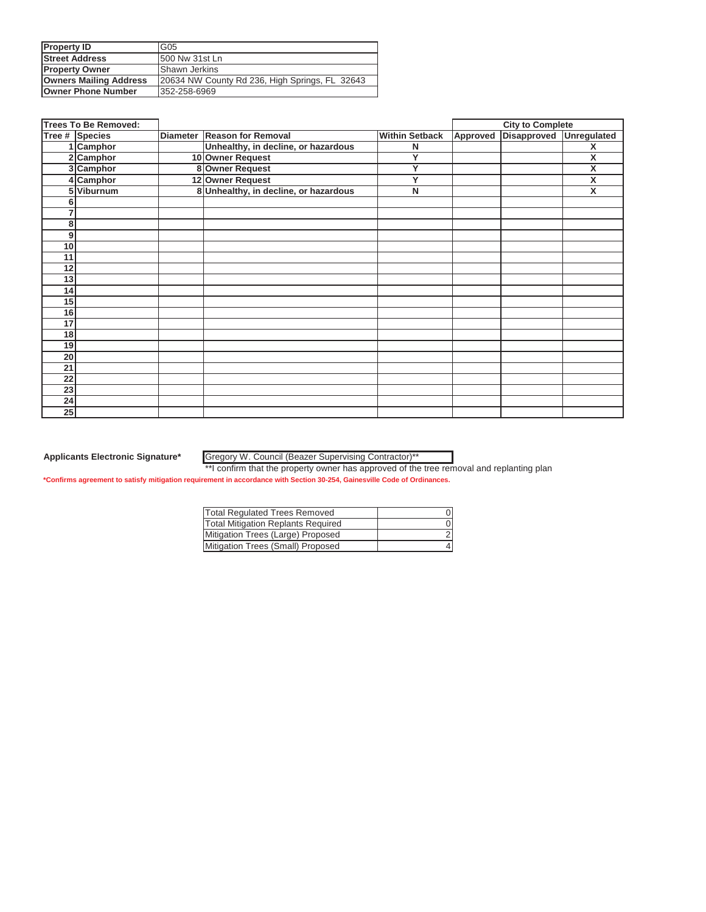| Property ID | G05 |
|---|---|
| Street Address | 500 Nw 31st Ln |
| Property Owner | Shawn Jerkins |
| Owners Mailing Address | 20634 NW County Rd 236, High Springs, FL 32643 |
| Owner Phone Number | 352-258-6969 |

| Trees To Be Removed: | | | | | City to Complete | | |
|---|---|---|---|---|---|---|---|
| Tree # | Species | Diameter | Reason for Removal | Within Setback | Approved | Disapproved | Unregulated |
| 1 | Camphor | | Unhealthy, in decline, or hazardous | N | | | X |
| 2 | Camphor | 10 | Owner Request | Y | | | X |
| 3 | Camphor | 8 | Owner Request | Y | | | X |
| 4 | Camphor | 12 | Owner Request | Y | | | X |
| 5 | Viburnum | 8 | Unhealthy, in decline, or hazardous | N | | | X |
| 6 | | | | | | | |
| 7 | | | | | | | |
| 8 | | | | | | | |
| 9 | | | | | | | |
| 10 | | | | | | | |
| 11 | | | | | | | |
| 12 | | | | | | | |
| 13 | | | | | | | |
| 14 | | | | | | | |
| 15 | | | | | | | |
| 16 | | | | | | | |
| 17 | | | | | | | |
| 18 | | | | | | | |
| 19 | | | | | | | |
| 20 | | | | | | | |
| 21 | | | | | | | |
| 22 | | | | | | | |
| 23 | | | | | | | |
| 24 | | | | | | | |
| 25 | | | | | | | |

**Applicants Electronic Signature*** Gregory W. Council (Beazer Supervising Contractor)**

**I confirm that the property owner has approved of the tree removal and replanting plan

***Confirms agreement to satisfy mitigation requirement in accordance with Section 30-254, Gainesville Code of Ordinances.**

| Total Regulated Trees Removed | 0 |
|---|---|
| Total Mitigation Replants Required | 0 |
| Mitigation Trees (Large) Proposed | 2 |
| Mitigation Trees (Small) Proposed | 4 |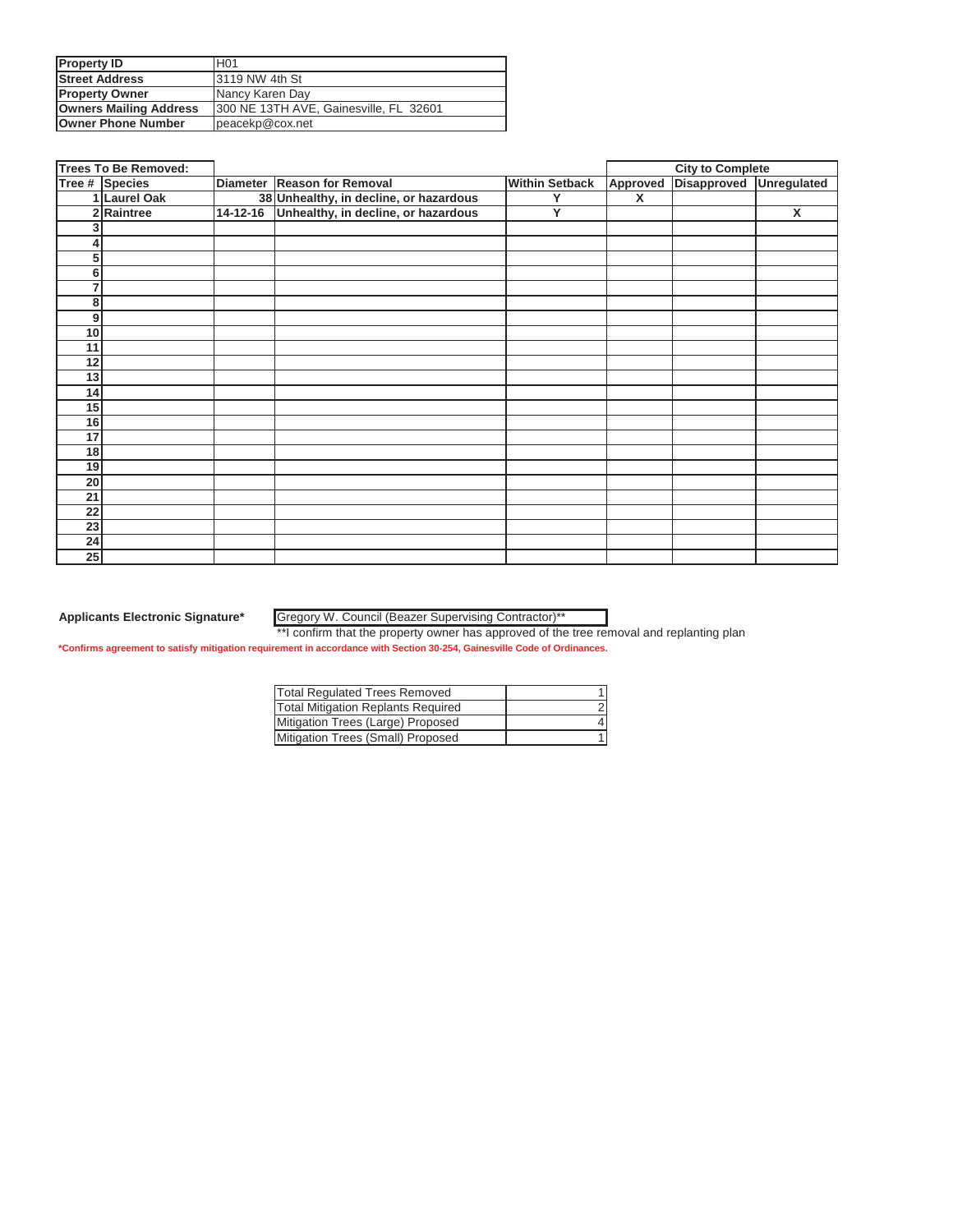| Property ID | H01 |
|---|---|
| Street Address | 3119 NW 4th St |
| Property Owner | Nancy Karen Day |
| Owners Mailing Address | 300 NE 13TH AVE, Gainesville, FL 32601 |
| Owner Phone Number | peacekp@cox.net |

| Trees To Be Removed: | | | | | City to Complete | | |
|---|---|---|---|---|---|---|---|
| Tree # | Species | Diameter | Reason for Removal | Within Setback | Approved | Disapproved | Unregulated |
| 1 | Laurel Oak | 38 | Unhealthy, in decline, or hazardous | Y | X | | |
| 2 | Raintree | 14-12-16 | Unhealthy, in decline, or hazardous | Y | | | X |
| 3 | | | | | | | |
| 4 | | | | | | | |
| 5 | | | | | | | |
| 6 | | | | | | | |
| 7 | | | | | | | |
| 8 | | | | | | | |
| 9 | | | | | | | |
| 10 | | | | | | | |
| 11 | | | | | | | |
| 12 | | | | | | | |
| 13 | | | | | | | |
| 14 | | | | | | | |
| 15 | | | | | | | |
| 16 | | | | | | | |
| 17 | | | | | | | |
| 18 | | | | | | | |
| 19 | | | | | | | |
| 20 | | | | | | | |
| 21 | | | | | | | |
| 22 | | | | | | | |
| 23 | | | | | | | |
| 24 | | | | | | | |
| 25 | | | | | | | |

**Applicants Electronic Signature*** Gregory W. Council (Beazer Supervising Contractor)**

**I confirm that the property owner has approved of the tree removal and replanting plan

***Confirms agreement to satisfy mitigation requirement in accordance with Section 30-254, Gainesville Code of Ordinances.**

| Total Regulated Trees Removed | 1 |
|---|---|
| Total Mitigation Replants Required | 2 |
| Mitigation Trees (Large) Proposed | 4 |
| Mitigation Trees (Small) Proposed | 1 |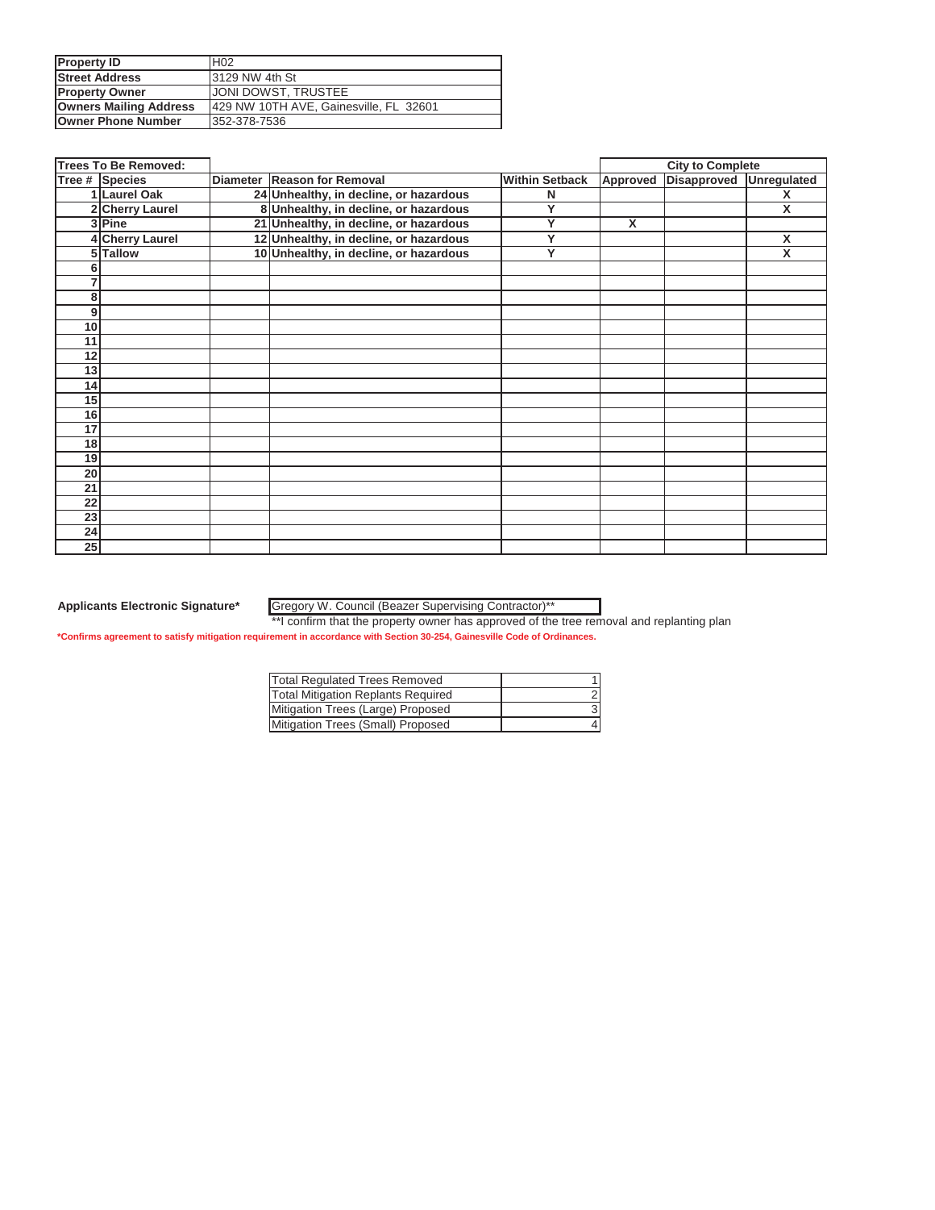| Property ID | H02 |
|---|---|
| Street Address | 3129 NW 4th St |
| Property Owner | JONI DOWST, TRUSTEE |
| Owners Mailing Address | 429 NW 10TH AVE, Gainesville, FL 32601 |
| Owner Phone Number | 352-378-7536 |

| Trees To Be Removed: | | | | | City to Complete | | |
|---|---|---|---|---|---|---|---|
| Tree # | Species | Diameter | Reason for Removal | Within Setback | Approved | Disapproved | Unregulated |
| 1 | Laurel Oak | 24 | Unhealthy, in decline, or hazardous | N | | | X |
| 2 | Cherry Laurel | 8 | Unhealthy, in decline, or hazardous | Y | | | X |
| 3 | Pine | 21 | Unhealthy, in decline, or hazardous | Y | X | | |
| 4 | Cherry Laurel | 12 | Unhealthy, in decline, or hazardous | Y | | | X |
| 5 | Tallow | 10 | Unhealthy, in decline, or hazardous | Y | | | X |
| 6 | | | | | | | |
| 7 | | | | | | | |
| 8 | | | | | | | |
| 9 | | | | | | | |
| 10 | | | | | | | |
| 11 | | | | | | | |
| 12 | | | | | | | |
| 13 | | | | | | | |
| 14 | | | | | | | |
| 15 | | | | | | | |
| 16 | | | | | | | |
| 17 | | | | | | | |
| 18 | | | | | | | |
| 19 | | | | | | | |
| 20 | | | | | | | |
| 21 | | | | | | | |
| 22 | | | | | | | |
| 23 | | | | | | | |
| 24 | | | | | | | |
| 25 | | | | | | | |

**Applicants Electronic Signature*** Gregory W. Council (Beazer Supervising Contractor)**

**I confirm that the property owner has approved of the tree removal and replanting plan

***Confirms agreement to satisfy mitigation requirement in accordance with Section 30-254, Gainesville Code of Ordinances.**

| | |
|---|---|
| Total Regulated Trees Removed | 1 |
| Total Mitigation Replants Required | 2 |
| Mitigation Trees (Large) Proposed | 3 |
| Mitigation Trees (Small) Proposed | 4 |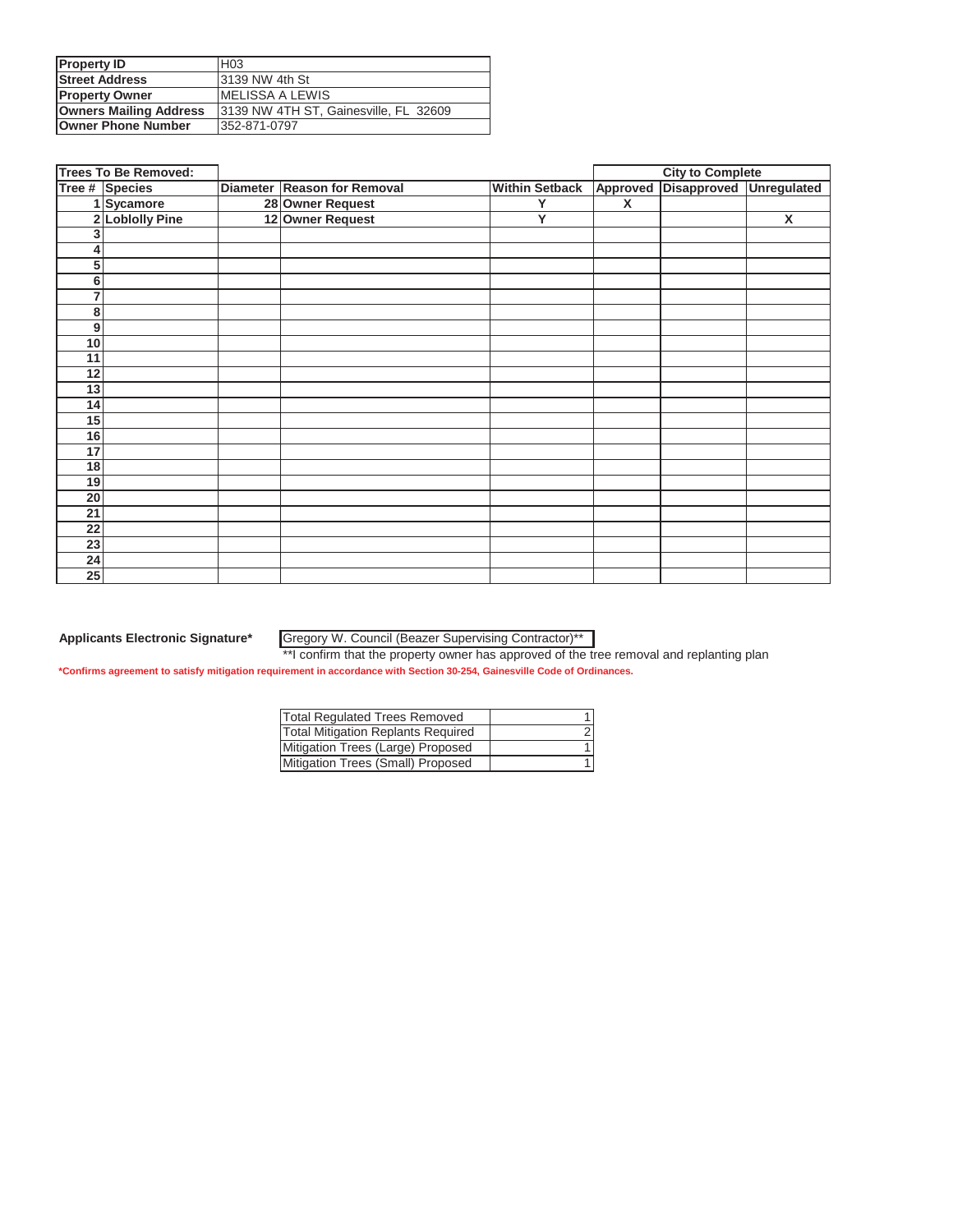| Property ID | H03 |
|---|---|
| Street Address | 3139 NW 4th St |
| Property Owner | MELISSA A LEWIS |
| Owners Mailing Address | 3139 NW 4TH ST, Gainesville, FL 32609 |
| Owner Phone Number | 352-871-0797 |

| Trees To Be Removed: | | | | | City to Complete | | |
|---|---|---|---|---|---|---|---|
| Tree # | Species | Diameter | Reason for Removal | Within Setback | Approved | Disapproved | Unregulated |
| 1 | Sycamore | 28 | Owner Request | Y | X | | |
| 2 | Loblolly Pine | 12 | Owner Request | Y | | | X |
| 3 | | | | | | | |
| 4 | | | | | | | |
| 5 | | | | | | | |
| 6 | | | | | | | |
| 7 | | | | | | | |
| 8 | | | | | | | |
| 9 | | | | | | | |
| 10 | | | | | | | |
| 11 | | | | | | | |
| 12 | | | | | | | |
| 13 | | | | | | | |
| 14 | | | | | | | |
| 15 | | | | | | | |
| 16 | | | | | | | |
| 17 | | | | | | | |
| 18 | | | | | | | |
| 19 | | | | | | | |
| 20 | | | | | | | |
| 21 | | | | | | | |
| 22 | | | | | | | |
| 23 | | | | | | | |
| 24 | | | | | | | |
| 25 | | | | | | | |

**Applicants Electronic Signature*** Gregory W. Council (Beazer Supervising Contractor)**

**I confirm that the property owner has approved of the tree removal and replanting plan

***Confirms agreement to satisfy mitigation requirement in accordance with Section 30-254, Gainesville Code of Ordinances.**

| Total Regulated Trees Removed | 1 |
|---|---|
| Total Mitigation Replants Required | 2 |
| Mitigation Trees (Large) Proposed | 1 |
| Mitigation Trees (Small) Proposed | 1 |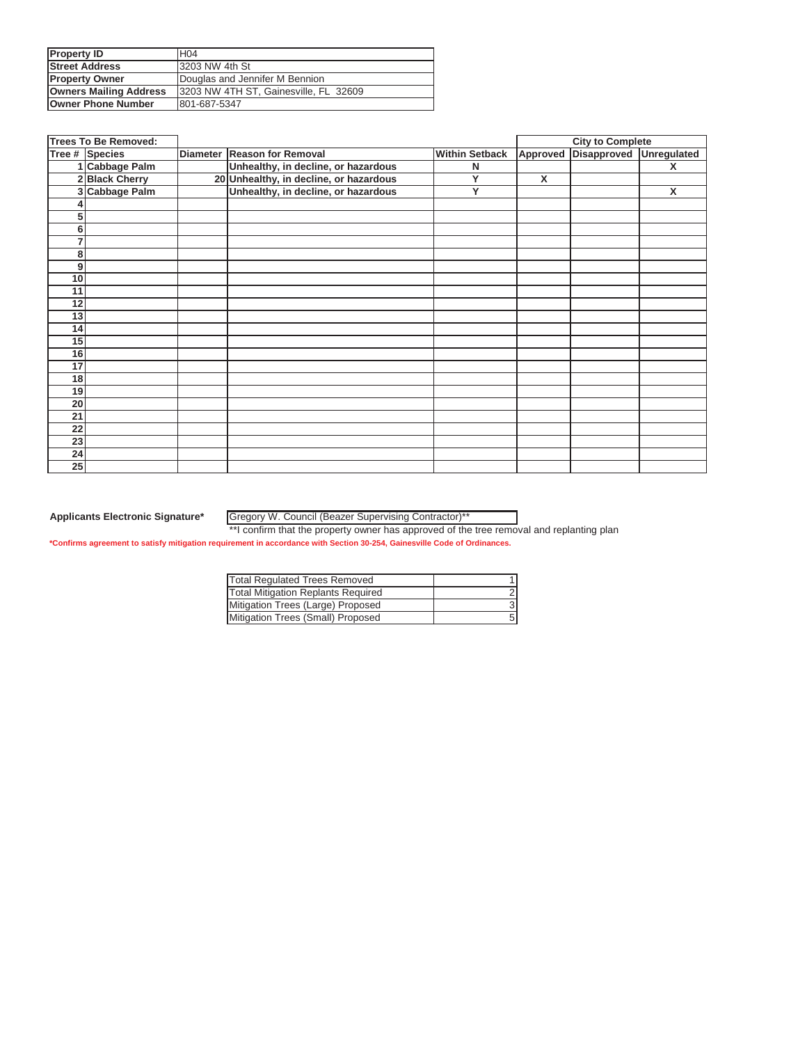| Property ID | H04 |
|---|---|
| Street Address | 3203 NW 4th St |
| Property Owner | Douglas and Jennifer M Bennion |
| Owners Mailing Address | 3203 NW 4TH ST, Gainesville, FL 32609 |
| Owner Phone Number | 801-687-5347 |

| Trees To Be Removed: | | | | | City to Complete | | |
|---|---|---|---|---|---|---|---|
| Tree # | Species | Diameter | Reason for Removal | Within Setback | Approved | Disapproved | Unregulated |
| 1 | Cabbage Palm | | Unhealthy, in decline, or hazardous | N | | | X |
| 2 | Black Cherry | 20 | Unhealthy, in decline, or hazardous | Y | X | | |
| 3 | Cabbage Palm | | Unhealthy, in decline, or hazardous | Y | | | X |
| 4 | | | | | | | |
| 5 | | | | | | | |
| 6 | | | | | | | |
| 7 | | | | | | | |
| 8 | | | | | | | |
| 9 | | | | | | | |
| 10 | | | | | | | |
| 11 | | | | | | | |
| 12 | | | | | | | |
| 13 | | | | | | | |
| 14 | | | | | | | |
| 15 | | | | | | | |
| 16 | | | | | | | |
| 17 | | | | | | | |
| 18 | | | | | | | |
| 19 | | | | | | | |
| 20 | | | | | | | |
| 21 | | | | | | | |
| 22 | | | | | | | |
| 23 | | | | | | | |
| 24 | | | | | | | |
| 25 | | | | | | | |

**Applicants Electronic Signature*** Gregory W. Council (Beazer Supervising Contractor)**

**I confirm that the property owner has approved of the tree removal and replanting plan

***Confirms agreement to satisfy mitigation requirement in accordance with Section 30-254, Gainesville Code of Ordinances.**

| Total Regulated Trees Removed | 1 |
|---|---|
| Total Mitigation Replants Required | 2 |
| Mitigation Trees (Large) Proposed | 3 |
| Mitigation Trees (Small) Proposed | 5 |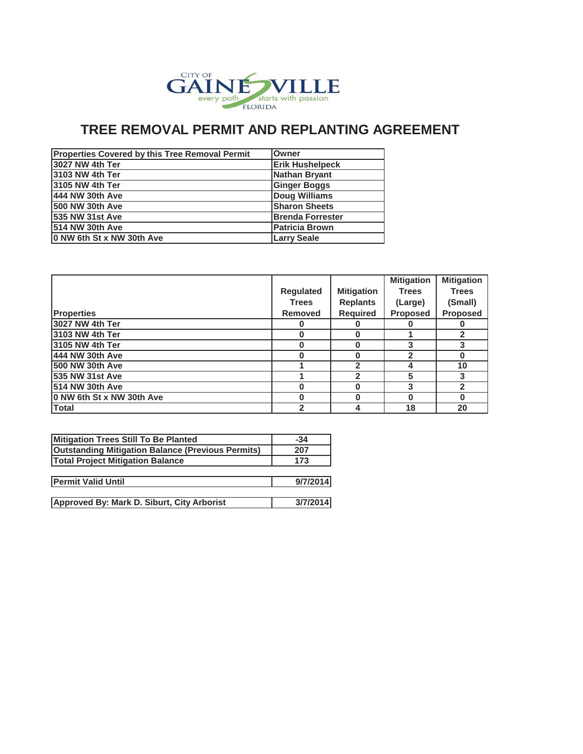CITY OF GAINESVILLE
every path starts with passion
FLORIDA

# TREE REMOVAL PERMIT AND REPLANTING AGREEMENT

| Properties Covered by this Tree Removal Permit | Owner |
|---|---|
| 3027 NW 4th Ter | Erik Hushelpeck |
| 3103 NW 4th Ter | Nathan Bryant |
| 3105 NW 4th Ter | Ginger Boggs |
| 444 NW 30th Ave | Doug Williams |
| 500 NW 30th Ave | Sharon Sheets |
| 535 NW 31st Ave | Brenda Forrester |
| 514 NW 30th Ave | Patricia Brown |
| 0 NW 6th St x NW 30th Ave | Larry Seale |

| Properties | Regulated Trees Removed | Mitigation Replants Required | Mitigation Trees (Large) Proposed | Mitigation Trees (Small) Proposed |
|---|---|---|---|---|
| 3027 NW 4th Ter | 0 | 0 | 0 | 0 |
| 3103 NW 4th Ter | 0 | 0 | 1 | 2 |
| 3105 NW 4th Ter | 0 | 0 | 3 | 3 |
| 444 NW 30th Ave | 0 | 0 | 2 | 0 |
| 500 NW 30th Ave | 1 | 2 | 4 | 10 |
| 535 NW 31st Ave | 1 | 2 | 5 | 3 |
| 514 NW 30th Ave | 0 | 0 | 3 | 2 |
| 0 NW 6th St x NW 30th Ave | 0 | 0 | 0 | 0 |
| Total | 2 | 4 | 18 | 20 |

| | |
|---|---|
| Mitigation Trees Still To Be Planted | -34 |
| Outstanding Mitigation Balance (Previous Permits) | 207 |
| Total Project Mitigation Balance | 173 |

| | |
|---|---|
| Permit Valid Until | 9/7/2014 |

| | |
|---|---|
| Approved By: Mark D. Siburt, City Arborist | 3/7/2014 |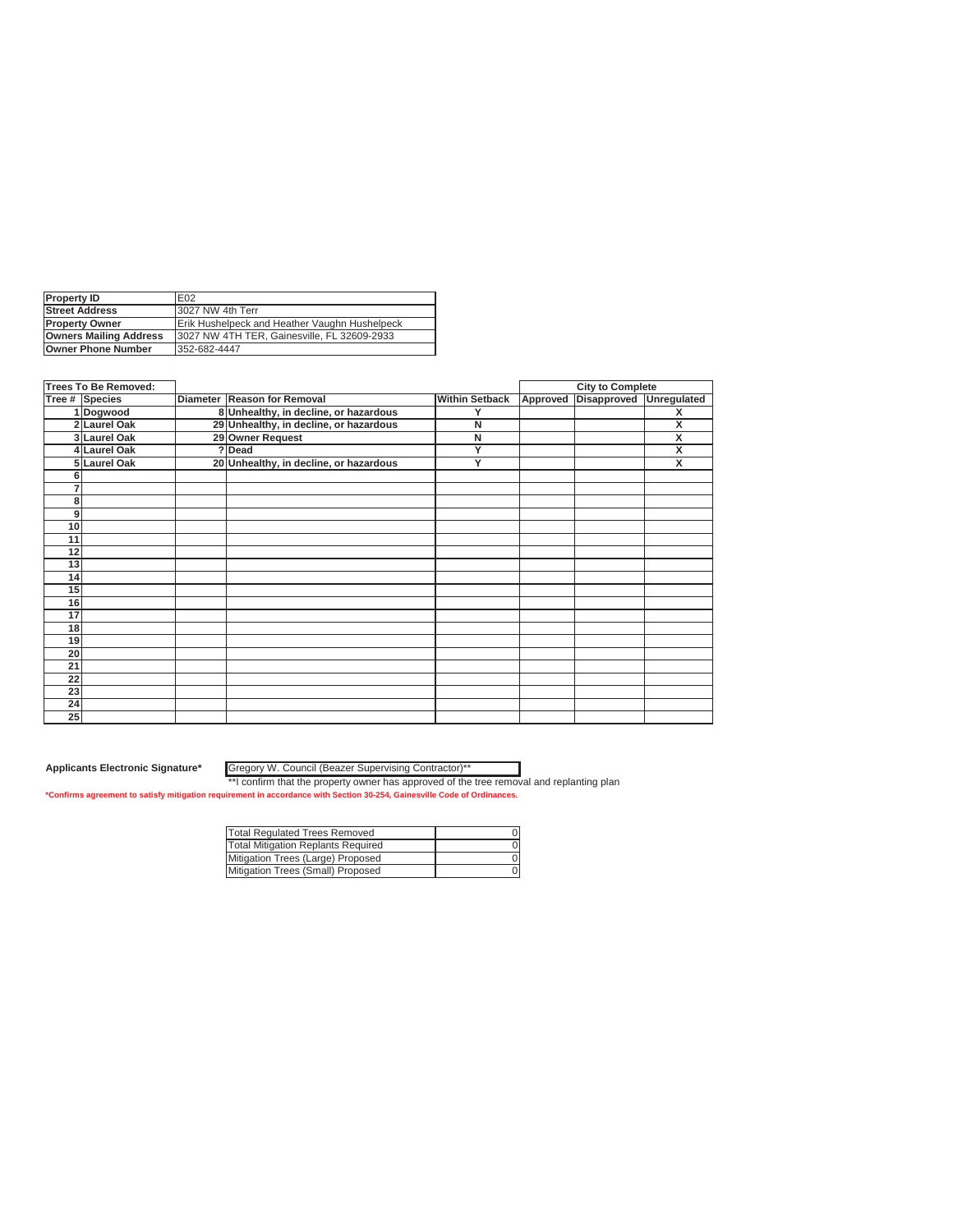| Property ID | E02 |
| --- | --- |
| Street Address | 3027 NW 4th Terr |
| Property Owner | Erik Hushelpeck and Heather Vaughn Hushelpeck |
| Owners Mailing Address | 3027 NW 4TH TER, Gainesville, FL 32609-2933 |
| Owner Phone Number | 352-682-4447 |

| Trees To Be Removed: | | | | | City to Complete | | |
| --- | --- | --- | --- | --- | --- | --- | --- |
| Tree # | Species | Diameter | Reason for Removal | Within Setback | Approved | Disapproved | Unregulated |
| 1 | Dogwood | 8 | Unhealthy, in decline, or hazardous | Y | | | X |
| 2 | Laurel Oak | 29 | Unhealthy, in decline, or hazardous | N | | | X |
| 3 | Laurel Oak | 29 | Owner Request | N | | | X |
| 4 | Laurel Oak | ? | Dead | Y | | | X |
| 5 | Laurel Oak | 20 | Unhealthy, in decline, or hazardous | Y | | | X |
| 6 | | | | | | | |
| 7 | | | | | | | |
| 8 | | | | | | | |
| 9 | | | | | | | |
| 10 | | | | | | | |
| 11 | | | | | | | |
| 12 | | | | | | | |
| 13 | | | | | | | |
| 14 | | | | | | | |
| 15 | | | | | | | |
| 16 | | | | | | | |
| 17 | | | | | | | |
| 18 | | | | | | | |
| 19 | | | | | | | |
| 20 | | | | | | | |
| 21 | | | | | | | |
| 22 | | | | | | | |
| 23 | | | | | | | |
| 24 | | | | | | | |
| 25 | | | | | | | |

**Applicants Electronic Signature*** Gregory W. Council (Beazer Supervising Contractor)**

**I confirm that the property owner has approved of the tree removal and replanting plan

***Confirms agreement to satisfy mitigation requirement in accordance with Section 30-254, Gainesville Code of Ordinances.**

| Total Regulated Trees Removed | 0 |
| --- | --- |
| Total Mitigation Replants Required | 0 |
| Mitigation Trees (Large) Proposed | 0 |
| Mitigation Trees (Small) Proposed | 0 |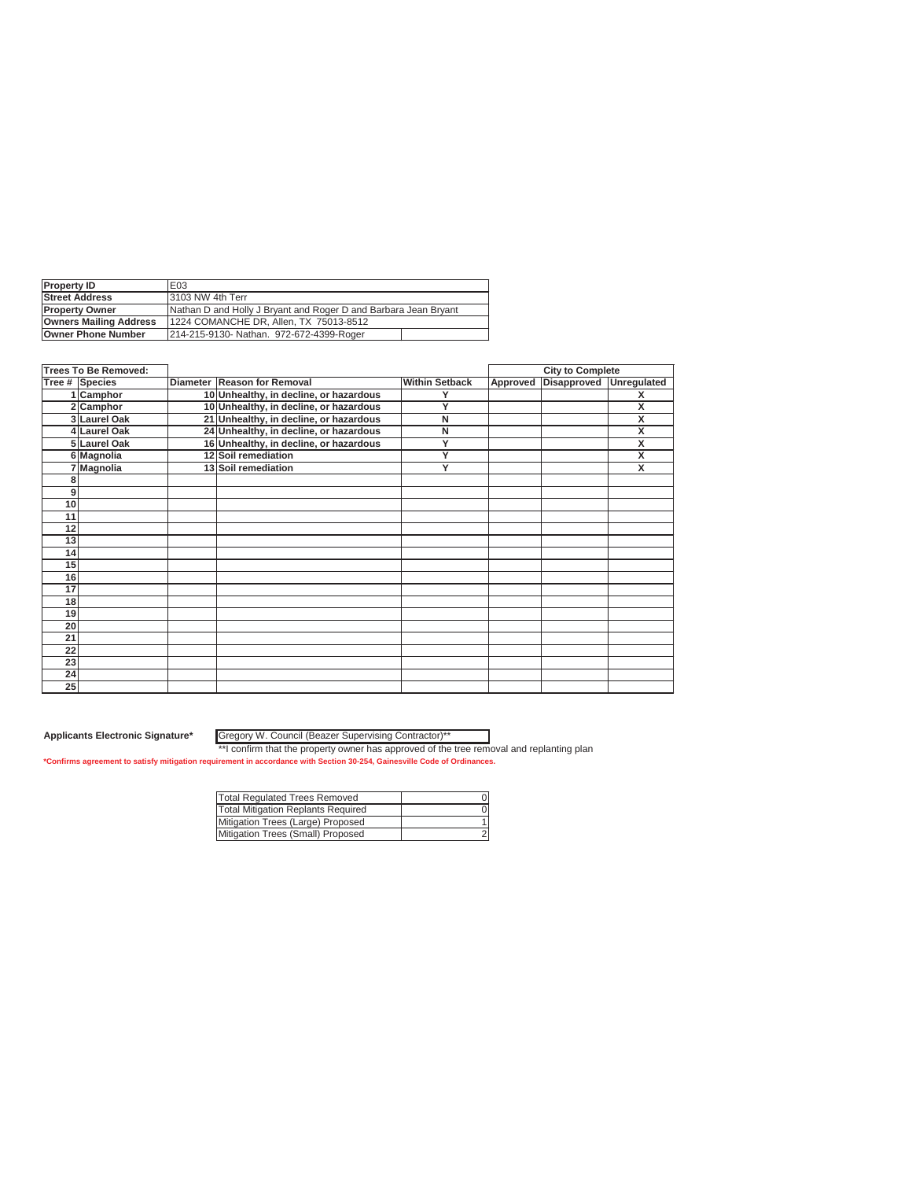| Property ID | E03 |
|---|---|
| Street Address | 3103 NW 4th Terr |
| Property Owner | Nathan D and Holly J Bryant and Roger D and Barbara Jean Bryant |
| Owners Mailing Address | 1224 COMANCHE DR, Allen, TX 75013-8512 |
| Owner Phone Number | 214-215-9130- Nathan. 972-672-4399-Roger |

| Trees To Be Removed: | | | | | City to Complete | | |
|---|---|---|---|---|---|---|---|
| Tree # | Species | Diameter | Reason for Removal | Within Setback | Approved | Disapproved | Unregulated |
| 1 | Camphor | 10 | Unhealthy, in decline, or hazardous | Y | | | X |
| 2 | Camphor | 10 | Unhealthy, in decline, or hazardous | Y | | | X |
| 3 | Laurel Oak | 21 | Unhealthy, in decline, or hazardous | N | | | X |
| 4 | Laurel Oak | 24 | Unhealthy, in decline, or hazardous | N | | | X |
| 5 | Laurel Oak | 16 | Unhealthy, in decline, or hazardous | Y | | | X |
| 6 | Magnolia | 12 | Soil remediation | Y | | | X |
| 7 | Magnolia | 13 | Soil remediation | Y | | | X |
| 8 | | | | | | | |
| 9 | | | | | | | |
| 10 | | | | | | | |
| 11 | | | | | | | |
| 12 | | | | | | | |
| 13 | | | | | | | |
| 14 | | | | | | | |
| 15 | | | | | | | |
| 16 | | | | | | | |
| 17 | | | | | | | |
| 18 | | | | | | | |
| 19 | | | | | | | |
| 20 | | | | | | | |
| 21 | | | | | | | |
| 22 | | | | | | | |
| 23 | | | | | | | |
| 24 | | | | | | | |
| 25 | | | | | | | |

**Applicants Electronic Signature*** Gregory W. Council (Beazer Supervising Contractor)**

**I confirm that the property owner has approved of the tree removal and replanting plan

***Confirms agreement to satisfy mitigation requirement in accordance with Section 30-254, Gainesville Code of Ordinances.**

| Total Regulated Trees Removed | 0 |
|---|---|
| Total Mitigation Replants Required | 0 |
| Mitigation Trees (Large) Proposed | 1 |
| Mitigation Trees (Small) Proposed | 2 |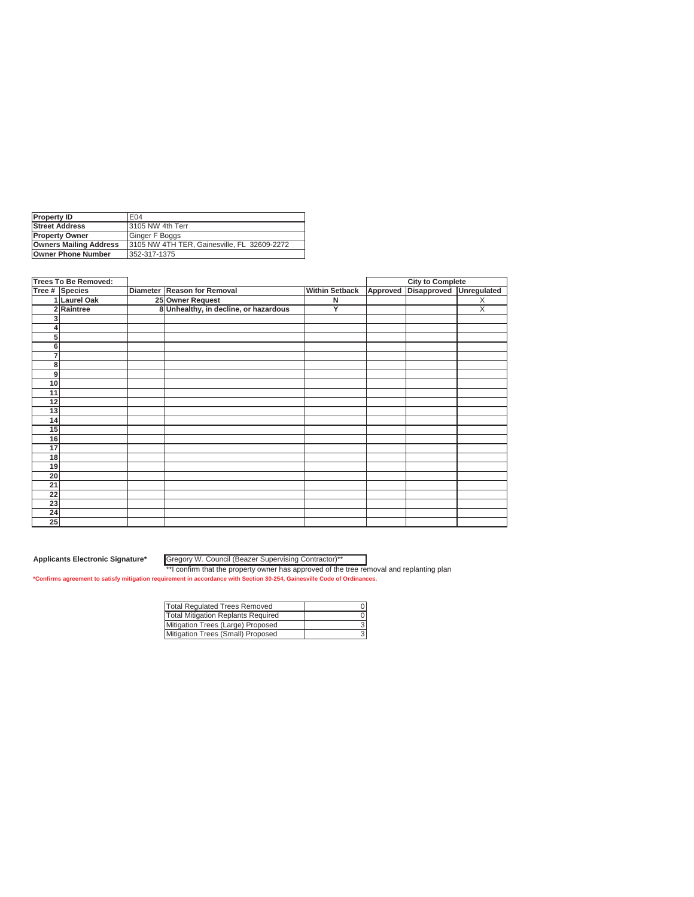| Property ID | E04 |
|---|---|
| Street Address | 3105 NW 4th Terr |
| Property Owner | Ginger F Boggs |
| Owners Mailing Address | 3105 NW 4TH TER, Gainesville, FL 32609-2272 |
| Owner Phone Number | 352-317-1375 |

| Trees To Be Removed: | | | | | City to Complete | | |
|---|---|---|---|---|---|---|---|
| Tree # | Species | Diameter | Reason for Removal | Within Setback | Approved | Disapproved | Unregulated |
| 1 | Laurel Oak | 25 | Owner Request | N | | | X |
| 2 | Raintree | 8 | Unhealthy, in decline, or hazardous | Y | | | X |
| 3 | | | | | | | |
| 4 | | | | | | | |
| 5 | | | | | | | |
| 6 | | | | | | | |
| 7 | | | | | | | |
| 8 | | | | | | | |
| 9 | | | | | | | |
| 10 | | | | | | | |
| 11 | | | | | | | |
| 12 | | | | | | | |
| 13 | | | | | | | |
| 14 | | | | | | | |
| 15 | | | | | | | |
| 16 | | | | | | | |
| 17 | | | | | | | |
| 18 | | | | | | | |
| 19 | | | | | | | |
| 20 | | | | | | | |
| 21 | | | | | | | |
| 22 | | | | | | | |
| 23 | | | | | | | |
| 24 | | | | | | | |
| 25 | | | | | | | |

**Applicants Electronic Signature*** Gregory W. Council (Beazer Supervising Contractor)**

**I confirm that the property owner has approved of the tree removal and replanting plan

***Confirms agreement to satisfy mitigation requirement in accordance with Section 30-254, Gainesville Code of Ordinances.**

| Total Regulated Trees Removed | 0 |
|---|---|
| Total Mitigation Replants Required | 0 |
| Mitigation Trees (Large) Proposed | 3 |
| Mitigation Trees (Small) Proposed | 3 |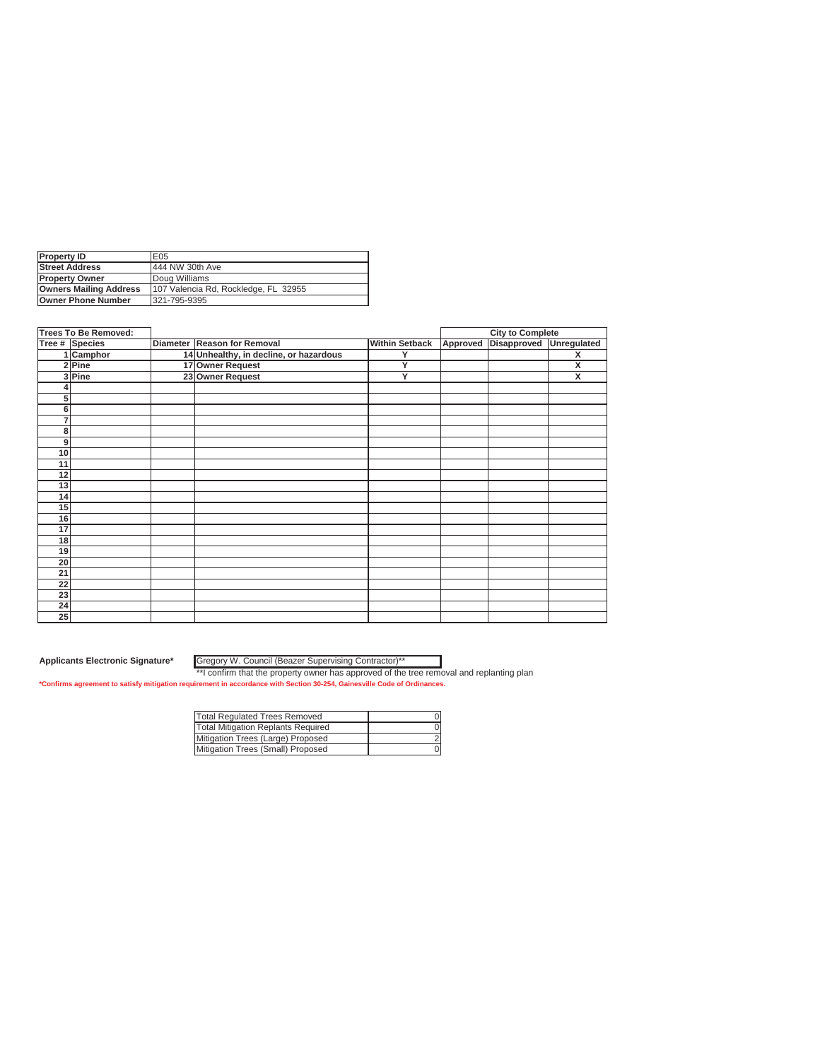| Property ID | E05 |
|---|---|
| Street Address | 444 NW 30th Ave |
| Property Owner | Doug Williams |
| Owners Mailing Address | 107 Valencia Rd, Rockledge, FL 32955 |
| Owner Phone Number | 321-795-9395 |

| Trees To Be Removed: | | | | | City to Complete | | |
|---|---|---|---|---|---|---|---|
| Tree # | Species | Diameter | Reason for Removal | Within Setback | Approved | Disapproved | Unregulated |
| 1 | Camphor | 14 | Unhealthy, in decline, or hazardous | Y | | | X |
| 2 | Pine | 17 | Owner Request | Y | | | X |
| 3 | Pine | 23 | Owner Request | Y | | | X |
| 4 | | | | | | | |
| 5 | | | | | | | |
| 6 | | | | | | | |
| 7 | | | | | | | |
| 8 | | | | | | | |
| 9 | | | | | | | |
| 10 | | | | | | | |
| 11 | | | | | | | |
| 12 | | | | | | | |
| 13 | | | | | | | |
| 14 | | | | | | | |
| 15 | | | | | | | |
| 16 | | | | | | | |
| 17 | | | | | | | |
| 18 | | | | | | | |
| 19 | | | | | | | |
| 20 | | | | | | | |
| 21 | | | | | | | |
| 22 | | | | | | | |
| 23 | | | | | | | |
| 24 | | | | | | | |
| 25 | | | | | | | |

**Applicants Electronic Signature*** Gregory W. Council (Beazer Supervising Contractor)**

**I confirm that the property owner has approved of the tree removal and replanting plan

***Confirms agreement to satisfy mitigation requirement in accordance with Section 30-254, Gainesville Code of Ordinances.**

| Total Regulated Trees Removed | 0 |
|---|---|
| Total Mitigation Replants Required | 0 |
| Mitigation Trees (Large) Proposed | 2 |
| Mitigation Trees (Small) Proposed | 0 |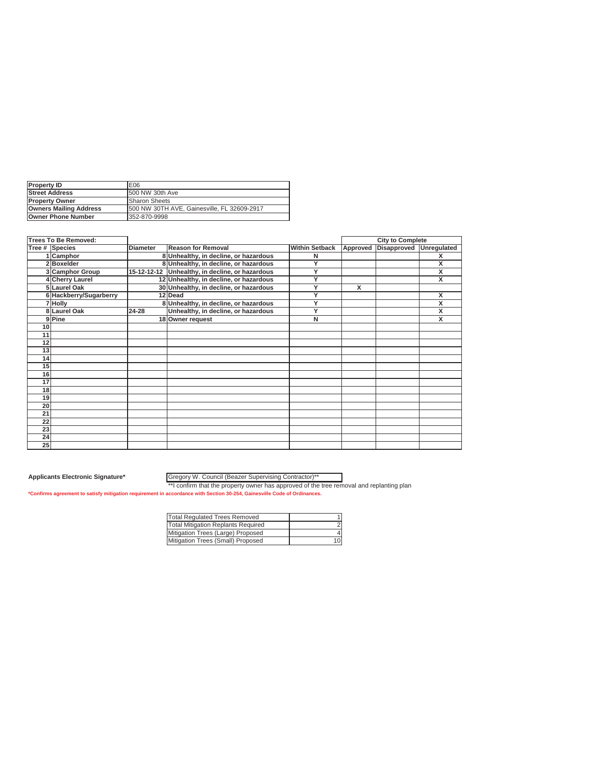| Property ID | E06 |
|---|---|
| Street Address | 500 NW 30th Ave |
| Property Owner | Sharon Sheets |
| Owners Mailing Address | 500 NW 30TH AVE, Gainesville, FL 32609-2917 |
| Owner Phone Number | 352-870-9998 |

| Trees To Be Removed: | | | | | City to Complete | | |
|---|---|---|---|---|---|---|---|
| Tree # | Species | Diameter | Reason for Removal | Within Setback | Approved | Disapproved | Unregulated |
| 1 | Camphor | 8 | Unhealthy, in decline, or hazardous | N | | | X |
| 2 | Boxelder | 8 | Unhealthy, in decline, or hazardous | Y | | | X |
| 3 | Camphor Group | 15-12-12-12 | Unhealthy, in decline, or hazardous | Y | | | X |
| 4 | Cherry Laurel | 12 | Unhealthy, in decline, or hazardous | Y | | | X |
| 5 | Laurel Oak | 30 | Unhealthy, in decline, or hazardous | Y | X | | |
| 6 | Hackberry/Sugarberry | 12 | Dead | Y | | | X |
| 7 | Holly | 8 | Unhealthy, in decline, or hazardous | Y | | | X |
| 8 | Laurel Oak | 24-28 | Unhealthy, in decline, or hazardous | Y | | | X |
| 9 | Pine | 18 | Owner request | N | | | X |
| 10 | | | | | | | |
| 11 | | | | | | | |
| 12 | | | | | | | |
| 13 | | | | | | | |
| 14 | | | | | | | |
| 15 | | | | | | | |
| 16 | | | | | | | |
| 17 | | | | | | | |
| 18 | | | | | | | |
| 19 | | | | | | | |
| 20 | | | | | | | |
| 21 | | | | | | | |
| 22 | | | | | | | |
| 23 | | | | | | | |
| 24 | | | | | | | |
| 25 | | | | | | | |

**Applicants Electronic Signature*** Gregory W. Council (Beazer Supervising Contractor)**

**I confirm that the property owner has approved of the tree removal and replanting plan

*Confirms agreement to satisfy mitigation requirement in accordance with Section 30-254, Gainesville Code of Ordinances.

| Total Regulated Trees Removed | 1 |
|---|---|
| Total Mitigation Replants Required | 2 |
| Mitigation Trees (Large) Proposed | 4 |
| Mitigation Trees (Small) Proposed | 10 |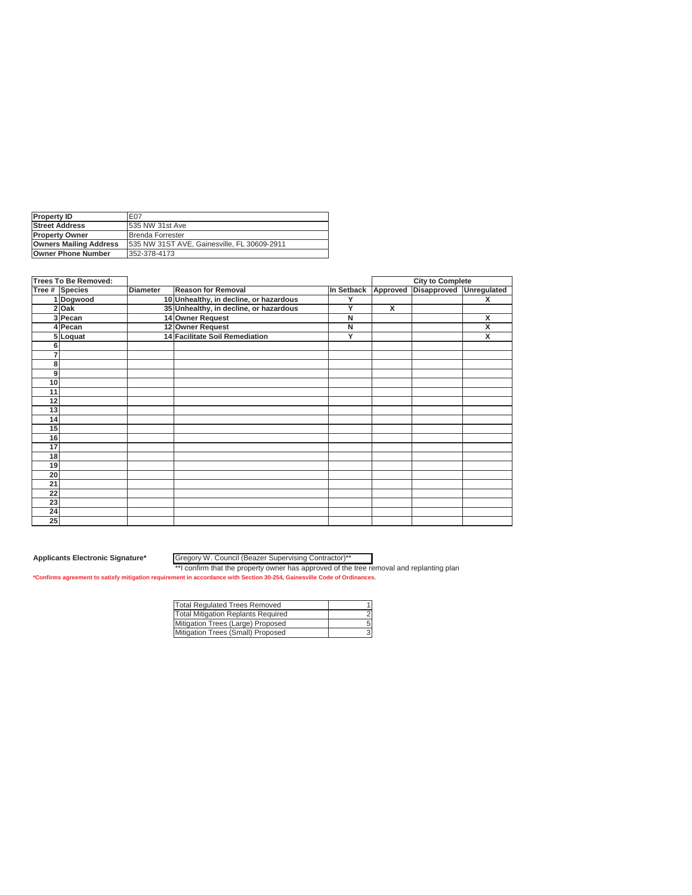| Property ID | E07 |
|---|---|
| Street Address | 535 NW 31st Ave |
| Property Owner | Brenda Forrester |
| Owners Mailing Address | 535 NW 31ST AVE, Gainesville, FL 30609-2911 |
| Owner Phone Number | 352-378-4173 |

| Trees To Be Removed: | | | | | City to Complete | | |
|---|---|---|---|---|---|---|---|
| Tree # Species | Diameter | Reason for Removal | In Setback | Approved | Disapproved | Unregulated | |
| 1 Dogwood | 10 | Unhealthy, in decline, or hazardous | Y | | | X | |
| 2 Oak | 35 | Unhealthy, in decline, or hazardous | Y | X | | | |
| 3 Pecan | 14 | Owner Request | N | | | X | |
| 4 Pecan | 12 | Owner Request | N | | | X | |
| 5 Loquat | 14 | Facilitate Soil Remediation | Y | | | X | |
| 6 | | | | | | | |
| 7 | | | | | | | |
| 8 | | | | | | | |
| 9 | | | | | | | |
| 10 | | | | | | | |
| 11 | | | | | | | |
| 12 | | | | | | | |
| 13 | | | | | | | |
| 14 | | | | | | | |
| 15 | | | | | | | |
| 16 | | | | | | | |
| 17 | | | | | | | |
| 18 | | | | | | | |
| 19 | | | | | | | |
| 20 | | | | | | | |
| 21 | | | | | | | |
| 22 | | | | | | | |
| 23 | | | | | | | |
| 24 | | | | | | | |
| 25 | | | | | | | |

**Applicants Electronic Signature*** Gregory W. Council (Beazer Supervising Contractor)**

**I confirm that the property owner has approved of the tree removal and replanting plan

***Confirms agreement to satisfy mitigation requirement in accordance with Section 30-254, Gainesville Code of Ordinances.**

| Total Regulated Trees Removed | 1 |
|---|---|
| Total Mitigation Replants Required | 2 |
| Mitigation Trees (Large) Proposed | 5 |
| Mitigation Trees (Small) Proposed | 3 |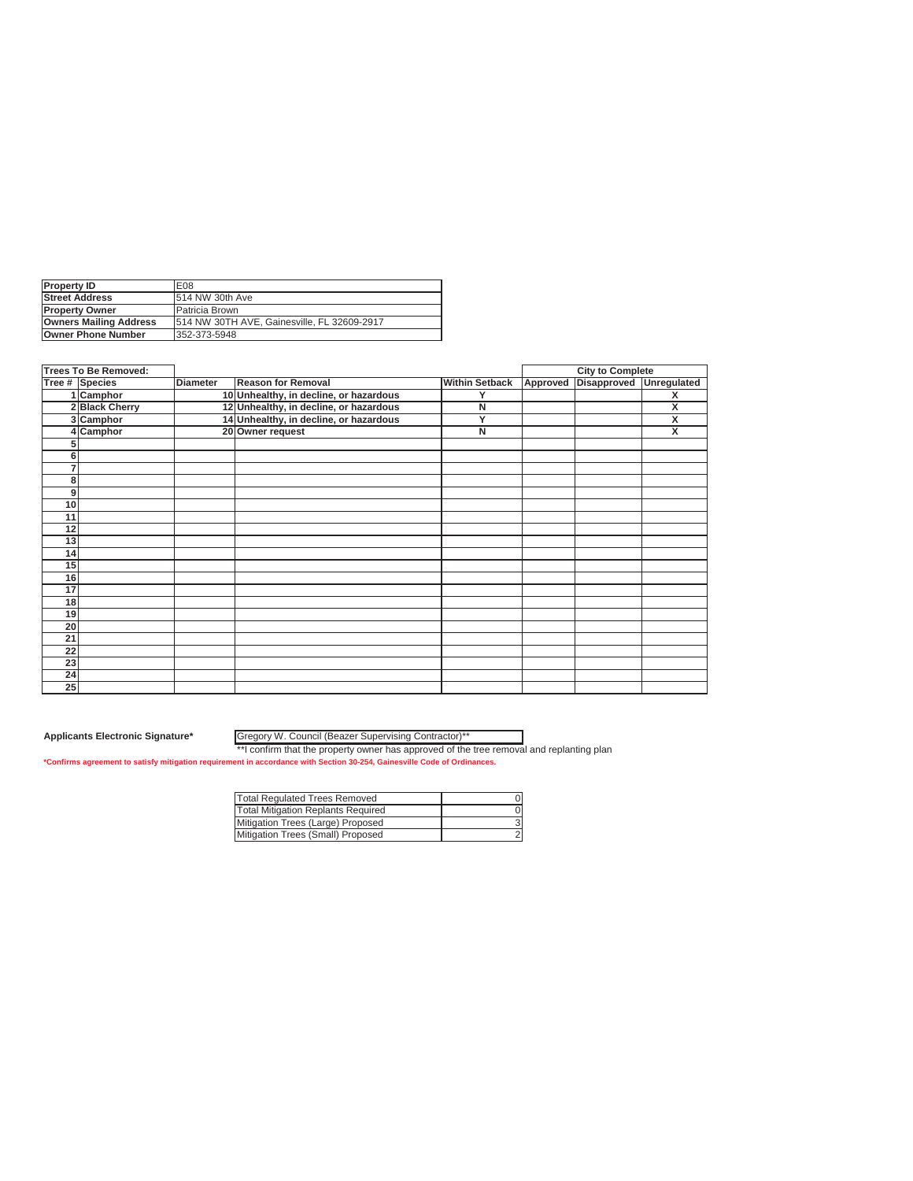| Property ID | E08 |
|---|---|
| Street Address | 514 NW 30th Ave |
| Property Owner | Patricia Brown |
| Owners Mailing Address | 514 NW 30TH AVE, Gainesville, FL 32609-2917 |
| Owner Phone Number | 352-373-5948 |

| Trees To Be Removed: | | | | | City to Complete | | |
|---|---|---|---|---|---|---|---|
| Tree # | Species | Diameter | Reason for Removal | Within Setback | Approved | Disapproved | Unregulated |
| 1 | Camphor | 10 | Unhealthy, in decline, or hazardous | Y | | | X |
| 2 | Black Cherry | 12 | Unhealthy, in decline, or hazardous | N | | | X |
| 3 | Camphor | 14 | Unhealthy, in decline, or hazardous | Y | | | X |
| 4 | Camphor | 20 | Owner request | N | | | X |
| 5 | | | | | | | |
| 6 | | | | | | | |
| 7 | | | | | | | |
| 8 | | | | | | | |
| 9 | | | | | | | |
| 10 | | | | | | | |
| 11 | | | | | | | |
| 12 | | | | | | | |
| 13 | | | | | | | |
| 14 | | | | | | | |
| 15 | | | | | | | |
| 16 | | | | | | | |
| 17 | | | | | | | |
| 18 | | | | | | | |
| 19 | | | | | | | |
| 20 | | | | | | | |
| 21 | | | | | | | |
| 22 | | | | | | | |
| 23 | | | | | | | |
| 24 | | | | | | | |
| 25 | | | | | | | |

**Applicants Electronic Signature*** Gregory W. Council (Beazer Supervising Contractor)**

**I confirm that the property owner has approved of the tree removal and replanting plan

***Confirms agreement to satisfy mitigation requirement in accordance with Section 30-254, Gainesville Code of Ordinances.**

| Total Regulated Trees Removed | 0 |
|---|---|
| Total Mitigation Replants Required | 0 |
| Mitigation Trees (Large) Proposed | 3 |
| Mitigation Trees (Small) Proposed | 2 |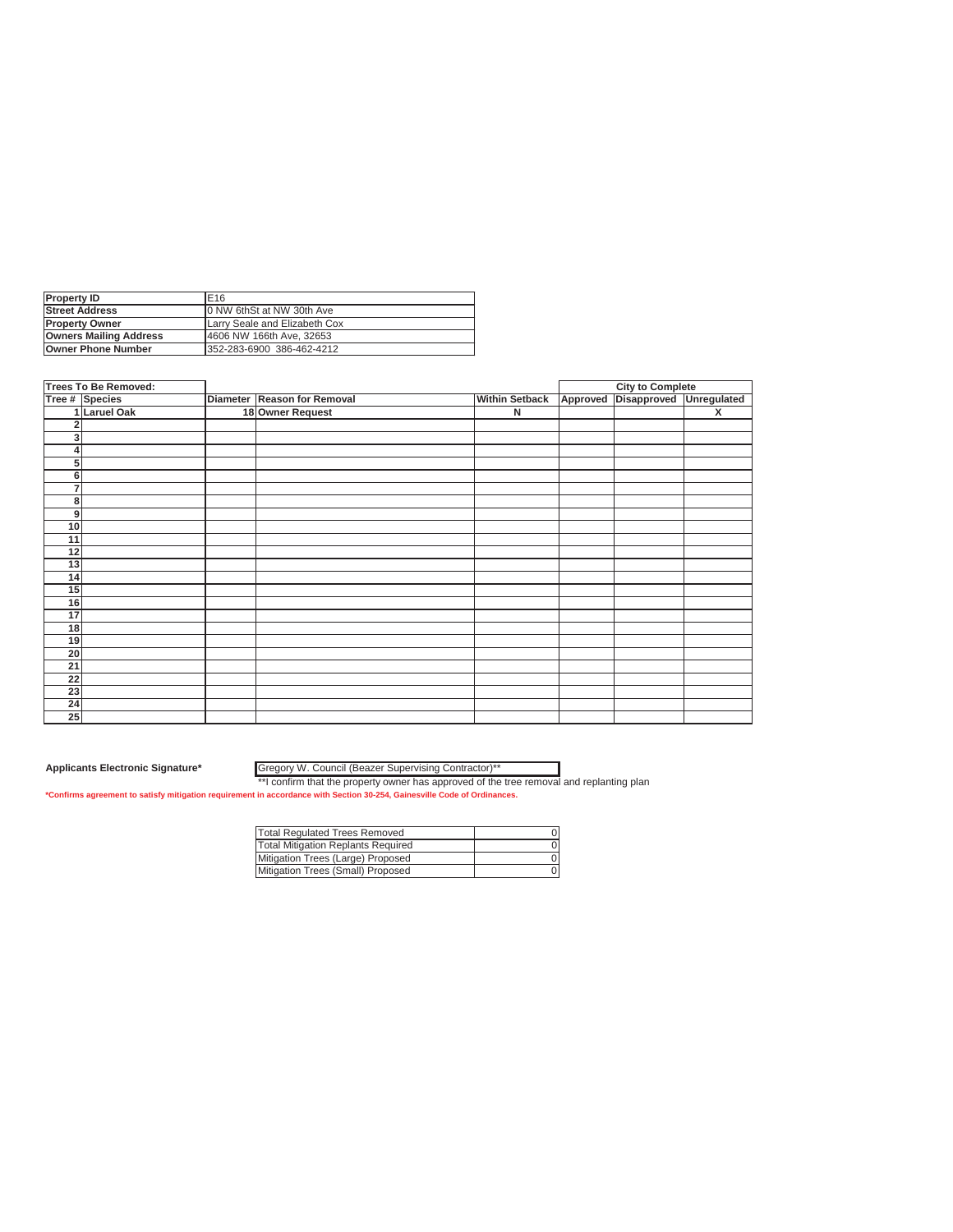| Property ID | E16 |
|---|---|
| Street Address | 0 NW 6thSt at NW 30th Ave |
| Property Owner | Larry Seale and Elizabeth Cox |
| Owners Mailing Address | 4606 NW 166th Ave, 32653 |
| Owner Phone Number | 352-283-6900 386-462-4212 |

| Trees To Be Removed: | | | | | City to Complete | | |
|---|---|---|---|---|---|---|---|
| Tree # | Species | Diameter | Reason for Removal | Within Setback | Approved | Disapproved | Unregulated |
| 1 | Laruel Oak | 18 | Owner Request | N | | | X |
| 2 | | | | | | | |
| 3 | | | | | | | |
| 4 | | | | | | | |
| 5 | | | | | | | |
| 6 | | | | | | | |
| 7 | | | | | | | |
| 8 | | | | | | | |
| 9 | | | | | | | |
| 10 | | | | | | | |
| 11 | | | | | | | |
| 12 | | | | | | | |
| 13 | | | | | | | |
| 14 | | | | | | | |
| 15 | | | | | | | |
| 16 | | | | | | | |
| 17 | | | | | | | |
| 18 | | | | | | | |
| 19 | | | | | | | |
| 20 | | | | | | | |
| 21 | | | | | | | |
| 22 | | | | | | | |
| 23 | | | | | | | |
| 24 | | | | | | | |
| 25 | | | | | | | |

**Applicants Electronic Signature*** Gregory W. Council (Beazer Supervising Contractor)**

**I confirm that the property owner has approved of the tree removal and replanting plan

***Confirms agreement to satisfy mitigation requirement in accordance with Section 30-254, Gainesville Code of Ordinances.**

| Total Regulated Trees Removed | 0 |
|---|---|
| Total Mitigation Replants Required | 0 |
| Mitigation Trees (Large) Proposed | 0 |
| Mitigation Trees (Small) Proposed | 0 |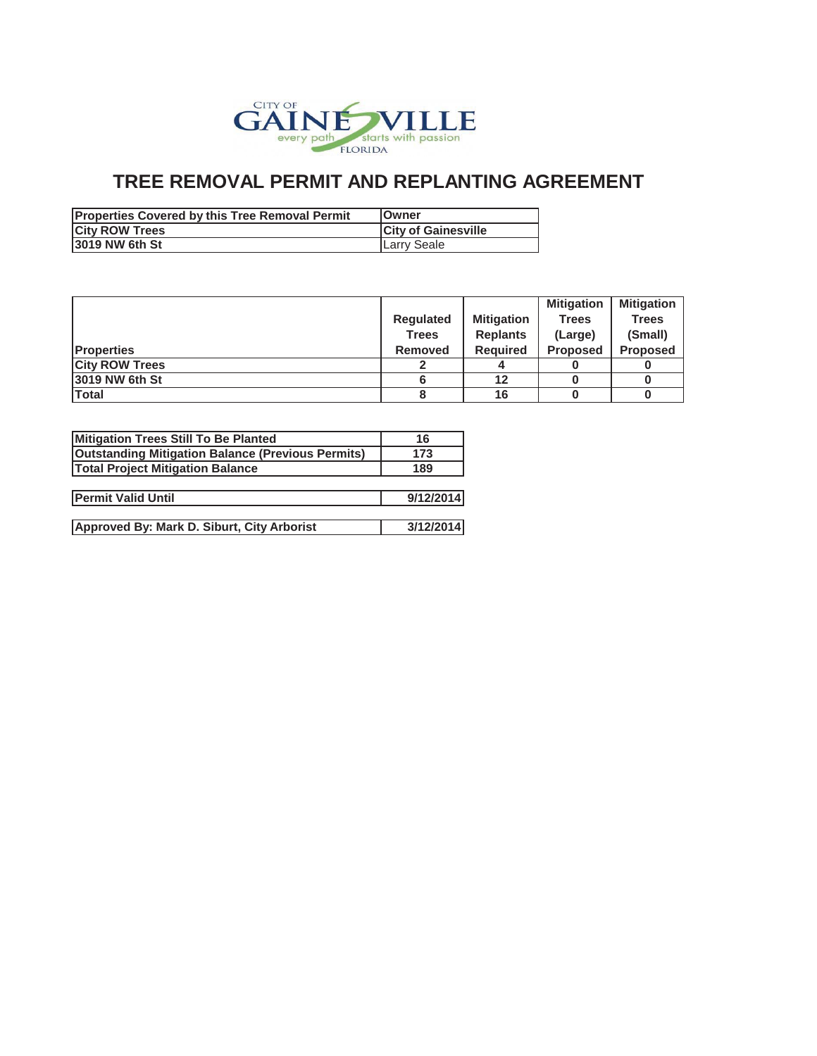CITY OF GAINESVILLE every path starts with passion FLORIDA

# TREE REMOVAL PERMIT AND REPLANTING AGREEMENT

| Properties Covered by this Tree Removal Permit | Owner |
|---|---|
| City ROW Trees | City of Gainesville |
| 3019 NW 6th St | Larry Seale |

| Properties | Regulated Trees Removed | Mitigation Replants Required | Mitigation Trees (Large) Proposed | Mitigation Trees (Small) Proposed |
|---|---|---|---|---|
| City ROW Trees | 2 | 4 | 0 | 0 |
| 3019 NW 6th St | 6 | 12 | 0 | 0 |
| Total | 8 | 16 | 0 | 0 |

| | |
|---|---|
| Mitigation Trees Still To Be Planted | 16 |
| Outstanding Mitigation Balance (Previous Permits) | 173 |
| Total Project Mitigation Balance | 189 |

| | |
|---|---|
| Permit Valid Until | 9/12/2014 |

| | |
|---|---|
| Approved By: Mark D. Siburt, City Arborist | 3/12/2014 |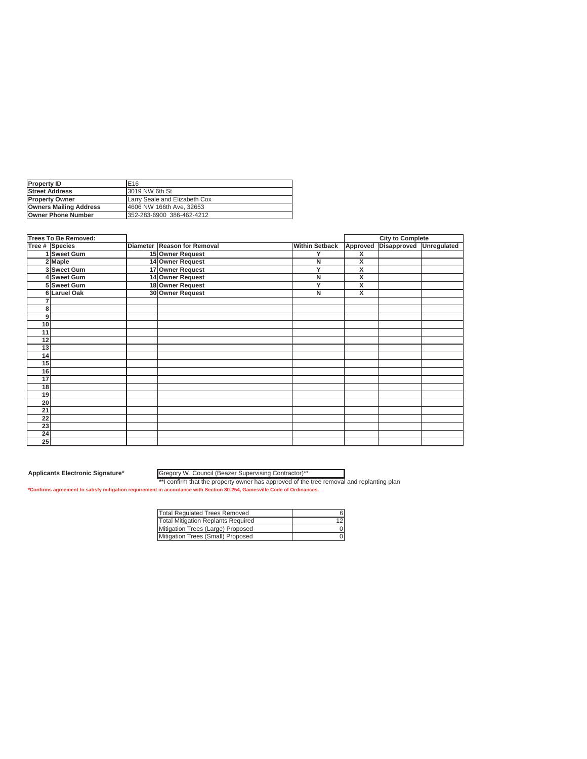| Property ID | E16 |
|---|---|
| Street Address | 3019 NW 6th St |
| Property Owner | Larry Seale and Elizabeth Cox |
| Owners Mailing Address | 4606 NW 166th Ave, 32653 |
| Owner Phone Number | 352-283-6900 386-462-4212 |

| Trees To Be Removed: | | | | | City to Complete | | |
|---|---|---|---|---|---|---|---|
| Tree # | Species | Diameter | Reason for Removal | Within Setback | Approved | Disapproved | Unregulated |
| 1 | Sweet Gum | 15 | Owner Request | Y | X | | |
| 2 | Maple | 14 | Owner Request | N | X | | |
| 3 | Sweet Gum | 17 | Owner Request | Y | X | | |
| 4 | Sweet Gum | 14 | Owner Request | N | X | | |
| 5 | Sweet Gum | 18 | Owner Request | Y | X | | |
| 6 | Laruel Oak | 30 | Owner Request | N | X | | |
| 7 | | | | | | | |
| 8 | | | | | | | |
| 9 | | | | | | | |
| 10 | | | | | | | |
| 11 | | | | | | | |
| 12 | | | | | | | |
| 13 | | | | | | | |
| 14 | | | | | | | |
| 15 | | | | | | | |
| 16 | | | | | | | |
| 17 | | | | | | | |
| 18 | | | | | | | |
| 19 | | | | | | | |
| 20 | | | | | | | |
| 21 | | | | | | | |
| 22 | | | | | | | |
| 23 | | | | | | | |
| 24 | | | | | | | |
| 25 | | | | | | | |

**Applicants Electronic Signature*** Gregory W. Council (Beazer Supervising Contractor)**

**I confirm that the property owner has approved of the tree removal and replanting plan

*Confirms agreement to satisfy mitigation requirement in accordance with Section 30-254, Gainesville Code of Ordinances.

| Total Regulated Trees Removed | 6 |
|---|---|
| Total Mitigation Replants Required | 12 |
| Mitigation Trees (Large) Proposed | 0 |
| Mitigation Trees (Small) Proposed | 0 |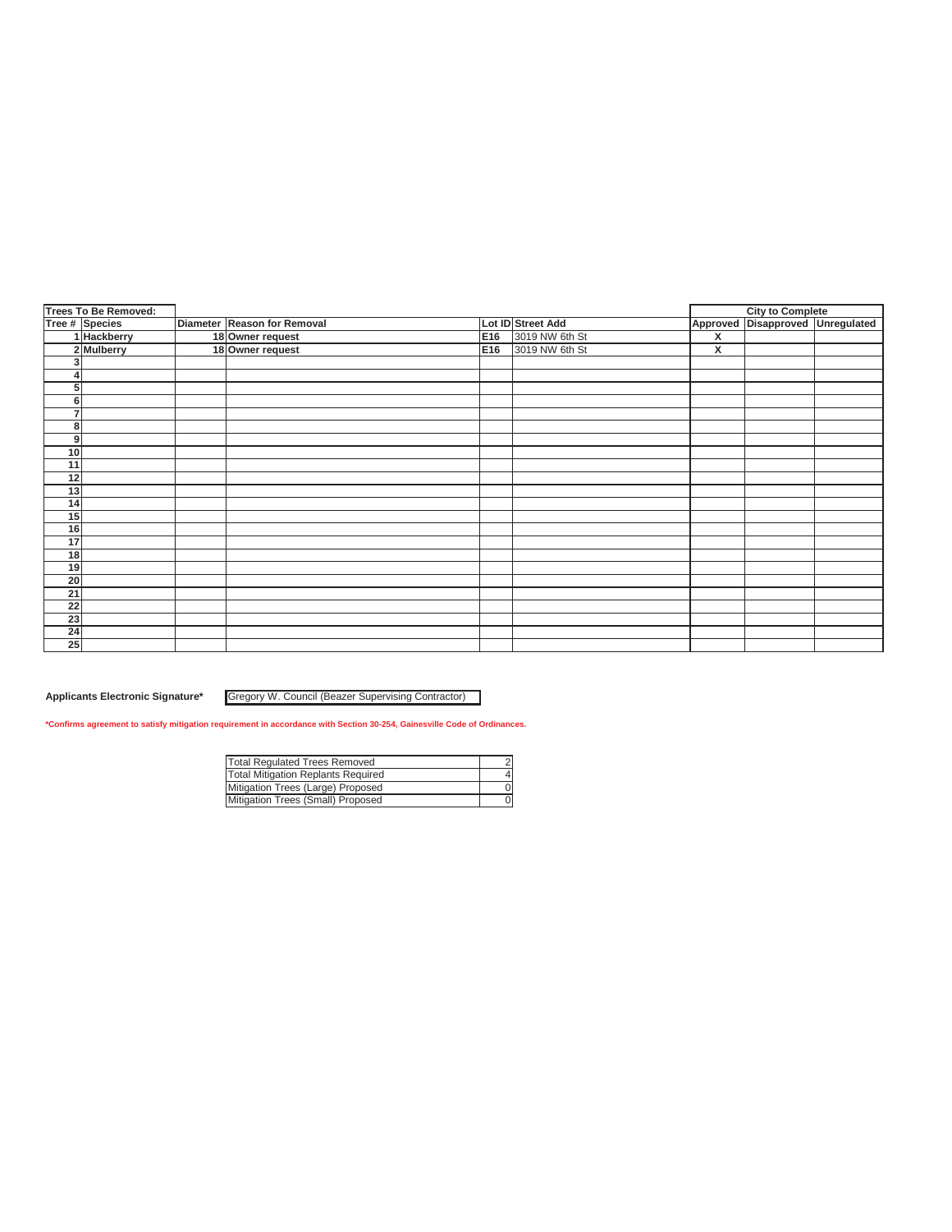| Trees To Be Removed: | | | | | | City to Complete | | |
|---|---|---|---|---|---|---|---|---|
| Tree # | Species | Diameter | Reason for Removal | Lot ID | Street Add | Approved | Disapproved | Unregulated |
| 1 | Hackberry | 18 | Owner request | E16 | 3019 NW 6th St | X | | |
| 2 | Mulberry | 18 | Owner request | E16 | 3019 NW 6th St | X | | |
| 3 | | | | | | | | |
| 4 | | | | | | | | |
| 5 | | | | | | | | |
| 6 | | | | | | | | |
| 7 | | | | | | | | |
| 8 | | | | | | | | |
| 9 | | | | | | | | |
| 10 | | | | | | | | |
| 11 | | | | | | | | |
| 12 | | | | | | | | |
| 13 | | | | | | | | |
| 14 | | | | | | | | |
| 15 | | | | | | | | |
| 16 | | | | | | | | |
| 17 | | | | | | | | |
| 18 | | | | | | | | |
| 19 | | | | | | | | |
| 20 | | | | | | | | |
| 21 | | | | | | | | |
| 22 | | | | | | | | |
| 23 | | | | | | | | |
| 24 | | | | | | | | |
| 25 | | | | | | | | |

**Applicants Electronic Signature*** Gregory W. Council (Beazer Supervising Contractor)

***Confirms agreement to satisfy mitigation requirement in accordance with Section 30-254, Gainesville Code of Ordinances.**

| | |
|---|---|
| Total Regulated Trees Removed | 2 |
| Total Mitigation Replants Required | 4 |
| Mitigation Trees (Large) Proposed | 0 |
| Mitigation Trees (Small) Proposed | 0 |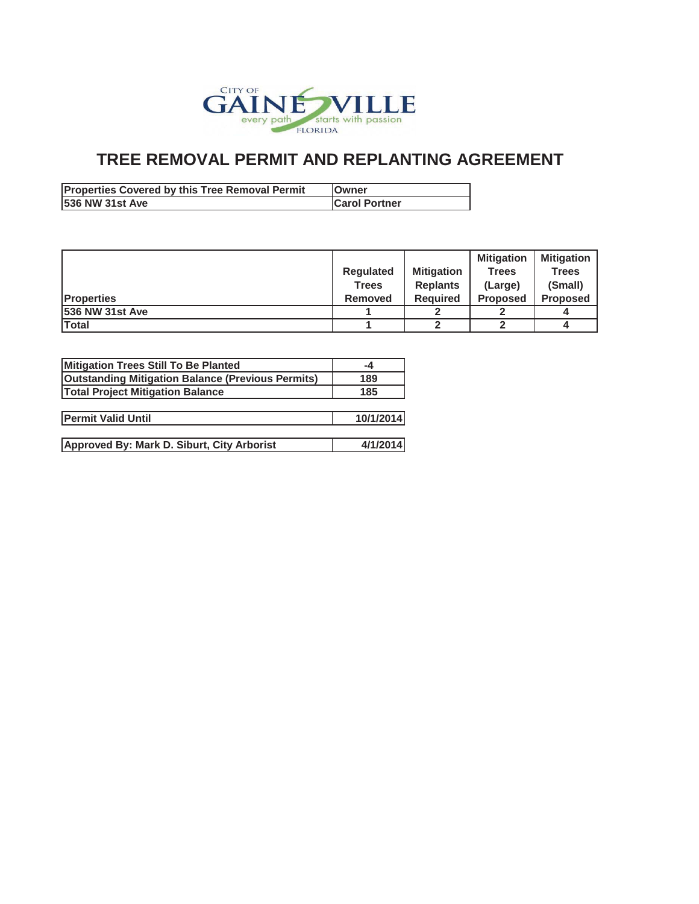CITY OF GAINESVILLE every path starts with passion FLORIDA

# TREE REMOVAL PERMIT AND REPLANTING AGREEMENT

| Properties Covered by this Tree Removal Permit | Owner |
|---|---|
| 536 NW 31st Ave | Carol Portner |

| Properties | Regulated Trees Removed | Mitigation Replants Required | Mitigation Trees (Large) Proposed | Mitigation Trees (Small) Proposed |
|---|---|---|---|---|
| 536 NW 31st Ave | 1 | 2 | 2 | 4 |
| Total | 1 | 2 | 2 | 4 |

| | |
|---|---|
| Mitigation Trees Still To Be Planted | -4 |
| Outstanding Mitigation Balance (Previous Permits) | 189 |
| Total Project Mitigation Balance | 185 |

| | |
|---|---|
| Permit Valid Until | 10/1/2014 |

| | |
|---|---|
| Approved By: Mark D. Siburt, City Arborist | 4/1/2014 |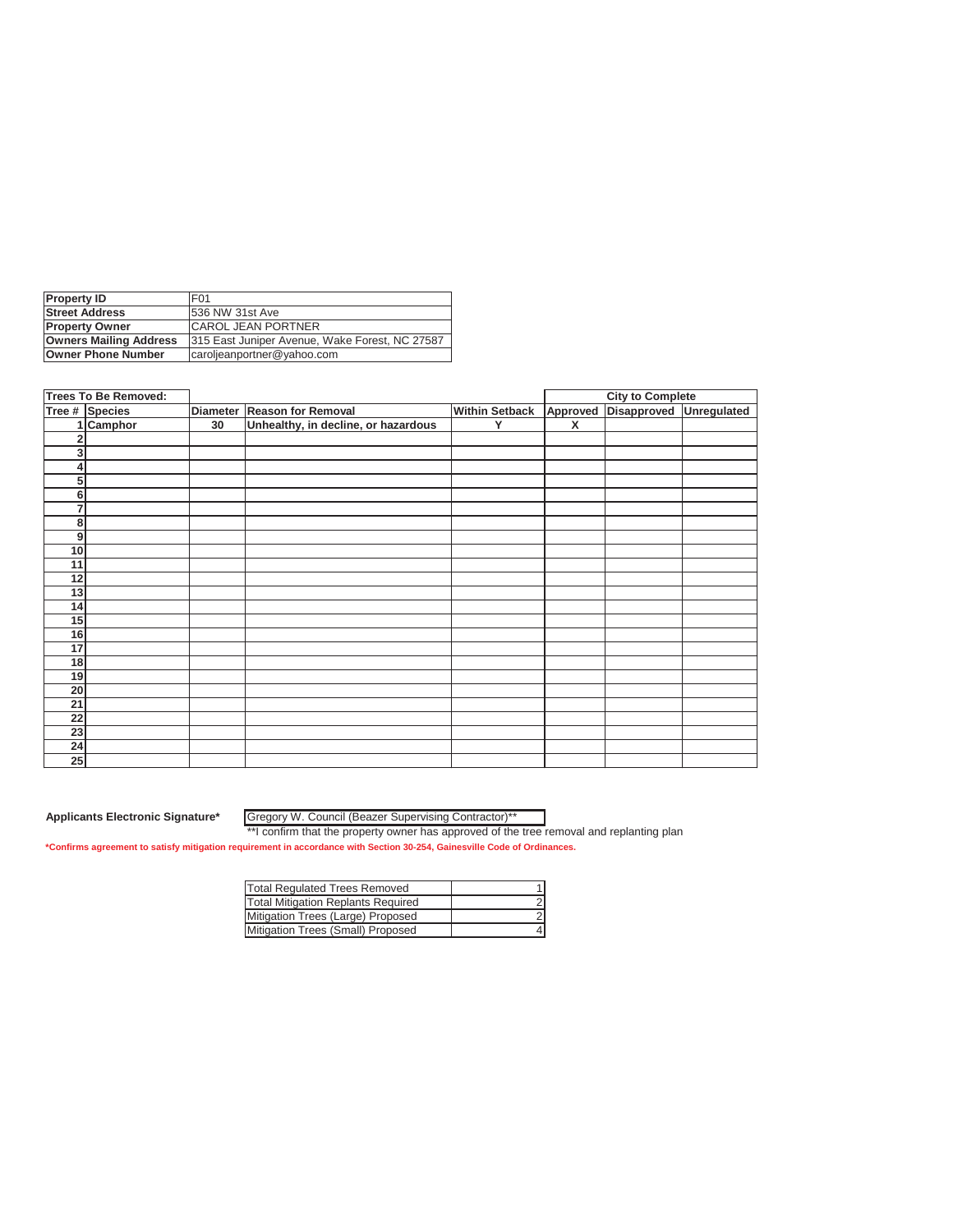| | |
|---|---|
| **Property ID** | F01 |
| **Street Address** | 536 NW 31st Ave |
| **Property Owner** | CAROL JEAN PORTNER |
| **Owners Mailing Address** | 315 East Juniper Avenue, Wake Forest, NC 27587 |
| **Owner Phone Number** | caroljeanportner@yahoo.com |

| **Trees To Be Removed:** | | | | | **City to Complete** | | |
|---|---|---|---|---|---|---|---|
| **Tree #** | **Species** | **Diameter** | **Reason for Removal** | **Within Setback** | **Approved** | **Disapproved** | **Unregulated** |
| 1 | **Camphor** | **30** | **Unhealthy, in decline, or hazardous** | **Y** | **X** | | |
| 2 | | | | | | | |
| 3 | | | | | | | |
| 4 | | | | | | | |
| 5 | | | | | | | |
| 6 | | | | | | | |
| 7 | | | | | | | |
| 8 | | | | | | | |
| 9 | | | | | | | |
| 10 | | | | | | | |
| 11 | | | | | | | |
| 12 | | | | | | | |
| 13 | | | | | | | |
| 14 | | | | | | | |
| 15 | | | | | | | |
| 16 | | | | | | | |
| 17 | | | | | | | |
| 18 | | | | | | | |
| 19 | | | | | | | |
| 20 | | | | | | | |
| 21 | | | | | | | |
| 22 | | | | | | | |
| 23 | | | | | | | |
| 24 | | | | | | | |
| 25 | | | | | | | |

**Applicants Electronic Signature*** Gregory W. Council (Beazer Supervising Contractor)**

**I confirm that the property owner has approved of the tree removal and replanting plan

***Confirms agreement to satisfy mitigation requirement in accordance with Section 30-254, Gainesville Code of Ordinances.**

| | |
|---|---|
| Total Regulated Trees Removed | 1 |
| Total Mitigation Replants Required | 2 |
| Mitigation Trees (Large) Proposed | 2 |
| Mitigation Trees (Small) Proposed | 4 |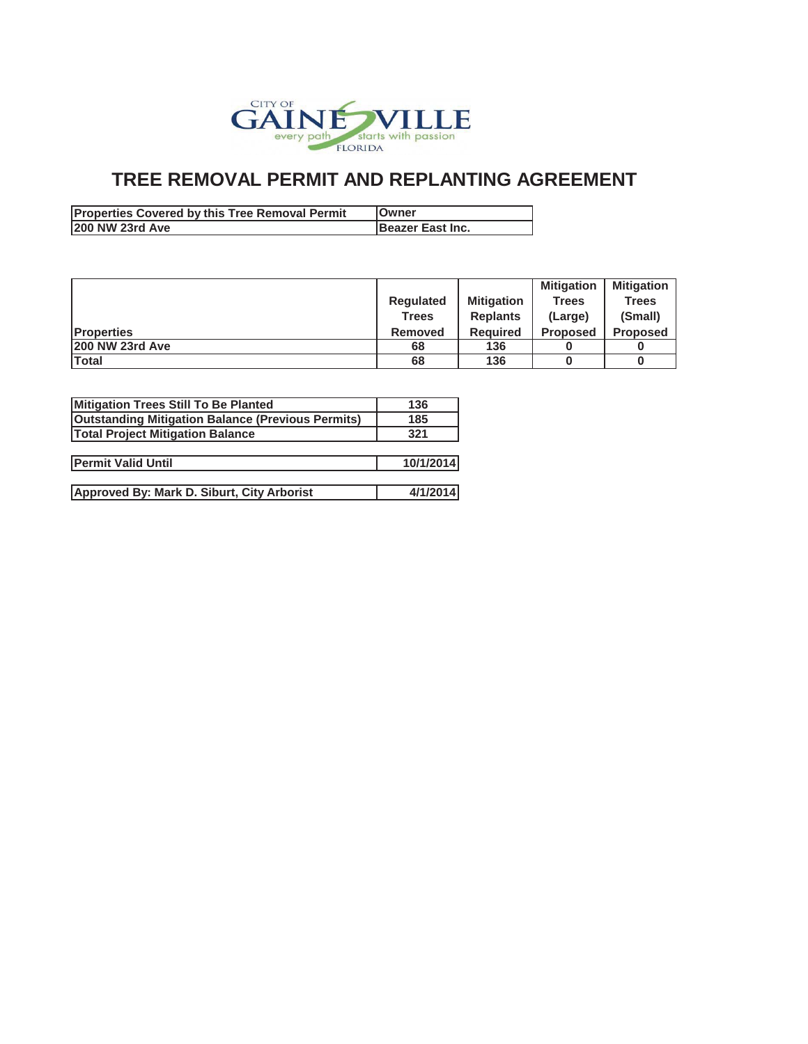CITY OF GAINESVILLE every path starts with passion FLORIDA

# TREE REMOVAL PERMIT AND REPLANTING AGREEMENT

| Properties Covered by this Tree Removal Permit | Owner |
|---|---|
| 200 NW 23rd Ave | Beazer East Inc. |

| Properties | Regulated Trees Removed | Mitigation Replants Required | Mitigation Trees (Large) Proposed | Mitigation Trees (Small) Proposed |
|---|---|---|---|---|
| 200 NW 23rd Ave | 68 | 136 | 0 | 0 |
| Total | 68 | 136 | 0 | 0 |

| | |
|---|---|
| Mitigation Trees Still To Be Planted | 136 |
| Outstanding Mitigation Balance (Previous Permits) | 185 |
| Total Project Mitigation Balance | 321 |

| | |
|---|---|
| Permit Valid Until | 10/1/2014 |

| | |
|---|---|
| Approved By: Mark D. Siburt, City Arborist | 4/1/2014 |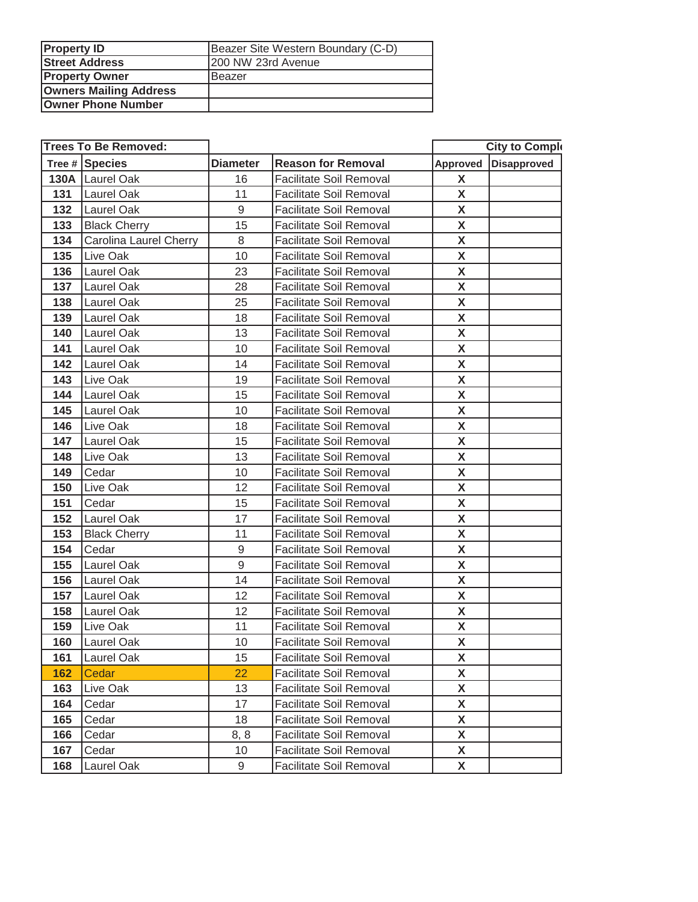| Property ID | Beazer Site Western Boundary (C-D) |
|---|---|
| Street Address | 200 NW 23rd Avenue |
| Property Owner | Beazer |
| Owners Mailing Address | |
| Owner Phone Number | |

| Trees To Be Removed: | | | | City to Compl | |
|---|---|---|---|---|---|
| Tree # | Species | Diameter | Reason for Removal | Approved | Disapproved |
| 130A | Laurel Oak | 16 | Facilitate Soil Removal | X | |
| 131 | Laurel Oak | 11 | Facilitate Soil Removal | X | |
| 132 | Laurel Oak | 9 | Facilitate Soil Removal | X | |
| 133 | Black Cherry | 15 | Facilitate Soil Removal | X | |
| 134 | Carolina Laurel Cherry | 8 | Facilitate Soil Removal | X | |
| 135 | Live Oak | 10 | Facilitate Soil Removal | X | |
| 136 | Laurel Oak | 23 | Facilitate Soil Removal | X | |
| 137 | Laurel Oak | 28 | Facilitate Soil Removal | X | |
| 138 | Laurel Oak | 25 | Facilitate Soil Removal | X | |
| 139 | Laurel Oak | 18 | Facilitate Soil Removal | X | |
| 140 | Laurel Oak | 13 | Facilitate Soil Removal | X | |
| 141 | Laurel Oak | 10 | Facilitate Soil Removal | X | |
| 142 | Laurel Oak | 14 | Facilitate Soil Removal | X | |
| 143 | Live Oak | 19 | Facilitate Soil Removal | X | |
| 144 | Laurel Oak | 15 | Facilitate Soil Removal | X | |
| 145 | Laurel Oak | 10 | Facilitate Soil Removal | X | |
| 146 | Live Oak | 18 | Facilitate Soil Removal | X | |
| 147 | Laurel Oak | 15 | Facilitate Soil Removal | X | |
| 148 | Live Oak | 13 | Facilitate Soil Removal | X | |
| 149 | Cedar | 10 | Facilitate Soil Removal | X | |
| 150 | Live Oak | 12 | Facilitate Soil Removal | X | |
| 151 | Cedar | 15 | Facilitate Soil Removal | X | |
| 152 | Laurel Oak | 17 | Facilitate Soil Removal | X | |
| 153 | Black Cherry | 11 | Facilitate Soil Removal | X | |
| 154 | Cedar | 9 | Facilitate Soil Removal | X | |
| 155 | Laurel Oak | 9 | Facilitate Soil Removal | X | |
| 156 | Laurel Oak | 14 | Facilitate Soil Removal | X | |
| 157 | Laurel Oak | 12 | Facilitate Soil Removal | X | |
| 158 | Laurel Oak | 12 | Facilitate Soil Removal | X | |
| 159 | Live Oak | 11 | Facilitate Soil Removal | X | |
| 160 | Laurel Oak | 10 | Facilitate Soil Removal | X | |
| 161 | Laurel Oak | 15 | Facilitate Soil Removal | X | |
| 162 | Cedar | 22 | Facilitate Soil Removal | X | |
| 163 | Live Oak | 13 | Facilitate Soil Removal | X | |
| 164 | Cedar | 17 | Facilitate Soil Removal | X | |
| 165 | Cedar | 18 | Facilitate Soil Removal | X | |
| 166 | Cedar | 8, 8 | Facilitate Soil Removal | X | |
| 167 | Cedar | 10 | Facilitate Soil Removal | X | |
| 168 | Laurel Oak | 9 | Facilitate Soil Removal | X | |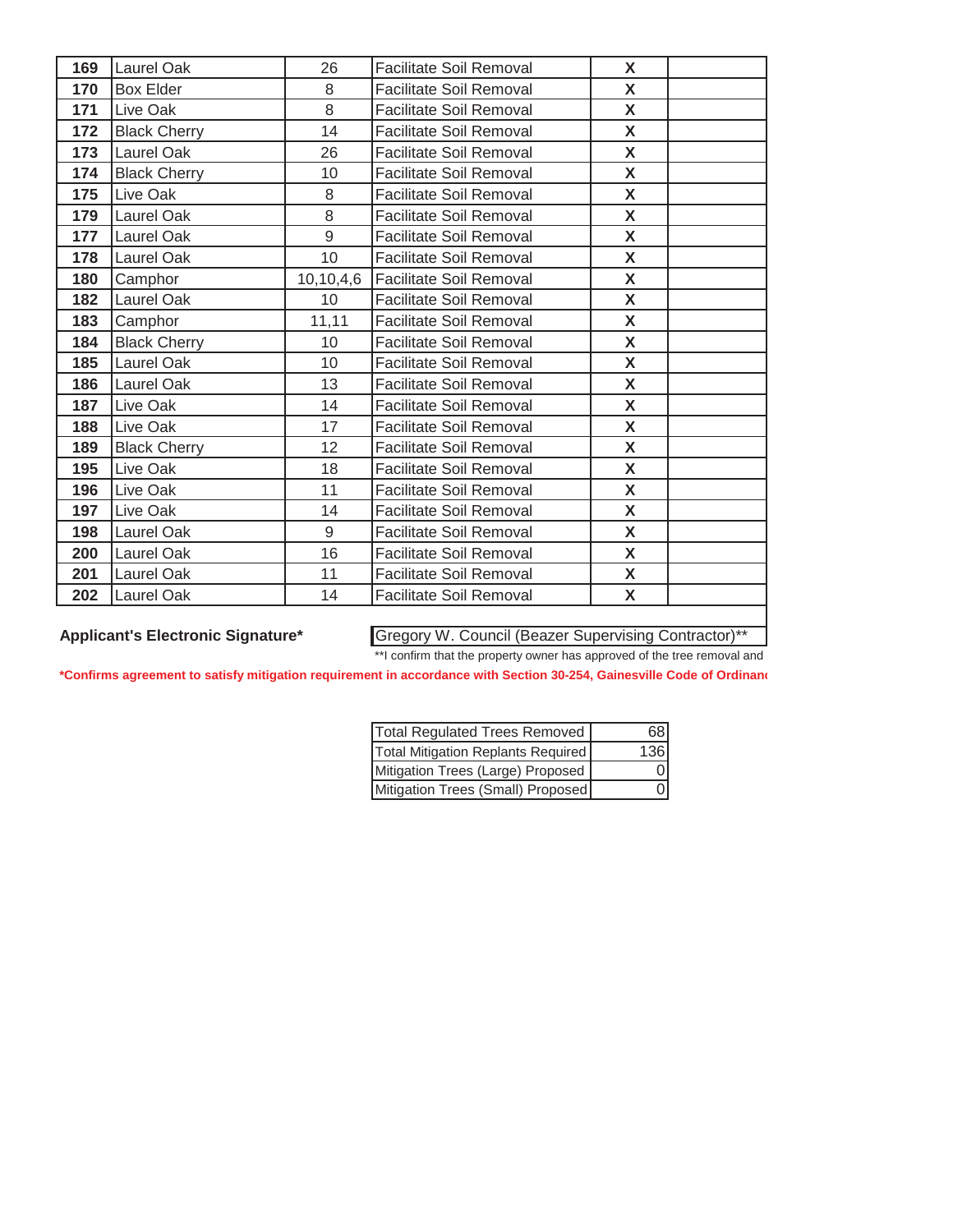| 169 | Laurel Oak | 26 | Facilitate Soil Removal | X | |
|---|---|---|---|---|---|
| 170 | Box Elder | 8 | Facilitate Soil Removal | X | |
| 171 | Live Oak | 8 | Facilitate Soil Removal | X | |
| 172 | Black Cherry | 14 | Facilitate Soil Removal | X | |
| 173 | Laurel Oak | 26 | Facilitate Soil Removal | X | |
| 174 | Black Cherry | 10 | Facilitate Soil Removal | X | |
| 175 | Live Oak | 8 | Facilitate Soil Removal | X | |
| 179 | Laurel Oak | 8 | Facilitate Soil Removal | X | |
| 177 | Laurel Oak | 9 | Facilitate Soil Removal | X | |
| 178 | Laurel Oak | 10 | Facilitate Soil Removal | X | |
| 180 | Camphor | 10,10,4,6 | Facilitate Soil Removal | X | |
| 182 | Laurel Oak | 10 | Facilitate Soil Removal | X | |
| 183 | Camphor | 11,11 | Facilitate Soil Removal | X | |
| 184 | Black Cherry | 10 | Facilitate Soil Removal | X | |
| 185 | Laurel Oak | 10 | Facilitate Soil Removal | X | |
| 186 | Laurel Oak | 13 | Facilitate Soil Removal | X | |
| 187 | Live Oak | 14 | Facilitate Soil Removal | X | |
| 188 | Live Oak | 17 | Facilitate Soil Removal | X | |
| 189 | Black Cherry | 12 | Facilitate Soil Removal | X | |
| 195 | Live Oak | 18 | Facilitate Soil Removal | X | |
| 196 | Live Oak | 11 | Facilitate Soil Removal | X | |
| 197 | Live Oak | 14 | Facilitate Soil Removal | X | |
| 198 | Laurel Oak | 9 | Facilitate Soil Removal | X | |
| 200 | Laurel Oak | 16 | Facilitate Soil Removal | X | |
| 201 | Laurel Oak | 11 | Facilitate Soil Removal | X | |
| 202 | Laurel Oak | 14 | Facilitate Soil Removal | X | |

**Applicant's Electronic Signature*** Gregory W. Council (Beazer Supervising Contractor)**

**I confirm that the property owner has approved of the tree removal and

***Confirms agreement to satisfy mitigation requirement in accordance with Section 30-254, Gainesville Code of Ordinanc**

| Total Regulated Trees Removed | 68 |
|---|---|
| Total Mitigation Replants Required | 136 |
| Mitigation Trees (Large) Proposed | 0 |
| Mitigation Trees (Small) Proposed | 0 |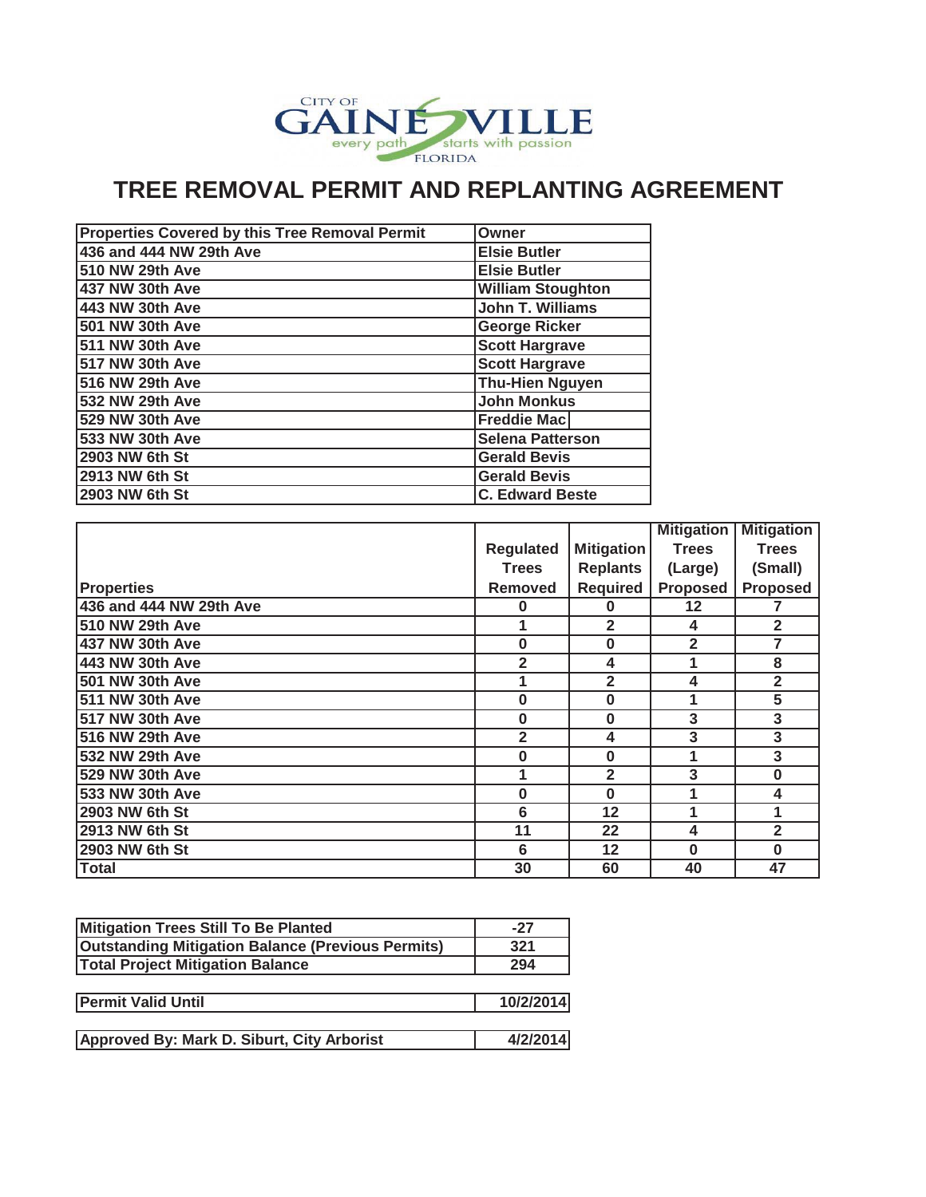CITY OF GAINESVILLE
every path starts with passion
FLORIDA

# TREE REMOVAL PERMIT AND REPLANTING AGREEMENT

| Properties Covered by this Tree Removal Permit | Owner |
|---|---|
| 436 and 444 NW 29th Ave | Elsie Butler |
| 510 NW 29th Ave | Elsie Butler |
| 437 NW 30th Ave | William Stoughton |
| 443 NW 30th Ave | John T. Williams |
| 501 NW 30th Ave | George Ricker |
| 511 NW 30th Ave | Scott Hargrave |
| 517 NW 30th Ave | Scott Hargrave |
| 516 NW 29th Ave | Thu-Hien Nguyen |
| 532 NW 29th Ave | John Monkus |
| 529 NW 30th Ave | Freddie Mac |
| 533 NW 30th Ave | Selena Patterson |
| 2903 NW 6th St | Gerald Bevis |
| 2913 NW 6th St | Gerald Bevis |
| 2903 NW 6th St | C. Edward Beste |

| Properties | Regulated Trees Removed | Mitigation Replants Required | Mitigation Trees (Large) Proposed | Mitigation Trees (Small) Proposed |
|---|---|---|---|---|
| 436 and 444 NW 29th Ave | 0 | 0 | 12 | 7 |
| 510 NW 29th Ave | 1 | 2 | 4 | 2 |
| 437 NW 30th Ave | 0 | 0 | 2 | 7 |
| 443 NW 30th Ave | 2 | 4 | 1 | 8 |
| 501 NW 30th Ave | 1 | 2 | 4 | 2 |
| 511 NW 30th Ave | 0 | 0 | 1 | 5 |
| 517 NW 30th Ave | 0 | 0 | 3 | 3 |
| 516 NW 29th Ave | 2 | 4 | 3 | 3 |
| 532 NW 29th Ave | 0 | 0 | 1 | 3 |
| 529 NW 30th Ave | 1 | 2 | 3 | 0 |
| 533 NW 30th Ave | 0 | 0 | 1 | 4 |
| 2903 NW 6th St | 6 | 12 | 1 | 1 |
| 2913 NW 6th St | 11 | 22 | 4 | 2 |
| 2903 NW 6th St | 6 | 12 | 0 | 0 |
| Total | 30 | 60 | 40 | 47 |

| | |
|---|---|
| Mitigation Trees Still To Be Planted | -27 |
| Outstanding Mitigation Balance (Previous Permits) | 321 |
| Total Project Mitigation Balance | 294 |

| | |
|---|---|
| Permit Valid Until | 10/2/2014 |

| | |
|---|---|
| Approved By: Mark D. Siburt, City Arborist | 4/2/2014 |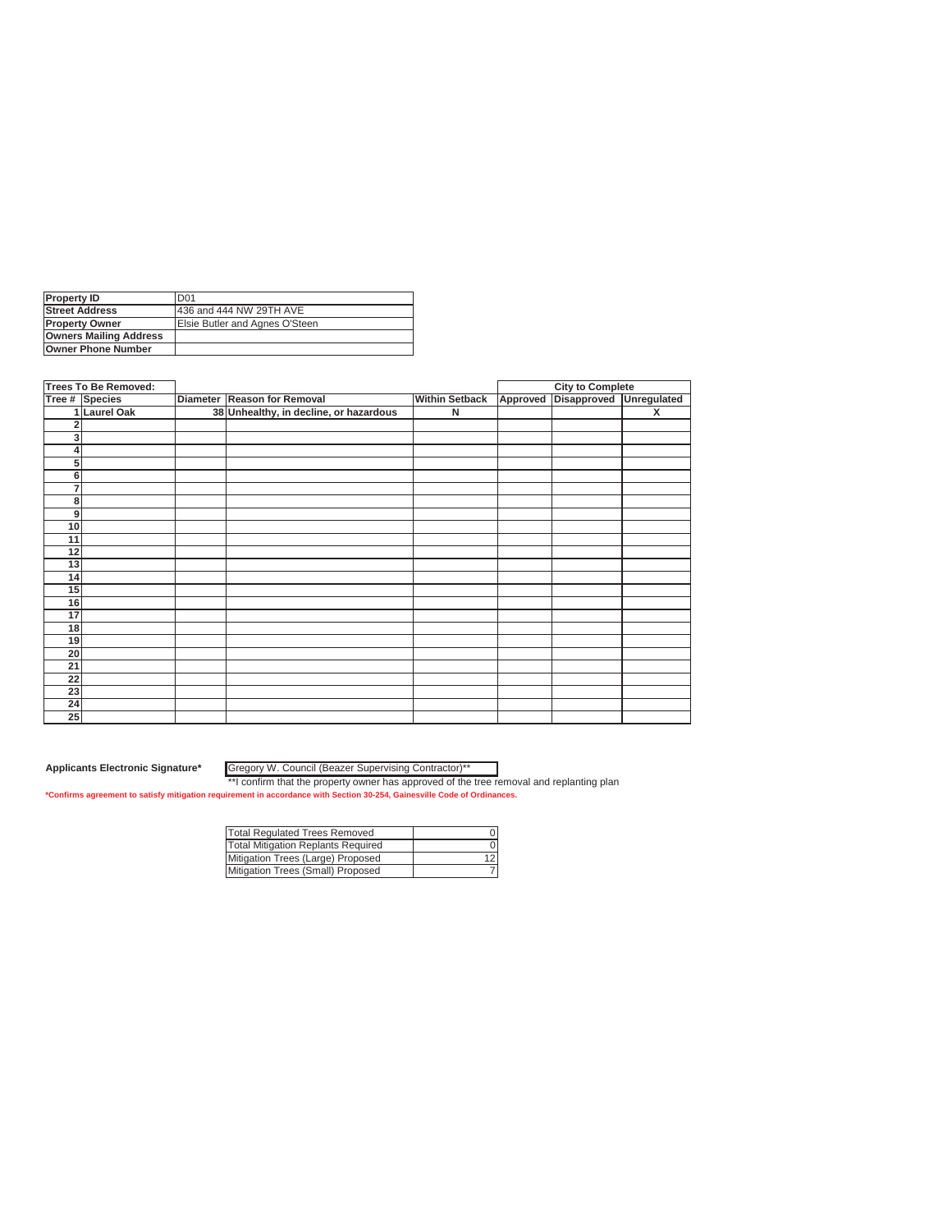| Property ID | D01 |
|---|---|
| Street Address | 436 and 444 NW 29TH AVE |
| Property Owner | Elsie Butler and Agnes O'Steen |
| Owners Mailing Address | |
| Owner Phone Number | |

| Trees To Be Removed: | | | | | City to Complete | | |
|---|---|---|---|---|---|---|---|
| Tree # | Species | Diameter | Reason for Removal | Within Setback | Approved | Disapproved | Unregulated |
| 1 | Laurel Oak | 38 | Unhealthy, in decline, or hazardous | N | | | X |
| 2 | | | | | | | |
| 3 | | | | | | | |
| 4 | | | | | | | |
| 5 | | | | | | | |
| 6 | | | | | | | |
| 7 | | | | | | | |
| 8 | | | | | | | |
| 9 | | | | | | | |
| 10 | | | | | | | |
| 11 | | | | | | | |
| 12 | | | | | | | |
| 13 | | | | | | | |
| 14 | | | | | | | |
| 15 | | | | | | | |
| 16 | | | | | | | |
| 17 | | | | | | | |
| 18 | | | | | | | |
| 19 | | | | | | | |
| 20 | | | | | | | |
| 21 | | | | | | | |
| 22 | | | | | | | |
| 23 | | | | | | | |
| 24 | | | | | | | |
| 25 | | | | | | | |

**Applicants Electronic Signature***: Gregory W. Council (Beazer Supervising Contractor)**

**I confirm that the property owner has approved of the tree removal and replanting plan

***Confirms agreement to satisfy mitigation requirement in accordance with Section 30-254, Gainesville Code of Ordinances.**

| Total Regulated Trees Removed | 0 |
|---|---|
| Total Mitigation Replants Required | 0 |
| Mitigation Trees (Large) Proposed | 12 |
| Mitigation Trees (Small) Proposed | 7 |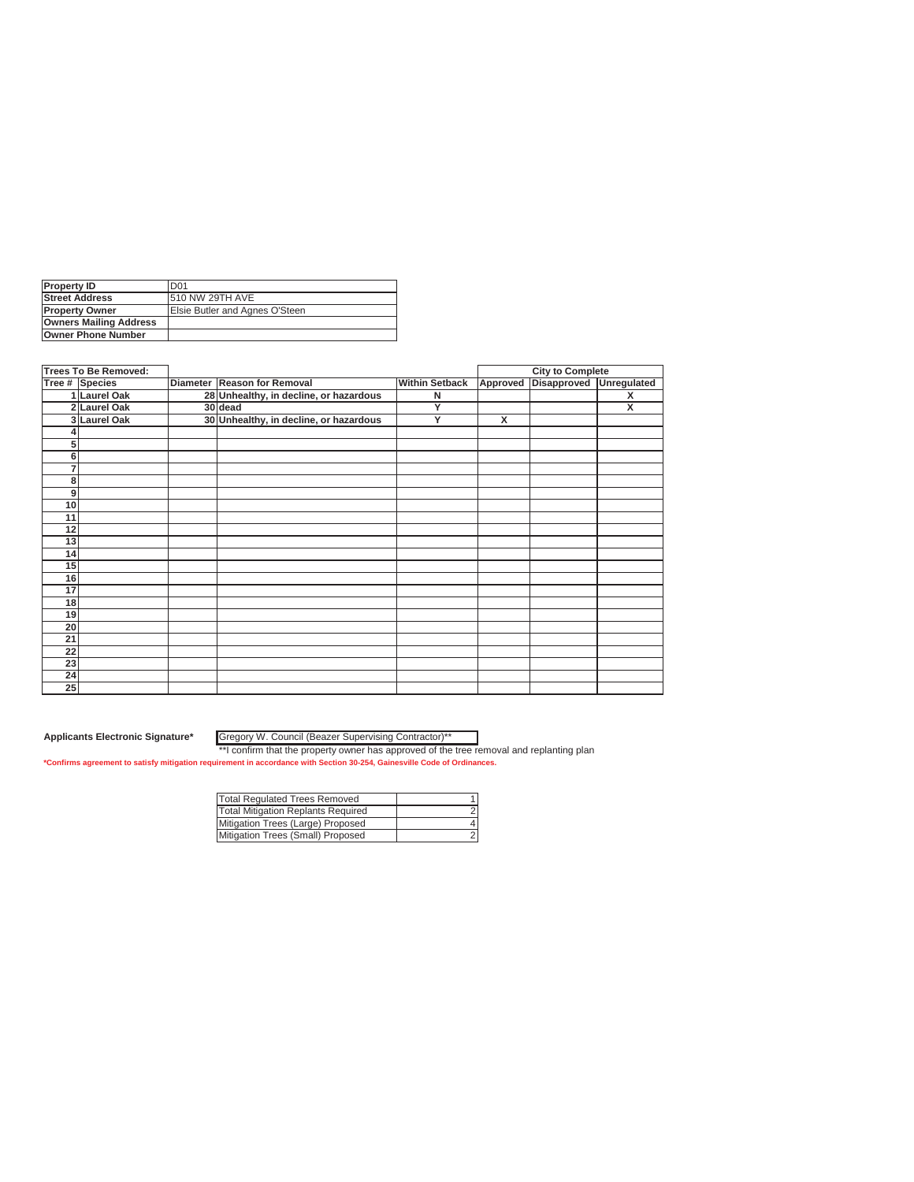| Property ID | D01 |
| --- | --- |
| Street Address | 510 NW 29TH AVE |
| Property Owner | Elsie Butler and Agnes O'Steen |
| Owners Mailing Address | |
| Owner Phone Number | |

| Trees To Be Removed: | | | | | City to Complete | | |
| --- | --- | --- | --- | --- | --- | --- | --- |
| Tree # | Species | Diameter | Reason for Removal | Within Setback | Approved | Disapproved | Unregulated |
| 1 | Laurel Oak | 28 | Unhealthy, in decline, or hazardous | N | | | X |
| 2 | Laurel Oak | 30 | dead | Y | | | X |
| 3 | Laurel Oak | 30 | Unhealthy, in decline, or hazardous | Y | X | | |
| 4 | | | | | | | |
| 5 | | | | | | | |
| 6 | | | | | | | |
| 7 | | | | | | | |
| 8 | | | | | | | |
| 9 | | | | | | | |
| 10 | | | | | | | |
| 11 | | | | | | | |
| 12 | | | | | | | |
| 13 | | | | | | | |
| 14 | | | | | | | |
| 15 | | | | | | | |
| 16 | | | | | | | |
| 17 | | | | | | | |
| 18 | | | | | | | |
| 19 | | | | | | | |
| 20 | | | | | | | |
| 21 | | | | | | | |
| 22 | | | | | | | |
| 23 | | | | | | | |
| 24 | | | | | | | |
| 25 | | | | | | | |

**Applicants Electronic Signature*** Gregory W. Council (Beazer Supervising Contractor)**

**I confirm that the property owner has approved of the tree removal and replanting plan

***Confirms agreement to satisfy mitigation requirement in accordance with Section 30-254, Gainesville Code of Ordinances.**

| Total Regulated Trees Removed | 1 |
| --- | --- |
| Total Mitigation Replants Required | 2 |
| Mitigation Trees (Large) Proposed | 4 |
| Mitigation Trees (Small) Proposed | 2 |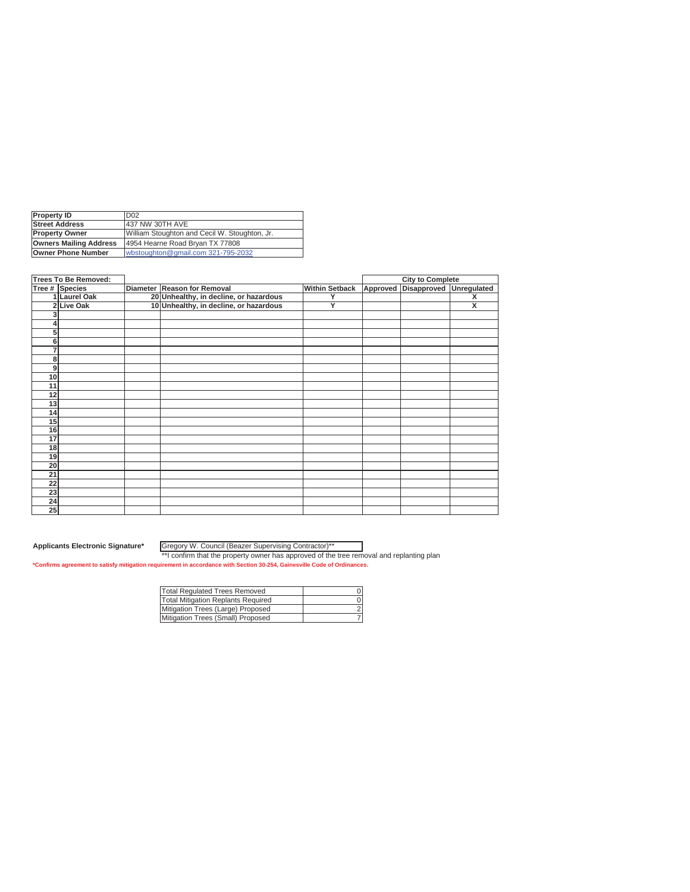| | |
|---|---|
| **Property ID** | D02 |
| **Street Address** | 437 NW 30TH AVE |
| **Property Owner** | William Stoughton and Cecil W. Stoughton, Jr. |
| **Owners Mailing Address** | 4954 Hearne Road Bryan TX 77808 |
| **Owner Phone Number** | wbstoughton@gmail.com 321-795-2032 |

| **Trees To Be Removed:** | | | | | **City to Complete** | | |
|---|---|---|---|---|---|---|---|
| **Tree #** | **Species** | **Diameter** | **Reason for Removal** | **Within Setback** | **Approved** | **Disapproved** | **Unregulated** |
| 1 | **Laurel Oak** | 20 | **Unhealthy, in decline, or hazardous** | Y | | | X |
| 2 | **Live Oak** | 10 | **Unhealthy, in decline, or hazardous** | Y | | | X |
| 3 | | | | | | | |
| 4 | | | | | | | |
| 5 | | | | | | | |
| 6 | | | | | | | |
| 7 | | | | | | | |
| 8 | | | | | | | |
| 9 | | | | | | | |
| 10 | | | | | | | |
| 11 | | | | | | | |
| 12 | | | | | | | |
| 13 | | | | | | | |
| 14 | | | | | | | |
| 15 | | | | | | | |
| 16 | | | | | | | |
| 17 | | | | | | | |
| 18 | | | | | | | |
| 19 | | | | | | | |
| 20 | | | | | | | |
| 21 | | | | | | | |
| 22 | | | | | | | |
| 23 | | | | | | | |
| 24 | | | | | | | |
| 25 | | | | | | | |

**Applicants Electronic Signature*** Gregory W. Council (Beazer Supervising Contractor)**

**I confirm that the property owner has approved of the tree removal and replanting plan

***Confirms agreement to satisfy mitigation requirement in accordance with Section 30-254, Gainesville Code of Ordinances.**

| | |
|---|---|
| Total Regulated Trees Removed | 0 |
| Total Mitigation Replants Required | 0 |
| Mitigation Trees (Large) Proposed | 2 |
| Mitigation Trees (Small) Proposed | 7 |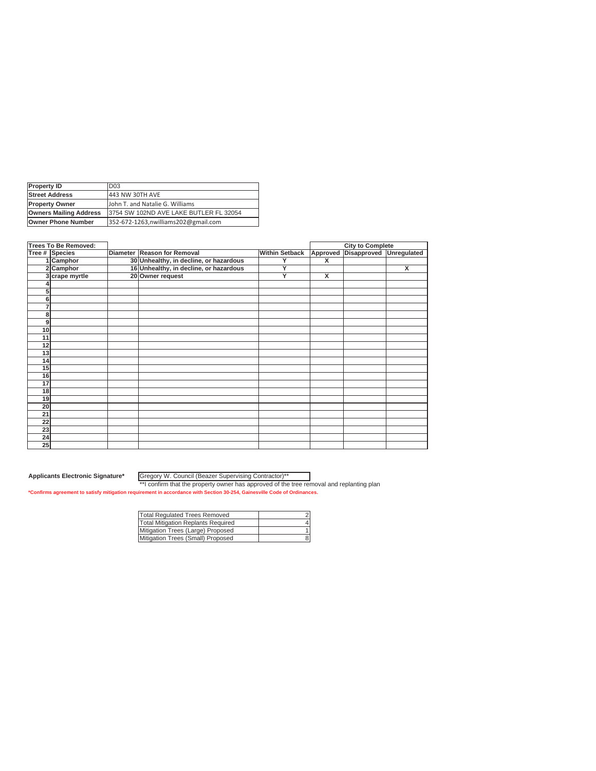| Property ID | D03 |
|---|---|
| Street Address | 443 NW 30TH AVE |
| Property Owner | John T. and Natalie G. Williams |
| Owners Mailing Address | 3754 SW 102ND AVE LAKE BUTLER FL 32054 |
| Owner Phone Number | 352-672-1263,nwilliams202@gmail.com |

| Trees To Be Removed: | | | | | City to Complete | | |
|---|---|---|---|---|---|---|---|
| Tree # | Species | Diameter | Reason for Removal | Within Setback | Approved | Disapproved | Unregulated |
| 1 | Camphor | 30 | Unhealthy, in decline, or hazardous | Y | X | | |
| 2 | Camphor | 16 | Unhealthy, in decline, or hazardous | Y | | | X |
| 3 | crape myrtle | 20 | Owner request | Y | X | | |
| 4 | | | | | | | |
| 5 | | | | | | | |
| 6 | | | | | | | |
| 7 | | | | | | | |
| 8 | | | | | | | |
| 9 | | | | | | | |
| 10 | | | | | | | |
| 11 | | | | | | | |
| 12 | | | | | | | |
| 13 | | | | | | | |
| 14 | | | | | | | |
| 15 | | | | | | | |
| 16 | | | | | | | |
| 17 | | | | | | | |
| 18 | | | | | | | |
| 19 | | | | | | | |
| 20 | | | | | | | |
| 21 | | | | | | | |
| 22 | | | | | | | |
| 23 | | | | | | | |
| 24 | | | | | | | |
| 25 | | | | | | | |

**Applicants Electronic Signature*** Gregory W. Council (Beazer Supervising Contractor)**

**I confirm that the property owner has approved of the tree removal and replanting plan

***Confirms agreement to satisfy mitigation requirement in accordance with Section 30-254, Gainesville Code of Ordinances.**

| Total Regulated Trees Removed | 2 |
|---|---|
| Total Mitigation Replants Required | 4 |
| Mitigation Trees (Large) Proposed | 1 |
| Mitigation Trees (Small) Proposed | 8 |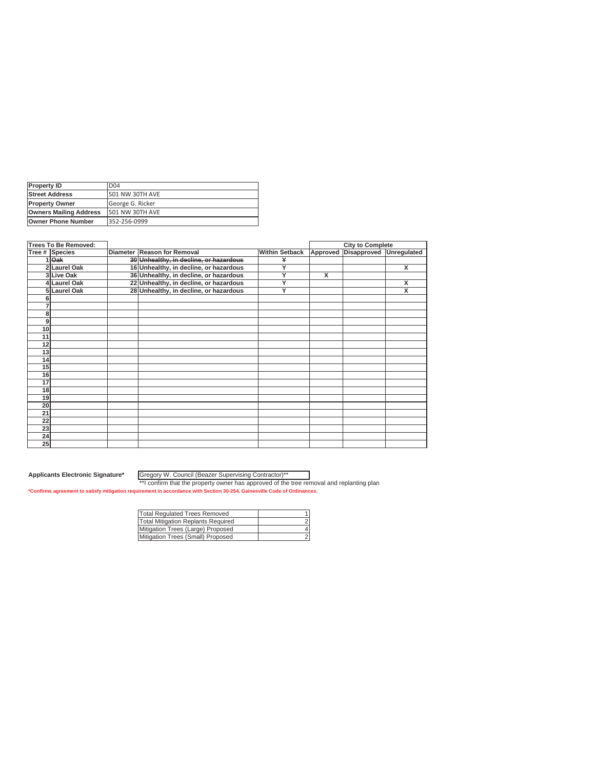| Property ID | D04 |
|---|---|
| Street Address | 501 NW 30TH AVE |
| Property Owner | George G. Ricker |
| Owners Mailing Address | 501 NW 30TH AVE |
| Owner Phone Number | 352-256-0999 |

| Trees To Be Removed: | | | | | City to Complete | | |
|---|---|---|---|---|---|---|---|
| Tree # | Species | Diameter | Reason for Removal | Within Setback | Approved | Disapproved | Unregulated |
| 1 | ~~Oak~~ | ~~30~~ | ~~Unhealthy, in decline, or hazardous~~ | ~~Y~~ | | | |
| 2 | Laurel Oak | 16 | Unhealthy, in decline, or hazardous | Y | | | X |
| 3 | Live Oak | 36 | Unhealthy, in decline, or hazardous | Y | X | | |
| 4 | Laurel Oak | 22 | Unhealthy, in decline, or hazardous | Y | | | X |
| 5 | Laurel Oak | 28 | Unhealthy, in decline, or hazardous | Y | | | X |
| 6 | | | | | | | |
| 7 | | | | | | | |
| 8 | | | | | | | |
| 9 | | | | | | | |
| 10 | | | | | | | |
| 11 | | | | | | | |
| 12 | | | | | | | |
| 13 | | | | | | | |
| 14 | | | | | | | |
| 15 | | | | | | | |
| 16 | | | | | | | |
| 17 | | | | | | | |
| 18 | | | | | | | |
| 19 | | | | | | | |
| 20 | | | | | | | |
| 21 | | | | | | | |
| 22 | | | | | | | |
| 23 | | | | | | | |
| 24 | | | | | | | |
| 25 | | | | | | | |

**Applicants Electronic Signature*** Gregory W. Council (Beazer Supervising Contractor)**

**I confirm that the property owner has approved of the tree removal and replanting plan

***Confirms agreement to satisfy mitigation requirement in accordance with Section 30-254, Gainesville Code of Ordinances.**

| Total Regulated Trees Removed | 1 |
|---|---|
| Total Mitigation Replants Required | 2 |
| Mitigation Trees (Large) Proposed | 4 |
| Mitigation Trees (Small) Proposed | 2 |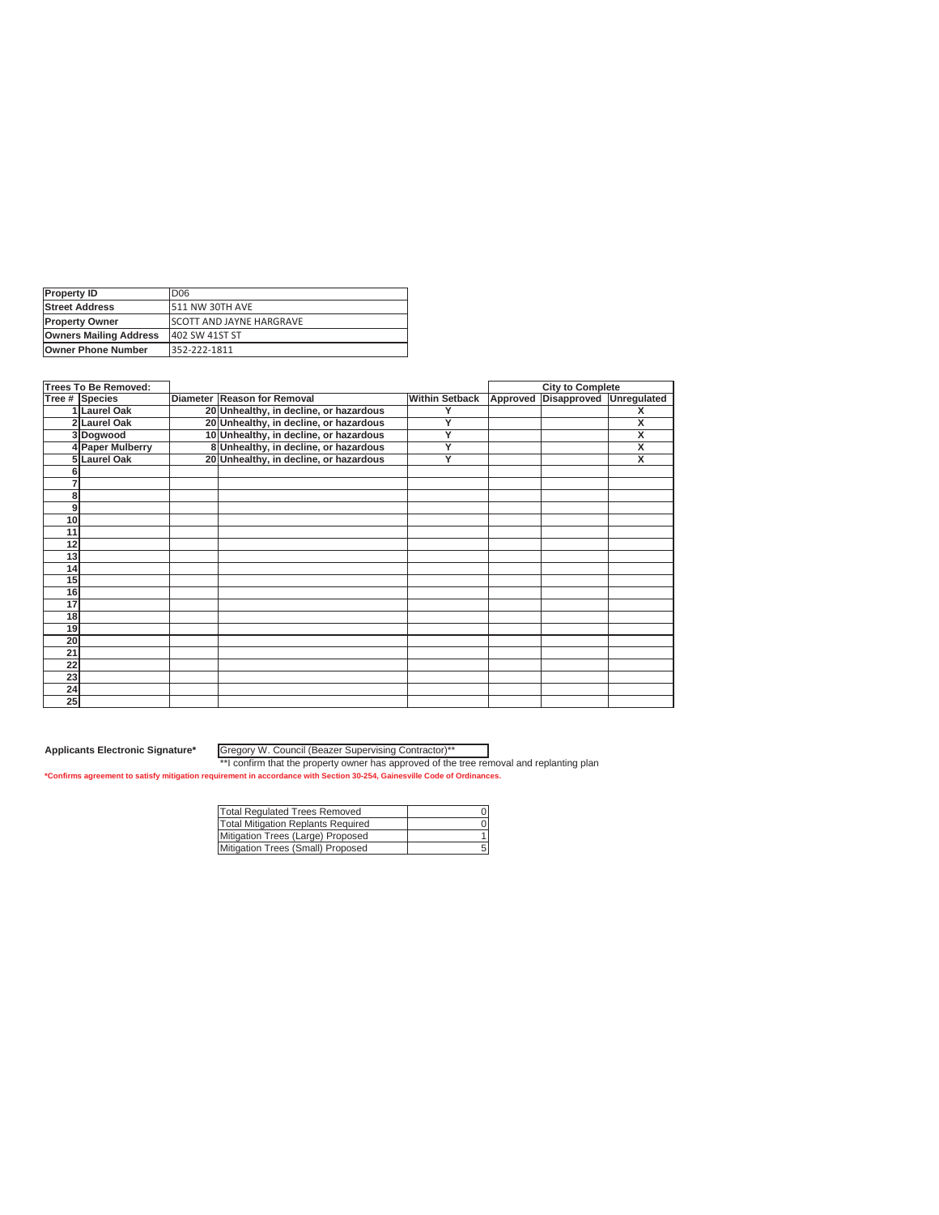| Property ID | D06 |
|---|---|
| Street Address | 511 NW 30TH AVE |
| Property Owner | SCOTT AND JAYNE HARGRAVE |
| Owners Mailing Address | 402 SW 41ST ST |
| Owner Phone Number | 352-222-1811 |

| Trees To Be Removed: | | | | | City to Complete | | |
|---|---|---|---|---|---|---|---|
| Tree # | Species | Diameter | Reason for Removal | Within Setback | Approved | Disapproved | Unregulated |
| 1 | Laurel Oak | 20 | Unhealthy, in decline, or hazardous | Y | | | X |
| 2 | Laurel Oak | 20 | Unhealthy, in decline, or hazardous | Y | | | X |
| 3 | Dogwood | 10 | Unhealthy, in decline, or hazardous | Y | | | X |
| 4 | Paper Mulberry | 8 | Unhealthy, in decline, or hazardous | Y | | | X |
| 5 | Laurel Oak | 20 | Unhealthy, in decline, or hazardous | Y | | | X |
| 6 | | | | | | | |
| 7 | | | | | | | |
| 8 | | | | | | | |
| 9 | | | | | | | |
| 10 | | | | | | | |
| 11 | | | | | | | |
| 12 | | | | | | | |
| 13 | | | | | | | |
| 14 | | | | | | | |
| 15 | | | | | | | |
| 16 | | | | | | | |
| 17 | | | | | | | |
| 18 | | | | | | | |
| 19 | | | | | | | |
| 20 | | | | | | | |
| 21 | | | | | | | |
| 22 | | | | | | | |
| 23 | | | | | | | |
| 24 | | | | | | | |
| 25 | | | | | | | |

**Applicants Electronic Signature*** Gregory W. Council (Beazer Supervising Contractor)**

**I confirm that the property owner has approved of the tree removal and replanting plan

***Confirms agreement to satisfy mitigation requirement in accordance with Section 30-254, Gainesville Code of Ordinances.**

| Total Regulated Trees Removed | 0 |
|---|---|
| Total Mitigation Replants Required | 0 |
| Mitigation Trees (Large) Proposed | 1 |
| Mitigation Trees (Small) Proposed | 5 |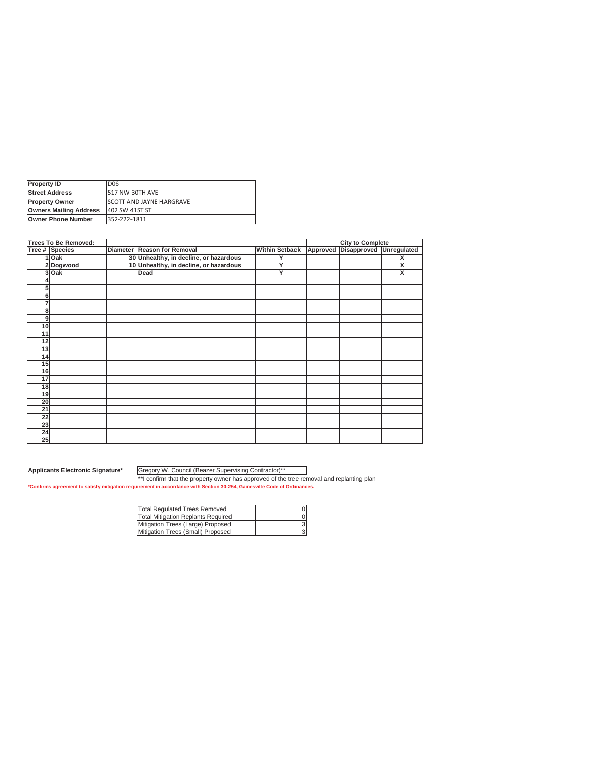| | |
|---|---|
| **Property ID** | D06 |
| **Street Address** | 517 NW 30TH AVE |
| **Property Owner** | SCOTT AND JAYNE HARGRAVE |
| **Owners Mailing Address** | 402 SW 41ST ST |
| **Owner Phone Number** | 352-222-1811 |

| **Trees To Be Removed:** | | | | | **City to Complete** | | |
|---|---|---|---|---|---|---|---|
| **Tree #** | **Species** | **Diameter** | **Reason for Removal** | **Within Setback** | **Approved** | **Disapproved** | **Unregulated** |
| 1 | Oak | 30 | Unhealthy, in decline, or hazardous | Y | | | X |
| 2 | Dogwood | 10 | Unhealthy, in decline, or hazardous | Y | | | X |
| 3 | Oak | | Dead | Y | | | X |
| 4 | | | | | | | |
| 5 | | | | | | | |
| 6 | | | | | | | |
| 7 | | | | | | | |
| 8 | | | | | | | |
| 9 | | | | | | | |
| 10 | | | | | | | |
| 11 | | | | | | | |
| 12 | | | | | | | |
| 13 | | | | | | | |
| 14 | | | | | | | |
| 15 | | | | | | | |
| 16 | | | | | | | |
| 17 | | | | | | | |
| 18 | | | | | | | |
| 19 | | | | | | | |
| 20 | | | | | | | |
| 21 | | | | | | | |
| 22 | | | | | | | |
| 23 | | | | | | | |
| 24 | | | | | | | |
| 25 | | | | | | | |

**Applicants Electronic Signature*** Gregory W. Council (Beazer Supervising Contractor)**

**I confirm that the property owner has approved of the tree removal and replanting plan

***Confirms agreement to satisfy mitigation requirement in accordance with Section 30-254, Gainesville Code of Ordinances.**

| | |
|---|---|
| Total Regulated Trees Removed | 0 |
| Total Mitigation Replants Required | 0 |
| Mitigation Trees (Large) Proposed | 3 |
| Mitigation Trees (Small) Proposed | 3 |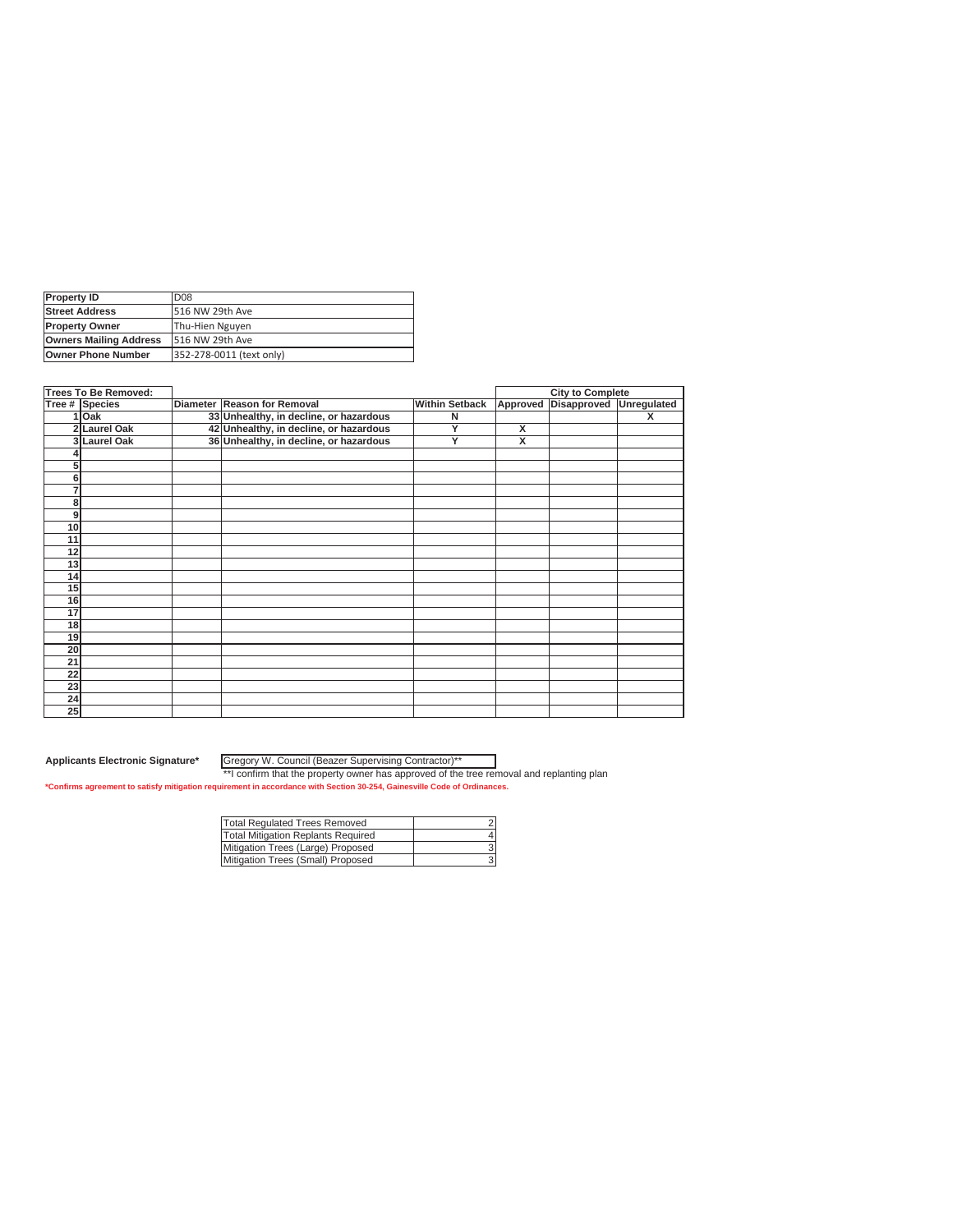| Property ID | D08 |
| --- | --- |
| Street Address | 516 NW 29th Ave |
| Property Owner | Thu-Hien Nguyen |
| Owners Mailing Address | 516 NW 29th Ave |
| Owner Phone Number | 352-278-0011 (text only) |

| Trees To Be Removed: | | | | | City to Complete | | |
| --- | --- | --- | --- | --- | --- | --- | --- |
| Tree # Species | | Diameter | Reason for Removal | Within Setback | Approved | Disapproved | Unregulated |
| 1 | Oak | 33 | Unhealthy, in decline, or hazardous | N | | | X |
| 2 | Laurel Oak | 42 | Unhealthy, in decline, or hazardous | Y | X | | |
| 3 | Laurel Oak | 36 | Unhealthy, in decline, or hazardous | Y | X | | |
| 4 | | | | | | | |
| 5 | | | | | | | |
| 6 | | | | | | | |
| 7 | | | | | | | |
| 8 | | | | | | | |
| 9 | | | | | | | |
| 10 | | | | | | | |
| 11 | | | | | | | |
| 12 | | | | | | | |
| 13 | | | | | | | |
| 14 | | | | | | | |
| 15 | | | | | | | |
| 16 | | | | | | | |
| 17 | | | | | | | |
| 18 | | | | | | | |
| 19 | | | | | | | |
| 20 | | | | | | | |
| 21 | | | | | | | |
| 22 | | | | | | | |
| 23 | | | | | | | |
| 24 | | | | | | | |
| 25 | | | | | | | |

**Applicants Electronic Signature*** Gregory W. Council (Beazer Supervising Contractor)**

**I confirm that the property owner has approved of the tree removal and replanting plan

***Confirms agreement to satisfy mitigation requirement in accordance with Section 30-254, Gainesville Code of Ordinances.**

| Total Regulated Trees Removed | 2 |
| --- | --- |
| Total Mitigation Replants Required | 4 |
| Mitigation Trees (Large) Proposed | 3 |
| Mitigation Trees (Small) Proposed | 3 |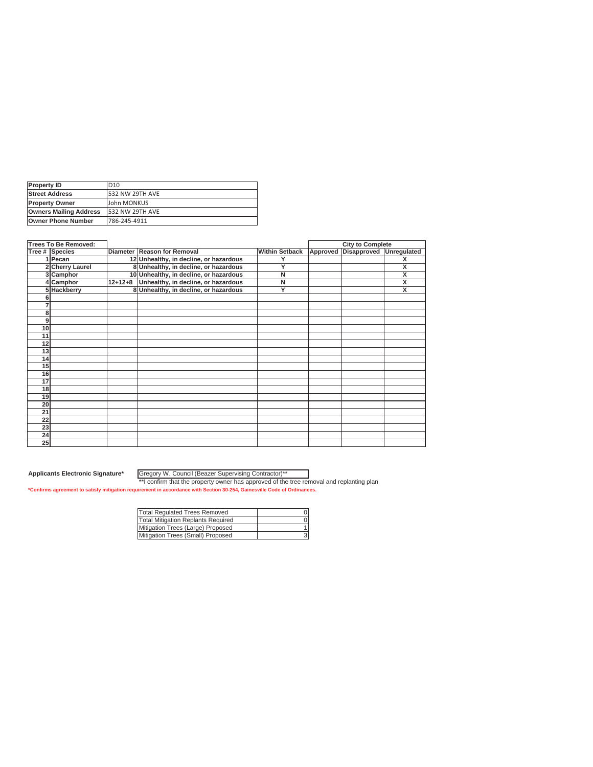| Property ID | D10 |
|---|---|
| Street Address | 532 NW 29TH AVE |
| Property Owner | John MONKUS |
| Owners Mailing Address | 532 NW 29TH AVE |
| Owner Phone Number | 786-245-4911 |

| Trees To Be Removed: | | | | | City to Complete | | |
|---|---|---|---|---|---|---|---|
| Tree # | Species | Diameter | Reason for Removal | Within Setback | Approved | Disapproved | Unregulated |
| 1 | Pecan | 12 | Unhealthy, in decline, or hazardous | Y | | | X |
| 2 | Cherry Laurel | 8 | Unhealthy, in decline, or hazardous | Y | | | X |
| 3 | Camphor | 10 | Unhealthy, in decline, or hazardous | N | | | X |
| 4 | Camphor | 12+12+8 | Unhealthy, in decline, or hazardous | N | | | X |
| 5 | Hackberry | 8 | Unhealthy, in decline, or hazardous | Y | | | X |
| 6 | | | | | | | |
| 7 | | | | | | | |
| 8 | | | | | | | |
| 9 | | | | | | | |
| 10 | | | | | | | |
| 11 | | | | | | | |
| 12 | | | | | | | |
| 13 | | | | | | | |
| 14 | | | | | | | |
| 15 | | | | | | | |
| 16 | | | | | | | |
| 17 | | | | | | | |
| 18 | | | | | | | |
| 19 | | | | | | | |
| 20 | | | | | | | |
| 21 | | | | | | | |
| 22 | | | | | | | |
| 23 | | | | | | | |
| 24 | | | | | | | |
| 25 | | | | | | | |

**Applicants Electronic Signature*** Gregory W. Council (Beazer Supervising Contractor)**

**I confirm that the property owner has approved of the tree removal and replanting plan

***Confirms agreement to satisfy mitigation requirement in accordance with Section 30-254, Gainesville Code of Ordinances.**

| Total Regulated Trees Removed | 0 |
|---|---|
| Total Mitigation Replants Required | 0 |
| Mitigation Trees (Large) Proposed | 1 |
| Mitigation Trees (Small) Proposed | 3 |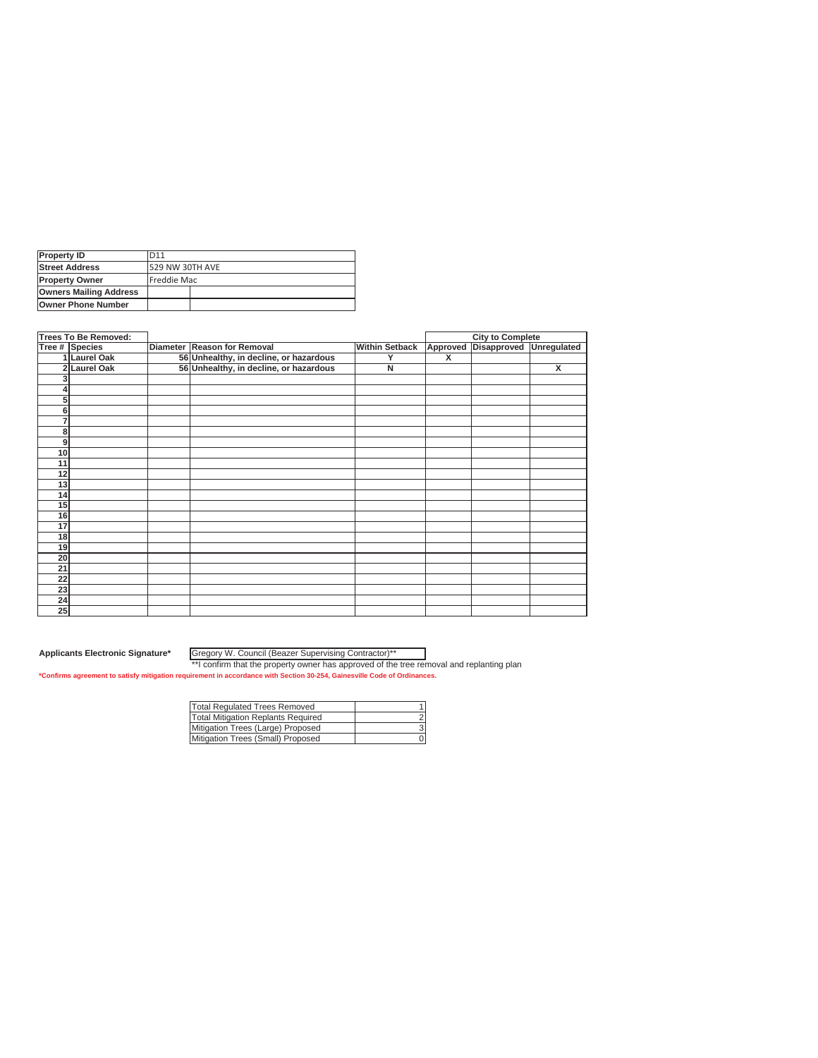| Property ID | D11 |
|---|---|
| Street Address | 529 NW 30TH AVE |
| Property Owner | Freddie Mac |
| Owners Mailing Address | |
| Owner Phone Number | |

| Trees To Be Removed: | | | | | City to Complete | | |
|---|---|---|---|---|---|---|---|
| Tree # Species | | Diameter | Reason for Removal | Within Setback | Approved | Disapproved | Unregulated |
| 1 | Laurel Oak | 56 | Unhealthy, in decline, or hazardous | Y | X | | |
| 2 | Laurel Oak | 56 | Unhealthy, in decline, or hazardous | N | | | X |
| 3 | | | | | | | |
| 4 | | | | | | | |
| 5 | | | | | | | |
| 6 | | | | | | | |
| 7 | | | | | | | |
| 8 | | | | | | | |
| 9 | | | | | | | |
| 10 | | | | | | | |
| 11 | | | | | | | |
| 12 | | | | | | | |
| 13 | | | | | | | |
| 14 | | | | | | | |
| 15 | | | | | | | |
| 16 | | | | | | | |
| 17 | | | | | | | |
| 18 | | | | | | | |
| 19 | | | | | | | |
| 20 | | | | | | | |
| 21 | | | | | | | |
| 22 | | | | | | | |
| 23 | | | | | | | |
| 24 | | | | | | | |
| 25 | | | | | | | |

**Applicants Electronic Signature*** Gregory W. Council (Beazer Supervising Contractor)**

**I confirm that the property owner has approved of the tree removal and replanting plan

***Confirms agreement to satisfy mitigation requirement in accordance with Section 30-254, Gainesville Code of Ordinances.**

| Total Regulated Trees Removed | 1 |
|---|---|
| Total Mitigation Replants Required | 2 |
| Mitigation Trees (Large) Proposed | 3 |
| Mitigation Trees (Small) Proposed | 0 |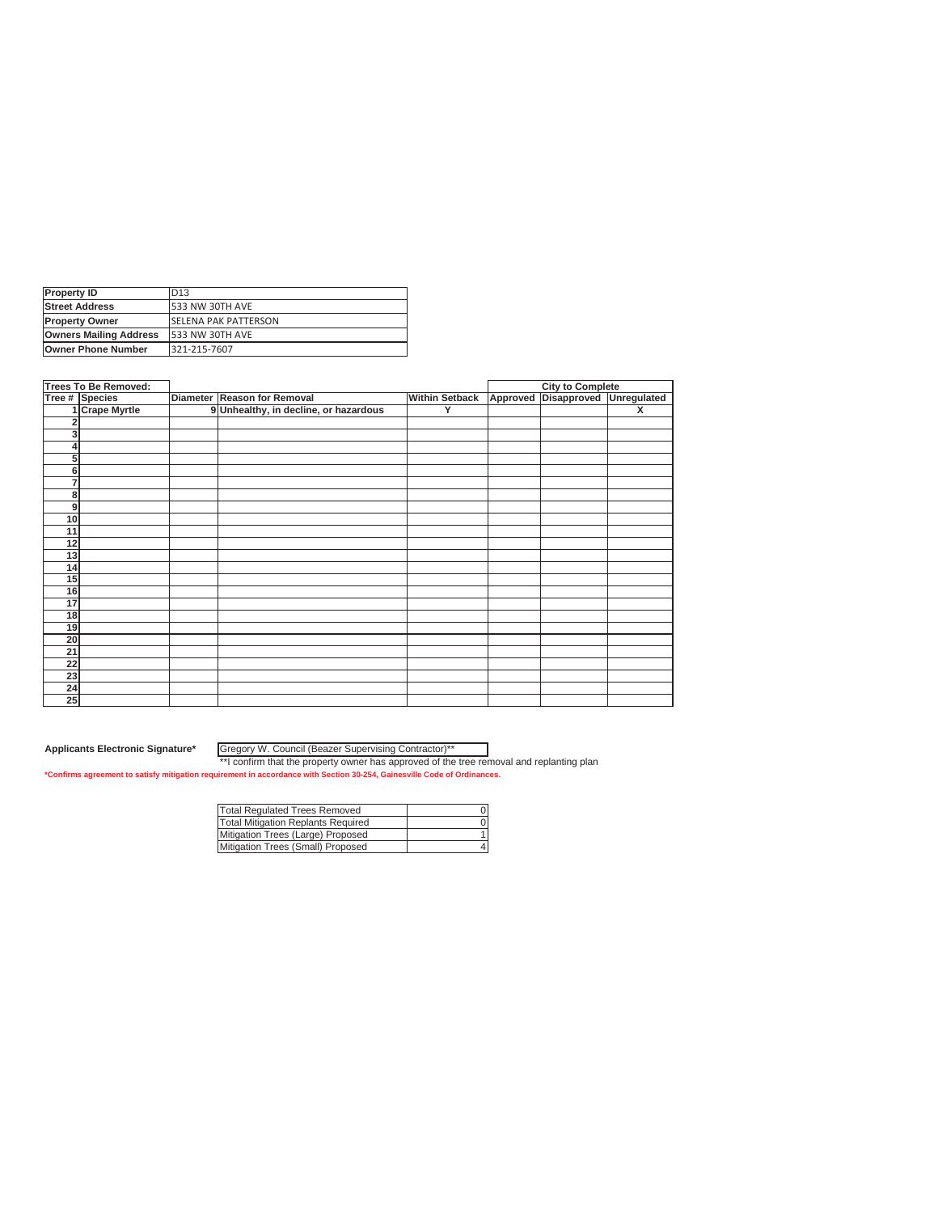| Property ID | D13 |
|---|---|
| Street Address | 533 NW 30TH AVE |
| Property Owner | SELENA PAK PATTERSON |
| Owners Mailing Address | 533 NW 30TH AVE |
| Owner Phone Number | 321-215-7607 |

| Trees To Be Removed: | | | | | City to Complete | | |
|---|---|---|---|---|---|---|---|
| Tree # | Species | Diameter | Reason for Removal | Within Setback | Approved | Disapproved | Unregulated |
| 1 | Crape Myrtle | 9 | Unhealthy, in decline, or hazardous | Y | | | X |
| 2 | | | | | | | |
| 3 | | | | | | | |
| 4 | | | | | | | |
| 5 | | | | | | | |
| 6 | | | | | | | |
| 7 | | | | | | | |
| 8 | | | | | | | |
| 9 | | | | | | | |
| 10 | | | | | | | |
| 11 | | | | | | | |
| 12 | | | | | | | |
| 13 | | | | | | | |
| 14 | | | | | | | |
| 15 | | | | | | | |
| 16 | | | | | | | |
| 17 | | | | | | | |
| 18 | | | | | | | |
| 19 | | | | | | | |
| 20 | | | | | | | |
| 21 | | | | | | | |
| 22 | | | | | | | |
| 23 | | | | | | | |
| 24 | | | | | | | |
| 25 | | | | | | | |

**Applicants Electronic Signature*** Gregory W. Council (Beazer Supervising Contractor)**

**I confirm that the property owner has approved of the tree removal and replanting plan

***Confirms agreement to satisfy mitigation requirement in accordance with Section 30-254, Gainesville Code of Ordinances.**

| Total Regulated Trees Removed | 0 |
|---|---|
| Total Mitigation Replants Required | 0 |
| Mitigation Trees (Large) Proposed | 1 |
| Mitigation Trees (Small) Proposed | 4 |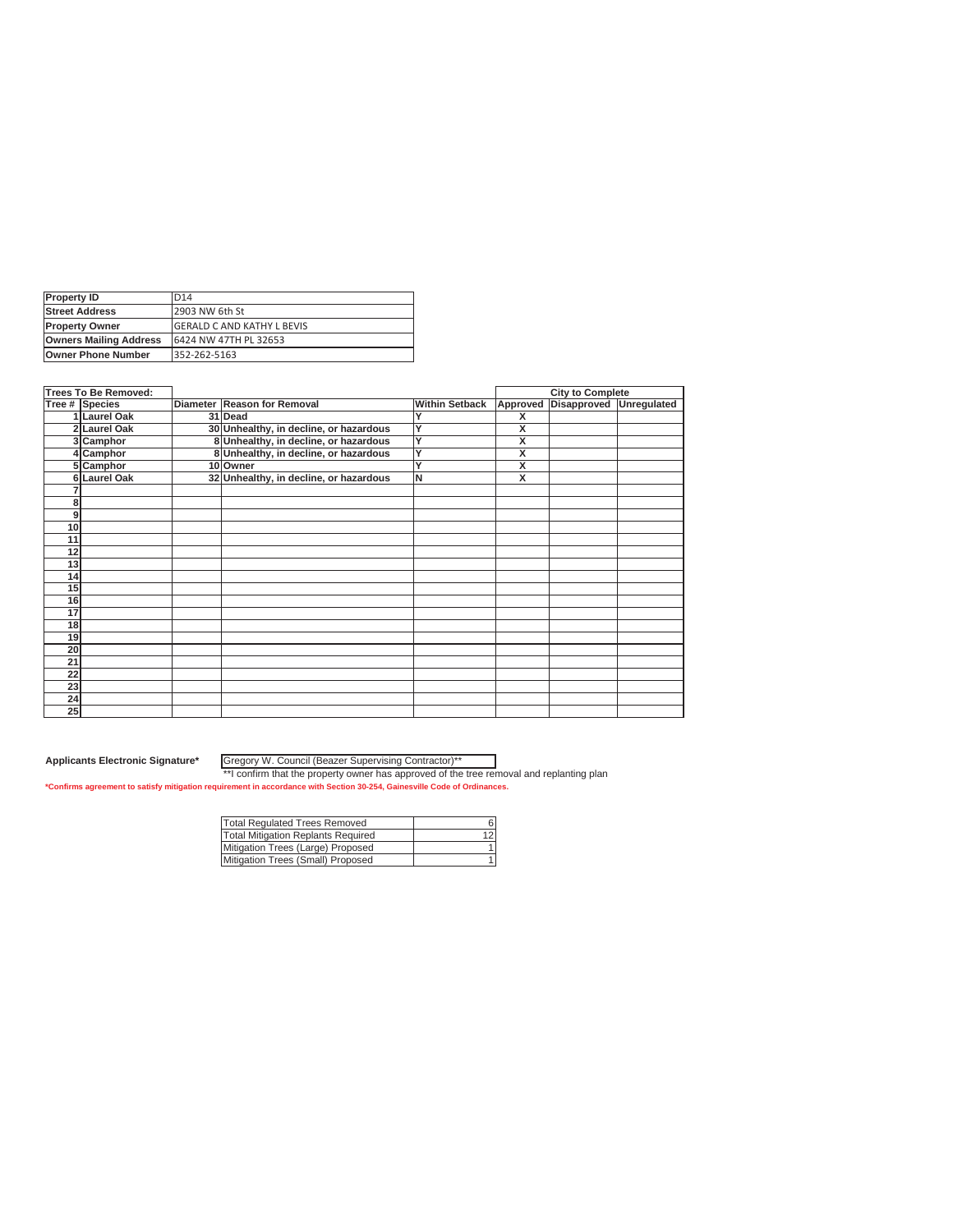| Property ID | D14 |
|---|---|
| Street Address | 2903 NW 6th St |
| Property Owner | GERALD C AND KATHY L BEVIS |
| Owners Mailing Address | 6424 NW 47TH PL 32653 |
| Owner Phone Number | 352-262-5163 |

| Trees To Be Removed: | | | | | City to Complete | | |
|---|---|---|---|---|---|---|---|
| Tree # | Species | Diameter | Reason for Removal | Within Setback | Approved | Disapproved | Unregulated |
| 1 | Laurel Oak | 31 | Dead | Y | X | | |
| 2 | Laurel Oak | 30 | Unhealthy, in decline, or hazardous | Y | X | | |
| 3 | Camphor | 8 | Unhealthy, in decline, or hazardous | Y | X | | |
| 4 | Camphor | 8 | Unhealthy, in decline, or hazardous | Y | X | | |
| 5 | Camphor | 10 | Owner | Y | X | | |
| 6 | Laurel Oak | 32 | Unhealthy, in decline, or hazardous | N | X | | |
| 7 | | | | | | | |
| 8 | | | | | | | |
| 9 | | | | | | | |
| 10 | | | | | | | |
| 11 | | | | | | | |
| 12 | | | | | | | |
| 13 | | | | | | | |
| 14 | | | | | | | |
| 15 | | | | | | | |
| 16 | | | | | | | |
| 17 | | | | | | | |
| 18 | | | | | | | |
| 19 | | | | | | | |
| 20 | | | | | | | |
| 21 | | | | | | | |
| 22 | | | | | | | |
| 23 | | | | | | | |
| 24 | | | | | | | |
| 25 | | | | | | | |

**Applicants Electronic Signature*** Gregory W. Council (Beazer Supervising Contractor)**

**I confirm that the property owner has approved of the tree removal and replanting plan

***Confirms agreement to satisfy mitigation requirement in accordance with Section 30-254, Gainesville Code of Ordinances.**

| Total Regulated Trees Removed | 6 |
|---|---|
| Total Mitigation Replants Required | 12 |
| Mitigation Trees (Large) Proposed | 1 |
| Mitigation Trees (Small) Proposed | 1 |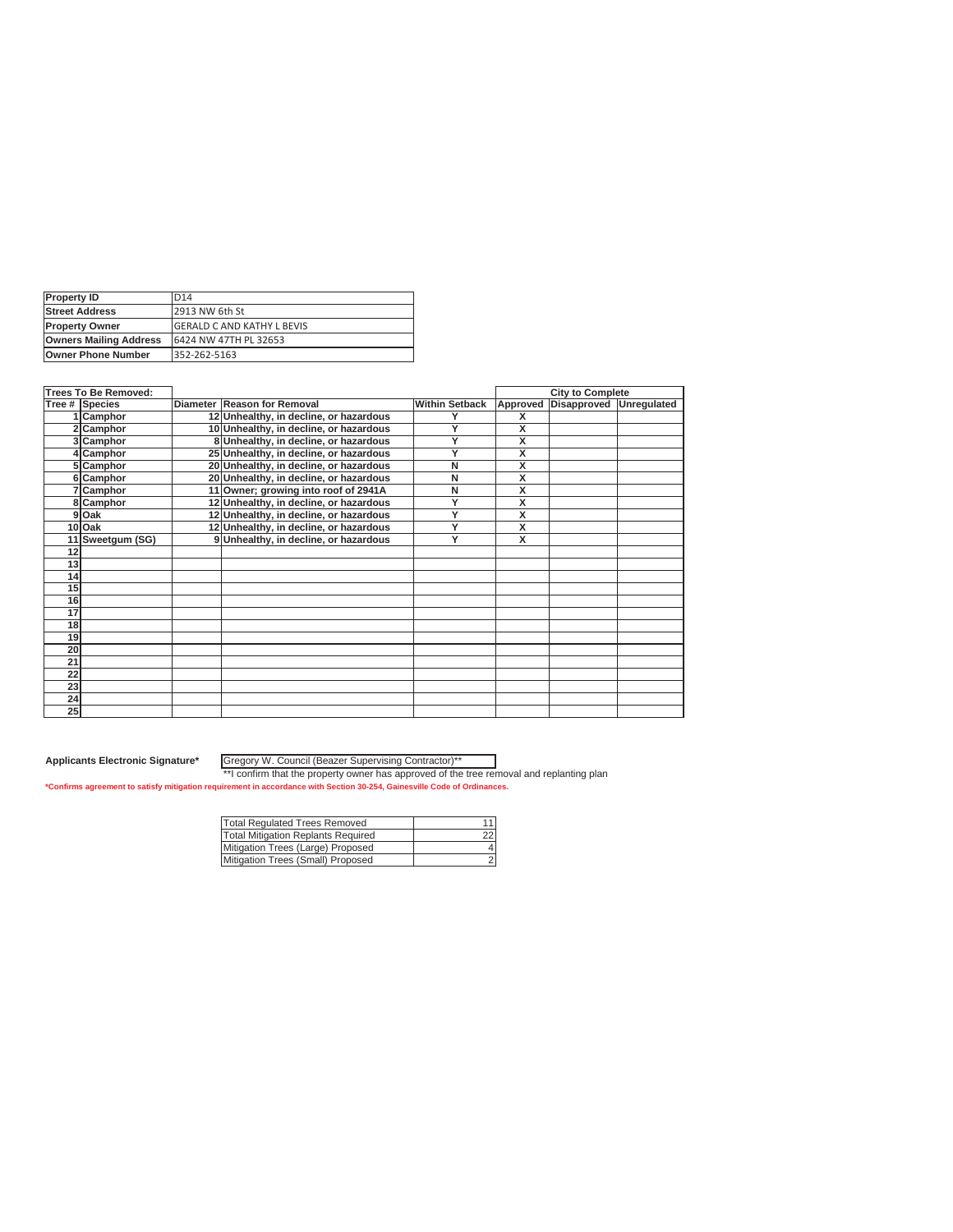| Property ID | D14 |
|---|---|
| Street Address | 2913 NW 6th St |
| Property Owner | GERALD C AND KATHY L BEVIS |
| Owners Mailing Address | 6424 NW 47TH PL 32653 |
| Owner Phone Number | 352-262-5163 |

| Trees To Be Removed: | | | | | City to Complete | | |
|---|---|---|---|---|---|---|---|
| Tree # | Species | Diameter | Reason for Removal | Within Setback | Approved | Disapproved | Unregulated |
| 1 | Camphor | 12 | Unhealthy, in decline, or hazardous | Y | X | | |
| 2 | Camphor | 10 | Unhealthy, in decline, or hazardous | Y | X | | |
| 3 | Camphor | 8 | Unhealthy, in decline, or hazardous | Y | X | | |
| 4 | Camphor | 25 | Unhealthy, in decline, or hazardous | Y | X | | |
| 5 | Camphor | 20 | Unhealthy, in decline, or hazardous | N | X | | |
| 6 | Camphor | 20 | Unhealthy, in decline, or hazardous | N | X | | |
| 7 | Camphor | 11 | Owner; growing into roof of 2941A | N | X | | |
| 8 | Camphor | 12 | Unhealthy, in decline, or hazardous | Y | X | | |
| 9 | Oak | 12 | Unhealthy, in decline, or hazardous | Y | X | | |
| 10 | Oak | 12 | Unhealthy, in decline, or hazardous | Y | X | | |
| 11 | Sweetgum (SG) | 9 | Unhealthy, in decline, or hazardous | Y | X | | |
| 12 | | | | | | | |
| 13 | | | | | | | |
| 14 | | | | | | | |
| 15 | | | | | | | |
| 16 | | | | | | | |
| 17 | | | | | | | |
| 18 | | | | | | | |
| 19 | | | | | | | |
| 20 | | | | | | | |
| 21 | | | | | | | |
| 22 | | | | | | | |
| 23 | | | | | | | |
| 24 | | | | | | | |
| 25 | | | | | | | |

**Applicants Electronic Signature*** Gregory W. Council (Beazer Supervising Contractor)**

**I confirm that the property owner has approved of the tree removal and replanting plan

***Confirms agreement to satisfy mitigation requirement in accordance with Section 30-254, Gainesville Code of Ordinances.**

| Total Regulated Trees Removed | 11 |
|---|---|
| Total Mitigation Replants Required | 22 |
| Mitigation Trees (Large) Proposed | 4 |
| Mitigation Trees (Small) Proposed | 2 |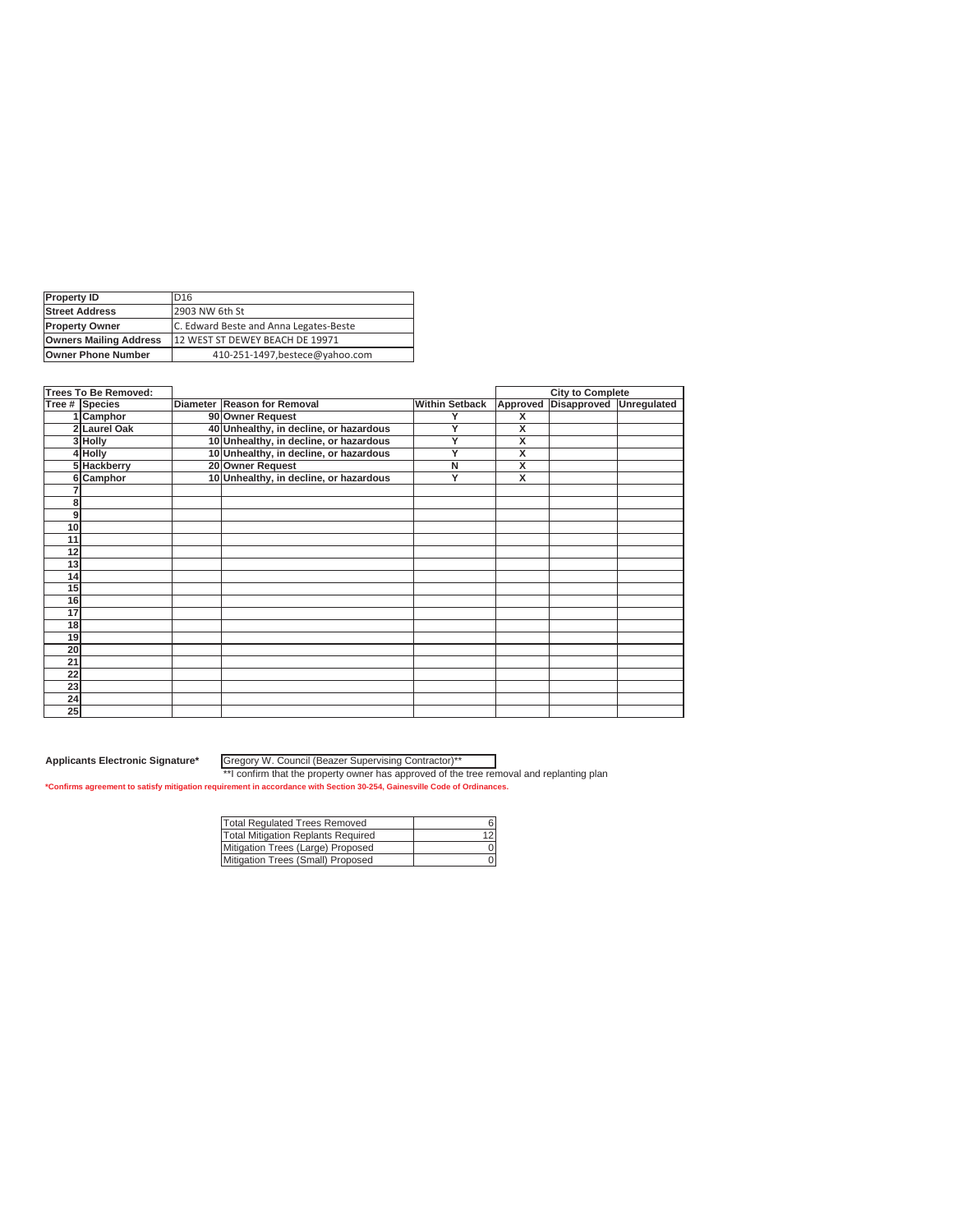| Property ID | D16 |
|---|---|
| Street Address | 2903 NW 6th St |
| Property Owner | C. Edward Beste and Anna Legates-Beste |
| Owners Mailing Address | 12 WEST ST DEWEY BEACH DE 19971 |
| Owner Phone Number | 410-251-1497,bestece@yahoo.com |

| Trees To Be Removed: | | | | | City to Complete | | |
|---|---|---|---|---|---|---|---|
| Tree # | Species | Diameter | Reason for Removal | Within Setback | Approved | Disapproved | Unregulated |
| 1 | Camphor | 90 | Owner Request | Y | X | | |
| 2 | Laurel Oak | 40 | Unhealthy, in decline, or hazardous | Y | X | | |
| 3 | Holly | 10 | Unhealthy, in decline, or hazardous | Y | X | | |
| 4 | Holly | 10 | Unhealthy, in decline, or hazardous | Y | X | | |
| 5 | Hackberry | 20 | Owner Request | N | X | | |
| 6 | Camphor | 10 | Unhealthy, in decline, or hazardous | Y | X | | |
| 7 | | | | | | | |
| 8 | | | | | | | |
| 9 | | | | | | | |
| 10 | | | | | | | |
| 11 | | | | | | | |
| 12 | | | | | | | |
| 13 | | | | | | | |
| 14 | | | | | | | |
| 15 | | | | | | | |
| 16 | | | | | | | |
| 17 | | | | | | | |
| 18 | | | | | | | |
| 19 | | | | | | | |
| 20 | | | | | | | |
| 21 | | | | | | | |
| 22 | | | | | | | |
| 23 | | | | | | | |
| 24 | | | | | | | |
| 25 | | | | | | | |

**Applicants Electronic Signature*** Gregory W. Council (Beazer Supervising Contractor)**

**I confirm that the property owner has approved of the tree removal and replanting plan

***Confirms agreement to satisfy mitigation requirement in accordance with Section 30-254, Gainesville Code of Ordinances.**

| Total Regulated Trees Removed | 6 |
|---|---|
| Total Mitigation Replants Required | 12 |
| Mitigation Trees (Large) Proposed | 0 |
| Mitigation Trees (Small) Proposed | 0 |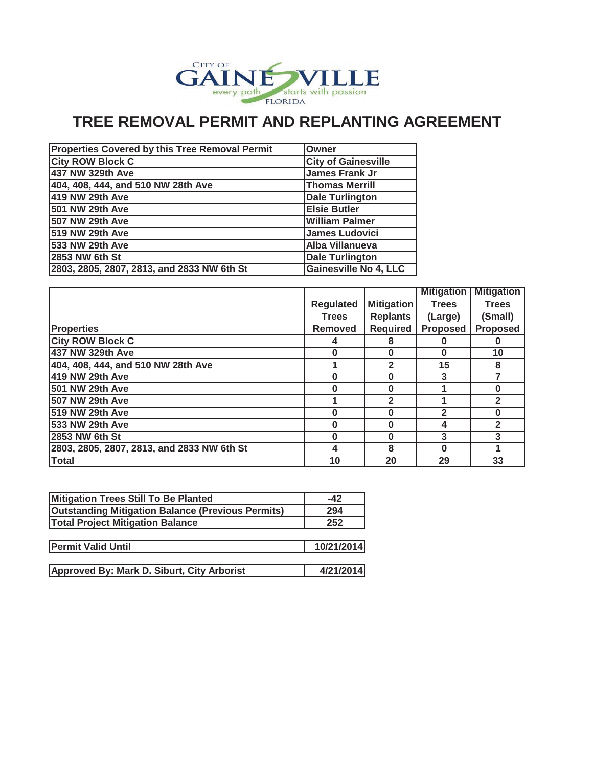CITY OF GAINESVILLE every path starts with passion FLORIDA

# TREE REMOVAL PERMIT AND REPLANTING AGREEMENT

| Properties Covered by this Tree Removal Permit | Owner |
|---|---|
| City ROW Block C | City of Gainesville |
| 437 NW 329th Ave | James Frank Jr |
| 404, 408, 444, and 510 NW 28th Ave | Thomas Merrill |
| 419 NW 29th Ave | Dale Turlington |
| 501 NW 29th Ave | Elsie Butler |
| 507 NW 29th Ave | William Palmer |
| 519 NW 29th Ave | James Ludovici |
| 533 NW 29th Ave | Alba Villanueva |
| 2853 NW 6th St | Dale Turlington |
| 2803, 2805, 2807, 2813, and 2833 NW 6th St | Gainesville No 4, LLC |

| Properties | Regulated Trees Removed | Mitigation Replants Required | Mitigation Trees (Large) Proposed | Mitigation Trees (Small) Proposed |
|---|---|---|---|---|
| City ROW Block C | 4 | 8 | 0 | 0 |
| 437 NW 329th Ave | 0 | 0 | 0 | 10 |
| 404, 408, 444, and 510 NW 28th Ave | 1 | 2 | 15 | 8 |
| 419 NW 29th Ave | 0 | 0 | 3 | 7 |
| 501 NW 29th Ave | 0 | 0 | 1 | 0 |
| 507 NW 29th Ave | 1 | 2 | 1 | 2 |
| 519 NW 29th Ave | 0 | 0 | 2 | 0 |
| 533 NW 29th Ave | 0 | 0 | 4 | 2 |
| 2853 NW 6th St | 0 | 0 | 3 | 3 |
| 2803, 2805, 2807, 2813, and 2833 NW 6th St | 4 | 8 | 0 | 1 |
| Total | 10 | 20 | 29 | 33 |

| | |
|---|---|
| Mitigation Trees Still To Be Planted | -42 |
| Outstanding Mitigation Balance (Previous Permits) | 294 |
| Total Project Mitigation Balance | 252 |

| | |
|---|---|
| Permit Valid Until | 10/21/2014 |

| | |
|---|---|
| Approved By: Mark D. Siburt, City Arborist | 4/21/2014 |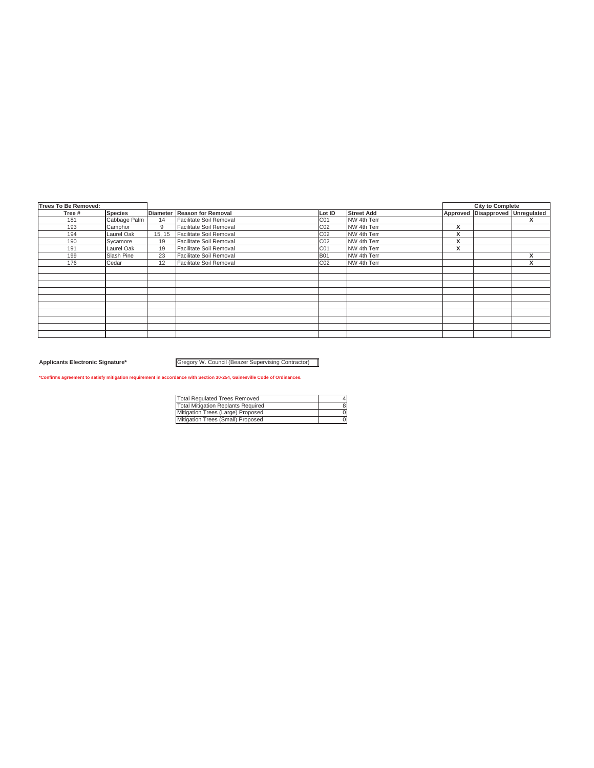| Trees To Be Removed: | | | | | | City to Complete | | |
|---|---|---|---|---|---|---|---|---|
| Tree # | Species | Diameter | Reason for Removal | Lot ID | Street Add | Approved | Disapproved | Unregulated |
| 181 | Cabbage Palm | 14 | Facilitate Soil Removal | C01 | NW 4th Terr | | | X |
| 193 | Camphor | 9 | Facilitate Soil Removal | C02 | NW 4th Terr | X | | |
| 194 | Laurel Oak | 15, 15 | Facilitate Soil Removal | C02 | NW 4th Terr | X | | |
| 190 | Sycamore | 19 | Facilitate Soil Removal | C02 | NW 4th Terr | X | | |
| 191 | Laurel Oak | 19 | Facilitate Soil Removal | C01 | NW 4th Terr | X | | |
| 199 | Slash Pine | 23 | Facilitate Soil Removal | B01 | NW 4th Terr | | | X |
| 176 | Cedar | 12 | Facilitate Soil Removal | C02 | NW 4th Terr | | | X |

**Applicants Electronic Signature***: Gregory W. Council (Beazer Supervising Contractor)

***Confirms agreement to satisfy mitigation requirement in accordance with Section 30-254, Gainesville Code of Ordinances.**

| | |
|---|---|
| Total Regulated Trees Removed | 4 |
| Total Mitigation Replants Required | 8 |
| Mitigation Trees (Large) Proposed | 0 |
| Mitigation Trees (Small) Proposed | 0 |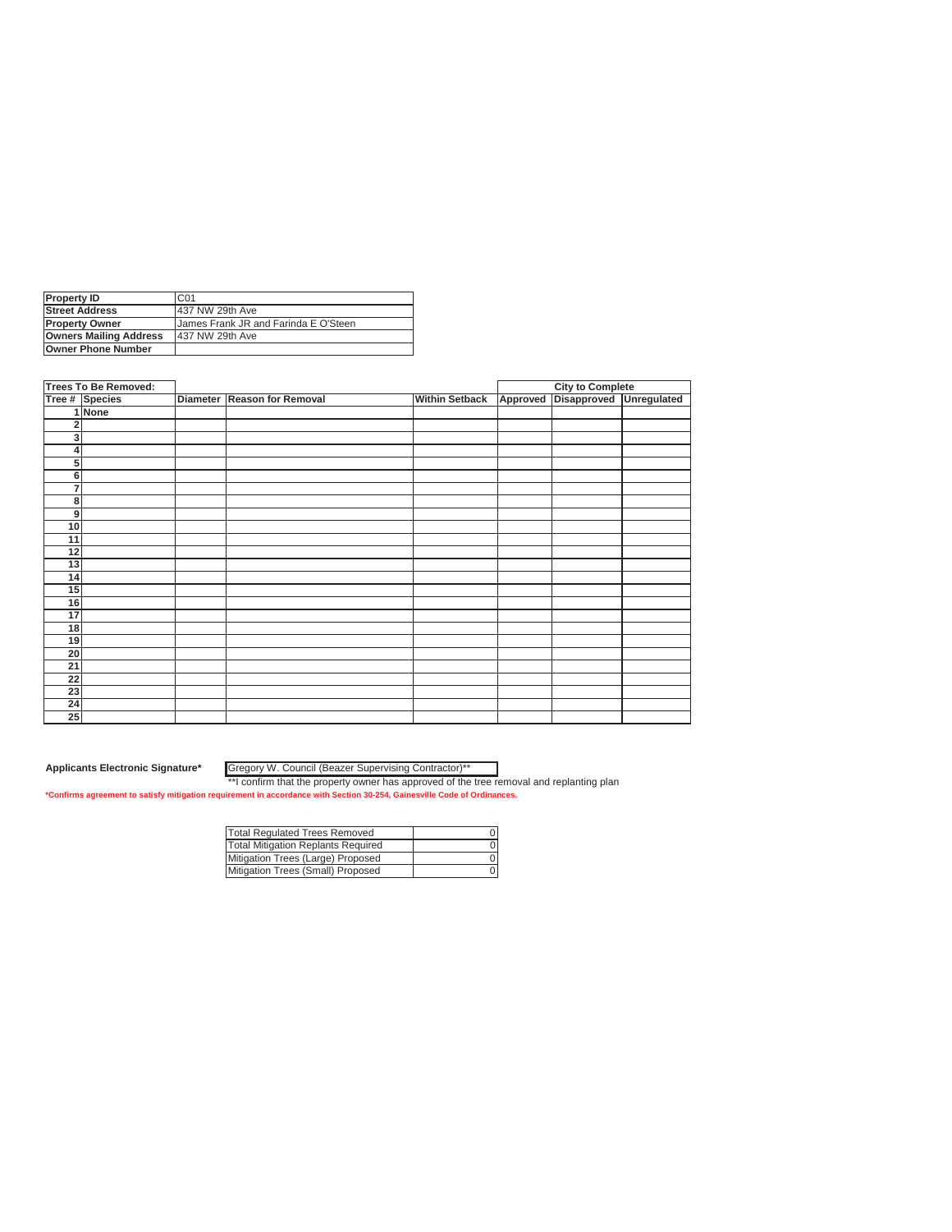| Property ID | C01 |
|---|---|
| Street Address | 437 NW 29th Ave |
| Property Owner | James Frank JR and Farinda E O'Steen |
| Owners Mailing Address | 437 NW 29th Ave |
| Owner Phone Number | |

| Trees To Be Removed: | | | | | City to Complete | | |
|---|---|---|---|---|---|---|---|
| Tree # | Species | Diameter | Reason for Removal | Within Setback | Approved | Disapproved | Unregulated |
| 1 | None | | | | | | |
| 2 | | | | | | | |
| 3 | | | | | | | |
| 4 | | | | | | | |
| 5 | | | | | | | |
| 6 | | | | | | | |
| 7 | | | | | | | |
| 8 | | | | | | | |
| 9 | | | | | | | |
| 10 | | | | | | | |
| 11 | | | | | | | |
| 12 | | | | | | | |
| 13 | | | | | | | |
| 14 | | | | | | | |
| 15 | | | | | | | |
| 16 | | | | | | | |
| 17 | | | | | | | |
| 18 | | | | | | | |
| 19 | | | | | | | |
| 20 | | | | | | | |
| 21 | | | | | | | |
| 22 | | | | | | | |
| 23 | | | | | | | |
| 24 | | | | | | | |
| 25 | | | | | | | |

**Applicants Electronic Signature*** Gregory W. Council (Beazer Supervising Contractor)**

**I confirm that the property owner has approved of the tree removal and replanting plan

***Confirms agreement to satisfy mitigation requirement in accordance with Section 30-254, Gainesville Code of Ordinances.**

| Total Regulated Trees Removed | 0 |
|---|---|
| Total Mitigation Replants Required | 0 |
| Mitigation Trees (Large) Proposed | 0 |
| Mitigation Trees (Small) Proposed | 0 |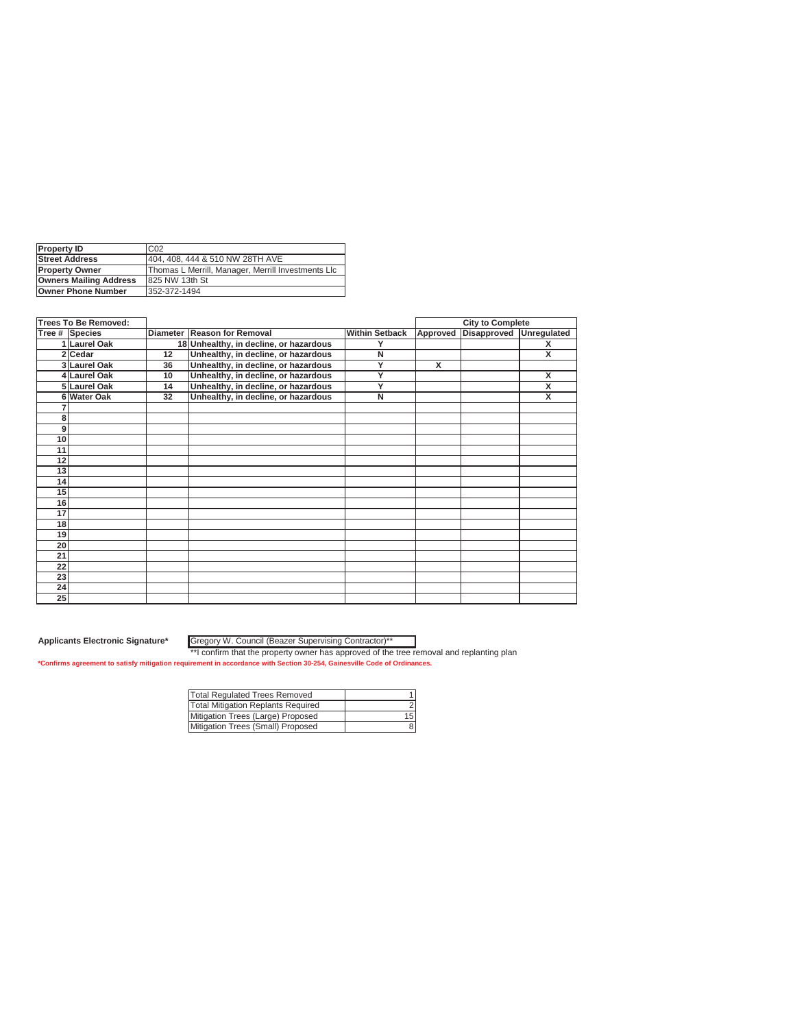| Property ID | C02 |
|---|---|
| Street Address | 404, 408, 444 & 510 NW 28TH AVE |
| Property Owner | Thomas L Merrill, Manager, Merrill Investments Llc |
| Owners Mailing Address | 825 NW 13th St |
| Owner Phone Number | 352-372-1494 |

| Trees To Be Removed: | | | | | City to Complete | | |
|---|---|---|---|---|---|---|---|
| Tree # | Species | Diameter | Reason for Removal | Within Setback | Approved | Disapproved | Unregulated |
| 1 | Laurel Oak | 18 | Unhealthy, in decline, or hazardous | Y | | | X |
| 2 | Cedar | 12 | Unhealthy, in decline, or hazardous | N | | | X |
| 3 | Laurel Oak | 36 | Unhealthy, in decline, or hazardous | Y | X | | |
| 4 | Laurel Oak | 10 | Unhealthy, in decline, or hazardous | Y | | | X |
| 5 | Laurel Oak | 14 | Unhealthy, in decline, or hazardous | Y | | | X |
| 6 | Water Oak | 32 | Unhealthy, in decline, or hazardous | N | | | X |
| 7 | | | | | | | |
| 8 | | | | | | | |
| 9 | | | | | | | |
| 10 | | | | | | | |
| 11 | | | | | | | |
| 12 | | | | | | | |
| 13 | | | | | | | |
| 14 | | | | | | | |
| 15 | | | | | | | |
| 16 | | | | | | | |
| 17 | | | | | | | |
| 18 | | | | | | | |
| 19 | | | | | | | |
| 20 | | | | | | | |
| 21 | | | | | | | |
| 22 | | | | | | | |
| 23 | | | | | | | |
| 24 | | | | | | | |
| 25 | | | | | | | |

**Applicants Electronic Signature*** Gregory W. Council (Beazer Supervising Contractor)**

**I confirm that the property owner has approved of the tree removal and replanting plan

***Confirms agreement to satisfy mitigation requirement in accordance with Section 30-254, Gainesville Code of Ordinances.**

| Total Regulated Trees Removed | 1 |
|---|---|
| Total Mitigation Replants Required | 2 |
| Mitigation Trees (Large) Proposed | 15 |
| Mitigation Trees (Small) Proposed | 8 |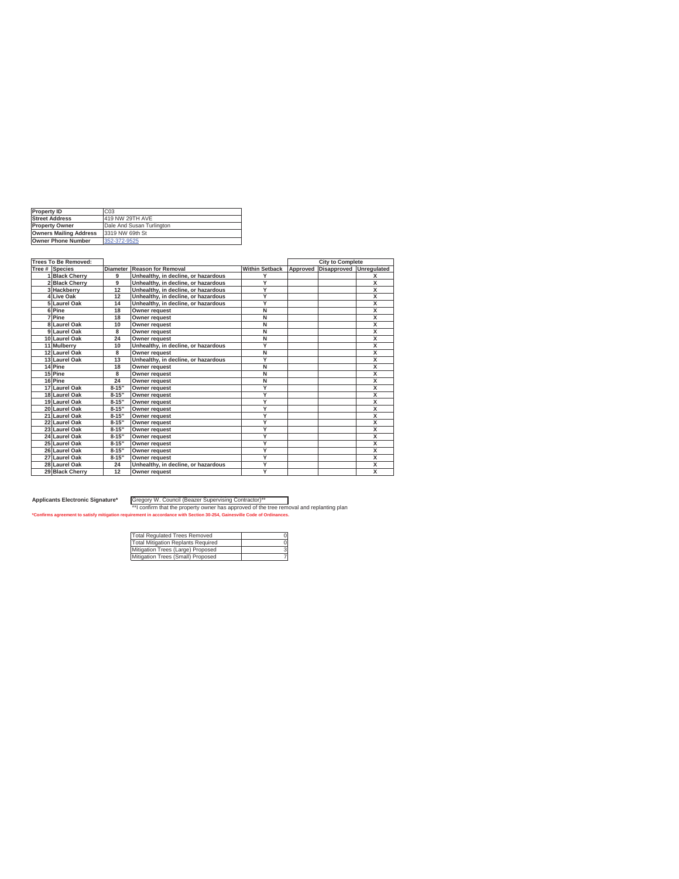| Property ID | C03 |
|---|---|
| Street Address | 419 NW 29TH AVE |
| Property Owner | Dale And Susan Turlington |
| Owners Mailing Address | 3319 NW 69th St |
| Owner Phone Number | 352-372-9525 |

| Trees To Be Removed: | | | | | City to Complete | | |
|---|---|---|---|---|---|---|---|
| Tree # Species | | Diameter | Reason for Removal | Within Setback | Approved | Disapproved | Unregulated |
| 1 | Black Cherry | 9 | Unhealthy, in decline, or hazardous | Y | | | X |
| 2 | Black Cherry | 9 | Unhealthy, in decline, or hazardous | Y | | | X |
| 3 | Hackberry | 12 | Unhealthy, in decline, or hazardous | Y | | | X |
| 4 | Live Oak | 12 | Unhealthy, in decline, or hazardous | Y | | | X |
| 5 | Laurel Oak | 14 | Unhealthy, in decline, or hazardous | Y | | | X |
| 6 | Pine | 18 | Owner request | N | | | X |
| 7 | Pine | 18 | Owner request | N | | | X |
| 8 | Laurel Oak | 10 | Owner request | N | | | X |
| 9 | Laurel Oak | 8 | Owner request | N | | | X |
| 10 | Laurel Oak | 24 | Owner request | N | | | X |
| 11 | Mulberry | 10 | Unhealthy, in decline, or hazardous | Y | | | X |
| 12 | Laurel Oak | 8 | Owner request | N | | | X |
| 13 | Laurel Oak | 13 | Unhealthy, in decline, or hazardous | Y | | | X |
| 14 | Pine | 18 | Owner request | N | | | X |
| 15 | Pine | 8 | Owner request | N | | | X |
| 16 | Pine | 24 | Owner request | N | | | X |
| 17 | Laurel Oak | 8-15" | Owner request | Y | | | X |
| 18 | Laurel Oak | 8-15" | Owner request | Y | | | X |
| 19 | Laurel Oak | 8-15" | Owner request | Y | | | X |
| 20 | Laurel Oak | 8-15" | Owner request | Y | | | X |
| 21 | Laurel Oak | 8-15" | Owner request | Y | | | X |
| 22 | Laurel Oak | 8-15" | Owner request | Y | | | X |
| 23 | Laurel Oak | 8-15" | Owner request | Y | | | X |
| 24 | Laurel Oak | 8-15" | Owner request | Y | | | X |
| 25 | Laurel Oak | 8-15" | Owner request | Y | | | X |
| 26 | Laurel Oak | 8-15" | Owner request | Y | | | X |
| 27 | Laurel Oak | 8-15" | Owner request | Y | | | X |
| 28 | Laurel Oak | 24 | Unhealthy, in decline, or hazardous | Y | | | X |
| 29 | Black Cherry | 12 | Owner request | Y | | | X |

**Applicants Electronic Signature*** Gregory W. Council (Beazer Supervising Contractor)**

**I confirm that the property owner has approved of the tree removal and replanting plan

*Confirms agreement to satisfy mitigation requirement in accordance with Section 30-254, Gainesville Code of Ordinances.

| Total Regulated Trees Removed | 0 |
|---|---|
| Total Mitigation Replants Required | 0 |
| Mitigation Trees (Large) Proposed | 3 |
| Mitigation Trees (Small) Proposed | 7 |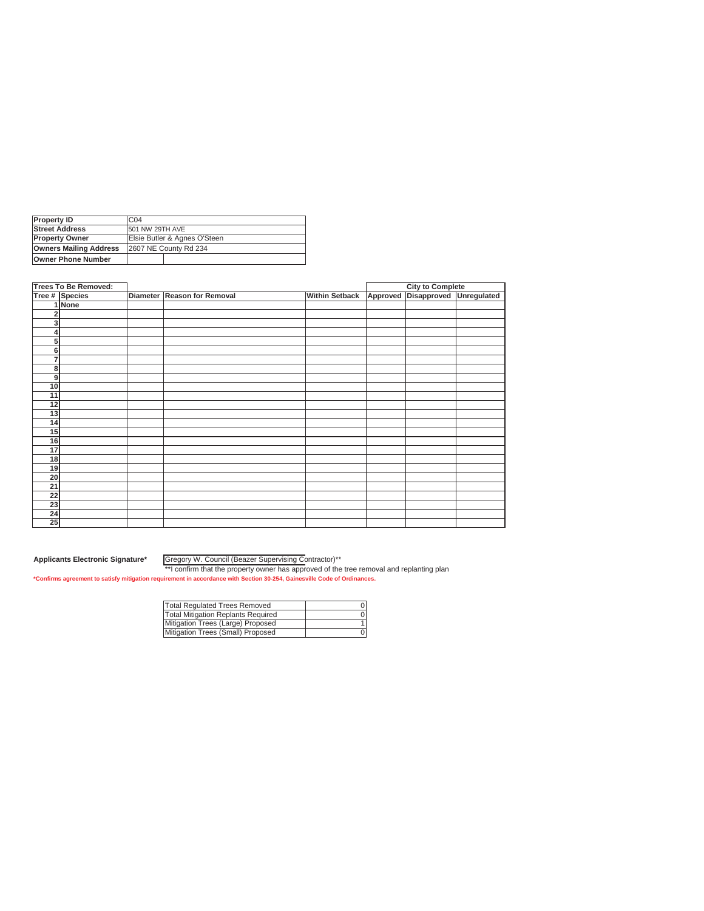| Property ID | C04 |
| --- | --- |
| Street Address | 501 NW 29TH AVE |
| Property Owner | Elsie Butler & Agnes O'Steen |
| Owners Mailing Address | 2607 NE County Rd 234 |
| Owner Phone Number | |

| Trees To Be Removed: | | | | | City to Complete | | |
| --- | --- | --- | --- | --- | --- | --- | --- |
| Tree # | Species | Diameter | Reason for Removal | Within Setback | Approved | Disapproved | Unregulated |
| 1 | None | | | | | | |
| 2 | | | | | | | |
| 3 | | | | | | | |
| 4 | | | | | | | |
| 5 | | | | | | | |
| 6 | | | | | | | |
| 7 | | | | | | | |
| 8 | | | | | | | |
| 9 | | | | | | | |
| 10 | | | | | | | |
| 11 | | | | | | | |
| 12 | | | | | | | |
| 13 | | | | | | | |
| 14 | | | | | | | |
| 15 | | | | | | | |
| 16 | | | | | | | |
| 17 | | | | | | | |
| 18 | | | | | | | |
| 19 | | | | | | | |
| 20 | | | | | | | |
| 21 | | | | | | | |
| 22 | | | | | | | |
| 23 | | | | | | | |
| 24 | | | | | | | |
| 25 | | | | | | | |

**Applicants Electronic Signature*** Gregory W. Council (Beazer Supervising Contractor)**

**I confirm that the property owner has approved of the tree removal and replanting plan

***Confirms agreement to satisfy mitigation requirement in accordance with Section 30-254, Gainesville Code of Ordinances.**

| Total Regulated Trees Removed | 0 |
| --- | --- |
| Total Mitigation Replants Required | 0 |
| Mitigation Trees (Large) Proposed | 1 |
| Mitigation Trees (Small) Proposed | 0 |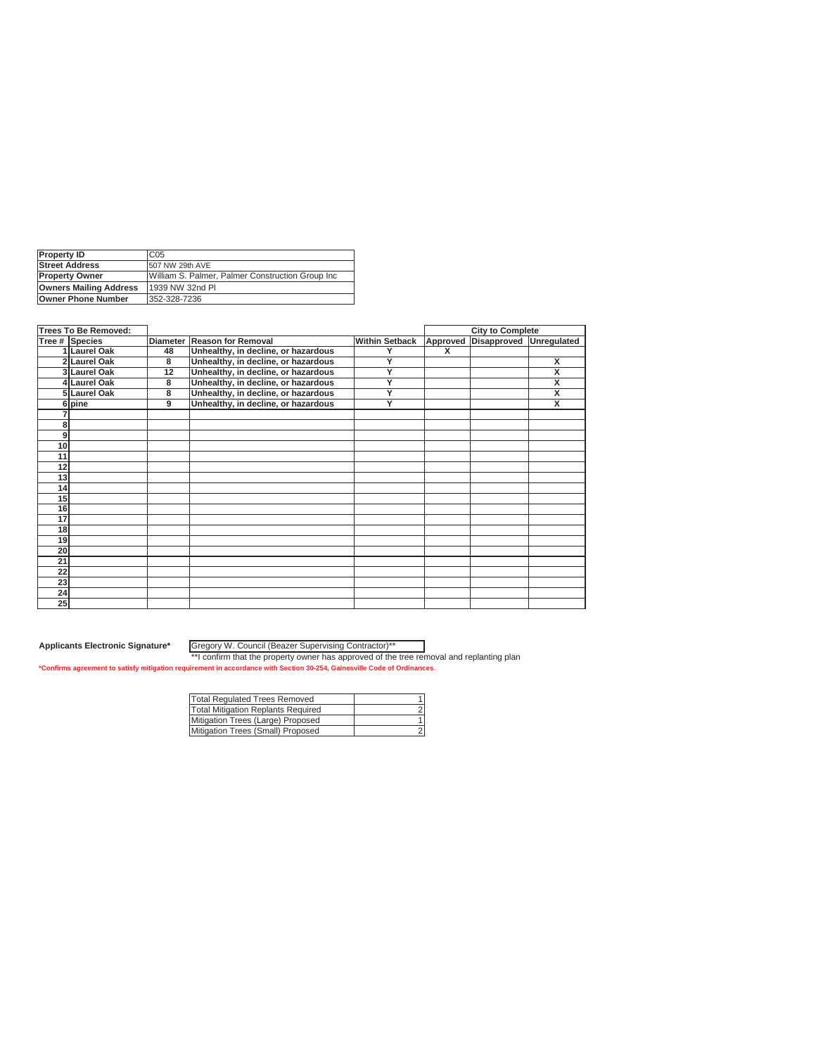| Property ID | C05 |
|---|---|
| Street Address | 507 NW 29th AVE |
| Property Owner | William S. Palmer, Palmer Construction Group Inc |
| Owners Mailing Address | 1939 NW 32nd Pl |
| Owner Phone Number | 352-328-7236 |

| Trees To Be Removed: | | | | | City to Complete | | |
|---|---|---|---|---|---|---|---|
| Tree # | Species | Diameter | Reason for Removal | Within Setback | Approved | Disapproved | Unregulated |
| 1 | Laurel Oak | 48 | Unhealthy, in decline, or hazardous | Y | X | | |
| 2 | Laurel Oak | 8 | Unhealthy, in decline, or hazardous | Y | | | X |
| 3 | Laurel Oak | 12 | Unhealthy, in decline, or hazardous | Y | | | X |
| 4 | Laurel Oak | 8 | Unhealthy, in decline, or hazardous | Y | | | X |
| 5 | Laurel Oak | 8 | Unhealthy, in decline, or hazardous | Y | | | X |
| 6 | pine | 9 | Unhealthy, in decline, or hazardous | Y | | | X |
| 7 | | | | | | | |
| 8 | | | | | | | |
| 9 | | | | | | | |
| 10 | | | | | | | |
| 11 | | | | | | | |
| 12 | | | | | | | |
| 13 | | | | | | | |
| 14 | | | | | | | |
| 15 | | | | | | | |
| 16 | | | | | | | |
| 17 | | | | | | | |
| 18 | | | | | | | |
| 19 | | | | | | | |
| 20 | | | | | | | |
| 21 | | | | | | | |
| 22 | | | | | | | |
| 23 | | | | | | | |
| 24 | | | | | | | |
| 25 | | | | | | | |

**Applicants Electronic Signature*** Gregory W. Council (Beazer Supervising Contractor)**

**I confirm that the property owner has approved of the tree removal and replanting plan

***Confirms agreement to satisfy mitigation requirement in accordance with Section 30-254, Gainesville Code of Ordinances.**

| Total Regulated Trees Removed | 1 |
|---|---|
| Total Mitigation Replants Required | 2 |
| Mitigation Trees (Large) Proposed | 1 |
| Mitigation Trees (Small) Proposed | 2 |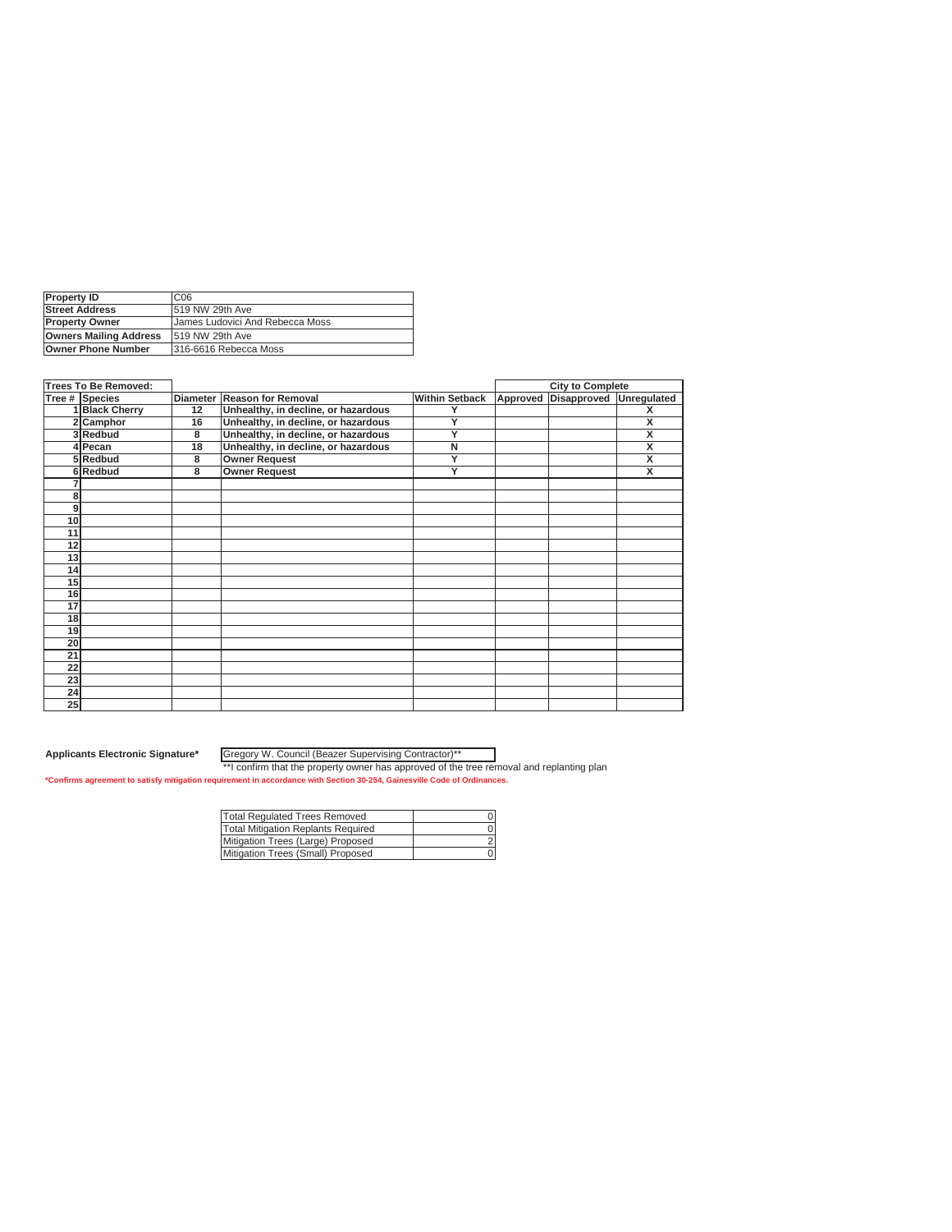| Property ID | C06 |
|---|---|
| Street Address | 519 NW 29th Ave |
| Property Owner | James Ludovici And Rebecca Moss |
| Owners Mailing Address | 519 NW 29th Ave |
| Owner Phone Number | 316-6616 Rebecca Moss |

| Trees To Be Removed: | | | | | City to Complete | | |
|---|---|---|---|---|---|---|---|
| Tree # | Species | Diameter | Reason for Removal | Within Setback | Approved | Disapproved | Unregulated |
| 1 | Black Cherry | 12 | Unhealthy, in decline, or hazardous | Y | | | X |
| 2 | Camphor | 16 | Unhealthy, in decline, or hazardous | Y | | | X |
| 3 | Redbud | 8 | Unhealthy, in decline, or hazardous | Y | | | X |
| 4 | Pecan | 18 | Unhealthy, in decline, or hazardous | N | | | X |
| 5 | Redbud | 8 | Owner Request | Y | | | X |
| 6 | Redbud | 8 | Owner Request | Y | | | X |
| 7 | | | | | | | |
| 8 | | | | | | | |
| 9 | | | | | | | |
| 10 | | | | | | | |
| 11 | | | | | | | |
| 12 | | | | | | | |
| 13 | | | | | | | |
| 14 | | | | | | | |
| 15 | | | | | | | |
| 16 | | | | | | | |
| 17 | | | | | | | |
| 18 | | | | | | | |
| 19 | | | | | | | |
| 20 | | | | | | | |
| 21 | | | | | | | |
| 22 | | | | | | | |
| 23 | | | | | | | |
| 24 | | | | | | | |
| 25 | | | | | | | |

**Applicants Electronic Signature*** Gregory W. Council (Beazer Supervising Contractor)**

**I confirm that the property owner has approved of the tree removal and replanting plan

***Confirms agreement to satisfy mitigation requirement in accordance with Section 30-254, Gainesville Code of Ordinances.**

| Total Regulated Trees Removed | 0 |
|---|---|
| Total Mitigation Replants Required | 0 |
| Mitigation Trees (Large) Proposed | 2 |
| Mitigation Trees (Small) Proposed | 0 |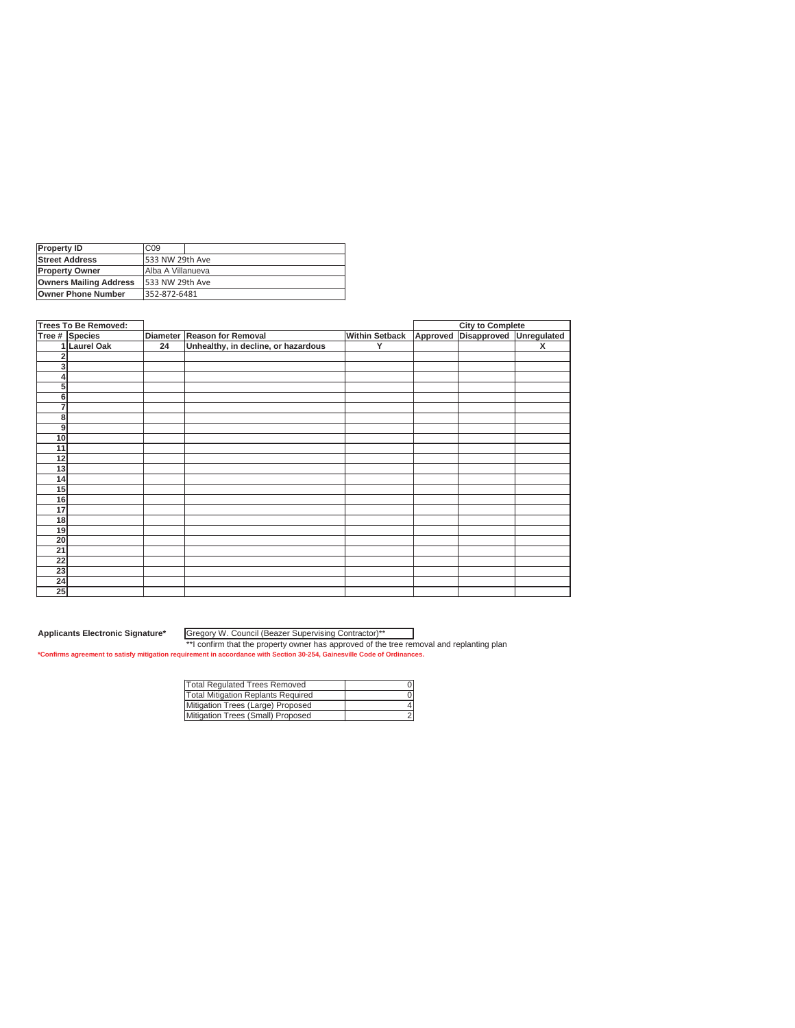| Property ID | C09 |
| --- | --- |
| Street Address | 533 NW 29th Ave |
| Property Owner | Alba A Villanueva |
| Owners Mailing Address | 533 NW 29th Ave |
| Owner Phone Number | 352-872-6481 |

| Trees To Be Removed: | | | | | City to Complete | | |
| --- | --- | --- | --- | --- | --- | --- | --- |
| Tree # | Species | Diameter | Reason for Removal | Within Setback | Approved | Disapproved | Unregulated |
| 1 | Laurel Oak | 24 | Unhealthy, in decline, or hazardous | Y | | | X |
| 2 | | | | | | | |
| 3 | | | | | | | |
| 4 | | | | | | | |
| 5 | | | | | | | |
| 6 | | | | | | | |
| 7 | | | | | | | |
| 8 | | | | | | | |
| 9 | | | | | | | |
| 10 | | | | | | | |
| 11 | | | | | | | |
| 12 | | | | | | | |
| 13 | | | | | | | |
| 14 | | | | | | | |
| 15 | | | | | | | |
| 16 | | | | | | | |
| 17 | | | | | | | |
| 18 | | | | | | | |
| 19 | | | | | | | |
| 20 | | | | | | | |
| 21 | | | | | | | |
| 22 | | | | | | | |
| 23 | | | | | | | |
| 24 | | | | | | | |
| 25 | | | | | | | |

**Applicants Electronic Signature*** Gregory W. Council (Beazer Supervising Contractor)**

**I confirm that the property owner has approved of the tree removal and replanting plan

*Confirms agreement to satisfy mitigation requirement in accordance with Section 30-254, Gainesville Code of Ordinances.

| Total Regulated Trees Removed | 0 |
| --- | --- |
| Total Mitigation Replants Required | 0 |
| Mitigation Trees (Large) Proposed | 4 |
| Mitigation Trees (Small) Proposed | 2 |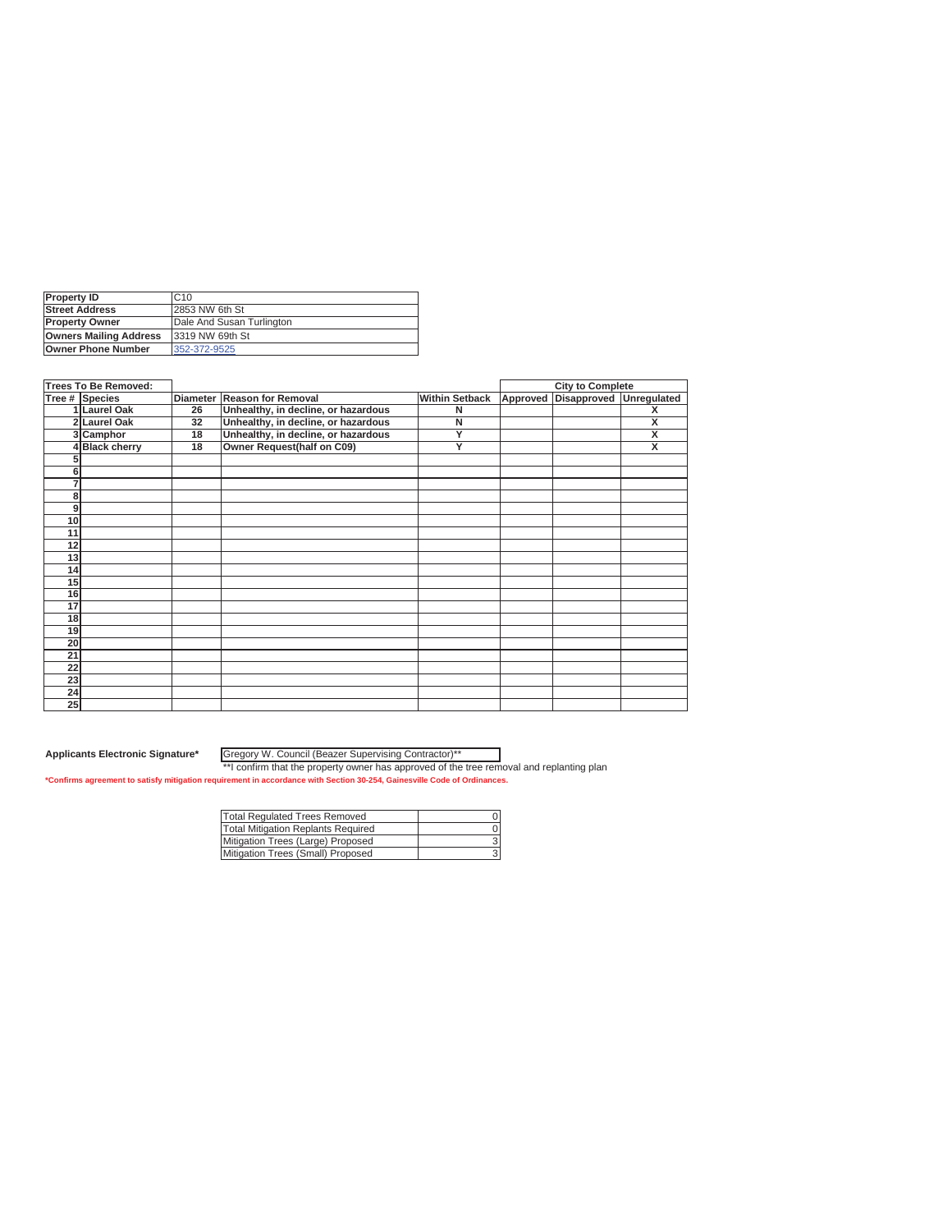| Property ID | C10 |
|---|---|
| Street Address | 2853 NW 6th St |
| Property Owner | Dale And Susan Turlington |
| Owners Mailing Address | 3319 NW 69th St |
| Owner Phone Number | 352-372-9525 |

| Trees To Be Removed: | | | | | City to Complete | | |
|---|---|---|---|---|---|---|---|
| Tree # Species | | Diameter | Reason for Removal | Within Setback | Approved | Disapproved | Unregulated |
| 1 | Laurel Oak | 26 | Unhealthy, in decline, or hazardous | N | | | X |
| 2 | Laurel Oak | 32 | Unhealthy, in decline, or hazardous | N | | | X |
| 3 | Camphor | 18 | Unhealthy, in decline, or hazardous | Y | | | X |
| 4 | Black cherry | 18 | Owner Request(half on C09) | Y | | | X |
| 5 | | | | | | | |
| 6 | | | | | | | |
| 7 | | | | | | | |
| 8 | | | | | | | |
| 9 | | | | | | | |
| 10 | | | | | | | |
| 11 | | | | | | | |
| 12 | | | | | | | |
| 13 | | | | | | | |
| 14 | | | | | | | |
| 15 | | | | | | | |
| 16 | | | | | | | |
| 17 | | | | | | | |
| 18 | | | | | | | |
| 19 | | | | | | | |
| 20 | | | | | | | |
| 21 | | | | | | | |
| 22 | | | | | | | |
| 23 | | | | | | | |
| 24 | | | | | | | |
| 25 | | | | | | | |

**Applicants Electronic Signature*** Gregory W. Council (Beazer Supervising Contractor)**

**I confirm that the property owner has approved of the tree removal and replanting plan

***Confirms agreement to satisfy mitigation requirement in accordance with Section 30-254, Gainesville Code of Ordinances.**

| Total Regulated Trees Removed | 0 |
|---|---|
| Total Mitigation Replants Required | 0 |
| Mitigation Trees (Large) Proposed | 3 |
| Mitigation Trees (Small) Proposed | 3 |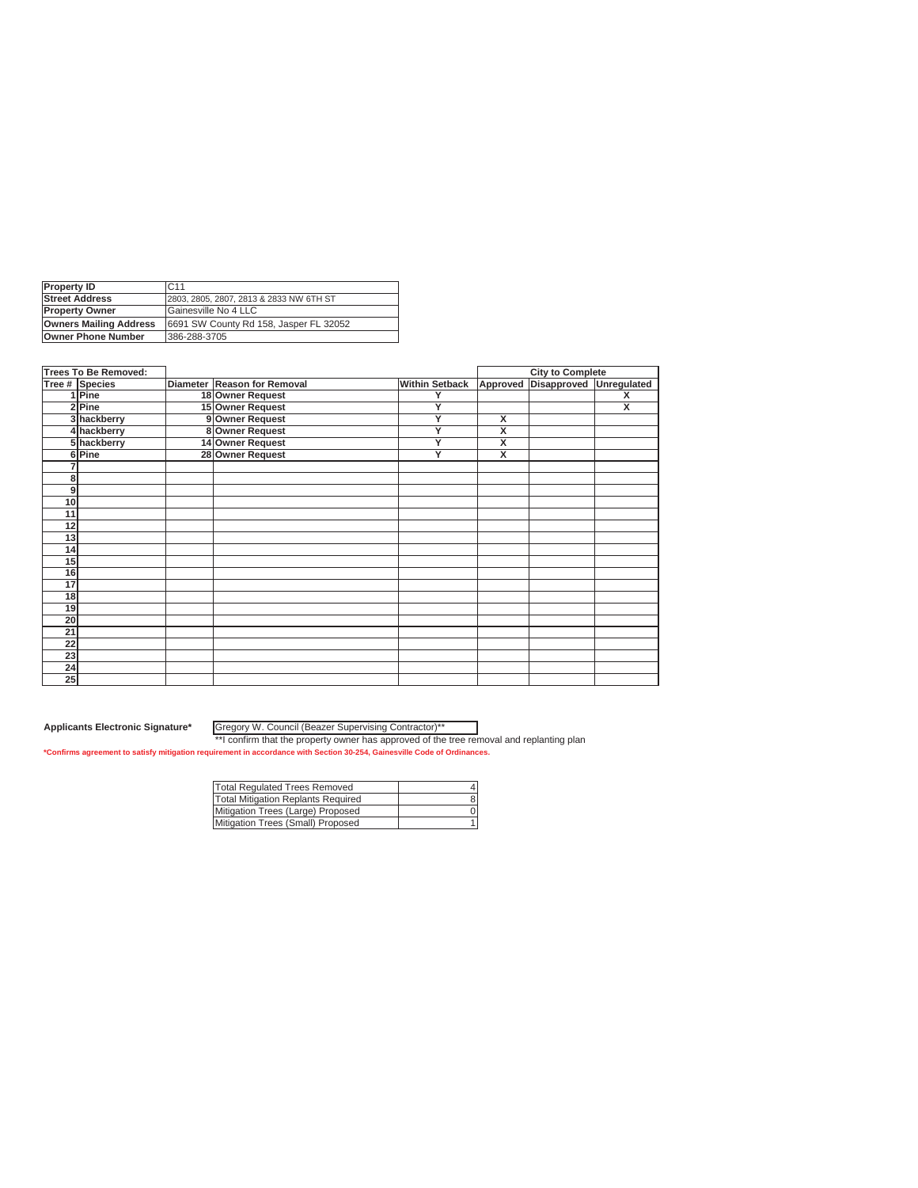| Property ID | C11 |
|---|---|
| Street Address | 2803, 2805, 2807, 2813 & 2833 NW 6TH ST |
| Property Owner | Gainesville No 4 LLC |
| Owners Mailing Address | 6691 SW County Rd 158, Jasper FL 32052 |
| Owner Phone Number | 386-288-3705 |

| Trees To Be Removed: | | | | | City to Complete | | |
|---|---|---|---|---|---|---|---|
| Tree # | Species | Diameter | Reason for Removal | Within Setback | Approved | Disapproved | Unregulated |
| 1 | Pine | 18 | Owner Request | Y | | | X |
| 2 | Pine | 15 | Owner Request | Y | | | X |
| 3 | hackberry | 9 | Owner Request | Y | X | | |
| 4 | hackberry | 8 | Owner Request | Y | X | | |
| 5 | hackberry | 14 | Owner Request | Y | X | | |
| 6 | Pine | 28 | Owner Request | Y | X | | |
| 7 | | | | | | | |
| 8 | | | | | | | |
| 9 | | | | | | | |
| 10 | | | | | | | |
| 11 | | | | | | | |
| 12 | | | | | | | |
| 13 | | | | | | | |
| 14 | | | | | | | |
| 15 | | | | | | | |
| 16 | | | | | | | |
| 17 | | | | | | | |
| 18 | | | | | | | |
| 19 | | | | | | | |
| 20 | | | | | | | |
| 21 | | | | | | | |
| 22 | | | | | | | |
| 23 | | | | | | | |
| 24 | | | | | | | |
| 25 | | | | | | | |

**Applicants Electronic Signature*** Gregory W. Council (Beazer Supervising Contractor)**

**I confirm that the property owner has approved of the tree removal and replanting plan

***Confirms agreement to satisfy mitigation requirement in accordance with Section 30-254, Gainesville Code of Ordinances.**

| Total Regulated Trees Removed | 4 |
|---|---|
| Total Mitigation Replants Required | 8 |
| Mitigation Trees (Large) Proposed | 0 |
| Mitigation Trees (Small) Proposed | 1 |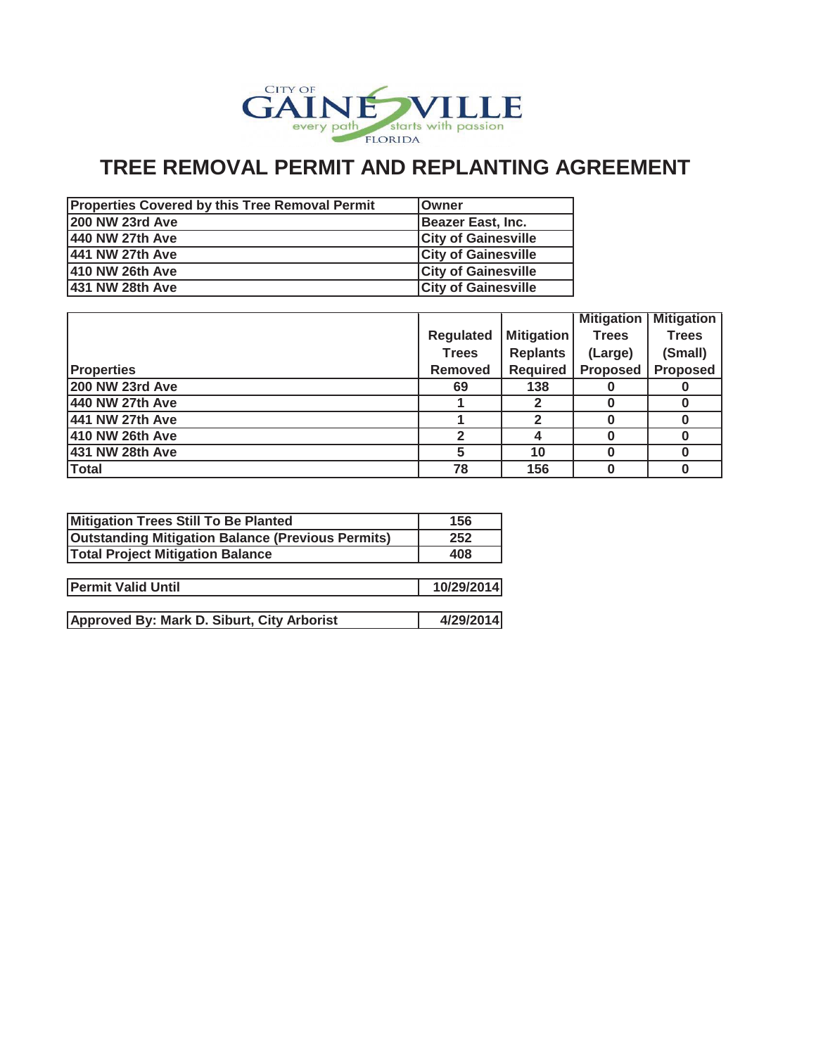CITY OF GAINESVILLE
every path starts with passion
FLORIDA

# TREE REMOVAL PERMIT AND REPLANTING AGREEMENT

| Properties Covered by this Tree Removal Permit | Owner |
|---|---|
| 200 NW 23rd Ave | Beazer East, Inc. |
| 440 NW 27th Ave | City of Gainesville |
| 441 NW 27th Ave | City of Gainesville |
| 410 NW 26th Ave | City of Gainesville |
| 431 NW 28th Ave | City of Gainesville |

| Properties | Regulated Trees Removed | Mitigation Replants Required | Mitigation Trees (Large) Proposed | Mitigation Trees (Small) Proposed |
|---|---|---|---|---|
| 200 NW 23rd Ave | 69 | 138 | 0 | 0 |
| 440 NW 27th Ave | 1 | 2 | 0 | 0 |
| 441 NW 27th Ave | 1 | 2 | 0 | 0 |
| 410 NW 26th Ave | 2 | 4 | 0 | 0 |
| 431 NW 28th Ave | 5 | 10 | 0 | 0 |
| Total | 78 | 156 | 0 | 0 |

| | |
|---|---|
| Mitigation Trees Still To Be Planted | 156 |
| Outstanding Mitigation Balance (Previous Permits) | 252 |
| Total Project Mitigation Balance | 408 |

| | |
|---|---|
| Permit Valid Until | 10/29/2014 |

| | |
|---|---|
| Approved By: Mark D. Siburt, City Arborist | 4/29/2014 |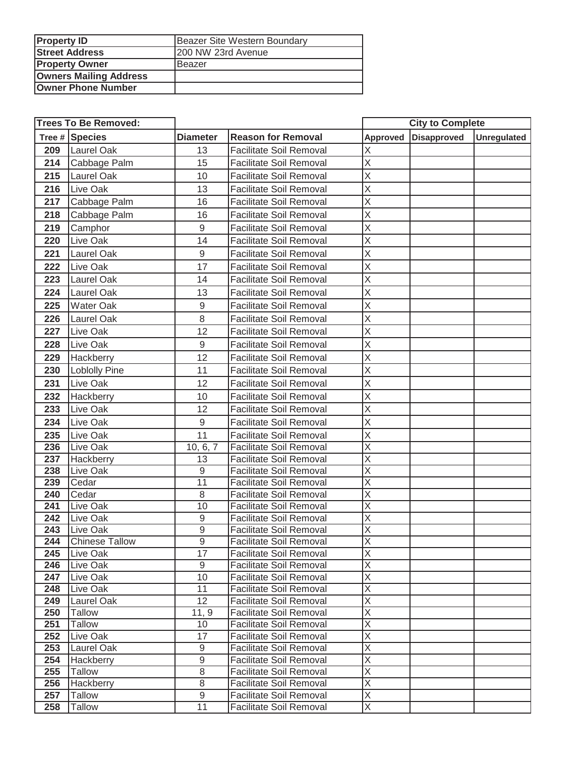| Property ID | Beazer Site Western Boundary |
|---|---|
| Street Address | 200 NW 23rd Avenue |
| Property Owner | Beazer |
| Owners Mailing Address | |
| Owner Phone Number | |

| Trees To Be Removed: | | | | City to Complete | | |
|---|---|---|---|---|---|---|
| **Tree #** | **Species** | **Diameter** | **Reason for Removal** | **Approved** | **Disapproved** | **Unregulated** |
| 209 | Laurel Oak | 13 | Facilitate Soil Removal | X | | |
| 214 | Cabbage Palm | 15 | Facilitate Soil Removal | X | | |
| 215 | Laurel Oak | 10 | Facilitate Soil Removal | X | | |
| 216 | Live Oak | 13 | Facilitate Soil Removal | X | | |
| 217 | Cabbage Palm | 16 | Facilitate Soil Removal | X | | |
| 218 | Cabbage Palm | 16 | Facilitate Soil Removal | X | | |
| 219 | Camphor | 9 | Facilitate Soil Removal | X | | |
| 220 | Live Oak | 14 | Facilitate Soil Removal | X | | |
| 221 | Laurel Oak | 9 | Facilitate Soil Removal | X | | |
| 222 | Live Oak | 17 | Facilitate Soil Removal | X | | |
| 223 | Laurel Oak | 14 | Facilitate Soil Removal | X | | |
| 224 | Laurel Oak | 13 | Facilitate Soil Removal | X | | |
| 225 | Water Oak | 9 | Facilitate Soil Removal | X | | |
| 226 | Laurel Oak | 8 | Facilitate Soil Removal | X | | |
| 227 | Live Oak | 12 | Facilitate Soil Removal | X | | |
| 228 | Live Oak | 9 | Facilitate Soil Removal | X | | |
| 229 | Hackberry | 12 | Facilitate Soil Removal | X | | |
| 230 | Loblolly Pine | 11 | Facilitate Soil Removal | X | | |
| 231 | Live Oak | 12 | Facilitate Soil Removal | X | | |
| 232 | Hackberry | 10 | Facilitate Soil Removal | X | | |
| 233 | Live Oak | 12 | Facilitate Soil Removal | X | | |
| 234 | Live Oak | 9 | Facilitate Soil Removal | X | | |
| 235 | Live Oak | 11 | Facilitate Soil Removal | X | | |
| 236 | Live Oak | 10, 6, 7 | Facilitate Soil Removal | X | | |
| 237 | Hackberry | 13 | Facilitate Soil Removal | X | | |
| 238 | Live Oak | 9 | Facilitate Soil Removal | X | | |
| 239 | Cedar | 11 | Facilitate Soil Removal | X | | |
| 240 | Cedar | 8 | Facilitate Soil Removal | X | | |
| 241 | Live Oak | 10 | Facilitate Soil Removal | X | | |
| 242 | Live Oak | 9 | Facilitate Soil Removal | X | | |
| 243 | Live Oak | 9 | Facilitate Soil Removal | X | | |
| 244 | Chinese Tallow | 9 | Facilitate Soil Removal | X | | |
| 245 | Live Oak | 17 | Facilitate Soil Removal | X | | |
| 246 | Live Oak | 9 | Facilitate Soil Removal | X | | |
| 247 | Live Oak | 10 | Facilitate Soil Removal | X | | |
| 248 | Live Oak | 11 | Facilitate Soil Removal | X | | |
| 249 | Laurel Oak | 12 | Facilitate Soil Removal | X | | |
| 250 | Tallow | 11, 9 | Facilitate Soil Removal | X | | |
| 251 | Tallow | 10 | Facilitate Soil Removal | X | | |
| 252 | Live Oak | 17 | Facilitate Soil Removal | X | | |
| 253 | Laurel Oak | 9 | Facilitate Soil Removal | X | | |
| 254 | Hackberry | 9 | Facilitate Soil Removal | X | | |
| 255 | Tallow | 8 | Facilitate Soil Removal | X | | |
| 256 | Hackberry | 8 | Facilitate Soil Removal | X | | |
| 257 | Tallow | 9 | Facilitate Soil Removal | X | | |
| 258 | Tallow | 11 | Facilitate Soil Removal | X | | |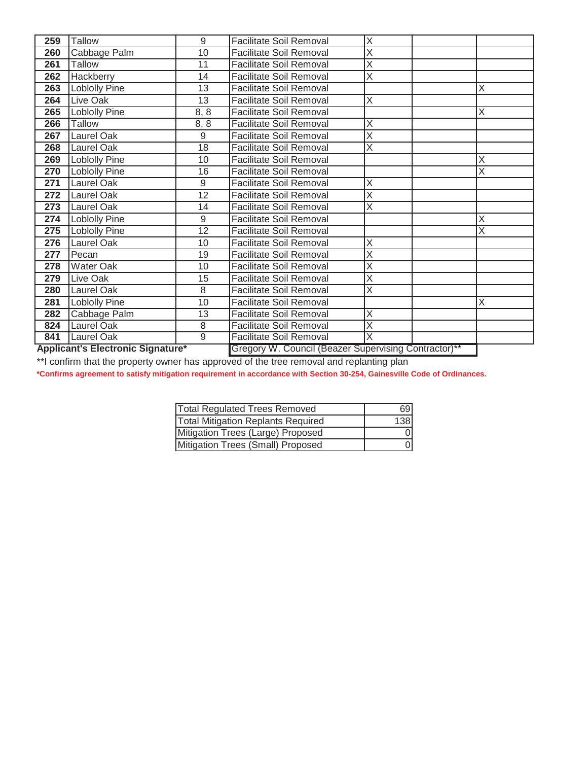| | | | | | | |
|---|---|---|---|---|---|---|
| **259** | Tallow | 9 | Facilitate Soil Removal | X | | |
| **260** | Cabbage Palm | 10 | Facilitate Soil Removal | X | | |
| **261** | Tallow | 11 | Facilitate Soil Removal | X | | |
| **262** | Hackberry | 14 | Facilitate Soil Removal | X | | |
| **263** | Loblolly Pine | 13 | Facilitate Soil Removal | | | X |
| **264** | Live Oak | 13 | Facilitate Soil Removal | X | | |
| **265** | Loblolly Pine | 8, 8 | Facilitate Soil Removal | | | X |
| **266** | Tallow | 8, 8 | Facilitate Soil Removal | X | | |
| **267** | Laurel Oak | 9 | Facilitate Soil Removal | X | | |
| **268** | Laurel Oak | 18 | Facilitate Soil Removal | X | | |
| **269** | Loblolly Pine | 10 | Facilitate Soil Removal | | | X |
| **270** | Loblolly Pine | 16 | Facilitate Soil Removal | | | X |
| **271** | Laurel Oak | 9 | Facilitate Soil Removal | X | | |
| **272** | Laurel Oak | 12 | Facilitate Soil Removal | X | | |
| **273** | Laurel Oak | 14 | Facilitate Soil Removal | X | | |
| **274** | Loblolly Pine | 9 | Facilitate Soil Removal | | | X |
| **275** | Loblolly Pine | 12 | Facilitate Soil Removal | | | X |
| **276** | Laurel Oak | 10 | Facilitate Soil Removal | X | | |
| **277** | Pecan | 19 | Facilitate Soil Removal | X | | |
| **278** | Water Oak | 10 | Facilitate Soil Removal | X | | |
| **279** | Live Oak | 15 | Facilitate Soil Removal | X | | |
| **280** | Laurel Oak | 8 | Facilitate Soil Removal | X | | |
| **281** | Loblolly Pine | 10 | Facilitate Soil Removal | | | X |
| **282** | Cabbage Palm | 13 | Facilitate Soil Removal | X | | |
| **824** | Laurel Oak | 8 | Facilitate Soil Removal | X | | |
| **841** | Laurel Oak | 9 | Facilitate Soil Removal | X | | |

**Applicant's Electronic Signature*** Gregory W. Council (Beazer Supervising Contractor)**

**I confirm that the property owner has approved of the tree removal and replanting plan

***Confirms agreement to satisfy mitigation requirement in accordance with Section 30-254, Gainesville Code of Ordinances.**

| | |
|---|---|
| Total Regulated Trees Removed | 69 |
| Total Mitigation Replants Required | 138 |
| Mitigation Trees (Large) Proposed | 0 |
| Mitigation Trees (Small) Proposed | 0 |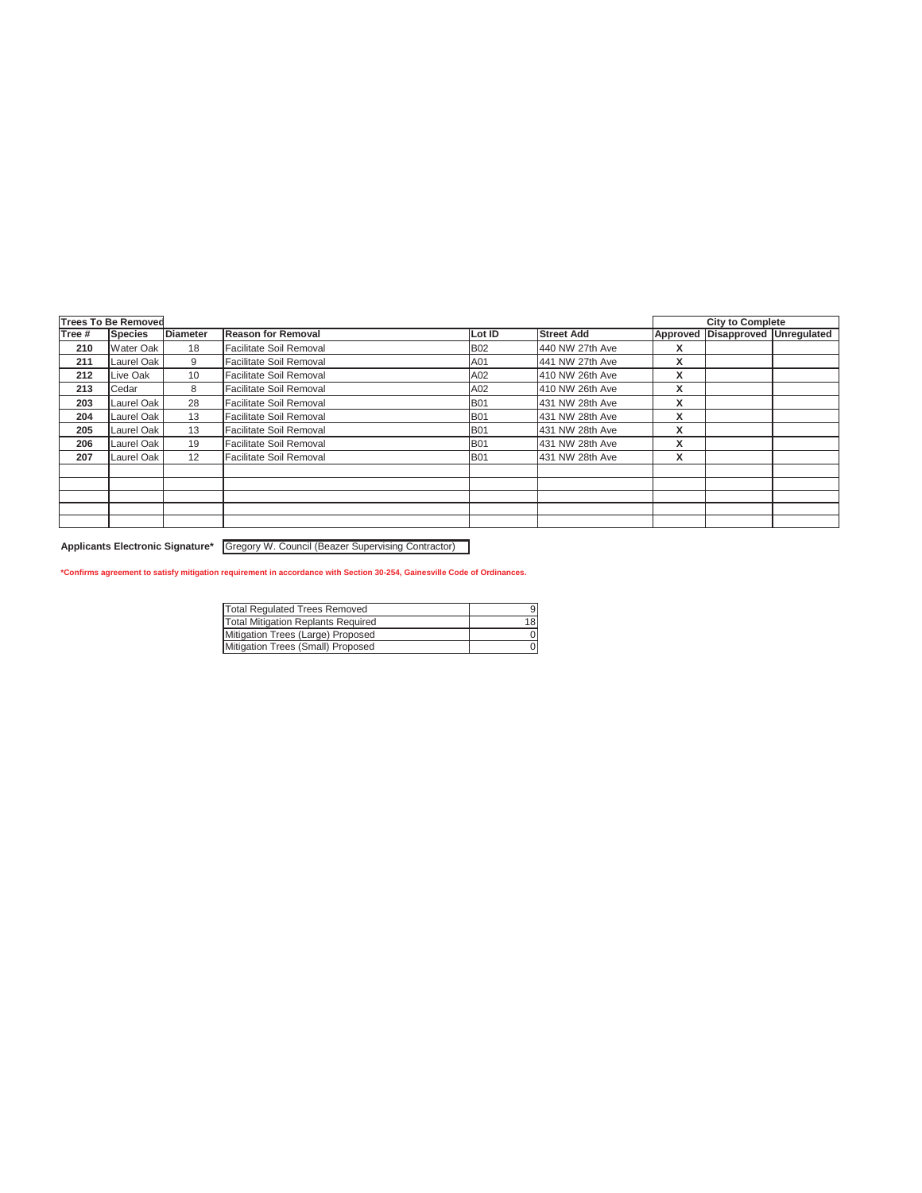| Trees To Be Removed | | | | | | City to Complete | | |
|---|---|---|---|---|---|---|---|---|
| Tree # | Species | Diameter | Reason for Removal | Lot ID | Street Add | Approved | Disapproved | Unregulated |
| 210 | Water Oak | 18 | Facilitate Soil Removal | B02 | 440 NW 27th Ave | X | | |
| 211 | Laurel Oak | 9 | Facilitate Soil Removal | A01 | 441 NW 27th Ave | X | | |
| 212 | Live Oak | 10 | Facilitate Soil Removal | A02 | 410 NW 26th Ave | X | | |
| 213 | Cedar | 8 | Facilitate Soil Removal | A02 | 410 NW 26th Ave | X | | |
| 203 | Laurel Oak | 28 | Facilitate Soil Removal | B01 | 431 NW 28th Ave | X | | |
| 204 | Laurel Oak | 13 | Facilitate Soil Removal | B01 | 431 NW 28th Ave | X | | |
| 205 | Laurel Oak | 13 | Facilitate Soil Removal | B01 | 431 NW 28th Ave | X | | |
| 206 | Laurel Oak | 19 | Facilitate Soil Removal | B01 | 431 NW 28th Ave | X | | |
| 207 | Laurel Oak | 12 | Facilitate Soil Removal | B01 | 431 NW 28th Ave | X | | |
| | | | | | | | | |
| | | | | | | | | |
| | | | | | | | | |
| | | | | | | | | |
| | | | | | | | | |

**Applicants Electronic Signature*** Gregory W. Council (Beazer Supervising Contractor)

**\*Confirms agreement to satisfy mitigation requirement in accordance with Section 30-254, Gainesville Code of Ordinances.**

| | |
|---|---|
| Total Regulated Trees Removed | 9 |
| Total Mitigation Replants Required | 18 |
| Mitigation Trees (Large) Proposed | 0 |
| Mitigation Trees (Small) Proposed | 0 |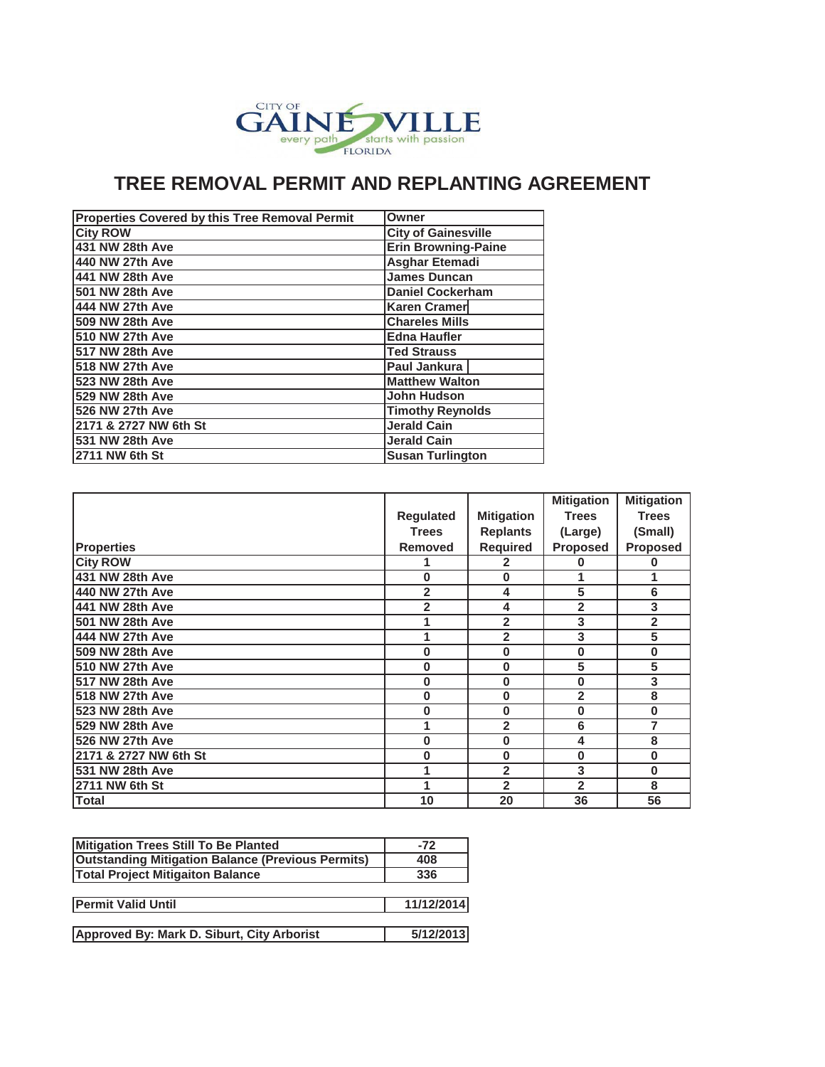CITY OF GAINESVILLE
every path starts with passion
FLORIDA

# TREE REMOVAL PERMIT AND REPLANTING AGREEMENT

| Properties Covered by this Tree Removal Permit | Owner |
|---|---|
| City ROW | City of Gainesville |
| 431 NW 28th Ave | Erin Browning-Paine |
| 440 NW 27th Ave | Asghar Etemadi |
| 441 NW 28th Ave | James Duncan |
| 501 NW 28th Ave | Daniel Cockerham |
| 444 NW 27th Ave | Karen Cramer |
| 509 NW 28th Ave | Chareles Mills |
| 510 NW 27th Ave | Edna Haufler |
| 517 NW 28th Ave | Ted Strauss |
| 518 NW 27th Ave | Paul Jankura |
| 523 NW 28th Ave | Matthew Walton |
| 529 NW 28th Ave | John Hudson |
| 526 NW 27th Ave | Timothy Reynolds |
| 2171 & 2727 NW 6th St | Jerald Cain |
| 531 NW 28th Ave | Jerald Cain |
| 2711 NW 6th St | Susan Turlington |

| Properties | Regulated Trees Removed | Mitigation Replants Required | Mitigation Trees (Large) Proposed | Mitigation Trees (Small) Proposed |
|---|---|---|---|---|
| City ROW | 1 | 2 | 0 | 0 |
| 431 NW 28th Ave | 0 | 0 | 1 | 1 |
| 440 NW 27th Ave | 2 | 4 | 5 | 6 |
| 441 NW 28th Ave | 2 | 4 | 2 | 3 |
| 501 NW 28th Ave | 1 | 2 | 3 | 2 |
| 444 NW 27th Ave | 1 | 2 | 3 | 5 |
| 509 NW 28th Ave | 0 | 0 | 0 | 0 |
| 510 NW 27th Ave | 0 | 0 | 5 | 5 |
| 517 NW 28th Ave | 0 | 0 | 0 | 3 |
| 518 NW 27th Ave | 0 | 0 | 2 | 8 |
| 523 NW 28th Ave | 0 | 0 | 0 | 0 |
| 529 NW 28th Ave | 1 | 2 | 6 | 7 |
| 526 NW 27th Ave | 0 | 0 | 4 | 8 |
| 2171 & 2727 NW 6th St | 0 | 0 | 0 | 0 |
| 531 NW 28th Ave | 1 | 2 | 3 | 0 |
| 2711 NW 6th St | 1 | 2 | 2 | 8 |
| Total | 10 | 20 | 36 | 56 |

| | |
|---|---|
| Mitigation Trees Still To Be Planted | -72 |
| Outstanding Mitigation Balance (Previous Permits) | 408 |
| Total Project Mitigaiton Balance | 336 |

| | |
|---|---|
| Permit Valid Until | 11/12/2014 |

| | |
|---|---|
| Approved By: Mark D. Siburt, City Arborist | 5/12/2013 |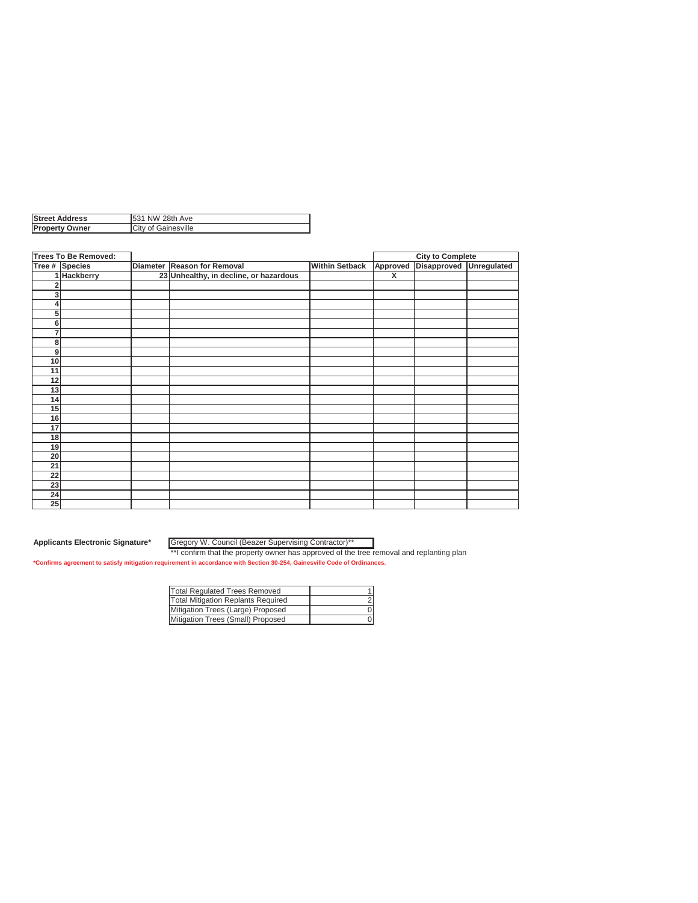| | |
|---|---|
| **Street Address** | 531 NW 28th Ave |
| **Property Owner** | City of Gainesville |

| **Trees To Be Removed:** | | | | | **City to Complete** | | |
|---|---|---|---|---|---|---|---|
| **Tree #** | **Species** | **Diameter** | **Reason for Removal** | **Within Setback** | **Approved** | **Disapproved** | **Unregulated** |
| 1 | Hackberry | 23 | Unhealthy, in decline, or hazardous | | X | | |
| 2 | | | | | | | |
| 3 | | | | | | | |
| 4 | | | | | | | |
| 5 | | | | | | | |
| 6 | | | | | | | |
| 7 | | | | | | | |
| 8 | | | | | | | |
| 9 | | | | | | | |
| 10 | | | | | | | |
| 11 | | | | | | | |
| 12 | | | | | | | |
| 13 | | | | | | | |
| 14 | | | | | | | |
| 15 | | | | | | | |
| 16 | | | | | | | |
| 17 | | | | | | | |
| 18 | | | | | | | |
| 19 | | | | | | | |
| 20 | | | | | | | |
| 21 | | | | | | | |
| 22 | | | | | | | |
| 23 | | | | | | | |
| 24 | | | | | | | |
| 25 | | | | | | | |

**Applicants Electronic Signature*** Gregory W. Council (Beazer Supervising Contractor)**

**I confirm that the property owner has approved of the tree removal and replanting plan

***Confirms agreement to satisfy mitigation requirement in accordance with Section 30-254, Gainesville Code of Ordinances.**

| | |
|---|---|
| Total Regulated Trees Removed | 1 |
| Total Mitigation Replants Required | 2 |
| Mitigation Trees (Large) Proposed | 0 |
| Mitigation Trees (Small) Proposed | 0 |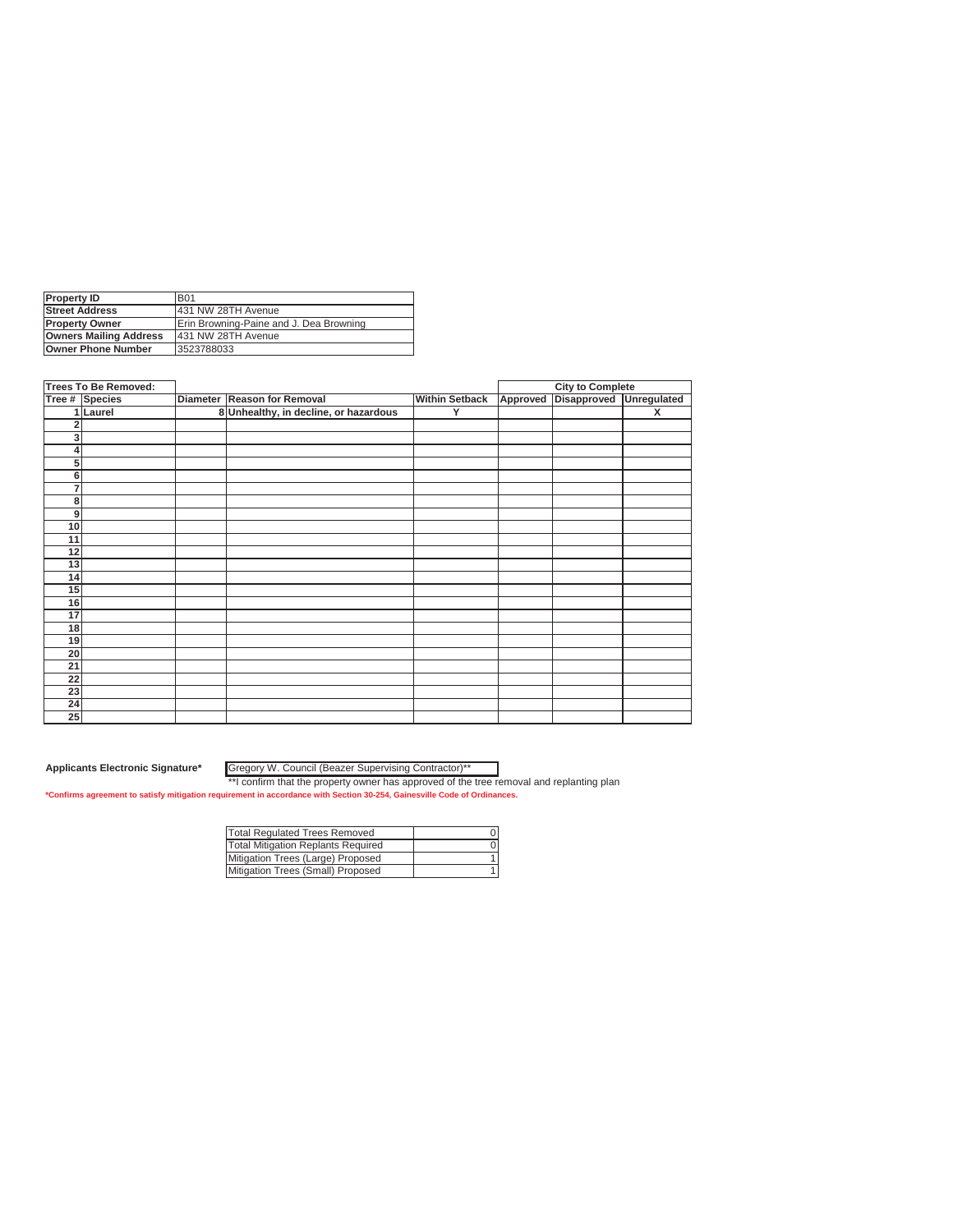| Property ID | B01 |
|---|---|
| Street Address | 431 NW 28TH Avenue |
| Property Owner | Erin Browning-Paine and J. Dea Browning |
| Owners Mailing Address | 431 NW 28TH Avenue |
| Owner Phone Number | 3523788033 |

| Trees To Be Removed: | | | | | City to Complete | | |
|---|---|---|---|---|---|---|---|
| Tree # | Species | Diameter | Reason for Removal | Within Setback | Approved | Disapproved | Unregulated |
| 1 | Laurel | 8 | Unhealthy, in decline, or hazardous | Y | | | X |
| 2 | | | | | | | |
| 3 | | | | | | | |
| 4 | | | | | | | |
| 5 | | | | | | | |
| 6 | | | | | | | |
| 7 | | | | | | | |
| 8 | | | | | | | |
| 9 | | | | | | | |
| 10 | | | | | | | |
| 11 | | | | | | | |
| 12 | | | | | | | |
| 13 | | | | | | | |
| 14 | | | | | | | |
| 15 | | | | | | | |
| 16 | | | | | | | |
| 17 | | | | | | | |
| 18 | | | | | | | |
| 19 | | | | | | | |
| 20 | | | | | | | |
| 21 | | | | | | | |
| 22 | | | | | | | |
| 23 | | | | | | | |
| 24 | | | | | | | |
| 25 | | | | | | | |

**Applicants Electronic Signature*** Gregory W. Council (Beazer Supervising Contractor)**

**I confirm that the property owner has approved of the tree removal and replanting plan

***Confirms agreement to satisfy mitigation requirement in accordance with Section 30-254, Gainesville Code of Ordinances.**

| Total Regulated Trees Removed | 0 |
|---|---|
| Total Mitigation Replants Required | 0 |
| Mitigation Trees (Large) Proposed | 1 |
| Mitigation Trees (Small) Proposed | 1 |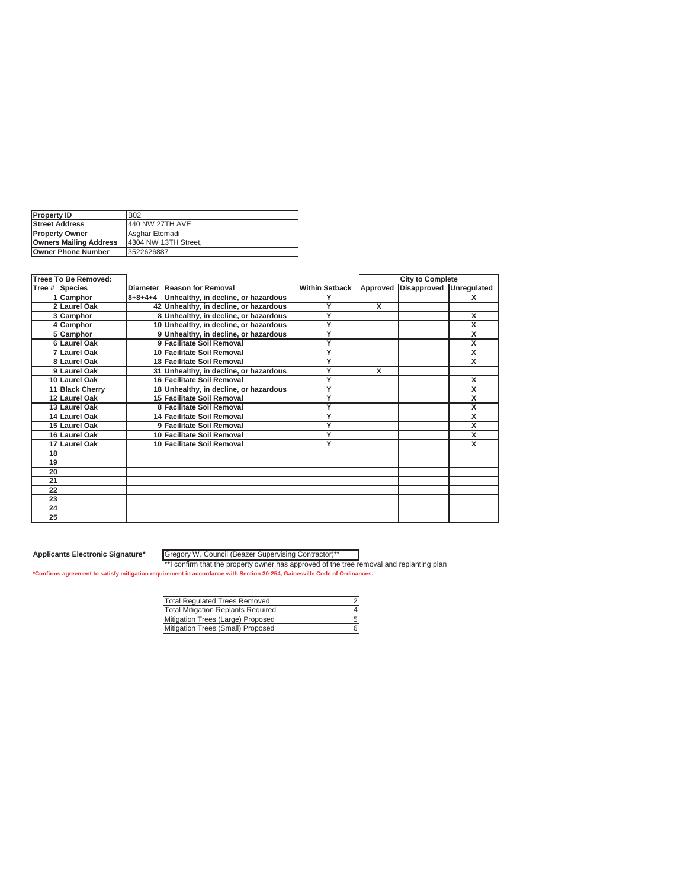| Property ID | B02 |
|---|---|
| Street Address | 440 NW 27TH AVE |
| Property Owner | Asghar Etemadi |
| Owners Mailing Address | 4304 NW 13TH Street, |
| Owner Phone Number | 3522626887 |

| Trees To Be Removed: | | | | | City to Complete | | |
|---|---|---|---|---|---|---|---|
| Tree # | Species | Diameter | Reason for Removal | Within Setback | Approved | Disapproved | Unregulated |
| 1 | Camphor | 8+8+4+4 | Unhealthy, in decline, or hazardous | Y | | | X |
| 2 | Laurel Oak | 42 | Unhealthy, in decline, or hazardous | Y | X | | |
| 3 | Camphor | 8 | Unhealthy, in decline, or hazardous | Y | | | X |
| 4 | Camphor | 10 | Unhealthy, in decline, or hazardous | Y | | | X |
| 5 | Camphor | 9 | Unhealthy, in decline, or hazardous | Y | | | X |
| 6 | Laurel Oak | 9 | Facilitate Soil Removal | Y | | | X |
| 7 | Laurel Oak | 10 | Facilitate Soil Removal | Y | | | X |
| 8 | Laurel Oak | 18 | Facilitate Soil Removal | Y | | | X |
| 9 | Laurel Oak | 31 | Unhealthy, in decline, or hazardous | Y | X | | |
| 10 | Laurel Oak | 16 | Facilitate Soil Removal | Y | | | X |
| 11 | Black Cherry | 18 | Unhealthy, in decline, or hazardous | Y | | | X |
| 12 | Laurel Oak | 15 | Facilitate Soil Removal | Y | | | X |
| 13 | Laurel Oak | 8 | Facilitate Soil Removal | Y | | | X |
| 14 | Laurel Oak | 14 | Facilitate Soil Removal | Y | | | X |
| 15 | Laurel Oak | 9 | Facilitate Soil Removal | Y | | | X |
| 16 | Laurel Oak | 10 | Facilitate Soil Removal | Y | | | X |
| 17 | Laurel Oak | 10 | Facilitate Soil Removal | Y | | | X |
| 18 | | | | | | | |
| 19 | | | | | | | |
| 20 | | | | | | | |
| 21 | | | | | | | |
| 22 | | | | | | | |
| 23 | | | | | | | |
| 24 | | | | | | | |
| 25 | | | | | | | |

**Applicants Electronic Signature*** Gregory W. Council (Beazer Supervising Contractor)**

**I confirm that the property owner has approved of the tree removal and replanting plan

***Confirms agreement to satisfy mitigation requirement in accordance with Section 30-254, Gainesville Code of Ordinances.**

| Total Regulated Trees Removed | 2 |
|---|---|
| Total Mitigation Replants Required | 4 |
| Mitigation Trees (Large) Proposed | 5 |
| Mitigation Trees (Small) Proposed | 6 |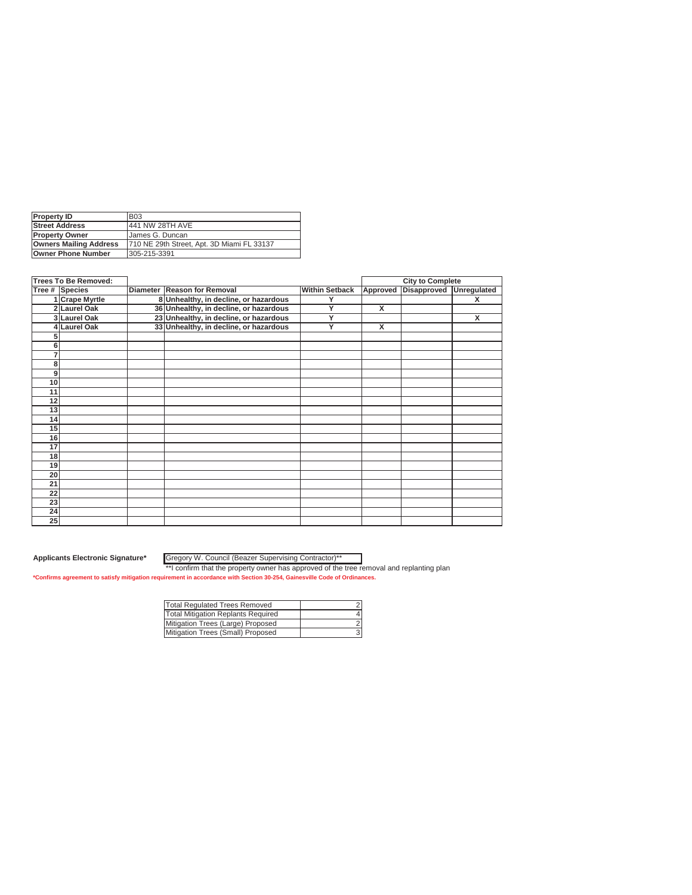| Property ID | B03 |
|---|---|
| Street Address | 441 NW 28TH AVE |
| Property Owner | James G. Duncan |
| Owners Mailing Address | 710 NE 29th Street, Apt. 3D Miami FL 33137 |
| Owner Phone Number | 305-215-3391 |

| Trees To Be Removed: | | | | | City to Complete | | |
|---|---|---|---|---|---|---|---|
| Tree # | Species | Diameter | Reason for Removal | Within Setback | Approved | Disapproved | Unregulated |
| 1 | Crape Myrtle | 8 | Unhealthy, in decline, or hazardous | Y | | | X |
| 2 | Laurel Oak | 36 | Unhealthy, in decline, or hazardous | Y | X | | |
| 3 | Laurel Oak | 23 | Unhealthy, in decline, or hazardous | Y | | | X |
| 4 | Laurel Oak | 33 | Unhealthy, in decline, or hazardous | Y | X | | |
| 5 | | | | | | | |
| 6 | | | | | | | |
| 7 | | | | | | | |
| 8 | | | | | | | |
| 9 | | | | | | | |
| 10 | | | | | | | |
| 11 | | | | | | | |
| 12 | | | | | | | |
| 13 | | | | | | | |
| 14 | | | | | | | |
| 15 | | | | | | | |
| 16 | | | | | | | |
| 17 | | | | | | | |
| 18 | | | | | | | |
| 19 | | | | | | | |
| 20 | | | | | | | |
| 21 | | | | | | | |
| 22 | | | | | | | |
| 23 | | | | | | | |
| 24 | | | | | | | |
| 25 | | | | | | | |

**Applicants Electronic Signature*** Gregory W. Council (Beazer Supervising Contractor)**

**I confirm that the property owner has approved of the tree removal and replanting plan

***Confirms agreement to satisfy mitigation requirement in accordance with Section 30-254, Gainesville Code of Ordinances.**

| Total Regulated Trees Removed | 2 |
|---|---|
| Total Mitigation Replants Required | 4 |
| Mitigation Trees (Large) Proposed | 2 |
| Mitigation Trees (Small) Proposed | 3 |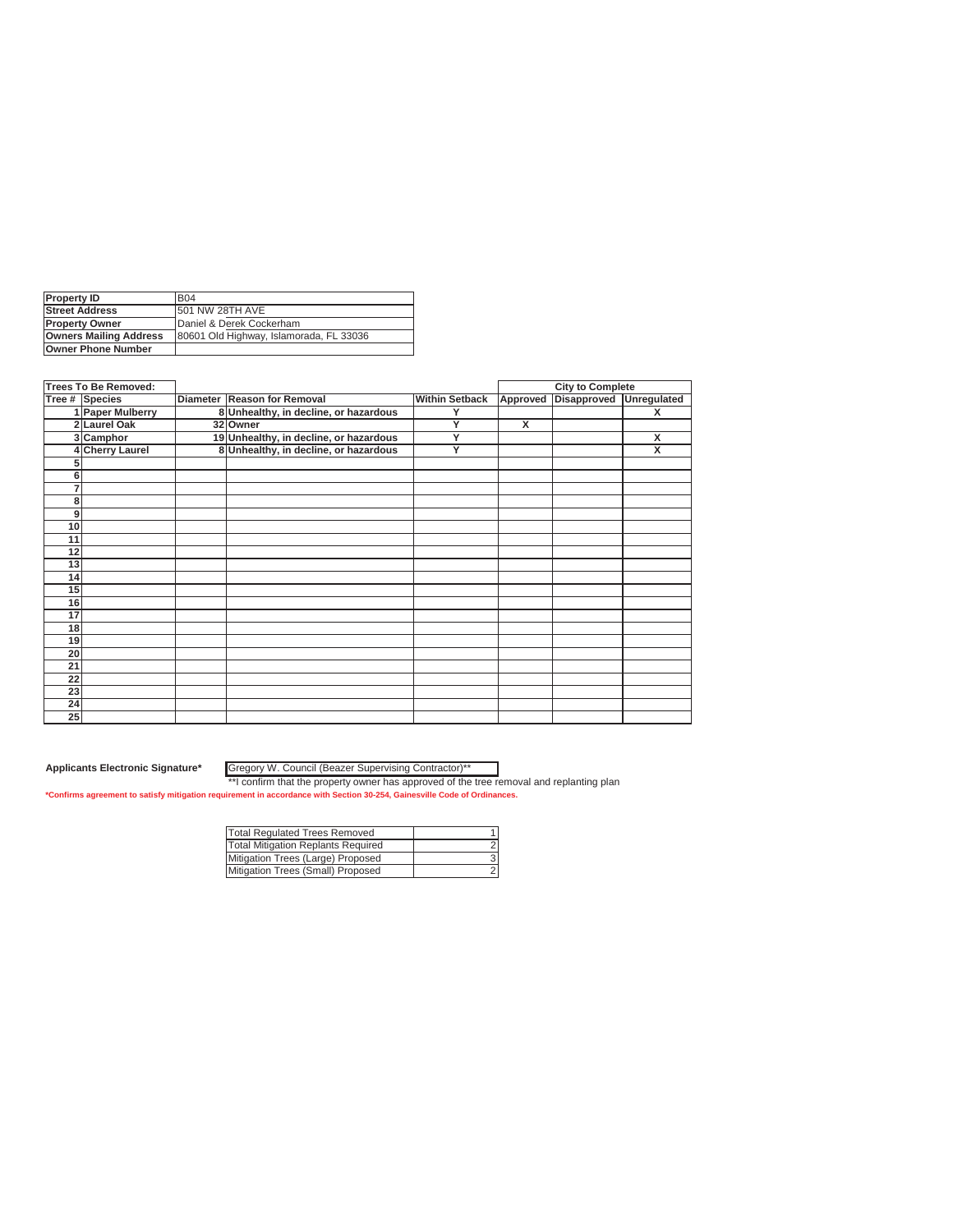| Property ID | B04 |
|---|---|
| Street Address | 501 NW 28TH AVE |
| Property Owner | Daniel & Derek Cockerham |
| Owners Mailing Address | 80601 Old Highway, Islamorada, FL 33036 |
| Owner Phone Number | |

| Trees To Be Removed: | | | | | City to Complete | | |
|---|---|---|---|---|---|---|---|
| Tree # | Species | Diameter | Reason for Removal | Within Setback | Approved | Disapproved | Unregulated |
| 1 | Paper Mulberry | 8 | Unhealthy, in decline, or hazardous | Y | | | X |
| 2 | Laurel Oak | 32 | Owner | Y | X | | |
| 3 | Camphor | 19 | Unhealthy, in decline, or hazardous | Y | | | X |
| 4 | Cherry Laurel | 8 | Unhealthy, in decline, or hazardous | Y | | | X |
| 5 | | | | | | | |
| 6 | | | | | | | |
| 7 | | | | | | | |
| 8 | | | | | | | |
| 9 | | | | | | | |
| 10 | | | | | | | |
| 11 | | | | | | | |
| 12 | | | | | | | |
| 13 | | | | | | | |
| 14 | | | | | | | |
| 15 | | | | | | | |
| 16 | | | | | | | |
| 17 | | | | | | | |
| 18 | | | | | | | |
| 19 | | | | | | | |
| 20 | | | | | | | |
| 21 | | | | | | | |
| 22 | | | | | | | |
| 23 | | | | | | | |
| 24 | | | | | | | |
| 25 | | | | | | | |

**Applicants Electronic Signature*** Gregory W. Council (Beazer Supervising Contractor)**

**I confirm that the property owner has approved of the tree removal and replanting plan

***Confirms agreement to satisfy mitigation requirement in accordance with Section 30-254, Gainesville Code of Ordinances.**

| Total Regulated Trees Removed | 1 |
|---|---|
| Total Mitigation Replants Required | 2 |
| Mitigation Trees (Large) Proposed | 3 |
| Mitigation Trees (Small) Proposed | 2 |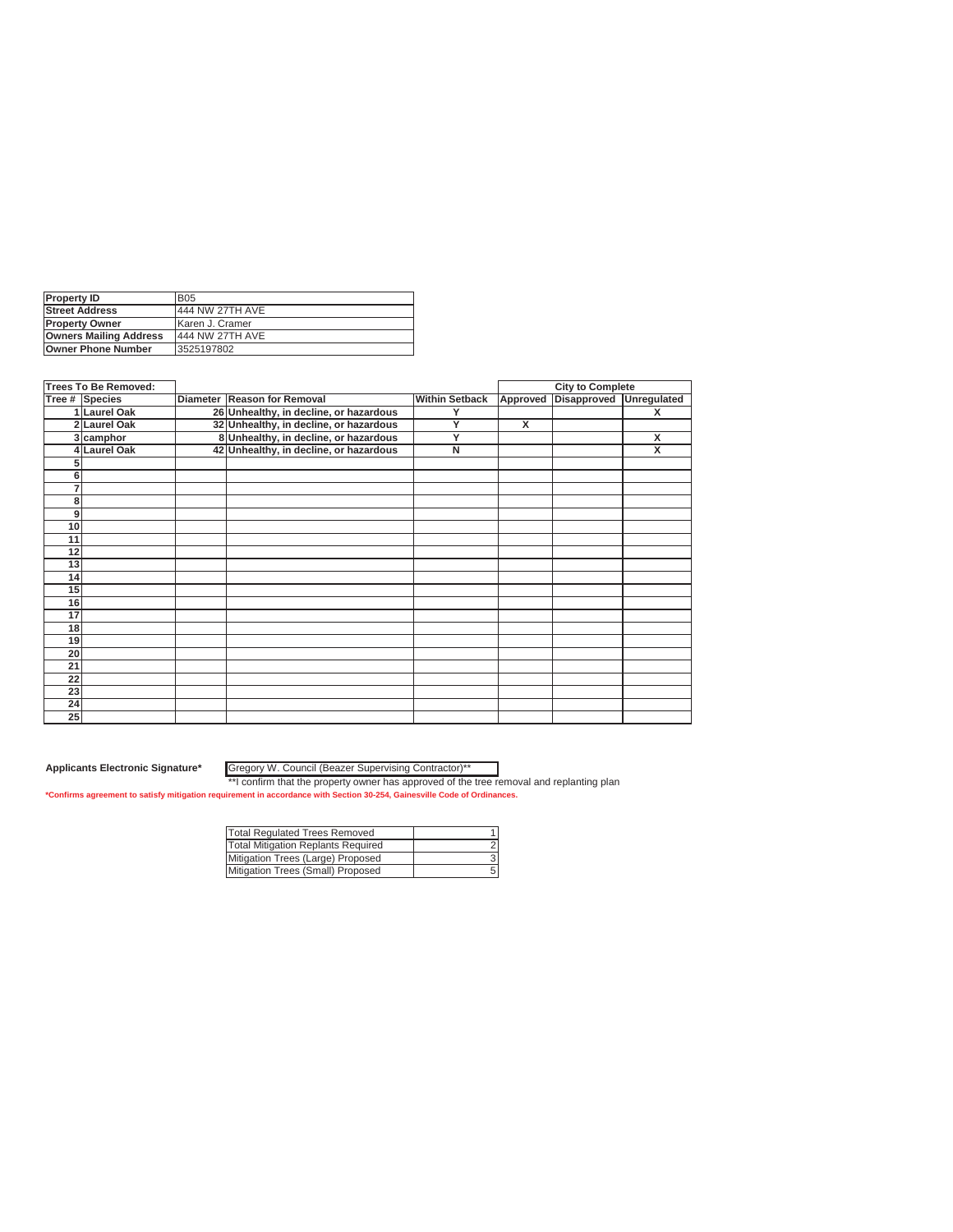| Property ID | B05 |
|---|---|
| Street Address | 444 NW 27TH AVE |
| Property Owner | Karen J. Cramer |
| Owners Mailing Address | 444 NW 27TH AVE |
| Owner Phone Number | 3525197802 |

| Trees To Be Removed: | | | | | City to Complete | | |
|---|---|---|---|---|---|---|---|
| Tree # | Species | Diameter | Reason for Removal | Within Setback | Approved | Disapproved | Unregulated |
| 1 | Laurel Oak | 26 | Unhealthy, in decline, or hazardous | Y | | | X |
| 2 | Laurel Oak | 32 | Unhealthy, in decline, or hazardous | Y | X | | |
| 3 | camphor | 8 | Unhealthy, in decline, or hazardous | Y | | | X |
| 4 | Laurel Oak | 42 | Unhealthy, in decline, or hazardous | N | | | X |
| 5 | | | | | | | |
| 6 | | | | | | | |
| 7 | | | | | | | |
| 8 | | | | | | | |
| 9 | | | | | | | |
| 10 | | | | | | | |
| 11 | | | | | | | |
| 12 | | | | | | | |
| 13 | | | | | | | |
| 14 | | | | | | | |
| 15 | | | | | | | |
| 16 | | | | | | | |
| 17 | | | | | | | |
| 18 | | | | | | | |
| 19 | | | | | | | |
| 20 | | | | | | | |
| 21 | | | | | | | |
| 22 | | | | | | | |
| 23 | | | | | | | |
| 24 | | | | | | | |
| 25 | | | | | | | |

**Applicants Electronic Signature*** Gregory W. Council (Beazer Supervising Contractor)**

**I confirm that the property owner has approved of the tree removal and replanting plan

***Confirms agreement to satisfy mitigation requirement in accordance with Section 30-254, Gainesville Code of Ordinances.**

| Total Regulated Trees Removed | 1 |
|---|---|
| Total Mitigation Replants Required | 2 |
| Mitigation Trees (Large) Proposed | 3 |
| Mitigation Trees (Small) Proposed | 5 |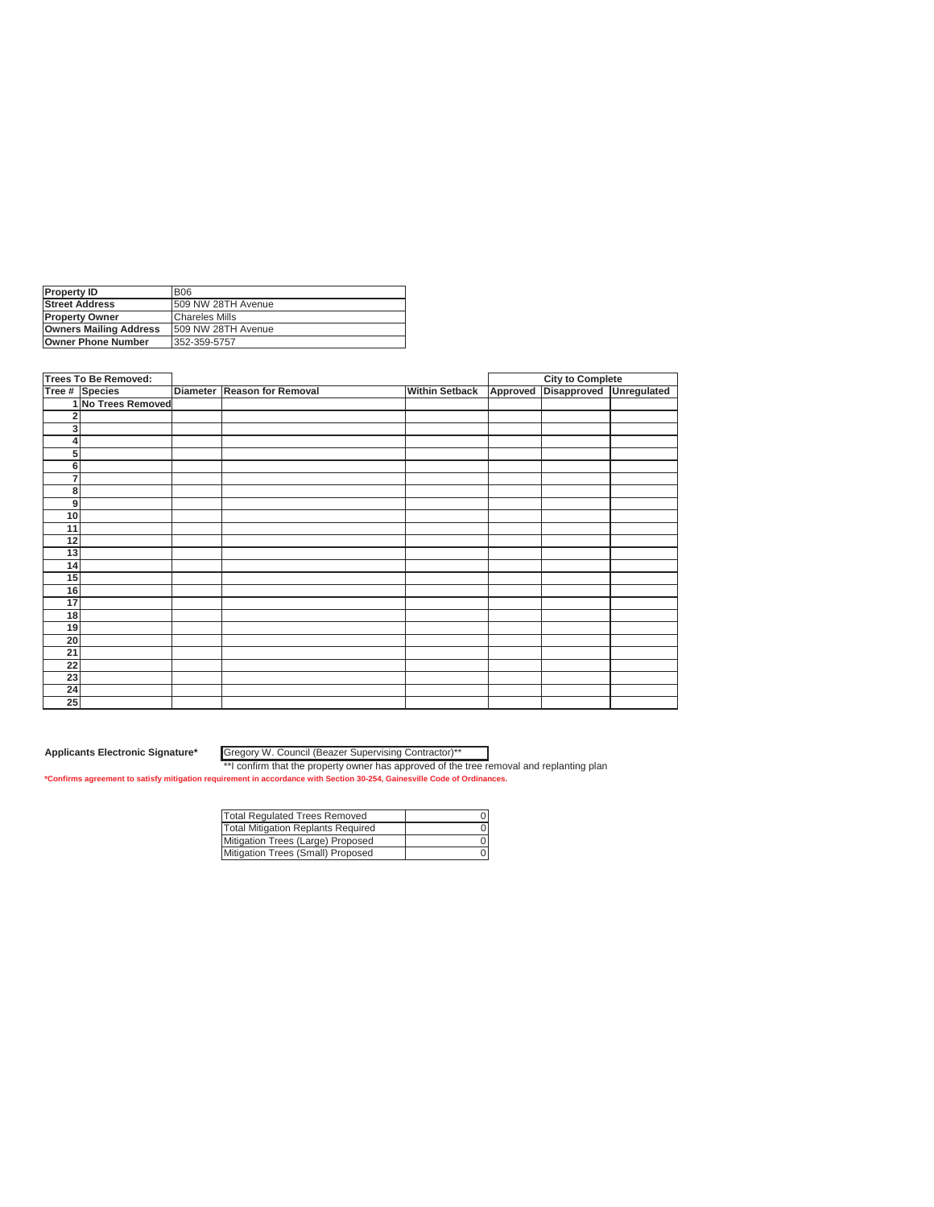| Property ID | B06 |
|---|---|
| Street Address | 509 NW 28TH Avenue |
| Property Owner | Chareles Mills |
| Owners Mailing Address | 509 NW 28TH Avenue |
| Owner Phone Number | 352-359-5757 |

| Trees To Be Removed: | | | | | City to Complete | | |
|---|---|---|---|---|---|---|---|
| Tree # | Species | Diameter | Reason for Removal | Within Setback | Approved | Disapproved | Unregulated |
| 1 | No Trees Removed | | | | | | |
| 2 | | | | | | | |
| 3 | | | | | | | |
| 4 | | | | | | | |
| 5 | | | | | | | |
| 6 | | | | | | | |
| 7 | | | | | | | |
| 8 | | | | | | | |
| 9 | | | | | | | |
| 10 | | | | | | | |
| 11 | | | | | | | |
| 12 | | | | | | | |
| 13 | | | | | | | |
| 14 | | | | | | | |
| 15 | | | | | | | |
| 16 | | | | | | | |
| 17 | | | | | | | |
| 18 | | | | | | | |
| 19 | | | | | | | |
| 20 | | | | | | | |
| 21 | | | | | | | |
| 22 | | | | | | | |
| 23 | | | | | | | |
| 24 | | | | | | | |
| 25 | | | | | | | |

**Applicants Electronic Signature*** Gregory W. Council (Beazer Supervising Contractor)**

**I confirm that the property owner has approved of the tree removal and replanting plan

***Confirms agreement to satisfy mitigation requirement in accordance with Section 30-254, Gainesville Code of Ordinances.**

| Total Regulated Trees Removed | 0 |
|---|---|
| Total Mitigation Replants Required | 0 |
| Mitigation Trees (Large) Proposed | 0 |
| Mitigation Trees (Small) Proposed | 0 |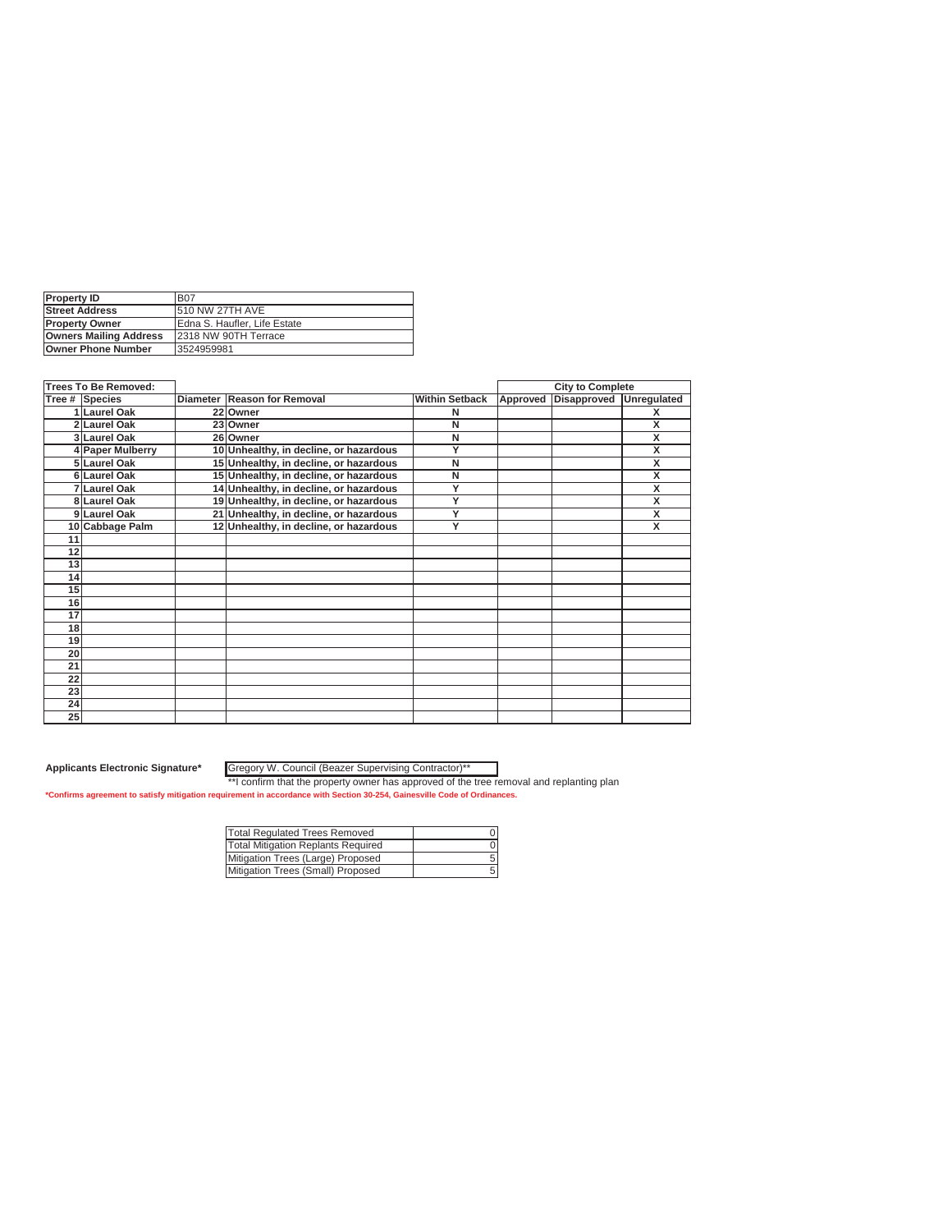| Property ID | B07 |
|---|---|
| Street Address | 510 NW 27TH AVE |
| Property Owner | Edna S. Haufler, Life Estate |
| Owners Mailing Address | 2318 NW 90TH Terrace |
| Owner Phone Number | 3524959981 |

| Trees To Be Removed: | | | | | City to Complete | | |
|---|---|---|---|---|---|---|---|
| Tree # | Species | Diameter | Reason for Removal | Within Setback | Approved | Disapproved | Unregulated |
| 1 | Laurel Oak | 22 | Owner | N | | | X |
| 2 | Laurel Oak | 23 | Owner | N | | | X |
| 3 | Laurel Oak | 26 | Owner | N | | | X |
| 4 | Paper Mulberry | 10 | Unhealthy, in decline, or hazardous | Y | | | X |
| 5 | Laurel Oak | 15 | Unhealthy, in decline, or hazardous | N | | | X |
| 6 | Laurel Oak | 15 | Unhealthy, in decline, or hazardous | N | | | X |
| 7 | Laurel Oak | 14 | Unhealthy, in decline, or hazardous | Y | | | X |
| 8 | Laurel Oak | 19 | Unhealthy, in decline, or hazardous | Y | | | X |
| 9 | Laurel Oak | 21 | Unhealthy, in decline, or hazardous | Y | | | X |
| 10 | Cabbage Palm | 12 | Unhealthy, in decline, or hazardous | Y | | | X |
| 11 | | | | | | | |
| 12 | | | | | | | |
| 13 | | | | | | | |
| 14 | | | | | | | |
| 15 | | | | | | | |
| 16 | | | | | | | |
| 17 | | | | | | | |
| 18 | | | | | | | |
| 19 | | | | | | | |
| 20 | | | | | | | |
| 21 | | | | | | | |
| 22 | | | | | | | |
| 23 | | | | | | | |
| 24 | | | | | | | |
| 25 | | | | | | | |

**Applicants Electronic Signature*** Gregory W. Council (Beazer Supervising Contractor)**

**I confirm that the property owner has approved of the tree removal and replanting plan

***Confirms agreement to satisfy mitigation requirement in accordance with Section 30-254, Gainesville Code of Ordinances.**

| Total Regulated Trees Removed | 0 |
|---|---|
| Total Mitigation Replants Required | 0 |
| Mitigation Trees (Large) Proposed | 5 |
| Mitigation Trees (Small) Proposed | 5 |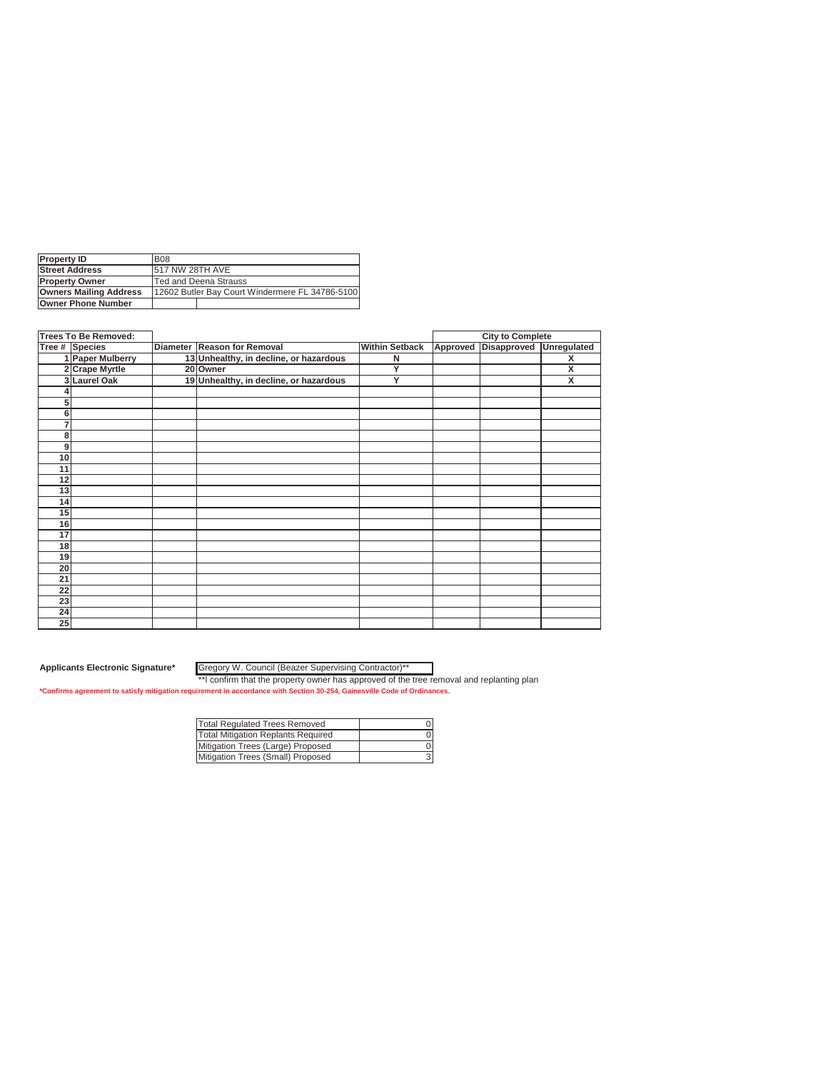| Property ID | B08 |
| --- | --- |
| Street Address | 517 NW 28TH AVE |
| Property Owner | Ted and Deena Strauss |
| Owners Mailing Address | 12602 Butler Bay Court Windermere FL 34786-5100 |
| Owner Phone Number | |

| Trees To Be Removed: | | | | | City to Complete | | |
| --- | --- | --- | --- | --- | --- | --- | --- |
| Tree # | Species | Diameter | Reason for Removal | Within Setback | Approved | Disapproved | Unregulated |
| 1 | Paper Mulberry | 13 | Unhealthy, in decline, or hazardous | N | | | X |
| 2 | Crape Myrtle | 20 | Owner | Y | | | X |
| 3 | Laurel Oak | 19 | Unhealthy, in decline, or hazardous | Y | | | X |
| 4 | | | | | | | |
| 5 | | | | | | | |
| 6 | | | | | | | |
| 7 | | | | | | | |
| 8 | | | | | | | |
| 9 | | | | | | | |
| 10 | | | | | | | |
| 11 | | | | | | | |
| 12 | | | | | | | |
| 13 | | | | | | | |
| 14 | | | | | | | |
| 15 | | | | | | | |
| 16 | | | | | | | |
| 17 | | | | | | | |
| 18 | | | | | | | |
| 19 | | | | | | | |
| 20 | | | | | | | |
| 21 | | | | | | | |
| 22 | | | | | | | |
| 23 | | | | | | | |
| 24 | | | | | | | |
| 25 | | | | | | | |

**Applicants Electronic Signature*** Gregory W. Council (Beazer Supervising Contractor)**

**I confirm that the property owner has approved of the tree removal and replanting plan

***Confirms agreement to satisfy mitigation requirement in accordance with Section 30-254, Gainesville Code of Ordinances.**

| Total Regulated Trees Removed | 0 |
| --- | --- |
| Total Mitigation Replants Required | 0 |
| Mitigation Trees (Large) Proposed | 0 |
| Mitigation Trees (Small) Proposed | 3 |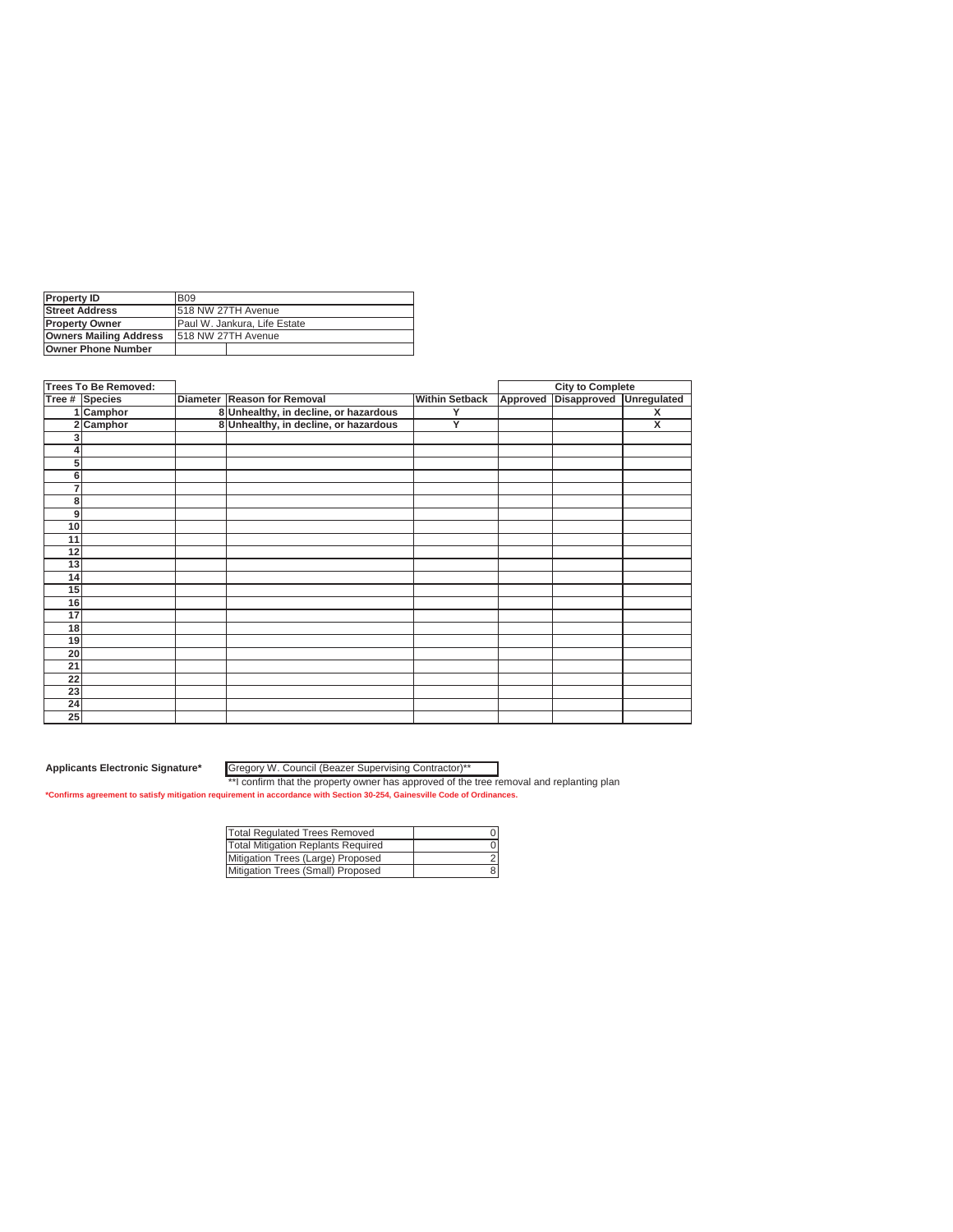| Property ID | B09 |
|---|---|
| Street Address | 518 NW 27TH Avenue |
| Property Owner | Paul W. Jankura, Life Estate |
| Owners Mailing Address | 518 NW 27TH Avenue |
| Owner Phone Number | |

| Trees To Be Removed: | | | | | City to Complete | | |
|---|---|---|---|---|---|---|---|
| Tree # | Species | Diameter | Reason for Removal | Within Setback | Approved | Disapproved | Unregulated |
| 1 | Camphor | 8 | Unhealthy, in decline, or hazardous | Y | | | X |
| 2 | Camphor | 8 | Unhealthy, in decline, or hazardous | Y | | | X |
| 3 | | | | | | | |
| 4 | | | | | | | |
| 5 | | | | | | | |
| 6 | | | | | | | |
| 7 | | | | | | | |
| 8 | | | | | | | |
| 9 | | | | | | | |
| 10 | | | | | | | |
| 11 | | | | | | | |
| 12 | | | | | | | |
| 13 | | | | | | | |
| 14 | | | | | | | |
| 15 | | | | | | | |
| 16 | | | | | | | |
| 17 | | | | | | | |
| 18 | | | | | | | |
| 19 | | | | | | | |
| 20 | | | | | | | |
| 21 | | | | | | | |
| 22 | | | | | | | |
| 23 | | | | | | | |
| 24 | | | | | | | |
| 25 | | | | | | | |

**Applicants Electronic Signature*** Gregory W. Council (Beazer Supervising Contractor)**

**I confirm that the property owner has approved of the tree removal and replanting plan

***Confirms agreement to satisfy mitigation requirement in accordance with Section 30-254, Gainesville Code of Ordinances.**

| Total Regulated Trees Removed | 0 |
|---|---|
| Total Mitigation Replants Required | 0 |
| Mitigation Trees (Large) Proposed | 2 |
| Mitigation Trees (Small) Proposed | 8 |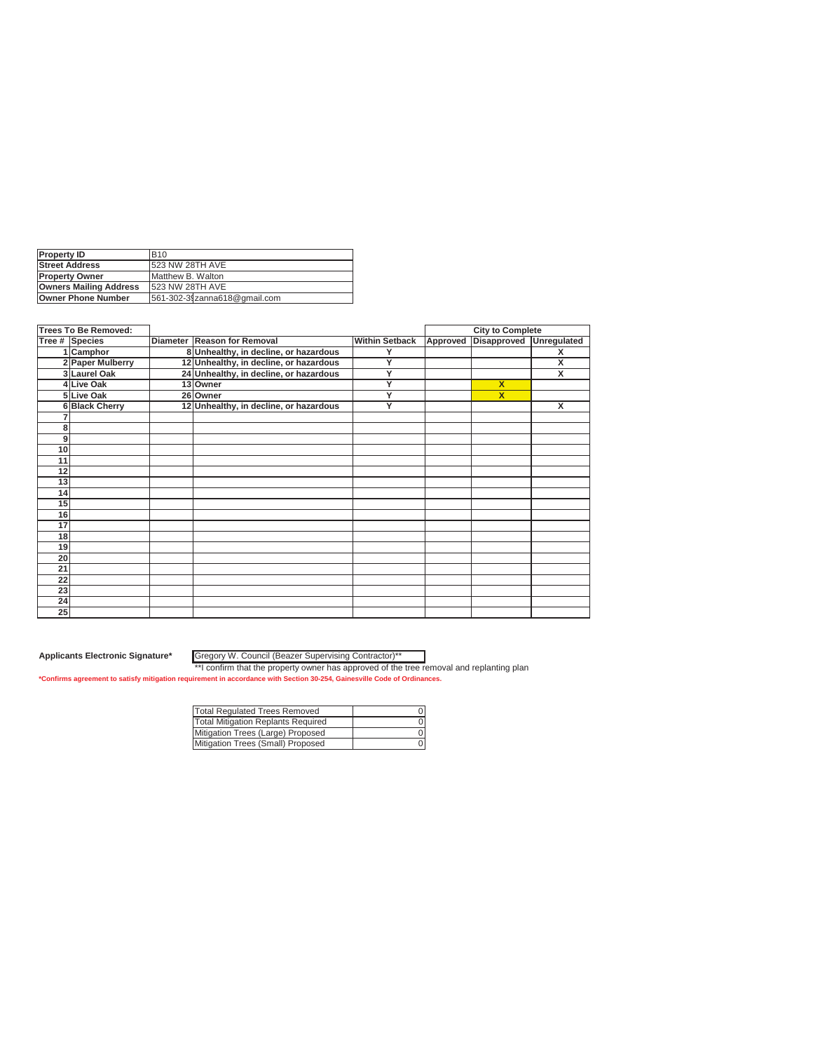| Property ID | B10 |
|---|---|
| Street Address | 523 NW 28TH AVE |
| Property Owner | Matthew B. Walton |
| Owners Mailing Address | 523 NW 28TH AVE |
| Owner Phone Number | 561-302-3(zanna618@gmail.com |

| Trees To Be Removed: | | | | | City to Complete | | |
|---|---|---|---|---|---|---|---|
| Tree # | Species | Diameter | Reason for Removal | Within Setback | Approved | Disapproved | Unregulated |
| 1 | Camphor | 8 | Unhealthy, in decline, or hazardous | Y | | | X |
| 2 | Paper Mulberry | 12 | Unhealthy, in decline, or hazardous | Y | | | X |
| 3 | Laurel Oak | 24 | Unhealthy, in decline, or hazardous | Y | | | X |
| 4 | Live Oak | 13 | Owner | Y | | X | |
| 5 | Live Oak | 26 | Owner | Y | | X | |
| 6 | Black Cherry | 12 | Unhealthy, in decline, or hazardous | Y | | | X |
| 7 | | | | | | | |
| 8 | | | | | | | |
| 9 | | | | | | | |
| 10 | | | | | | | |
| 11 | | | | | | | |
| 12 | | | | | | | |
| 13 | | | | | | | |
| 14 | | | | | | | |
| 15 | | | | | | | |
| 16 | | | | | | | |
| 17 | | | | | | | |
| 18 | | | | | | | |
| 19 | | | | | | | |
| 20 | | | | | | | |
| 21 | | | | | | | |
| 22 | | | | | | | |
| 23 | | | | | | | |
| 24 | | | | | | | |
| 25 | | | | | | | |

**Applicants Electronic Signature*** Gregory W. Council (Beazer Supervising Contractor)**

**I confirm that the property owner has approved of the tree removal and replanting plan

***Confirms agreement to satisfy mitigation requirement in accordance with Section 30-254, Gainesville Code of Ordinances.**

| Total Regulated Trees Removed | 0 |
|---|---|
| Total Mitigation Replants Required | 0 |
| Mitigation Trees (Large) Proposed | 0 |
| Mitigation Trees (Small) Proposed | 0 |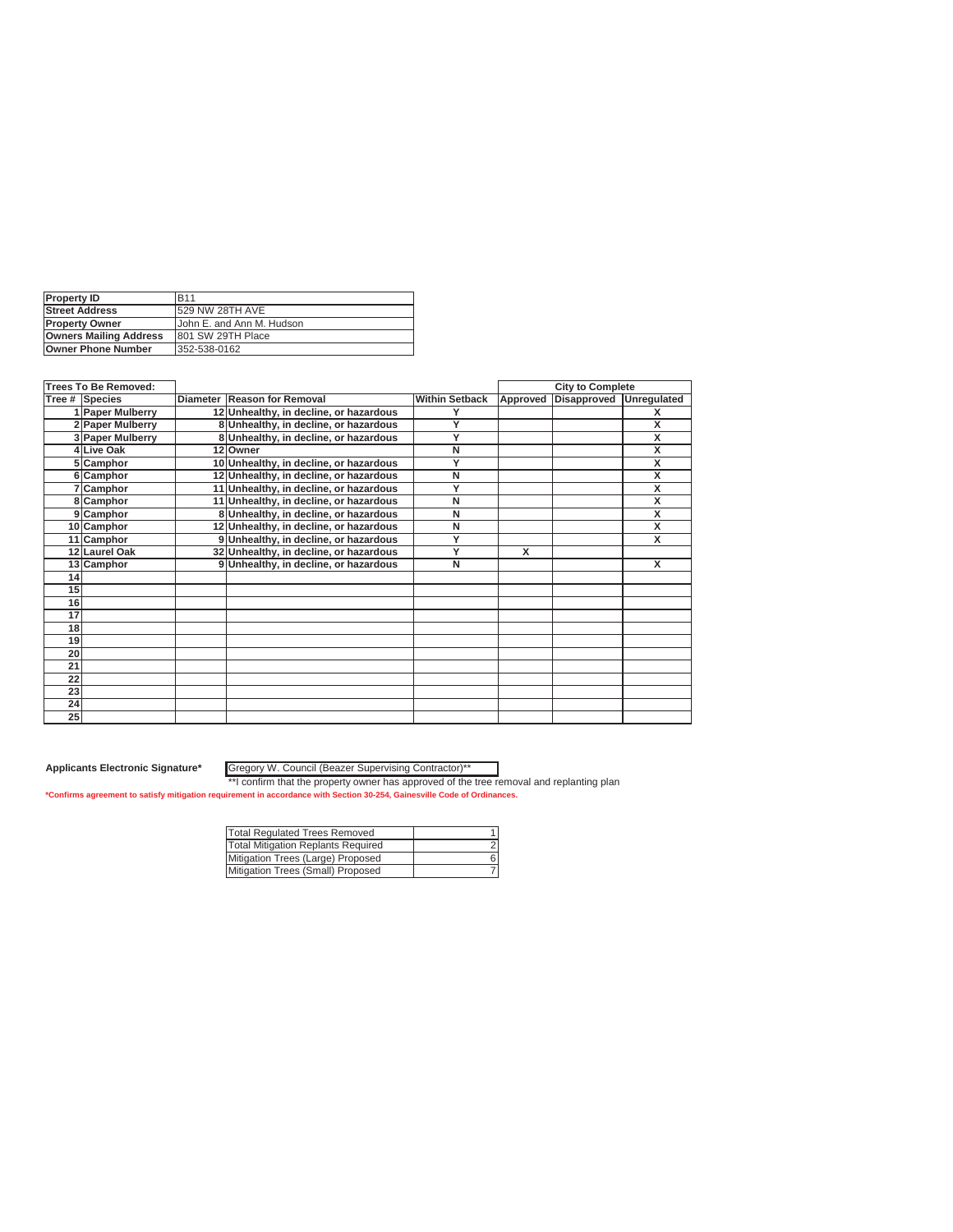| Property ID | B11 |
|---|---|
| Street Address | 529 NW 28TH AVE |
| Property Owner | John E. and Ann M. Hudson |
| Owners Mailing Address | 801 SW 29TH Place |
| Owner Phone Number | 352-538-0162 |

| Trees To Be Removed: | | | | | City to Complete | | |
|---|---|---|---|---|---|---|---|
| Tree # | Species | Diameter | Reason for Removal | Within Setback | Approved | Disapproved | Unregulated |
| 1 | Paper Mulberry | 12 | Unhealthy, in decline, or hazardous | Y | | | X |
| 2 | Paper Mulberry | 8 | Unhealthy, in decline, or hazardous | Y | | | X |
| 3 | Paper Mulberry | 8 | Unhealthy, in decline, or hazardous | Y | | | X |
| 4 | Live Oak | 12 | Owner | N | | | X |
| 5 | Camphor | 10 | Unhealthy, in decline, or hazardous | Y | | | X |
| 6 | Camphor | 12 | Unhealthy, in decline, or hazardous | N | | | X |
| 7 | Camphor | 11 | Unhealthy, in decline, or hazardous | Y | | | X |
| 8 | Camphor | 11 | Unhealthy, in decline, or hazardous | N | | | X |
| 9 | Camphor | 8 | Unhealthy, in decline, or hazardous | N | | | X |
| 10 | Camphor | 12 | Unhealthy, in decline, or hazardous | N | | | X |
| 11 | Camphor | 9 | Unhealthy, in decline, or hazardous | Y | | | X |
| 12 | Laurel Oak | 32 | Unhealthy, in decline, or hazardous | Y | X | | |
| 13 | Camphor | 9 | Unhealthy, in decline, or hazardous | N | | | X |
| 14 | | | | | | | |
| 15 | | | | | | | |
| 16 | | | | | | | |
| 17 | | | | | | | |
| 18 | | | | | | | |
| 19 | | | | | | | |
| 20 | | | | | | | |
| 21 | | | | | | | |
| 22 | | | | | | | |
| 23 | | | | | | | |
| 24 | | | | | | | |
| 25 | | | | | | | |

**Applicants Electronic Signature*** Gregory W. Council (Beazer Supervising Contractor)**

**I confirm that the property owner has approved of the tree removal and replanting plan

***Confirms agreement to satisfy mitigation requirement in accordance with Section 30-254, Gainesville Code of Ordinances.**

| Total Regulated Trees Removed | 1 |
|---|---|
| Total Mitigation Replants Required | 2 |
| Mitigation Trees (Large) Proposed | 6 |
| Mitigation Trees (Small) Proposed | 7 |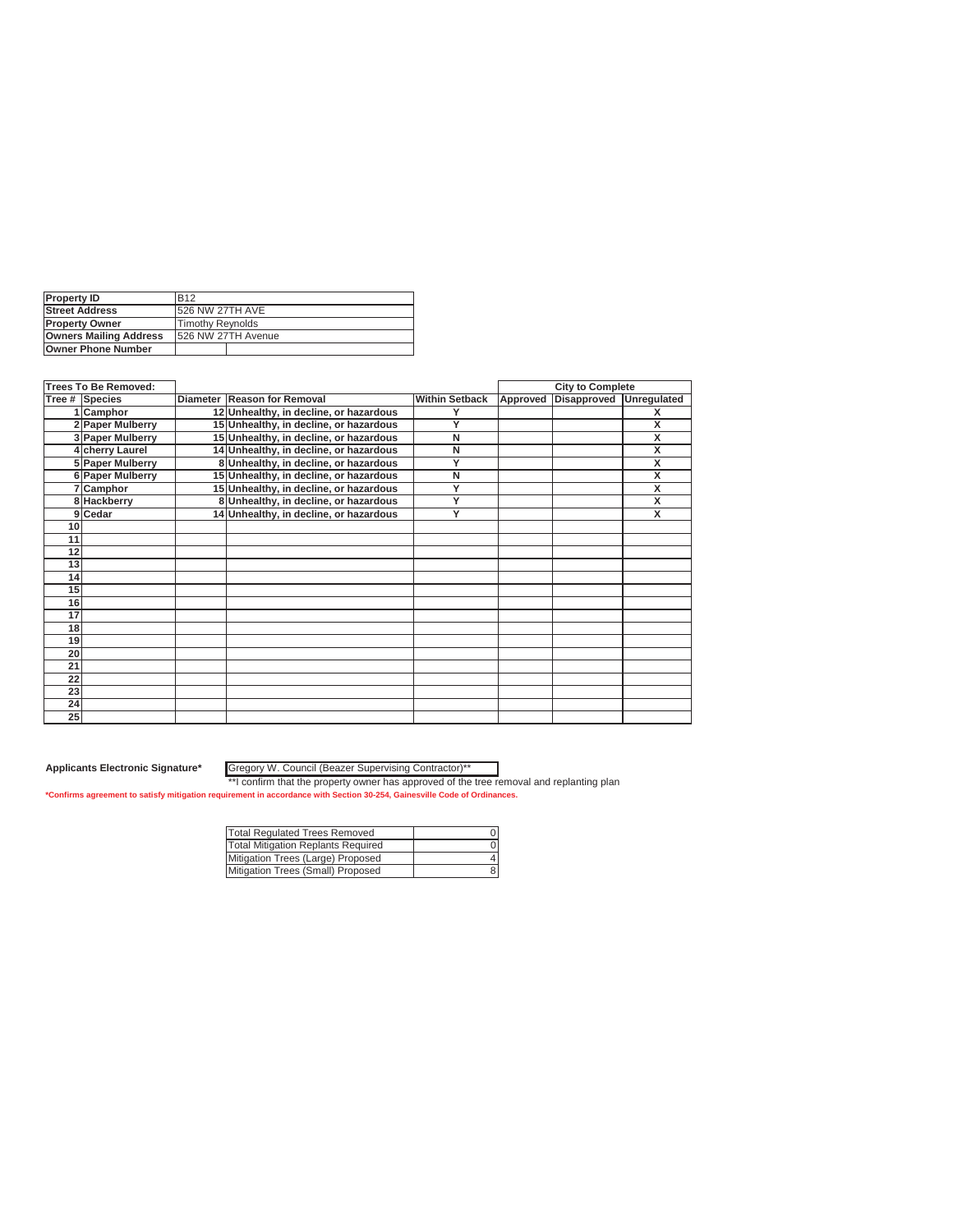| Property ID | B12 |
|---|---|
| Street Address | 526 NW 27TH AVE |
| Property Owner | Timothy Reynolds |
| Owners Mailing Address | 526 NW 27TH Avenue |
| Owner Phone Number | |

| Trees To Be Removed: | | | | | City to Complete | | |
|---|---|---|---|---|---|---|---|
| Tree # | Species | Diameter | Reason for Removal | Within Setback | Approved | Disapproved | Unregulated |
| 1 | Camphor | 12 | Unhealthy, in decline, or hazardous | Y | | | X |
| 2 | Paper Mulberry | 15 | Unhealthy, in decline, or hazardous | Y | | | X |
| 3 | Paper Mulberry | 15 | Unhealthy, in decline, or hazardous | N | | | X |
| 4 | cherry Laurel | 14 | Unhealthy, in decline, or hazardous | N | | | X |
| 5 | Paper Mulberry | 8 | Unhealthy, in decline, or hazardous | Y | | | X |
| 6 | Paper Mulberry | 15 | Unhealthy, in decline, or hazardous | N | | | X |
| 7 | Camphor | 15 | Unhealthy, in decline, or hazardous | Y | | | X |
| 8 | Hackberry | 8 | Unhealthy, in decline, or hazardous | Y | | | X |
| 9 | Cedar | 14 | Unhealthy, in decline, or hazardous | Y | | | X |
| 10 | | | | | | | |
| 11 | | | | | | | |
| 12 | | | | | | | |
| 13 | | | | | | | |
| 14 | | | | | | | |
| 15 | | | | | | | |
| 16 | | | | | | | |
| 17 | | | | | | | |
| 18 | | | | | | | |
| 19 | | | | | | | |
| 20 | | | | | | | |
| 21 | | | | | | | |
| 22 | | | | | | | |
| 23 | | | | | | | |
| 24 | | | | | | | |
| 25 | | | | | | | |

**Applicants Electronic Signature*** Gregory W. Council (Beazer Supervising Contractor)**

**I confirm that the property owner has approved of the tree removal and replanting plan

***Confirms agreement to satisfy mitigation requirement in accordance with Section 30-254, Gainesville Code of Ordinances.**

| Total Regulated Trees Removed | 0 |
|---|---|
| Total Mitigation Replants Required | 0 |
| Mitigation Trees (Large) Proposed | 4 |
| Mitigation Trees (Small) Proposed | 8 |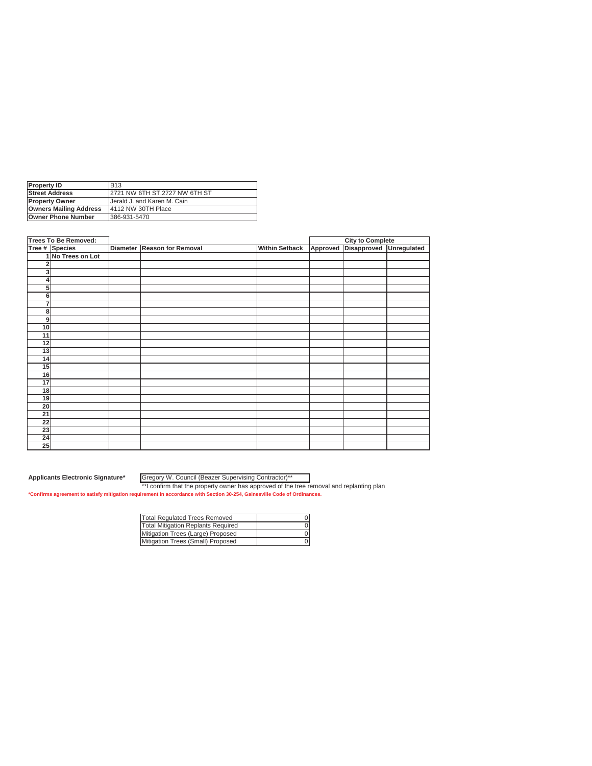| Property ID | B13 |
|---|---|
| Street Address | 2721 NW 6TH ST,2727 NW 6TH ST |
| Property Owner | Jerald J. and Karen M. Cain |
| Owners Mailing Address | 4112 NW 30TH Place |
| Owner Phone Number | 386-931-5470 |

| Trees To Be Removed: | | | | | City to Complete | | |
|---|---|---|---|---|---|---|---|
| Tree # | Species | Diameter | Reason for Removal | Within Setback | Approved | Disapproved | Unregulated |
| 1 | No Trees on Lot | | | | | | |
| 2 | | | | | | | |
| 3 | | | | | | | |
| 4 | | | | | | | |
| 5 | | | | | | | |
| 6 | | | | | | | |
| 7 | | | | | | | |
| 8 | | | | | | | |
| 9 | | | | | | | |
| 10 | | | | | | | |
| 11 | | | | | | | |
| 12 | | | | | | | |
| 13 | | | | | | | |
| 14 | | | | | | | |
| 15 | | | | | | | |
| 16 | | | | | | | |
| 17 | | | | | | | |
| 18 | | | | | | | |
| 19 | | | | | | | |
| 20 | | | | | | | |
| 21 | | | | | | | |
| 22 | | | | | | | |
| 23 | | | | | | | |
| 24 | | | | | | | |
| 25 | | | | | | | |

**Applicants Electronic Signature*** Gregory W. Council (Beazer Supervising Contractor)**

**I confirm that the property owner has approved of the tree removal and replanting plan

***Confirms agreement to satisfy mitigation requirement in accordance with Section 30-254, Gainesville Code of Ordinances.**

| Total Regulated Trees Removed | 0 |
|---|---|
| Total Mitigation Replants Required | 0 |
| Mitigation Trees (Large) Proposed | 0 |
| Mitigation Trees (Small) Proposed | 0 |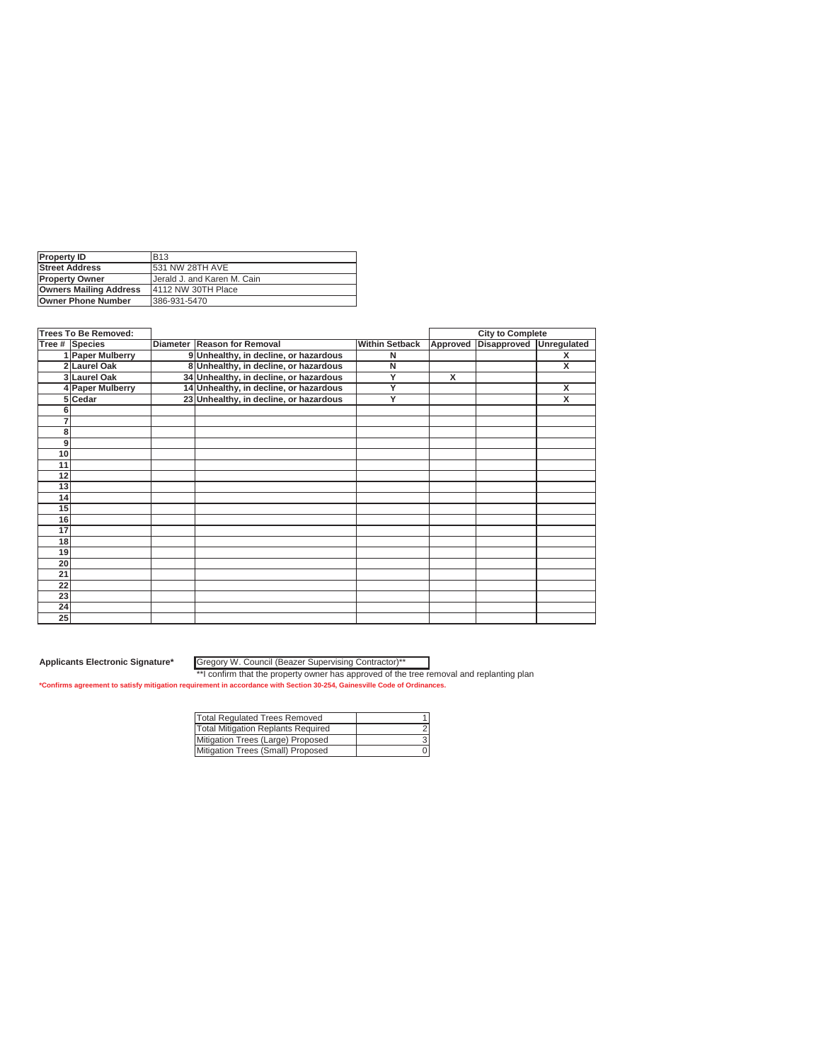| Property ID | B13 |
|---|---|
| Street Address | 531 NW 28TH AVE |
| Property Owner | Jerald J. and Karen M. Cain |
| Owners Mailing Address | 4112 NW 30TH Place |
| Owner Phone Number | 386-931-5470 |

| Trees To Be Removed: | | | | | City to Complete | | |
|---|---|---|---|---|---|---|---|
| Tree # | Species | Diameter | Reason for Removal | Within Setback | Approved | Disapproved | Unregulated |
| 1 | Paper Mulberry | 9 | Unhealthy, in decline, or hazardous | N | | | X |
| 2 | Laurel Oak | 8 | Unhealthy, in decline, or hazardous | N | | | X |
| 3 | Laurel Oak | 34 | Unhealthy, in decline, or hazardous | Y | X | | |
| 4 | Paper Mulberry | 14 | Unhealthy, in decline, or hazardous | Y | | | X |
| 5 | Cedar | 23 | Unhealthy, in decline, or hazardous | Y | | | X |
| 6 | | | | | | | |
| 7 | | | | | | | |
| 8 | | | | | | | |
| 9 | | | | | | | |
| 10 | | | | | | | |
| 11 | | | | | | | |
| 12 | | | | | | | |
| 13 | | | | | | | |
| 14 | | | | | | | |
| 15 | | | | | | | |
| 16 | | | | | | | |
| 17 | | | | | | | |
| 18 | | | | | | | |
| 19 | | | | | | | |
| 20 | | | | | | | |
| 21 | | | | | | | |
| 22 | | | | | | | |
| 23 | | | | | | | |
| 24 | | | | | | | |
| 25 | | | | | | | |

**Applicants Electronic Signature*** Gregory W. Council (Beazer Supervising Contractor)**

**I confirm that the property owner has approved of the tree removal and replanting plan

***Confirms agreement to satisfy mitigation requirement in accordance with Section 30-254, Gainesville Code of Ordinances.**

| Total Regulated Trees Removed | 1 |
|---|---|
| Total Mitigation Replants Required | 2 |
| Mitigation Trees (Large) Proposed | 3 |
| Mitigation Trees (Small) Proposed | 0 |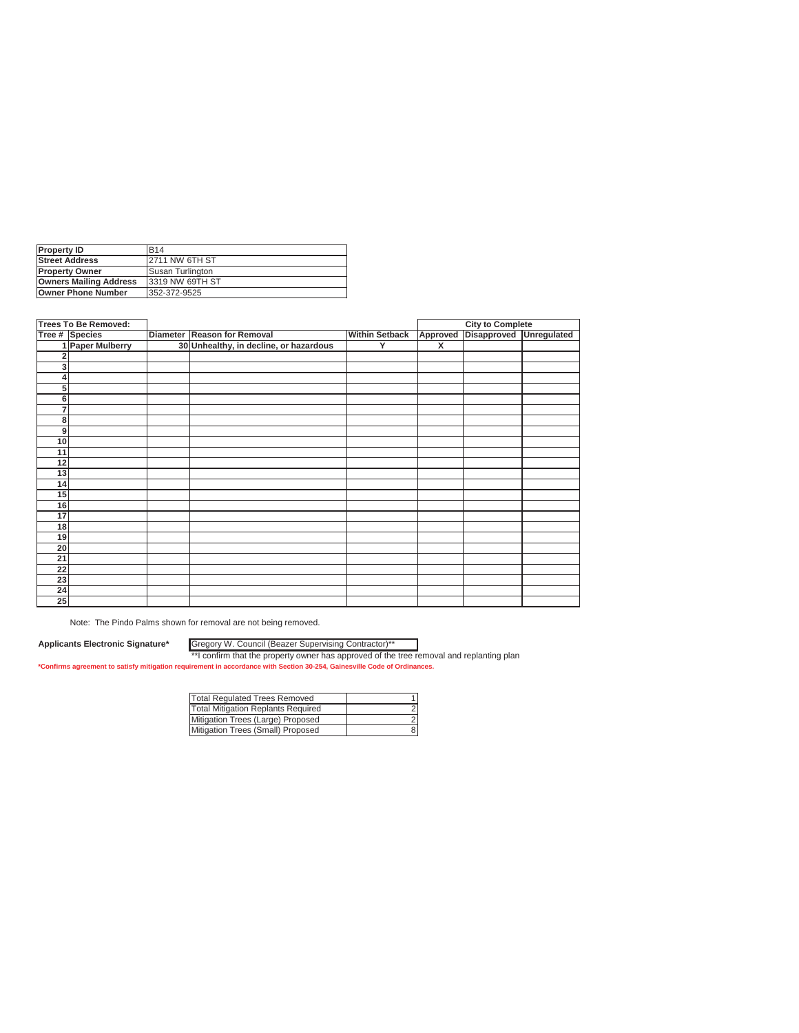| Property ID | B14 |
|---|---|
| Street Address | 2711 NW 6TH ST |
| Property Owner | Susan Turlington |
| Owners Mailing Address | 3319 NW 69TH ST |
| Owner Phone Number | 352-372-9525 |

| Trees To Be Removed: | | | | | City to Complete | | |
|---|---|---|---|---|---|---|---|
| Tree # | Species | Diameter | Reason for Removal | Within Setback | Approved | Disapproved | Unregulated |
| 1 | Paper Mulberry | 30 | Unhealthy, in decline, or hazardous | Y | X | | |
| 2 | | | | | | | |
| 3 | | | | | | | |
| 4 | | | | | | | |
| 5 | | | | | | | |
| 6 | | | | | | | |
| 7 | | | | | | | |
| 8 | | | | | | | |
| 9 | | | | | | | |
| 10 | | | | | | | |
| 11 | | | | | | | |
| 12 | | | | | | | |
| 13 | | | | | | | |
| 14 | | | | | | | |
| 15 | | | | | | | |
| 16 | | | | | | | |
| 17 | | | | | | | |
| 18 | | | | | | | |
| 19 | | | | | | | |
| 20 | | | | | | | |
| 21 | | | | | | | |
| 22 | | | | | | | |
| 23 | | | | | | | |
| 24 | | | | | | | |
| 25 | | | | | | | |

Note: The Pindo Palms shown for removal are not being removed.

**Applicants Electronic Signature*** Gregory W. Council (Beazer Supervising Contractor)**

**I confirm that the property owner has approved of the tree removal and replanting plan

***Confirms agreement to satisfy mitigation requirement in accordance with Section 30-254, Gainesville Code of Ordinances.**

| Total Regulated Trees Removed | 1 |
|---|---|
| Total Mitigation Replants Required | 2 |
| Mitigation Trees (Large) Proposed | 2 |
| Mitigation Trees (Small) Proposed | 8 |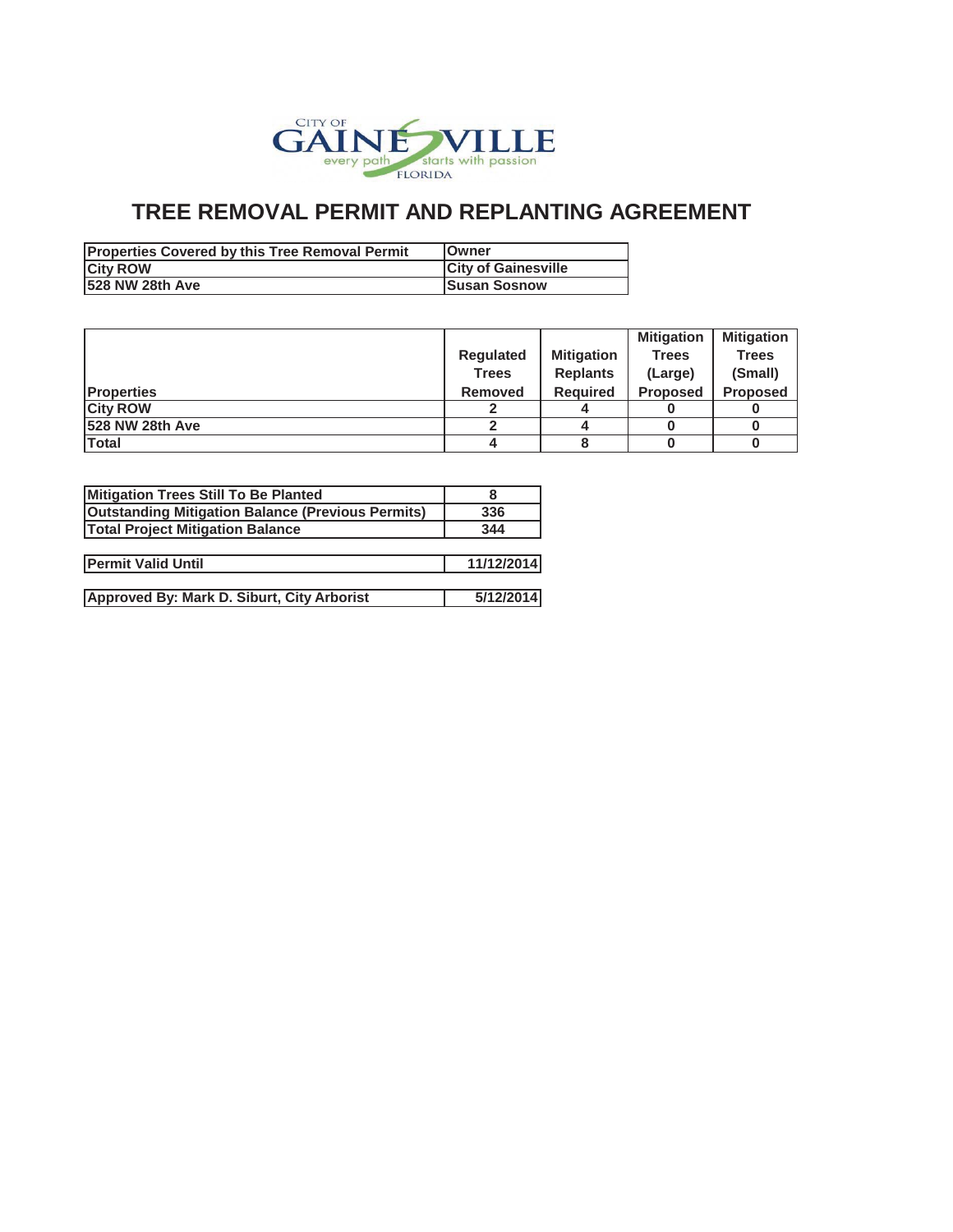CITY OF GAINESVILLE every path starts with passion FLORIDA

# TREE REMOVAL PERMIT AND REPLANTING AGREEMENT

| Properties Covered by this Tree Removal Permit | Owner |
|---|---|
| City ROW | City of Gainesville |
| 528 NW 28th Ave | Susan Sosnow |

| Properties | Regulated Trees Removed | Mitigation Replants Required | Mitigation Trees (Large) Proposed | Mitigation Trees (Small) Proposed |
|---|---|---|---|---|
| City ROW | 2 | 4 | 0 | 0 |
| 528 NW 28th Ave | 2 | 4 | 0 | 0 |
| Total | 4 | 8 | 0 | 0 |

| Mitigation Trees Still To Be Planted | 8 |
|---|---|
| Outstanding Mitigation Balance (Previous Permits) | 336 |
| Total Project Mitigation Balance | 344 |

| Permit Valid Until | 11/12/2014 |
|---|---|

| Approved By: Mark D. Siburt, City Arborist | 5/12/2014 |
|---|---|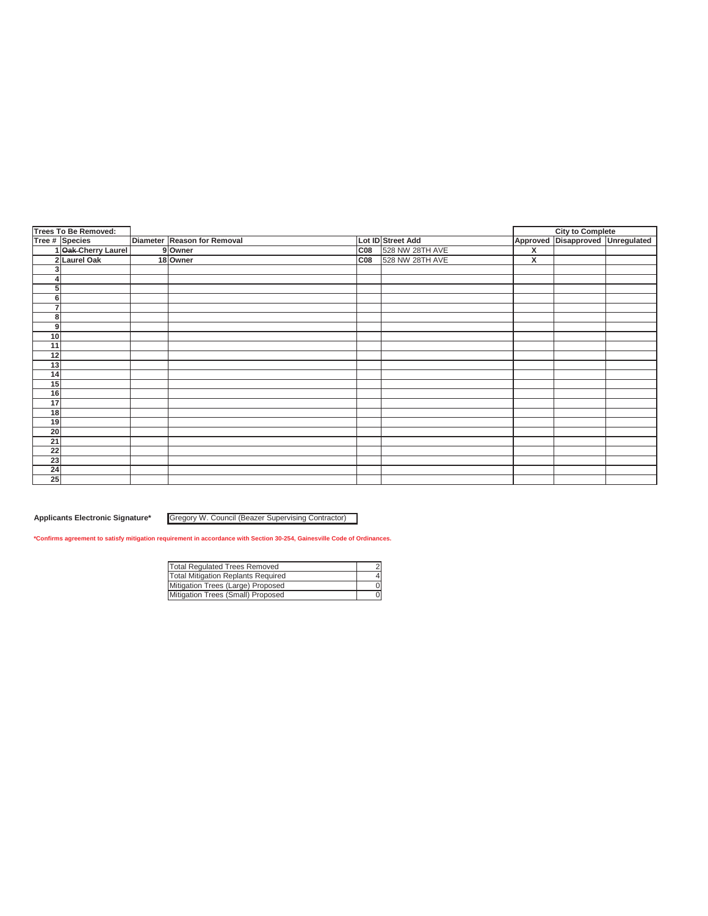| Trees To Be Removed: | | | | | | City to Complete | | |
|---|---|---|---|---|---|---|---|---|
| Tree # | Species | Diameter | Reason for Removal | Lot ID | Street Add | Approved | Disapproved | Unregulated |
| 1 | ~~Oak~~ Cherry Laurel | 9 | Owner | C08 | 528 NW 28TH AVE | X | | |
| 2 | Laurel Oak | 18 | Owner | C08 | 528 NW 28TH AVE | X | | |
| 3 | | | | | | | | |
| 4 | | | | | | | | |
| 5 | | | | | | | | |
| 6 | | | | | | | | |
| 7 | | | | | | | | |
| 8 | | | | | | | | |
| 9 | | | | | | | | |
| 10 | | | | | | | | |
| 11 | | | | | | | | |
| 12 | | | | | | | | |
| 13 | | | | | | | | |
| 14 | | | | | | | | |
| 15 | | | | | | | | |
| 16 | | | | | | | | |
| 17 | | | | | | | | |
| 18 | | | | | | | | |
| 19 | | | | | | | | |
| 20 | | | | | | | | |
| 21 | | | | | | | | |
| 22 | | | | | | | | |
| 23 | | | | | | | | |
| 24 | | | | | | | | |
| 25 | | | | | | | | |

**Applicants Electronic Signature*** Gregory W. Council (Beazer Supervising Contractor)

***Confirms agreement to satisfy mitigation requirement in accordance with Section 30-254, Gainesville Code of Ordinances.**

| | |
|---|---|
| Total Regulated Trees Removed | 2 |
| Total Mitigation Replants Required | 4 |
| Mitigation Trees (Large) Proposed | 0 |
| Mitigation Trees (Small) Proposed | 0 |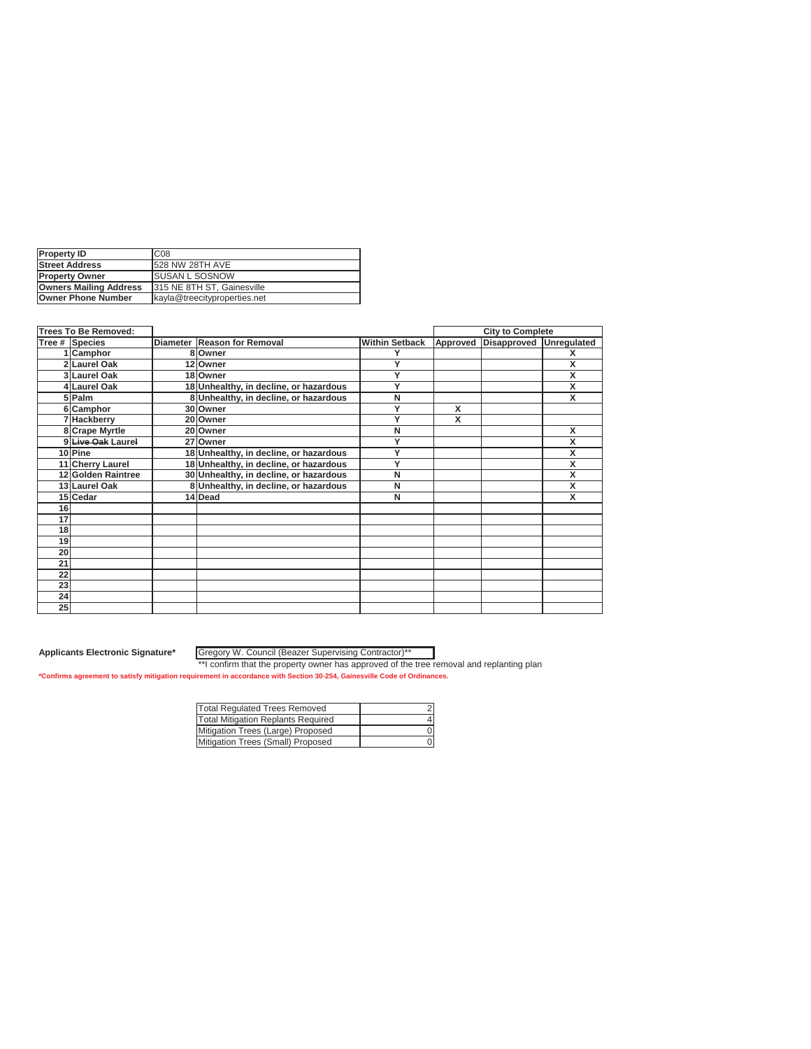| Property ID | C08 |
|---|---|
| Street Address | 528 NW 28TH AVE |
| Property Owner | SUSAN L SOSNOW |
| Owners Mailing Address | 315 NE 8TH ST, Gainesville |
| Owner Phone Number | kayla@treecityproperties.net |

| Trees To Be Removed: | | | | | City to Complete | | |
|---|---|---|---|---|---|---|---|
| Tree # | Species | Diameter | Reason for Removal | Within Setback | Approved | Disapproved | Unregulated |
| 1 | Camphor | 8 | Owner | Y | | | X |
| 2 | Laurel Oak | 12 | Owner | Y | | | X |
| 3 | Laurel Oak | 18 | Owner | Y | | | X |
| 4 | Laurel Oak | 18 | Unhealthy, in decline, or hazardous | Y | | | X |
| 5 | Palm | 8 | Unhealthy, in decline, or hazardous | N | | | X |
| 6 | Camphor | 30 | Owner | Y | X | | |
| 7 | Hackberry | 20 | Owner | Y | X | | |
| 8 | Crape Myrtle | 20 | Owner | N | | | X |
| 9 | ~~Live Oak~~ Laurel | 27 | Owner | Y | | | X |
| 10 | Pine | 18 | Unhealthy, in decline, or hazardous | Y | | | X |
| 11 | Cherry Laurel | 18 | Unhealthy, in decline, or hazardous | Y | | | X |
| 12 | Golden Raintree | 30 | Unhealthy, in decline, or hazardous | N | | | X |
| 13 | Laurel Oak | 8 | Unhealthy, in decline, or hazardous | N | | | X |
| 15 | Cedar | 14 | Dead | N | | | X |
| 16 | | | | | | | |
| 17 | | | | | | | |
| 18 | | | | | | | |
| 19 | | | | | | | |
| 20 | | | | | | | |
| 21 | | | | | | | |
| 22 | | | | | | | |
| 23 | | | | | | | |
| 24 | | | | | | | |
| 25 | | | | | | | |

**Applicants Electronic Signature*** Gregory W. Council (Beazer Supervising Contractor)**

**I confirm that the property owner has approved of the tree removal and replanting plan

***Confirms agreement to satisfy mitigation requirement in accordance with Section 30-254, Gainesville Code of Ordinances.**

| Total Regulated Trees Removed | 2 |
|---|---|
| Total Mitigation Replants Required | 4 |
| Mitigation Trees (Large) Proposed | 0 |
| Mitigation Trees (Small) Proposed | 0 |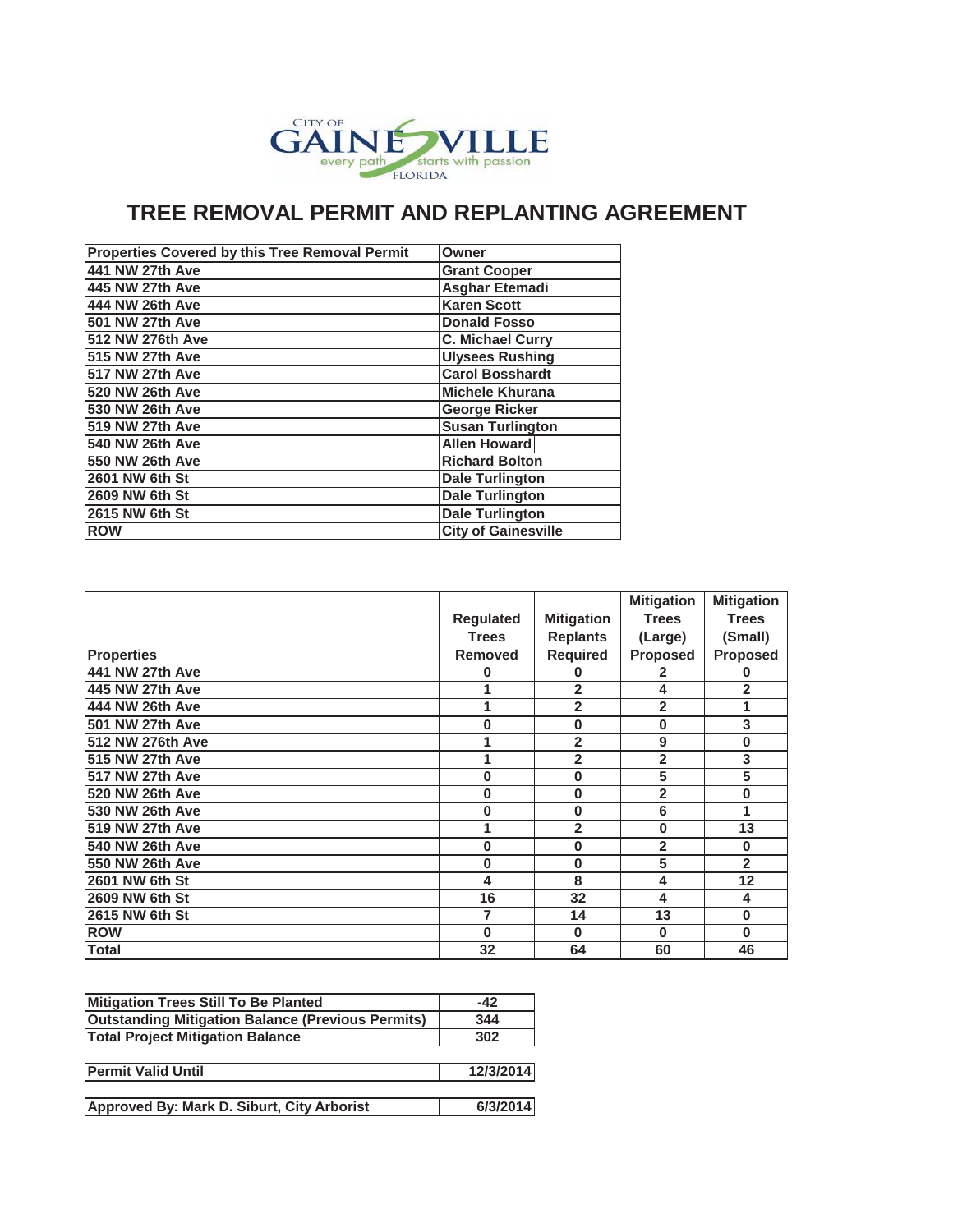CITY OF GAINESVILLE
every path starts with passion
FLORIDA

# TREE REMOVAL PERMIT AND REPLANTING AGREEMENT

| Properties Covered by this Tree Removal Permit | Owner |
|---|---|
| 441 NW 27th Ave | Grant Cooper |
| 445 NW 27th Ave | Asghar Etemadi |
| 444 NW 26th Ave | Karen Scott |
| 501 NW 27th Ave | Donald Fosso |
| 512 NW 276th Ave | C. Michael Curry |
| 515 NW 27th Ave | Ulysees Rushing |
| 517 NW 27th Ave | Carol Bosshardt |
| 520 NW 26th Ave | Michele Khurana |
| 530 NW 26th Ave | George Ricker |
| 519 NW 27th Ave | Susan Turlington |
| 540 NW 26th Ave | Allen Howard |
| 550 NW 26th Ave | Richard Bolton |
| 2601 NW 6th St | Dale Turlington |
| 2609 NW 6th St | Dale Turlington |
| 2615 NW 6th St | Dale Turlington |
| ROW | City of Gainesville |

| Properties | Regulated Trees Removed | Mitigation Replants Required | Mitigation Trees (Large) Proposed | Mitigation Trees (Small) Proposed |
|---|---|---|---|---|
| 441 NW 27th Ave | 0 | 0 | 2 | 0 |
| 445 NW 27th Ave | 1 | 2 | 4 | 2 |
| 444 NW 26th Ave | 1 | 2 | 2 | 1 |
| 501 NW 27th Ave | 0 | 0 | 0 | 3 |
| 512 NW 276th Ave | 1 | 2 | 9 | 0 |
| 515 NW 27th Ave | 1 | 2 | 2 | 3 |
| 517 NW 27th Ave | 0 | 0 | 5 | 5 |
| 520 NW 26th Ave | 0 | 0 | 2 | 0 |
| 530 NW 26th Ave | 0 | 0 | 6 | 1 |
| 519 NW 27th Ave | 1 | 2 | 0 | 13 |
| 540 NW 26th Ave | 0 | 0 | 2 | 0 |
| 550 NW 26th Ave | 0 | 0 | 5 | 2 |
| 2601 NW 6th St | 4 | 8 | 4 | 12 |
| 2609 NW 6th St | 16 | 32 | 4 | 4 |
| 2615 NW 6th St | 7 | 14 | 13 | 0 |
| ROW | 0 | 0 | 0 | 0 |
| Total | 32 | 64 | 60 | 46 |

| | |
|---|---|
| Mitigation Trees Still To Be Planted | -42 |
| Outstanding Mitigation Balance (Previous Permits) | 344 |
| Total Project Mitigation Balance | 302 |

| | |
|---|---|
| Permit Valid Until | 12/3/2014 |

| | |
|---|---|
| Approved By: Mark D. Siburt, City Arborist | 6/3/2014 |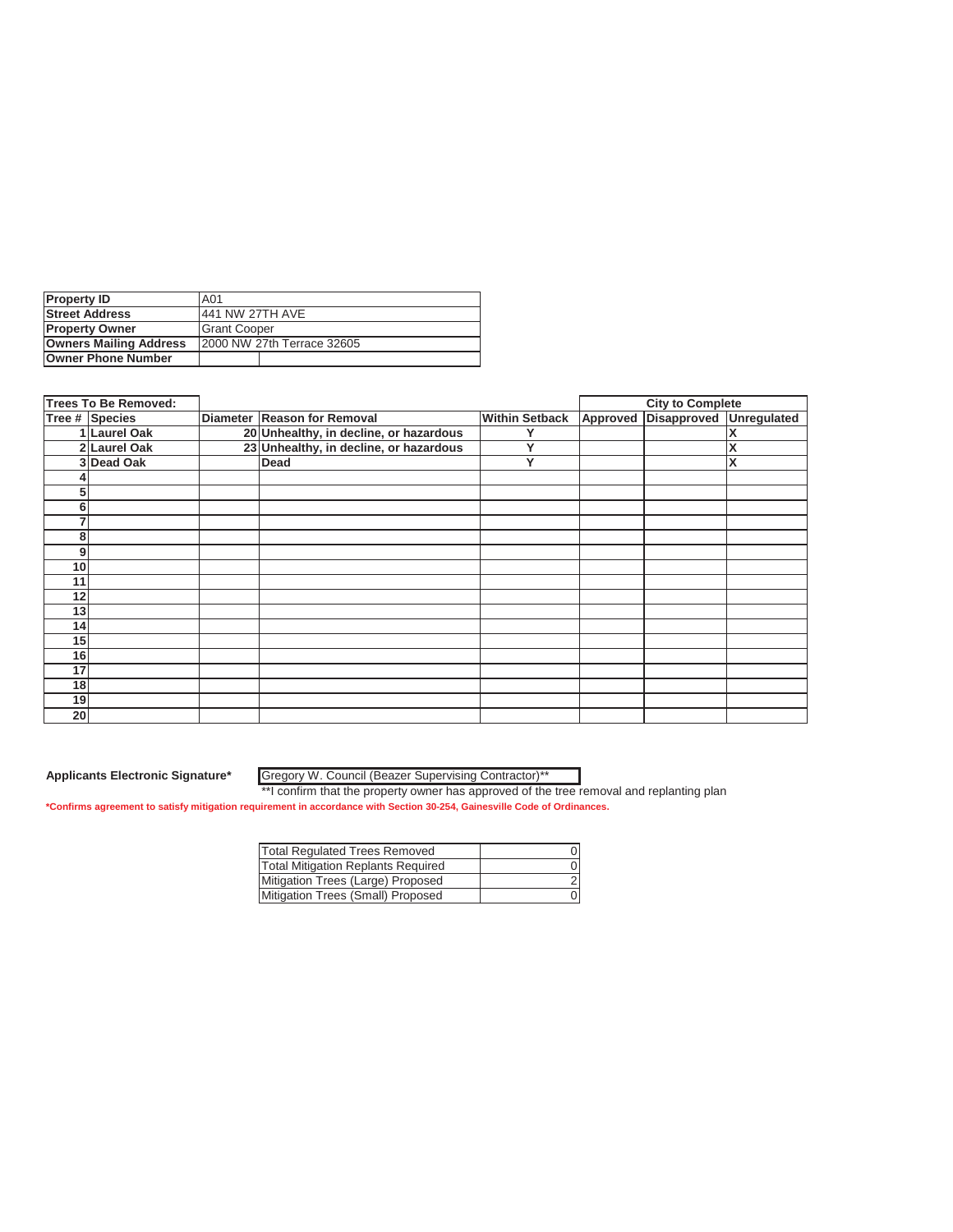| Property ID | A01 |
|---|---|
| Street Address | 441 NW 27TH AVE |
| Property Owner | Grant Cooper |
| Owners Mailing Address | 2000 NW 27th Terrace 32605 |
| Owner Phone Number | |

| Trees To Be Removed: | | | | | City to Complete | | |
|---|---|---|---|---|---|---|---|
| Tree # | Species | Diameter | Reason for Removal | Within Setback | Approved | Disapproved | Unregulated |
| 1 | Laurel Oak | 20 | Unhealthy, in decline, or hazardous | Y | | | X |
| 2 | Laurel Oak | 23 | Unhealthy, in decline, or hazardous | Y | | | X |
| 3 | Dead Oak | | Dead | Y | | | X |
| 4 | | | | | | | |
| 5 | | | | | | | |
| 6 | | | | | | | |
| 7 | | | | | | | |
| 8 | | | | | | | |
| 9 | | | | | | | |
| 10 | | | | | | | |
| 11 | | | | | | | |
| 12 | | | | | | | |
| 13 | | | | | | | |
| 14 | | | | | | | |
| 15 | | | | | | | |
| 16 | | | | | | | |
| 17 | | | | | | | |
| 18 | | | | | | | |
| 19 | | | | | | | |
| 20 | | | | | | | |

**Applicants Electronic Signature*** Gregory W. Council (Beazer Supervising Contractor)**

**I confirm that the property owner has approved of the tree removal and replanting plan

**\*Confirms agreement to satisfy mitigation requirement in accordance with Section 30-254, Gainesville Code of Ordinances.**

| Total Regulated Trees Removed | 0 |
|---|---|
| Total Mitigation Replants Required | 0 |
| Mitigation Trees (Large) Proposed | 2 |
| Mitigation Trees (Small) Proposed | 0 |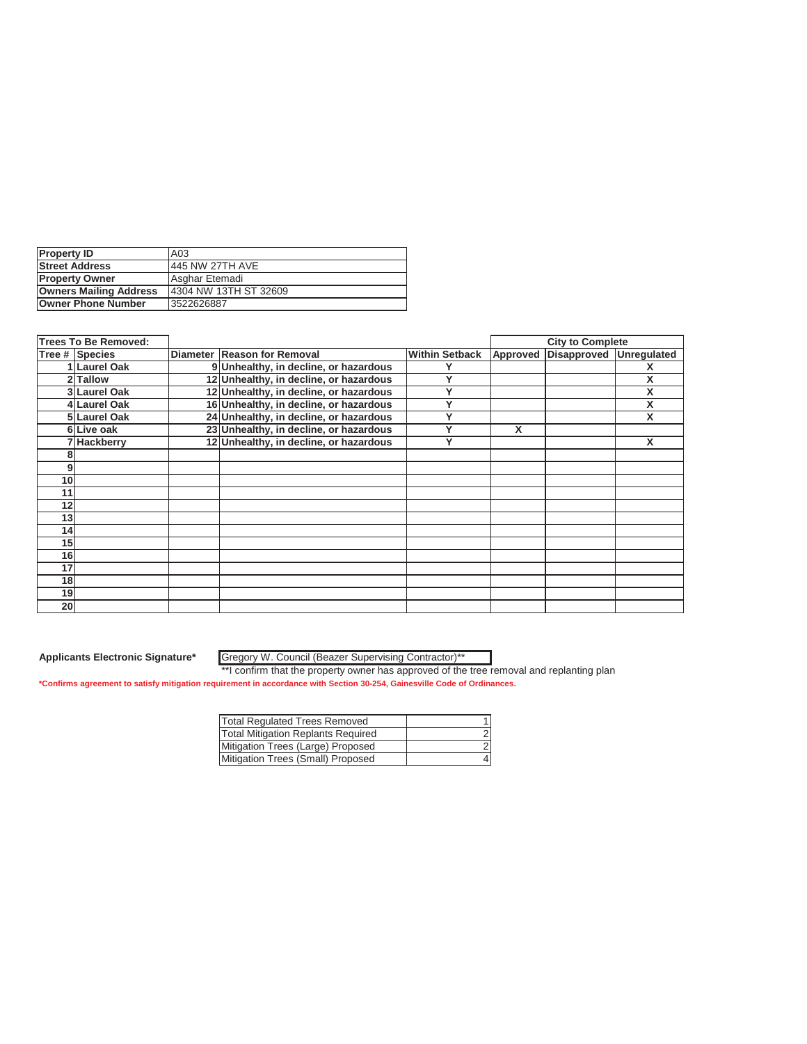| Property ID | A03 |
|---|---|
| Street Address | 445 NW 27TH AVE |
| Property Owner | Asghar Etemadi |
| Owners Mailing Address | 4304 NW 13TH ST 32609 |
| Owner Phone Number | 3522626887 |

| Trees To Be Removed: | | | | | City to Complete | | |
|---|---|---|---|---|---|---|---|
| Tree # | Species | Diameter | Reason for Removal | Within Setback | Approved | Disapproved | Unregulated |
| 1 | Laurel Oak | 9 | Unhealthy, in decline, or hazardous | Y | | | X |
| 2 | Tallow | 12 | Unhealthy, in decline, or hazardous | Y | | | X |
| 3 | Laurel Oak | 12 | Unhealthy, in decline, or hazardous | Y | | | X |
| 4 | Laurel Oak | 16 | Unhealthy, in decline, or hazardous | Y | | | X |
| 5 | Laurel Oak | 24 | Unhealthy, in decline, or hazardous | Y | | | X |
| 6 | Live oak | 23 | Unhealthy, in decline, or hazardous | Y | X | | |
| 7 | Hackberry | 12 | Unhealthy, in decline, or hazardous | Y | | | X |
| 8 | | | | | | | |
| 9 | | | | | | | |
| 10 | | | | | | | |
| 11 | | | | | | | |
| 12 | | | | | | | |
| 13 | | | | | | | |
| 14 | | | | | | | |
| 15 | | | | | | | |
| 16 | | | | | | | |
| 17 | | | | | | | |
| 18 | | | | | | | |
| 19 | | | | | | | |
| 20 | | | | | | | |

**Applicants Electronic Signature*** Gregory W. Council (Beazer Supervising Contractor)**

**I confirm that the property owner has approved of the tree removal and replanting plan

***Confirms agreement to satisfy mitigation requirement in accordance with Section 30-254, Gainesville Code of Ordinances.**

| Total Regulated Trees Removed | 1 |
|---|---|
| Total Mitigation Replants Required | 2 |
| Mitigation Trees (Large) Proposed | 2 |
| Mitigation Trees (Small) Proposed | 4 |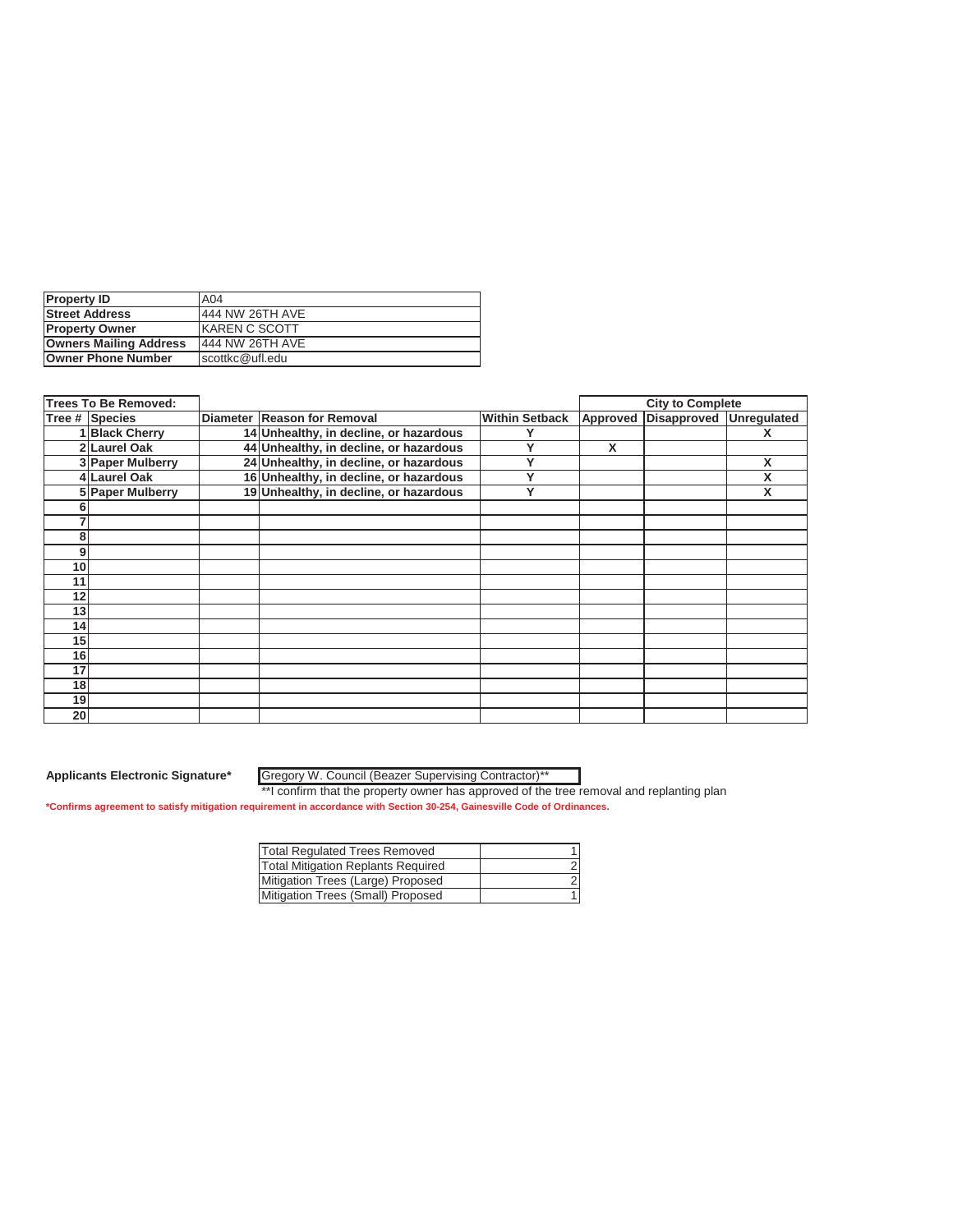| Property ID | A04 |
|---|---|
| Street Address | 444 NW 26TH AVE |
| Property Owner | KAREN C SCOTT |
| Owners Mailing Address | 444 NW 26TH AVE |
| Owner Phone Number | scottkc@ufl.edu |

| Trees To Be Removed: | | | | | City to Complete | | |
|---|---|---|---|---|---|---|---|
| Tree # | Species | Diameter | Reason for Removal | Within Setback | Approved | Disapproved | Unregulated |
| 1 | Black Cherry | 14 | Unhealthy, in decline, or hazardous | Y | | | X |
| 2 | Laurel Oak | 44 | Unhealthy, in decline, or hazardous | Y | X | | |
| 3 | Paper Mulberry | 24 | Unhealthy, in decline, or hazardous | Y | | | X |
| 4 | Laurel Oak | 16 | Unhealthy, in decline, or hazardous | Y | | | X |
| 5 | Paper Mulberry | 19 | Unhealthy, in decline, or hazardous | Y | | | X |
| 6 | | | | | | | |
| 7 | | | | | | | |
| 8 | | | | | | | |
| 9 | | | | | | | |
| 10 | | | | | | | |
| 11 | | | | | | | |
| 12 | | | | | | | |
| 13 | | | | | | | |
| 14 | | | | | | | |
| 15 | | | | | | | |
| 16 | | | | | | | |
| 17 | | | | | | | |
| 18 | | | | | | | |
| 19 | | | | | | | |
| 20 | | | | | | | |

**Applicants Electronic Signature*** Gregory W. Council (Beazer Supervising Contractor)**

**I confirm that the property owner has approved of the tree removal and replanting plan

*Confirms agreement to satisfy mitigation requirement in accordance with Section 30-254, Gainesville Code of Ordinances.

| Total Regulated Trees Removed | 1 |
|---|---|
| Total Mitigation Replants Required | 2 |
| Mitigation Trees (Large) Proposed | 2 |
| Mitigation Trees (Small) Proposed | 1 |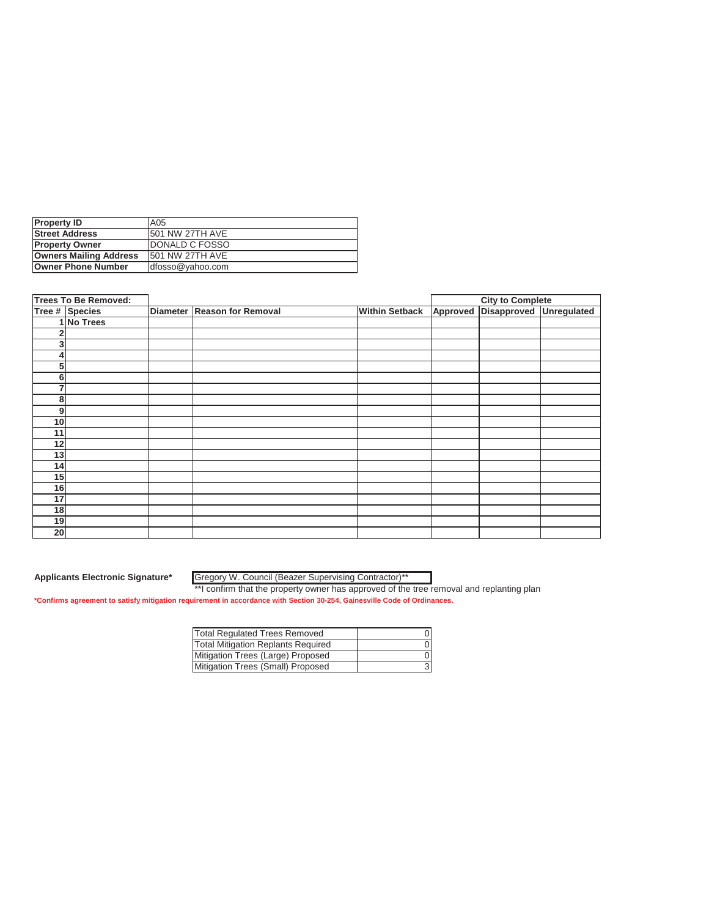| Property ID | A05 |
|---|---|
| Street Address | 501 NW 27TH AVE |
| Property Owner | DONALD C FOSSO |
| Owners Mailing Address | 501 NW 27TH AVE |
| Owner Phone Number | dfosso@yahoo.com |

| Trees To Be Removed: | | | | | City to Complete | | |
|---|---|---|---|---|---|---|---|
| Tree # | Species | Diameter | Reason for Removal | Within Setback | Approved | Disapproved | Unregulated |
| 1 | No Trees | | | | | | |
| 2 | | | | | | | |
| 3 | | | | | | | |
| 4 | | | | | | | |
| 5 | | | | | | | |
| 6 | | | | | | | |
| 7 | | | | | | | |
| 8 | | | | | | | |
| 9 | | | | | | | |
| 10 | | | | | | | |
| 11 | | | | | | | |
| 12 | | | | | | | |
| 13 | | | | | | | |
| 14 | | | | | | | |
| 15 | | | | | | | |
| 16 | | | | | | | |
| 17 | | | | | | | |
| 18 | | | | | | | |
| 19 | | | | | | | |
| 20 | | | | | | | |

**Applicants Electronic Signature*** Gregory W. Council (Beazer Supervising Contractor)**

**I confirm that the property owner has approved of the tree removal and replanting plan

***Confirms agreement to satisfy mitigation requirement in accordance with Section 30-254, Gainesville Code of Ordinances.**

| Total Regulated Trees Removed | 0 |
|---|---|
| Total Mitigation Replants Required | 0 |
| Mitigation Trees (Large) Proposed | 0 |
| Mitigation Trees (Small) Proposed | 3 |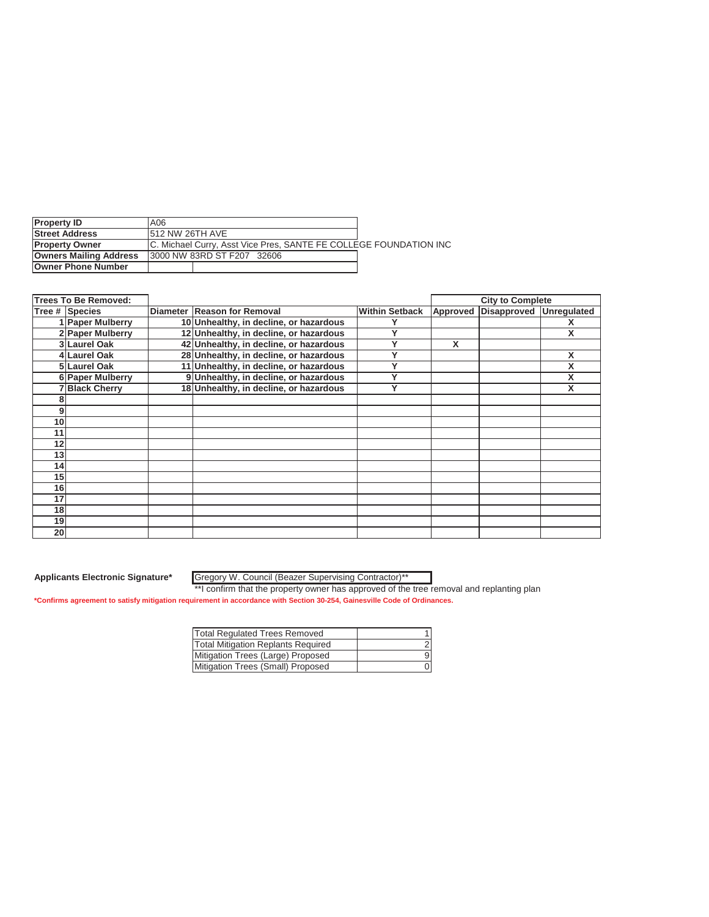| Property ID | A06 |
|---|---|
| Street Address | 512 NW 26TH AVE |
| Property Owner | C. Michael Curry, Asst Vice Pres, SANTE FE COLLEGE FOUNDATION INC |
| Owners Mailing Address | 3000 NW 83RD ST F207 32606 |
| Owner Phone Number | |

| Trees To Be Removed: | | | | | City to Complete | | |
|---|---|---|---|---|---|---|---|
| Tree # | Species | Diameter | Reason for Removal | Within Setback | Approved | Disapproved | Unregulated |
| 1 | Paper Mulberry | 10 | Unhealthy, in decline, or hazardous | Y | | | X |
| 2 | Paper Mulberry | 12 | Unhealthy, in decline, or hazardous | Y | | | X |
| 3 | Laurel Oak | 42 | Unhealthy, in decline, or hazardous | Y | X | | |
| 4 | Laurel Oak | 28 | Unhealthy, in decline, or hazardous | Y | | | X |
| 5 | Laurel Oak | 11 | Unhealthy, in decline, or hazardous | Y | | | X |
| 6 | Paper Mulberry | 9 | Unhealthy, in decline, or hazardous | Y | | | X |
| 7 | Black Cherry | 18 | Unhealthy, in decline, or hazardous | Y | | | X |
| 8 | | | | | | | |
| 9 | | | | | | | |
| 10 | | | | | | | |
| 11 | | | | | | | |
| 12 | | | | | | | |
| 13 | | | | | | | |
| 14 | | | | | | | |
| 15 | | | | | | | |
| 16 | | | | | | | |
| 17 | | | | | | | |
| 18 | | | | | | | |
| 19 | | | | | | | |
| 20 | | | | | | | |

**Applicants Electronic Signature*** Gregory W. Council (Beazer Supervising Contractor)**

**I confirm that the property owner has approved of the tree removal and replanting plan

***Confirms agreement to satisfy mitigation requirement in accordance with Section 30-254, Gainesville Code of Ordinances.**

| Total Regulated Trees Removed | 1 |
|---|---|
| Total Mitigation Replants Required | 2 |
| Mitigation Trees (Large) Proposed | 9 |
| Mitigation Trees (Small) Proposed | 0 |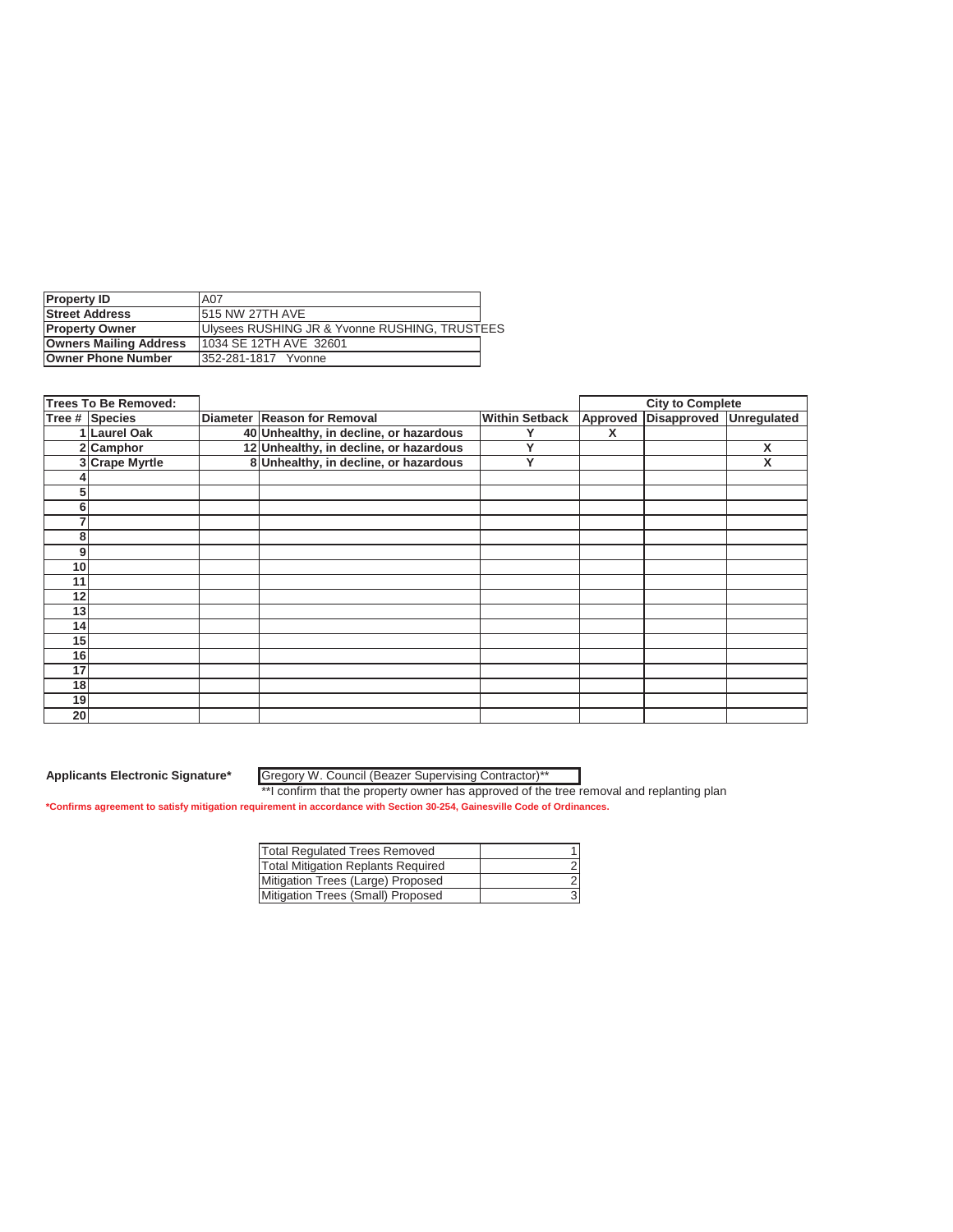| Property ID | A07 |
| --- | --- |
| Street Address | 515 NW 27TH AVE |
| Property Owner | Ulysees RUSHING JR & Yvonne RUSHING, TRUSTEES |
| Owners Mailing Address | 1034 SE 12TH AVE 32601 |
| Owner Phone Number | 352-281-1817 Yvonne |

| Trees To Be Removed: | | | | | City to Complete | | |
| --- | --- | --- | --- | --- | --- | --- | --- |
| Tree # | Species | Diameter | Reason for Removal | Within Setback | Approved | Disapproved | Unregulated |
| 1 | Laurel Oak | 40 | Unhealthy, in decline, or hazardous | Y | X | | |
| 2 | Camphor | 12 | Unhealthy, in decline, or hazardous | Y | | | X |
| 3 | Crape Myrtle | 8 | Unhealthy, in decline, or hazardous | Y | | | X |
| 4 | | | | | | | |
| 5 | | | | | | | |
| 6 | | | | | | | |
| 7 | | | | | | | |
| 8 | | | | | | | |
| 9 | | | | | | | |
| 10 | | | | | | | |
| 11 | | | | | | | |
| 12 | | | | | | | |
| 13 | | | | | | | |
| 14 | | | | | | | |
| 15 | | | | | | | |
| 16 | | | | | | | |
| 17 | | | | | | | |
| 18 | | | | | | | |
| 19 | | | | | | | |
| 20 | | | | | | | |

**Applicants Electronic Signature*** Gregory W. Council (Beazer Supervising Contractor)**

**I confirm that the property owner has approved of the tree removal and replanting plan

***Confirms agreement to satisfy mitigation requirement in accordance with Section 30-254, Gainesville Code of Ordinances.**

| Total Regulated Trees Removed | 1 |
| --- | --- |
| Total Mitigation Replants Required | 2 |
| Mitigation Trees (Large) Proposed | 2 |
| Mitigation Trees (Small) Proposed | 3 |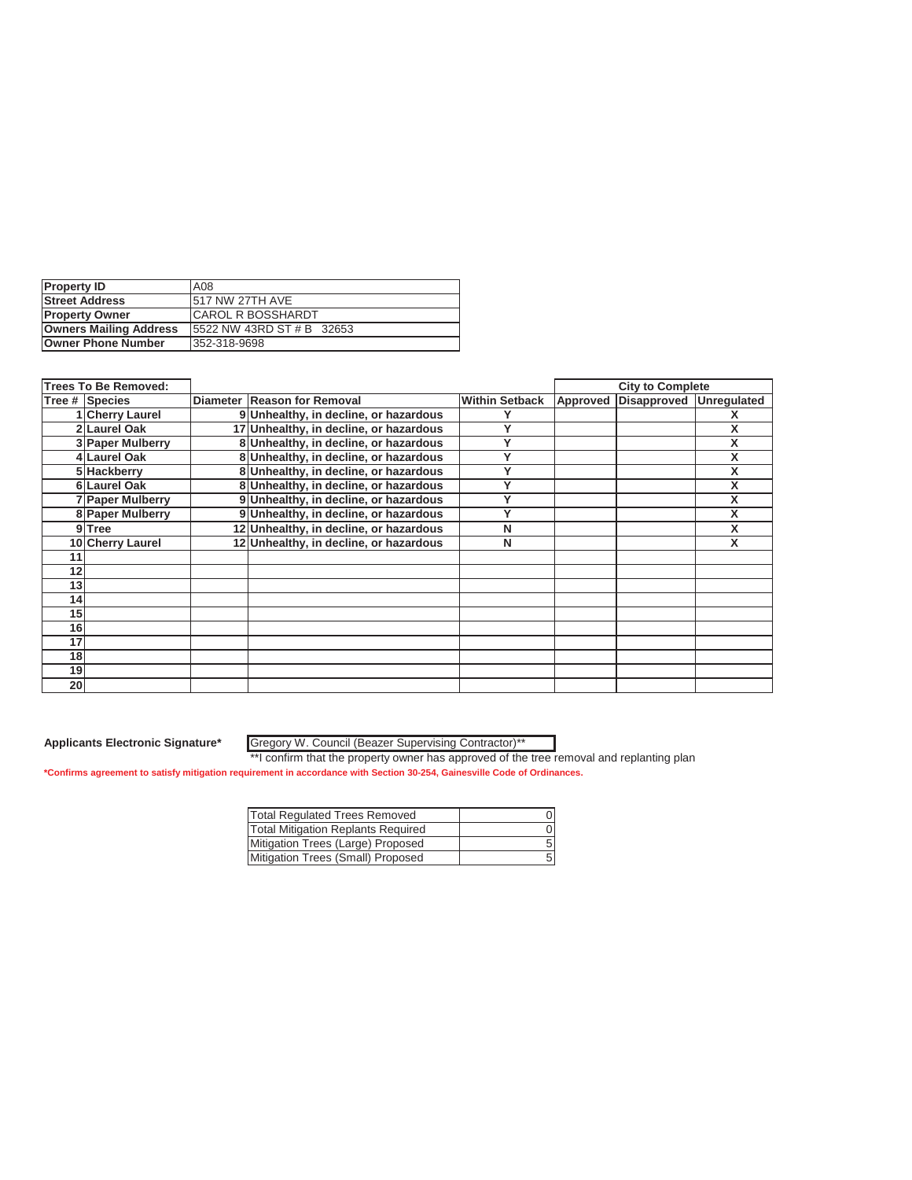| Property ID | A08 |
|---|---|
| Street Address | 517 NW 27TH AVE |
| Property Owner | CAROL R BOSSHARDT |
| Owners Mailing Address | 5522 NW 43RD ST # B 32653 |
| Owner Phone Number | 352-318-9698 |

| Trees To Be Removed: | | | | | City to Complete | | |
|---|---|---|---|---|---|---|---|
| Tree # | Species | Diameter | Reason for Removal | Within Setback | Approved | Disapproved | Unregulated |
| 1 | Cherry Laurel | 9 | Unhealthy, in decline, or hazardous | Y | | | X |
| 2 | Laurel Oak | 17 | Unhealthy, in decline, or hazardous | Y | | | X |
| 3 | Paper Mulberry | 8 | Unhealthy, in decline, or hazardous | Y | | | X |
| 4 | Laurel Oak | 8 | Unhealthy, in decline, or hazardous | Y | | | X |
| 5 | Hackberry | 8 | Unhealthy, in decline, or hazardous | Y | | | X |
| 6 | Laurel Oak | 8 | Unhealthy, in decline, or hazardous | Y | | | X |
| 7 | Paper Mulberry | 9 | Unhealthy, in decline, or hazardous | Y | | | X |
| 8 | Paper Mulberry | 9 | Unhealthy, in decline, or hazardous | Y | | | X |
| 9 | Tree | 12 | Unhealthy, in decline, or hazardous | N | | | X |
| 10 | Cherry Laurel | 12 | Unhealthy, in decline, or hazardous | N | | | X |
| 11 | | | | | | | |
| 12 | | | | | | | |
| 13 | | | | | | | |
| 14 | | | | | | | |
| 15 | | | | | | | |
| 16 | | | | | | | |
| 17 | | | | | | | |
| 18 | | | | | | | |
| 19 | | | | | | | |
| 20 | | | | | | | |

**Applicants Electronic Signature*** Gregory W. Council (Beazer Supervising Contractor)**

**I confirm that the property owner has approved of the tree removal and replanting plan

*Confirms agreement to satisfy mitigation requirement in accordance with Section 30-254, Gainesville Code of Ordinances.

| Total Regulated Trees Removed | 0 |
|---|---|
| Total Mitigation Replants Required | 0 |
| Mitigation Trees (Large) Proposed | 5 |
| Mitigation Trees (Small) Proposed | 5 |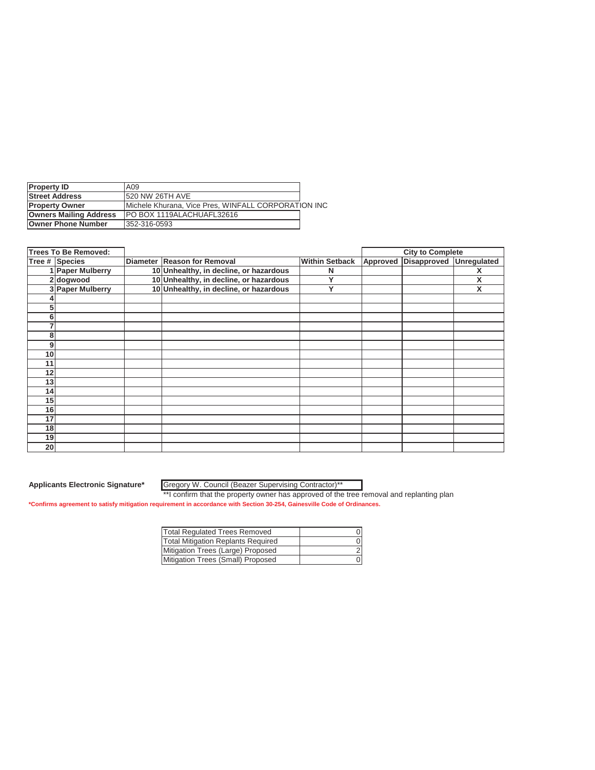| Property ID | A09 |
|---|---|
| Street Address | 520 NW 26TH AVE |
| Property Owner | Michele Khurana, Vice Pres, WINFALL CORPORATION INC |
| Owners Mailing Address | PO BOX 1119ALACHUAFL32616 |
| Owner Phone Number | 352-316-0593 |

| Trees To Be Removed: | | | | | City to Complete | | |
|---|---|---|---|---|---|---|---|
| Tree # | Species | Diameter | Reason for Removal | Within Setback | Approved | Disapproved | Unregulated |
| 1 | Paper Mulberry | 10 | Unhealthy, in decline, or hazardous | N | | | X |
| 2 | dogwood | 10 | Unhealthy, in decline, or hazardous | Y | | | X |
| 3 | Paper Mulberry | 10 | Unhealthy, in decline, or hazardous | Y | | | X |
| 4 | | | | | | | |
| 5 | | | | | | | |
| 6 | | | | | | | |
| 7 | | | | | | | |
| 8 | | | | | | | |
| 9 | | | | | | | |
| 10 | | | | | | | |
| 11 | | | | | | | |
| 12 | | | | | | | |
| 13 | | | | | | | |
| 14 | | | | | | | |
| 15 | | | | | | | |
| 16 | | | | | | | |
| 17 | | | | | | | |
| 18 | | | | | | | |
| 19 | | | | | | | |
| 20 | | | | | | | |

**Applicants Electronic Signature*** Gregory W. Council (Beazer Supervising Contractor)**

**I confirm that the property owner has approved of the tree removal and replanting plan

***Confirms agreement to satisfy mitigation requirement in accordance with Section 30-254, Gainesville Code of Ordinances.**

| Total Regulated Trees Removed | 0 |
|---|---|
| Total Mitigation Replants Required | 0 |
| Mitigation Trees (Large) Proposed | 2 |
| Mitigation Trees (Small) Proposed | 0 |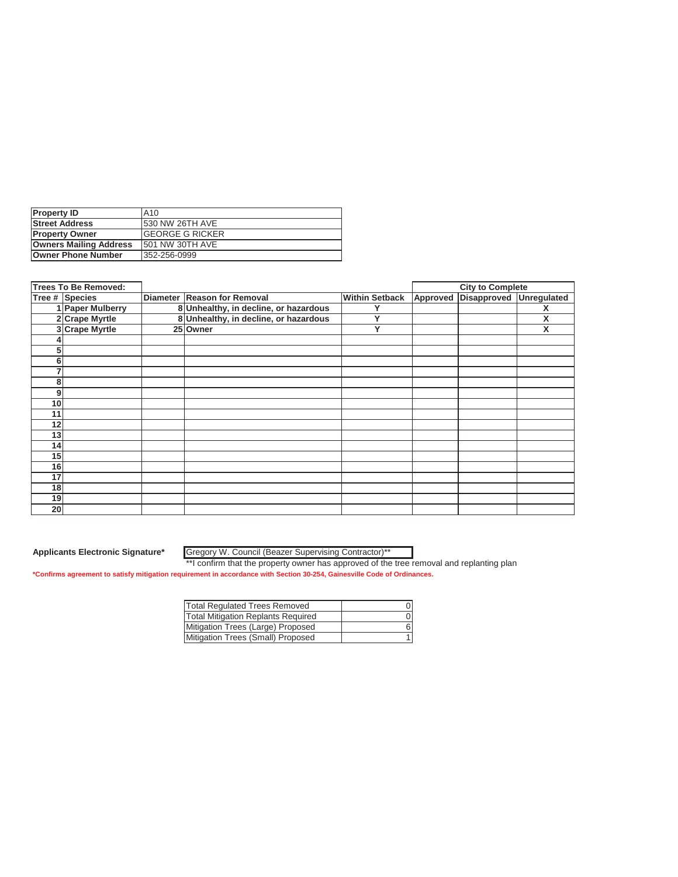| Property ID | A10 |
|---|---|
| Street Address | 530 NW 26TH AVE |
| Property Owner | GEORGE G RICKER |
| Owners Mailing Address | 501 NW 30TH AVE |
| Owner Phone Number | 352-256-0999 |

| Trees To Be Removed: | | | | | City to Complete | | |
|---|---|---|---|---|---|---|---|
| **Tree #** | **Species** | **Diameter** | **Reason for Removal** | **Within Setback** | **Approved** | **Disapproved** | **Unregulated** |
| 1 | **Paper Mulberry** | 8 | **Unhealthy, in decline, or hazardous** | Y | | | X |
| 2 | **Crape Myrtle** | 8 | **Unhealthy, in decline, or hazardous** | Y | | | X |
| 3 | **Crape Myrtle** | 25 | **Owner** | Y | | | X |
| 4 | | | | | | | |
| 5 | | | | | | | |
| 6 | | | | | | | |
| 7 | | | | | | | |
| 8 | | | | | | | |
| 9 | | | | | | | |
| 10 | | | | | | | |
| 11 | | | | | | | |
| 12 | | | | | | | |
| 13 | | | | | | | |
| 14 | | | | | | | |
| 15 | | | | | | | |
| 16 | | | | | | | |
| 17 | | | | | | | |
| 18 | | | | | | | |
| 19 | | | | | | | |
| 20 | | | | | | | |

**Applicants Electronic Signature*** Gregory W. Council (Beazer Supervising Contractor)**

**I confirm that the property owner has approved of the tree removal and replanting plan

***Confirms agreement to satisfy mitigation requirement in accordance with Section 30-254, Gainesville Code of Ordinances.**

| Total Regulated Trees Removed | 0 |
|---|---|
| Total Mitigation Replants Required | 0 |
| Mitigation Trees (Large) Proposed | 6 |
| Mitigation Trees (Small) Proposed | 1 |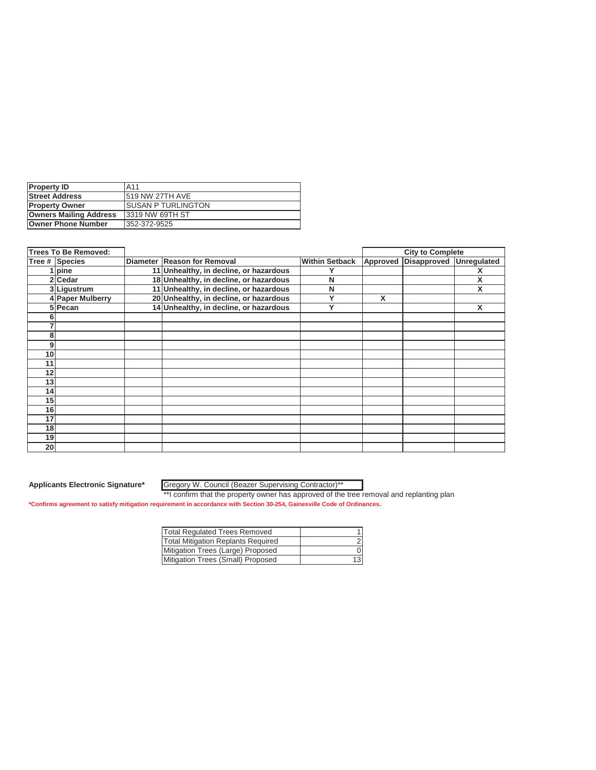| Property ID | A11 |
|---|---|
| Street Address | 519 NW 27TH AVE |
| Property Owner | SUSAN P TURLINGTON |
| Owners Mailing Address | 3319 NW 69TH ST |
| Owner Phone Number | 352-372-9525 |

| Trees To Be Removed: | | | | | City to Complete | | |
|---|---|---|---|---|---|---|---|
| Tree # | Species | Diameter | Reason for Removal | Within Setback | Approved | Disapproved | Unregulated |
| 1 | pine | 11 | Unhealthy, in decline, or hazardous | Y | | | X |
| 2 | Cedar | 18 | Unhealthy, in decline, or hazardous | N | | | X |
| 3 | Ligustrum | 11 | Unhealthy, in decline, or hazardous | N | | | X |
| 4 | Paper Mulberry | 20 | Unhealthy, in decline, or hazardous | Y | X | | |
| 5 | Pecan | 14 | Unhealthy, in decline, or hazardous | Y | | | X |
| 6 | | | | | | | |
| 7 | | | | | | | |
| 8 | | | | | | | |
| 9 | | | | | | | |
| 10 | | | | | | | |
| 11 | | | | | | | |
| 12 | | | | | | | |
| 13 | | | | | | | |
| 14 | | | | | | | |
| 15 | | | | | | | |
| 16 | | | | | | | |
| 17 | | | | | | | |
| 18 | | | | | | | |
| 19 | | | | | | | |
| 20 | | | | | | | |

**Applicants Electronic Signature*** Gregory W. Council (Beazer Supervising Contractor)**

**I confirm that the property owner has approved of the tree removal and replanting plan

*Confirms agreement to satisfy mitigation requirement in accordance with Section 30-254, Gainesville Code of Ordinances.

| Total Regulated Trees Removed | 1 |
|---|---|
| Total Mitigation Replants Required | 2 |
| Mitigation Trees (Large) Proposed | 0 |
| Mitigation Trees (Small) Proposed | 13 |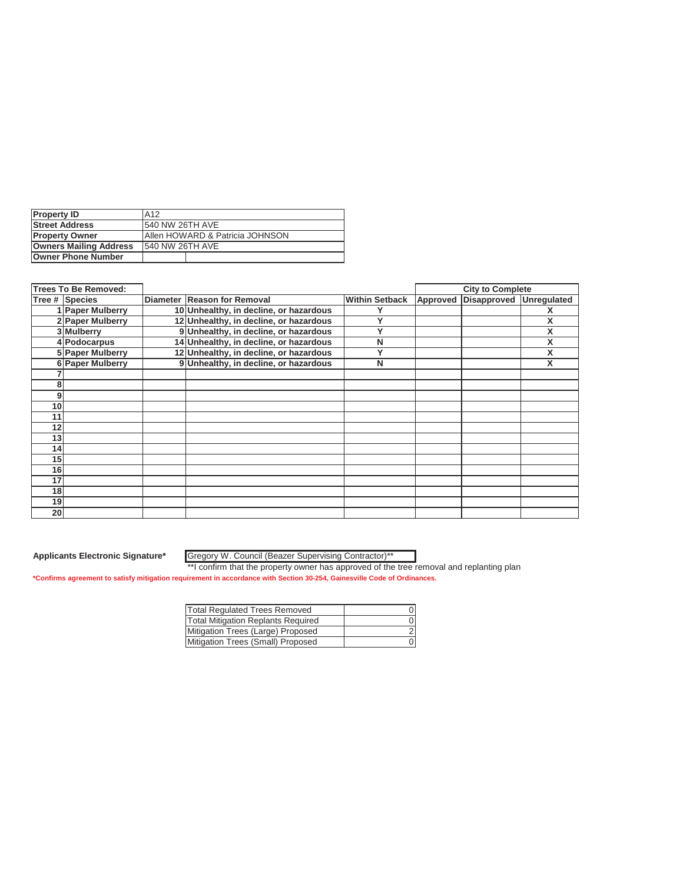| Property ID | A12 |
|---|---|
| Street Address | 540 NW 26TH AVE |
| Property Owner | Allen HOWARD & Patricia JOHNSON |
| Owners Mailing Address | 540 NW 26TH AVE |
| Owner Phone Number | |

| Trees To Be Removed: | | | | | City to Complete | | |
|---|---|---|---|---|---|---|---|
| Tree # | Species | Diameter | Reason for Removal | Within Setback | Approved | Disapproved | Unregulated |
| 1 | Paper Mulberry | 10 | Unhealthy, in decline, or hazardous | Y | | | X |
| 2 | Paper Mulberry | 12 | Unhealthy, in decline, or hazardous | Y | | | X |
| 3 | Mulberry | 9 | Unhealthy, in decline, or hazardous | Y | | | X |
| 4 | Podocarpus | 14 | Unhealthy, in decline, or hazardous | N | | | X |
| 5 | Paper Mulberry | 12 | Unhealthy, in decline, or hazardous | Y | | | X |
| 6 | Paper Mulberry | 9 | Unhealthy, in decline, or hazardous | N | | | X |
| 7 | | | | | | | |
| 8 | | | | | | | |
| 9 | | | | | | | |
| 10 | | | | | | | |
| 11 | | | | | | | |
| 12 | | | | | | | |
| 13 | | | | | | | |
| 14 | | | | | | | |
| 15 | | | | | | | |
| 16 | | | | | | | |
| 17 | | | | | | | |
| 18 | | | | | | | |
| 19 | | | | | | | |
| 20 | | | | | | | |

**Applicants Electronic Signature*** Gregory W. Council (Beazer Supervising Contractor)**

**I confirm that the property owner has approved of the tree removal and replanting plan

**\*Confirms agreement to satisfy mitigation requirement in accordance with Section 30-254, Gainesville Code of Ordinances.**

| Total Regulated Trees Removed | 0 |
|---|---|
| Total Mitigation Replants Required | 0 |
| Mitigation Trees (Large) Proposed | 2 |
| Mitigation Trees (Small) Proposed | 0 |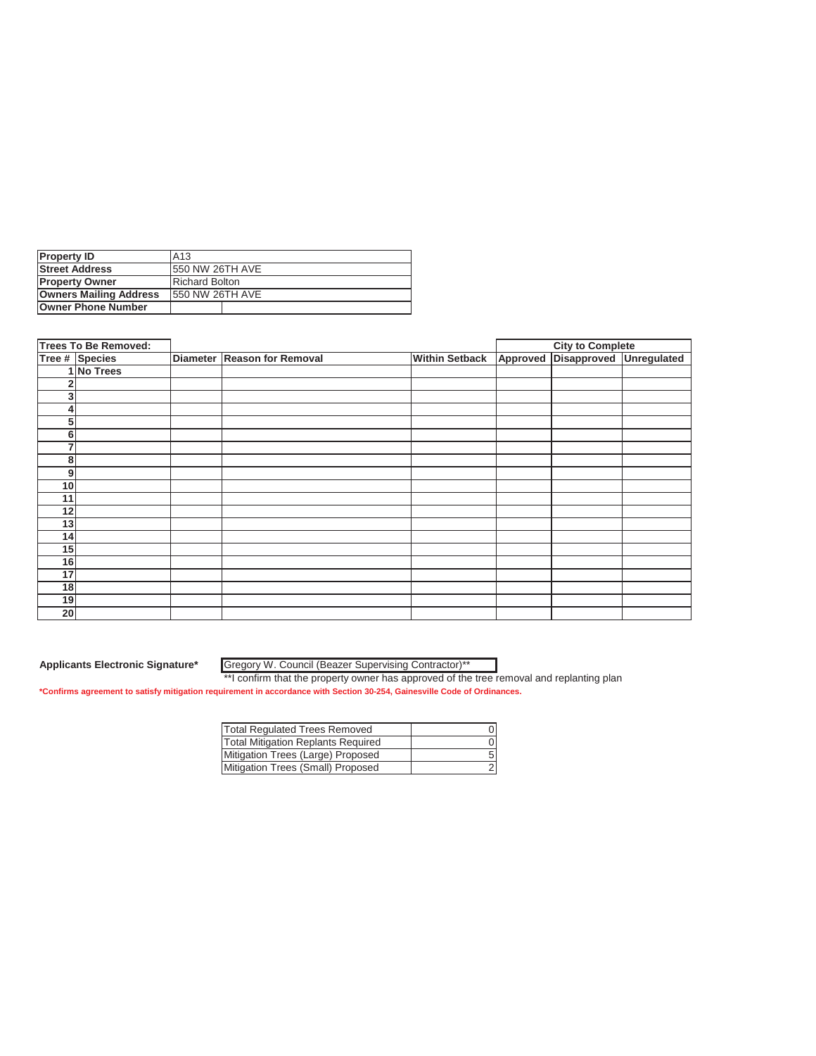| Property ID | A13 |
| --- | --- |
| Street Address | 550 NW 26TH AVE |
| Property Owner | Richard Bolton |
| Owners Mailing Address | 550 NW 26TH AVE |
| Owner Phone Number | |

| Trees To Be Removed: | | | | | City to Complete | | |
| --- | --- | --- | --- | --- | --- | --- | --- |
| Tree # | Species | Diameter | Reason for Removal | Within Setback | Approved | Disapproved | Unregulated |
| 1 | No Trees | | | | | | |
| 2 | | | | | | | |
| 3 | | | | | | | |
| 4 | | | | | | | |
| 5 | | | | | | | |
| 6 | | | | | | | |
| 7 | | | | | | | |
| 8 | | | | | | | |
| 9 | | | | | | | |
| 10 | | | | | | | |
| 11 | | | | | | | |
| 12 | | | | | | | |
| 13 | | | | | | | |
| 14 | | | | | | | |
| 15 | | | | | | | |
| 16 | | | | | | | |
| 17 | | | | | | | |
| 18 | | | | | | | |
| 19 | | | | | | | |
| 20 | | | | | | | |

**Applicants Electronic Signature*** Gregory W. Council (Beazer Supervising Contractor)**

**I confirm that the property owner has approved of the tree removal and replanting plan

***Confirms agreement to satisfy mitigation requirement in accordance with Section 30-254, Gainesville Code of Ordinances.**

| Total Regulated Trees Removed | 0 |
| --- | --- |
| Total Mitigation Replants Required | 0 |
| Mitigation Trees (Large) Proposed | 5 |
| Mitigation Trees (Small) Proposed | 2 |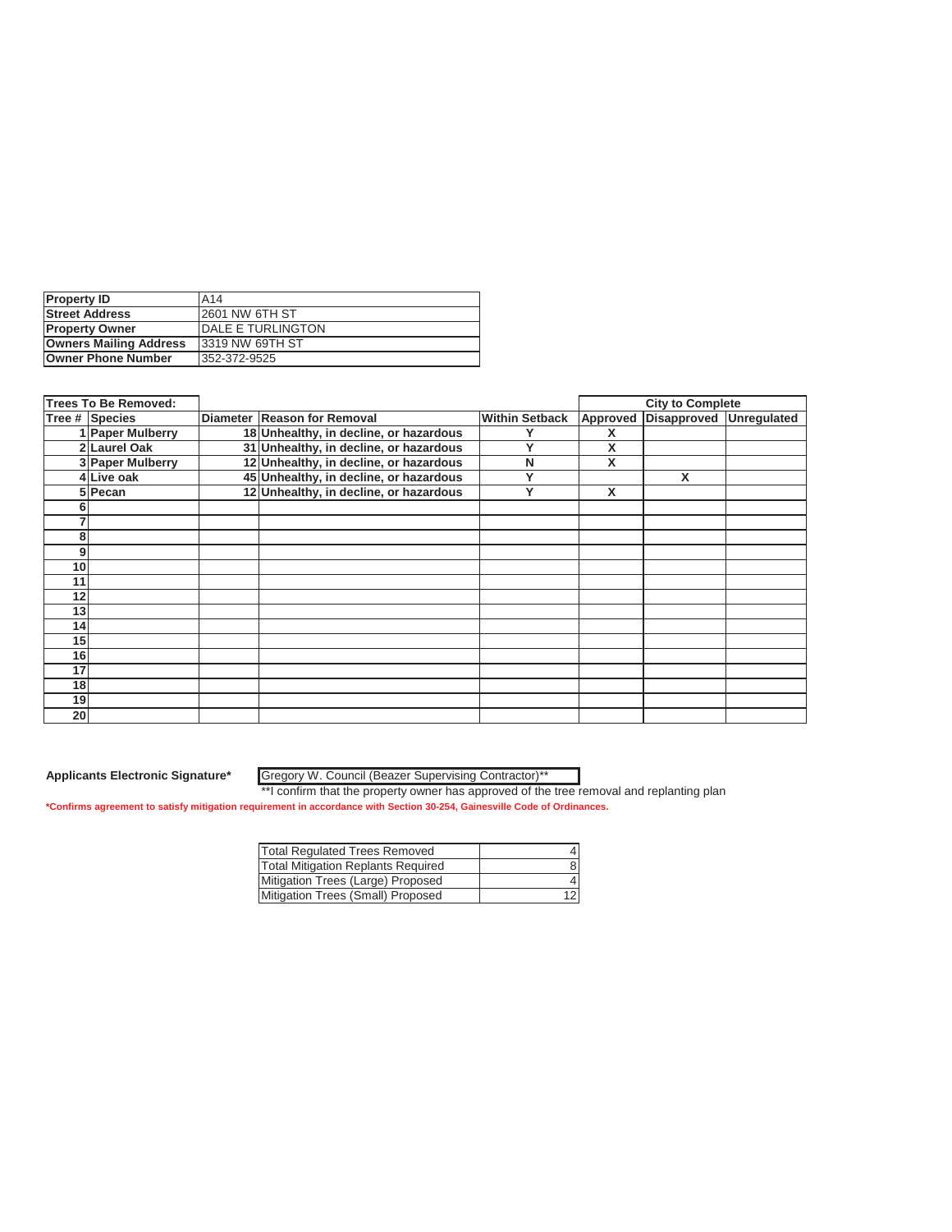| Property ID | A14 |
|---|---|
| Street Address | 2601 NW 6TH ST |
| Property Owner | DALE E TURLINGTON |
| Owners Mailing Address | 3319 NW 69TH ST |
| Owner Phone Number | 352-372-9525 |

| Trees To Be Removed: | | | | | City to Complete | | |
|---|---|---|---|---|---|---|---|
| **Tree #** | **Species** | **Diameter** | **Reason for Removal** | **Within Setback** | **Approved** | **Disapproved** | **Unregulated** |
| 1 | **Paper Mulberry** | 18 | **Unhealthy, in decline, or hazardous** | Y | X | | |
| 2 | **Laurel Oak** | 31 | **Unhealthy, in decline, or hazardous** | Y | X | | |
| 3 | **Paper Mulberry** | 12 | **Unhealthy, in decline, or hazardous** | N | X | | |
| 4 | **Live oak** | 45 | **Unhealthy, in decline, or hazardous** | Y | | X | |
| 5 | **Pecan** | 12 | **Unhealthy, in decline, or hazardous** | Y | X | | |
| 6 | | | | | | | |
| 7 | | | | | | | |
| 8 | | | | | | | |
| 9 | | | | | | | |
| 10 | | | | | | | |
| 11 | | | | | | | |
| 12 | | | | | | | |
| 13 | | | | | | | |
| 14 | | | | | | | |
| 15 | | | | | | | |
| 16 | | | | | | | |
| 17 | | | | | | | |
| 18 | | | | | | | |
| 19 | | | | | | | |
| 20 | | | | | | | |

**Applicants Electronic Signature*** Gregory W. Council (Beazer Supervising Contractor)**

**I confirm that the property owner has approved of the tree removal and replanting plan

***Confirms agreement to satisfy mitigation requirement in accordance with Section 30-254, Gainesville Code of Ordinances.**

| Total Regulated Trees Removed | 4 |
|---|---|
| Total Mitigation Replants Required | 8 |
| Mitigation Trees (Large) Proposed | 4 |
| Mitigation Trees (Small) Proposed | 12 |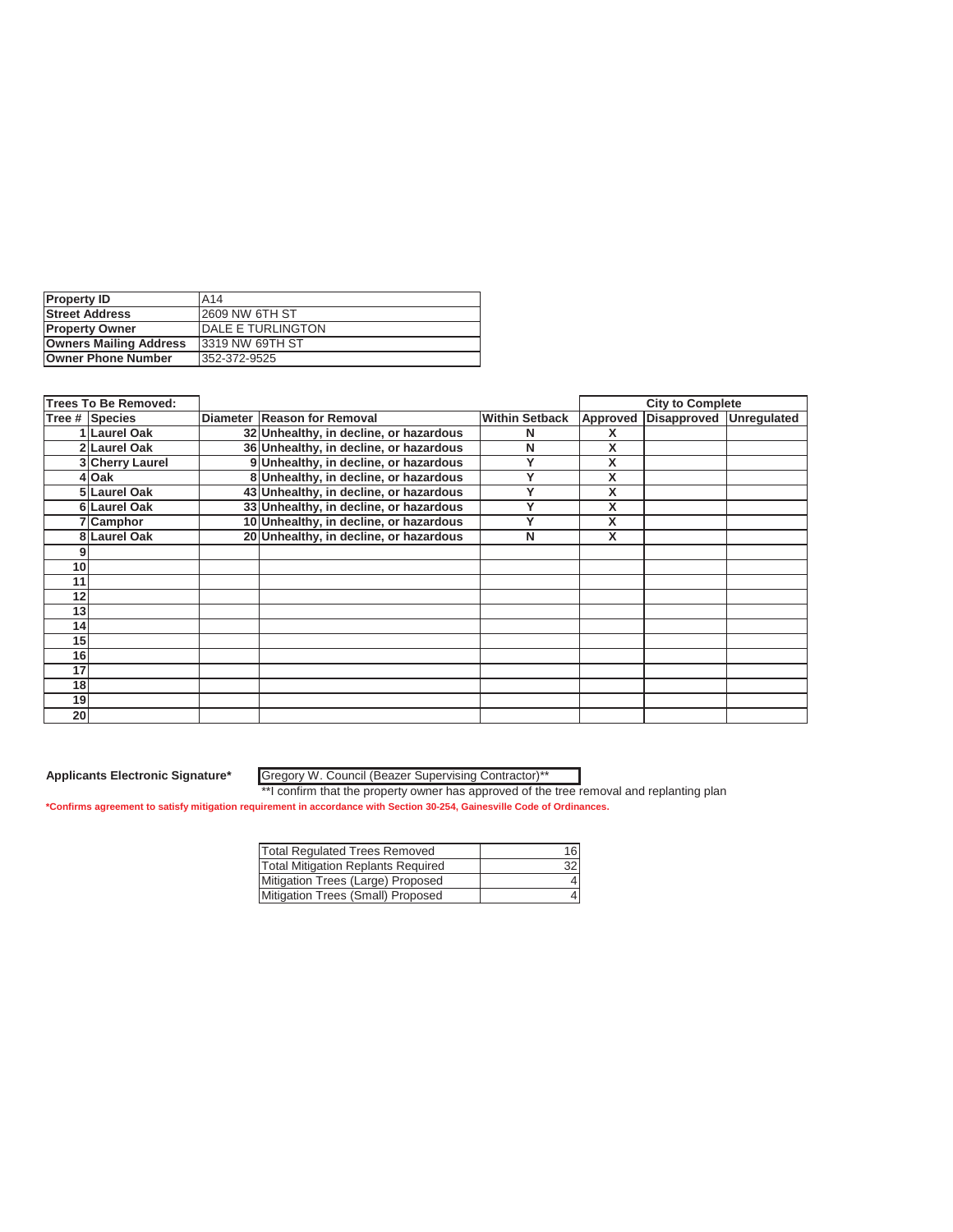| Property ID | A14 |
|---|---|
| Street Address | 2609 NW 6TH ST |
| Property Owner | DALE E TURLINGTON |
| Owners Mailing Address | 3319 NW 69TH ST |
| Owner Phone Number | 352-372-9525 |

| Trees To Be Removed: | | | | | City to Complete | | |
|---|---|---|---|---|---|---|---|
| Tree # | Species | Diameter | Reason for Removal | Within Setback | Approved | Disapproved | Unregulated |
| 1 | Laurel Oak | 32 | Unhealthy, in decline, or hazardous | N | X | | |
| 2 | Laurel Oak | 36 | Unhealthy, in decline, or hazardous | N | X | | |
| 3 | Cherry Laurel | 9 | Unhealthy, in decline, or hazardous | Y | X | | |
| 4 | Oak | 8 | Unhealthy, in decline, or hazardous | Y | X | | |
| 5 | Laurel Oak | 43 | Unhealthy, in decline, or hazardous | Y | X | | |
| 6 | Laurel Oak | 33 | Unhealthy, in decline, or hazardous | Y | X | | |
| 7 | Camphor | 10 | Unhealthy, in decline, or hazardous | Y | X | | |
| 8 | Laurel Oak | 20 | Unhealthy, in decline, or hazardous | N | X | | |
| 9 | | | | | | | |
| 10 | | | | | | | |
| 11 | | | | | | | |
| 12 | | | | | | | |
| 13 | | | | | | | |
| 14 | | | | | | | |
| 15 | | | | | | | |
| 16 | | | | | | | |
| 17 | | | | | | | |
| 18 | | | | | | | |
| 19 | | | | | | | |
| 20 | | | | | | | |

**Applicants Electronic Signature*** Gregory W. Council (Beazer Supervising Contractor)**

**I confirm that the property owner has approved of the tree removal and replanting plan

***Confirms agreement to satisfy mitigation requirement in accordance with Section 30-254, Gainesville Code of Ordinances.**

| Total Regulated Trees Removed | 16 |
|---|---|
| Total Mitigation Replants Required | 32 |
| Mitigation Trees (Large) Proposed | 4 |
| Mitigation Trees (Small) Proposed | 4 |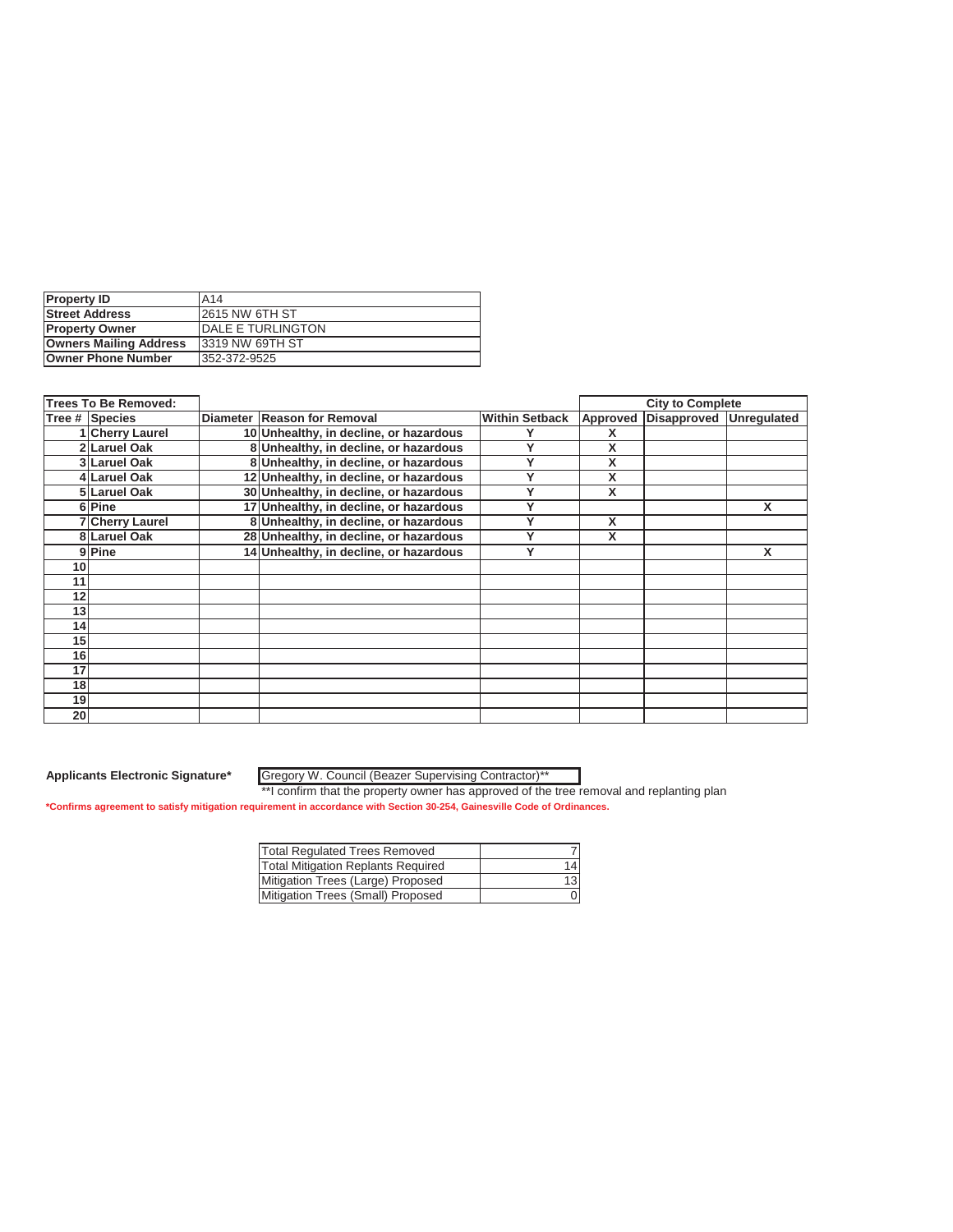| Property ID | A14 |
|---|---|
| Street Address | 2615 NW 6TH ST |
| Property Owner | DALE E TURLINGTON |
| Owners Mailing Address | 3319 NW 69TH ST |
| Owner Phone Number | 352-372-9525 |

| Trees To Be Removed: | | | | | City to Complete | | |
|---|---|---|---|---|---|---|---|
| Tree # | Species | Diameter | Reason for Removal | Within Setback | Approved | Disapproved | Unregulated |
| 1 | Cherry Laurel | 10 | Unhealthy, in decline, or hazardous | Y | X | | |
| 2 | Laruel Oak | 8 | Unhealthy, in decline, or hazardous | Y | X | | |
| 3 | Laruel Oak | 8 | Unhealthy, in decline, or hazardous | Y | X | | |
| 4 | Laruel Oak | 12 | Unhealthy, in decline, or hazardous | Y | X | | |
| 5 | Laruel Oak | 30 | Unhealthy, in decline, or hazardous | Y | X | | |
| 6 | Pine | 17 | Unhealthy, in decline, or hazardous | Y | | | X |
| 7 | Cherry Laurel | 8 | Unhealthy, in decline, or hazardous | Y | X | | |
| 8 | Laruel Oak | 28 | Unhealthy, in decline, or hazardous | Y | X | | |
| 9 | Pine | 14 | Unhealthy, in decline, or hazardous | Y | | | X |
| 10 | | | | | | | |
| 11 | | | | | | | |
| 12 | | | | | | | |
| 13 | | | | | | | |
| 14 | | | | | | | |
| 15 | | | | | | | |
| 16 | | | | | | | |
| 17 | | | | | | | |
| 18 | | | | | | | |
| 19 | | | | | | | |
| 20 | | | | | | | |

**Applicants Electronic Signature*** Gregory W. Council (Beazer Supervising Contractor)**

**I confirm that the property owner has approved of the tree removal and replanting plan

***Confirms agreement to satisfy mitigation requirement in accordance with Section 30-254, Gainesville Code of Ordinances.**

| Total Regulated Trees Removed | 7 |
|---|---|
| Total Mitigation Replants Required | 14 |
| Mitigation Trees (Large) Proposed | 13 |
| Mitigation Trees (Small) Proposed | 0 |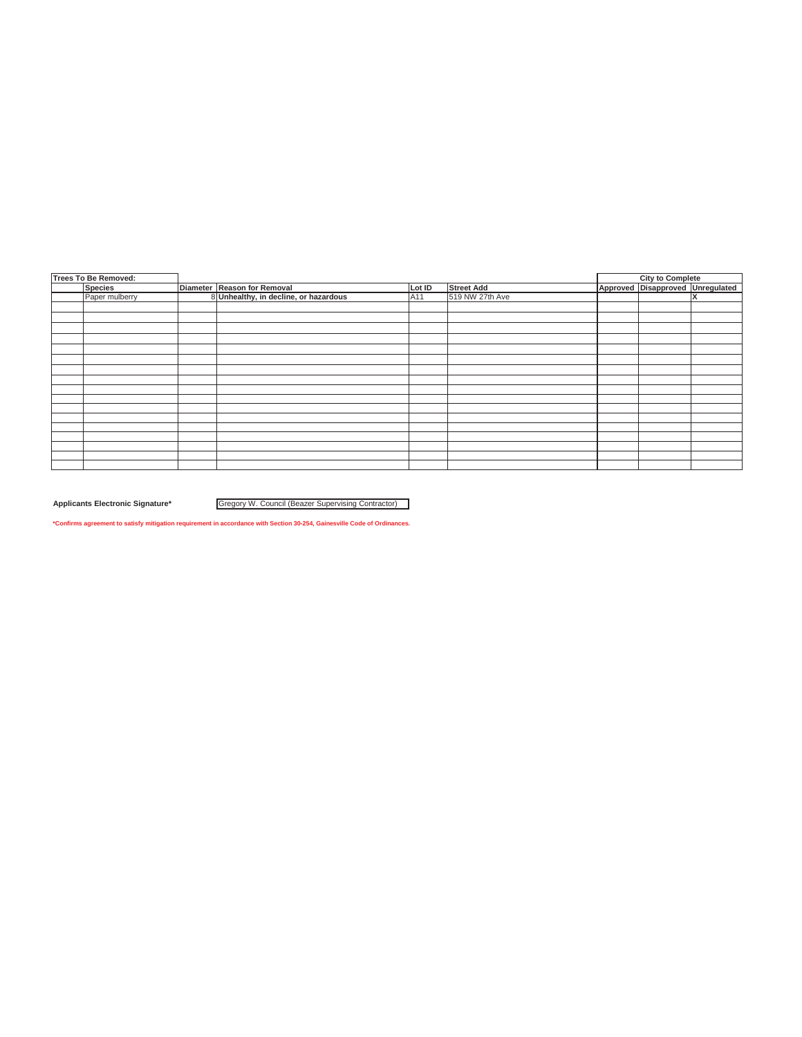| Trees To Be Removed: | | | | | | City to Complete | | |
|---|---|---|---|---|---|---|---|---|
| | Species | Diameter | Reason for Removal | Lot ID | Street Add | Approved | Disapproved | Unregulated |
| | Paper mulberry | 8 | **Unhealthy, in decline, or hazardous** | A11 | 519 NW 27th Ave | | | X |
| | | | | | | | | |
| | | | | | | | | |
| | | | | | | | | |
| | | | | | | | | |
| | | | | | | | | |
| | | | | | | | | |
| | | | | | | | | |
| | | | | | | | | |
| | | | | | | | | |
| | | | | | | | | |
| | | | | | | | | |
| | | | | | | | | |
| | | | | | | | | |
| | | | | | | | | |
| | | | | | | | | |
| | | | | | | | | |

**Applicants Electronic Signature*** Gregory W. Council (Beazer Supervising Contractor)

***Confirms agreement to satisfy mitigation requirement in accordance with Section 30-254, Gainesville Code of Ordinances.**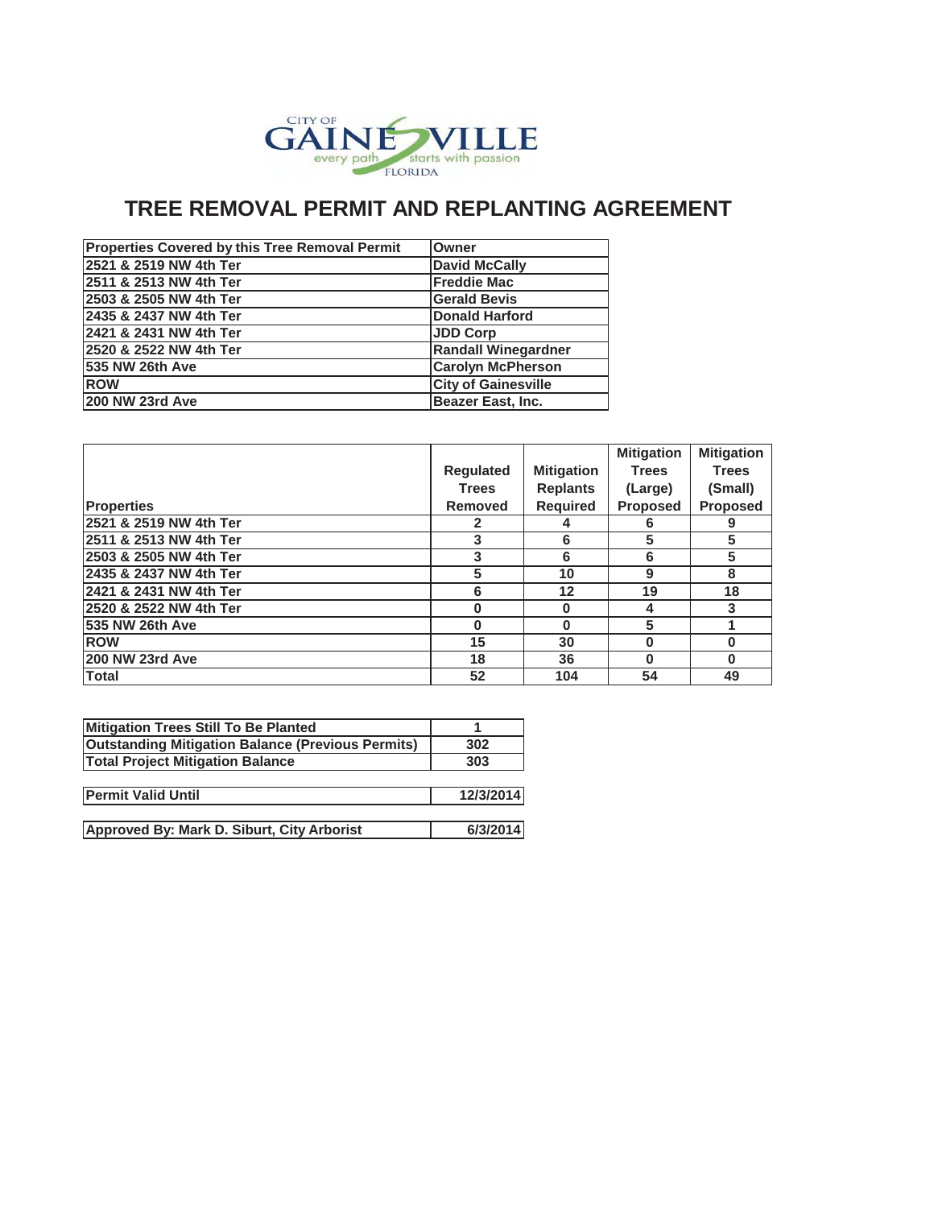CITY OF GAINESVILLE every path starts with passion FLORIDA

# TREE REMOVAL PERMIT AND REPLANTING AGREEMENT

| Properties Covered by this Tree Removal Permit | Owner |
|---|---|
| 2521 & 2519 NW 4th Ter | David McCally |
| 2511 & 2513 NW 4th Ter | Freddie Mac |
| 2503 & 2505 NW 4th Ter | Gerald Bevis |
| 2435 & 2437 NW 4th Ter | Donald Harford |
| 2421 & 2431 NW 4th Ter | JDD Corp |
| 2520 & 2522 NW 4th Ter | Randall Winegardner |
| 535 NW 26th Ave | Carolyn McPherson |
| ROW | City of Gainesville |
| 200 NW 23rd Ave | Beazer East, Inc. |

| Properties | Regulated Trees Removed | Mitigation Replants Required | Mitigation Trees (Large) Proposed | Mitigation Trees (Small) Proposed |
|---|---|---|---|---|
| 2521 & 2519 NW 4th Ter | 2 | 4 | 6 | 9 |
| 2511 & 2513 NW 4th Ter | 3 | 6 | 5 | 5 |
| 2503 & 2505 NW 4th Ter | 3 | 6 | 6 | 5 |
| 2435 & 2437 NW 4th Ter | 5 | 10 | 9 | 8 |
| 2421 & 2431 NW 4th Ter | 6 | 12 | 19 | 18 |
| 2520 & 2522 NW 4th Ter | 0 | 0 | 4 | 3 |
| 535 NW 26th Ave | 0 | 0 | 5 | 1 |
| ROW | 15 | 30 | 0 | 0 |
| 200 NW 23rd Ave | 18 | 36 | 0 | 0 |
| Total | 52 | 104 | 54 | 49 |

| Mitigation Trees Still To Be Planted | 1 |
|---|---|
| Outstanding Mitigation Balance (Previous Permits) | 302 |
| Total Project Mitigation Balance | 303 |

| Permit Valid Until | 12/3/2014 |
|---|---|

| Approved By: Mark D. Siburt, City Arborist | 6/3/2014 |
|---|---|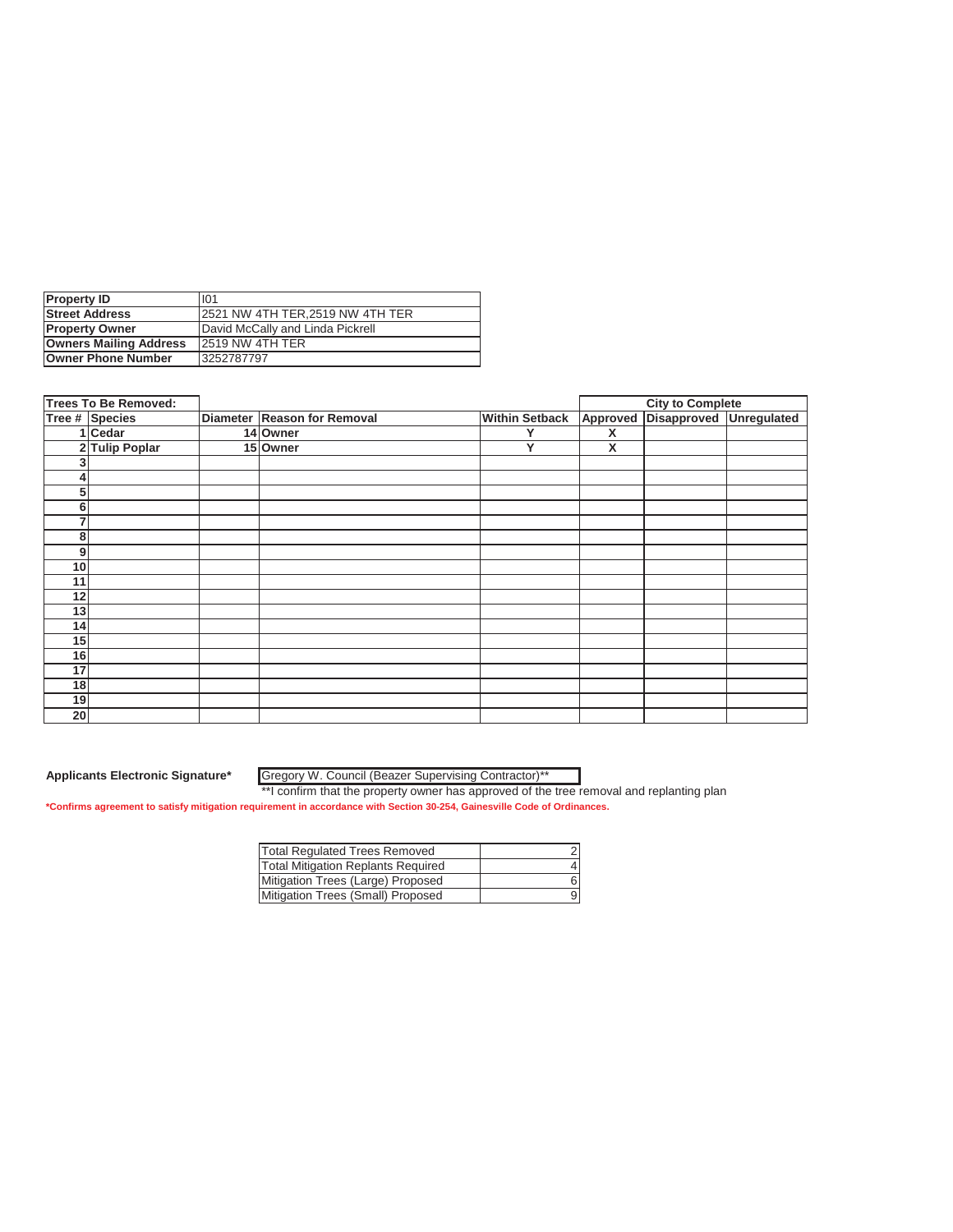| Property ID | I01 |
|---|---|
| Street Address | 2521 NW 4TH TER,2519 NW 4TH TER |
| Property Owner | David McCally and Linda Pickrell |
| Owners Mailing Address | 2519 NW 4TH TER |
| Owner Phone Number | 3252787797 |

| Trees To Be Removed: | | | | | City to Complete | | |
|---|---|---|---|---|---|---|---|
| Tree # | Species | Diameter | Reason for Removal | Within Setback | Approved | Disapproved | Unregulated |
| 1 | Cedar | 14 | Owner | Y | X | | |
| 2 | Tulip Poplar | 15 | Owner | Y | X | | |
| 3 | | | | | | | |
| 4 | | | | | | | |
| 5 | | | | | | | |
| 6 | | | | | | | |
| 7 | | | | | | | |
| 8 | | | | | | | |
| 9 | | | | | | | |
| 10 | | | | | | | |
| 11 | | | | | | | |
| 12 | | | | | | | |
| 13 | | | | | | | |
| 14 | | | | | | | |
| 15 | | | | | | | |
| 16 | | | | | | | |
| 17 | | | | | | | |
| 18 | | | | | | | |
| 19 | | | | | | | |
| 20 | | | | | | | |

**Applicants Electronic Signature*** Gregory W. Council (Beazer Supervising Contractor)**

**I confirm that the property owner has approved of the tree removal and replanting plan

***Confirms agreement to satisfy mitigation requirement in accordance with Section 30-254, Gainesville Code of Ordinances.**

| Total Regulated Trees Removed | 2 |
|---|---|
| Total Mitigation Replants Required | 4 |
| Mitigation Trees (Large) Proposed | 6 |
| Mitigation Trees (Small) Proposed | 9 |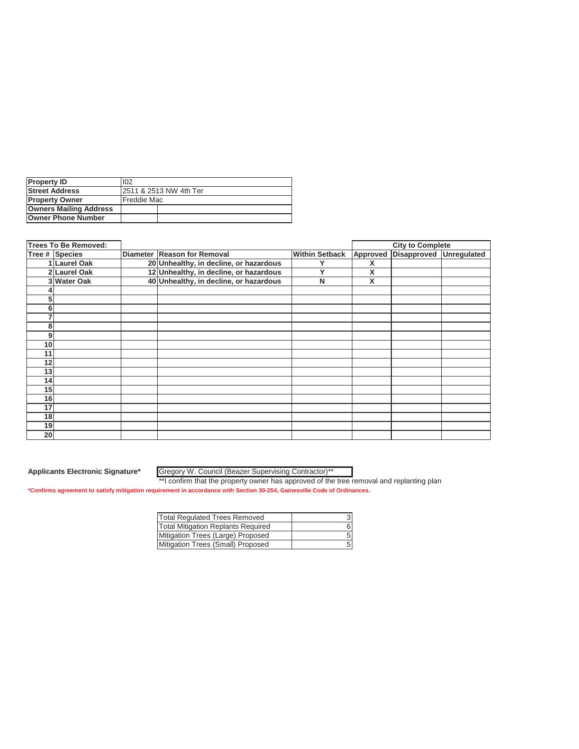| Property ID | I02 |
| --- | --- |
| Street Address | 2511 & 2513 NW 4th Ter |
| Property Owner | Freddie Mac |
| Owners Mailing Address | |
| Owner Phone Number | |

| Trees To Be Removed: | | | | | City to Complete | | |
| --- | --- | --- | --- | --- | --- | --- | --- |
| Tree # | Species | Diameter | Reason for Removal | Within Setback | Approved | Disapproved | Unregulated |
| 1 | Laurel Oak | 20 | Unhealthy, in decline, or hazardous | Y | X | | |
| 2 | Laurel Oak | 12 | Unhealthy, in decline, or hazardous | Y | X | | |
| 3 | Water Oak | 40 | Unhealthy, in decline, or hazardous | N | X | | |
| 4 | | | | | | | |
| 5 | | | | | | | |
| 6 | | | | | | | |
| 7 | | | | | | | |
| 8 | | | | | | | |
| 9 | | | | | | | |
| 10 | | | | | | | |
| 11 | | | | | | | |
| 12 | | | | | | | |
| 13 | | | | | | | |
| 14 | | | | | | | |
| 15 | | | | | | | |
| 16 | | | | | | | |
| 17 | | | | | | | |
| 18 | | | | | | | |
| 19 | | | | | | | |
| 20 | | | | | | | |

**Applicants Electronic Signature*** Gregory W. Council (Beazer Supervising Contractor)**

**I confirm that the property owner has approved of the tree removal and replanting plan

***Confirms agreement to satisfy mitigation requirement in accordance with Section 30-254, Gainesville Code of Ordinances.**

| Total Regulated Trees Removed | 3 |
| --- | --- |
| Total Mitigation Replants Required | 6 |
| Mitigation Trees (Large) Proposed | 5 |
| Mitigation Trees (Small) Proposed | 5 |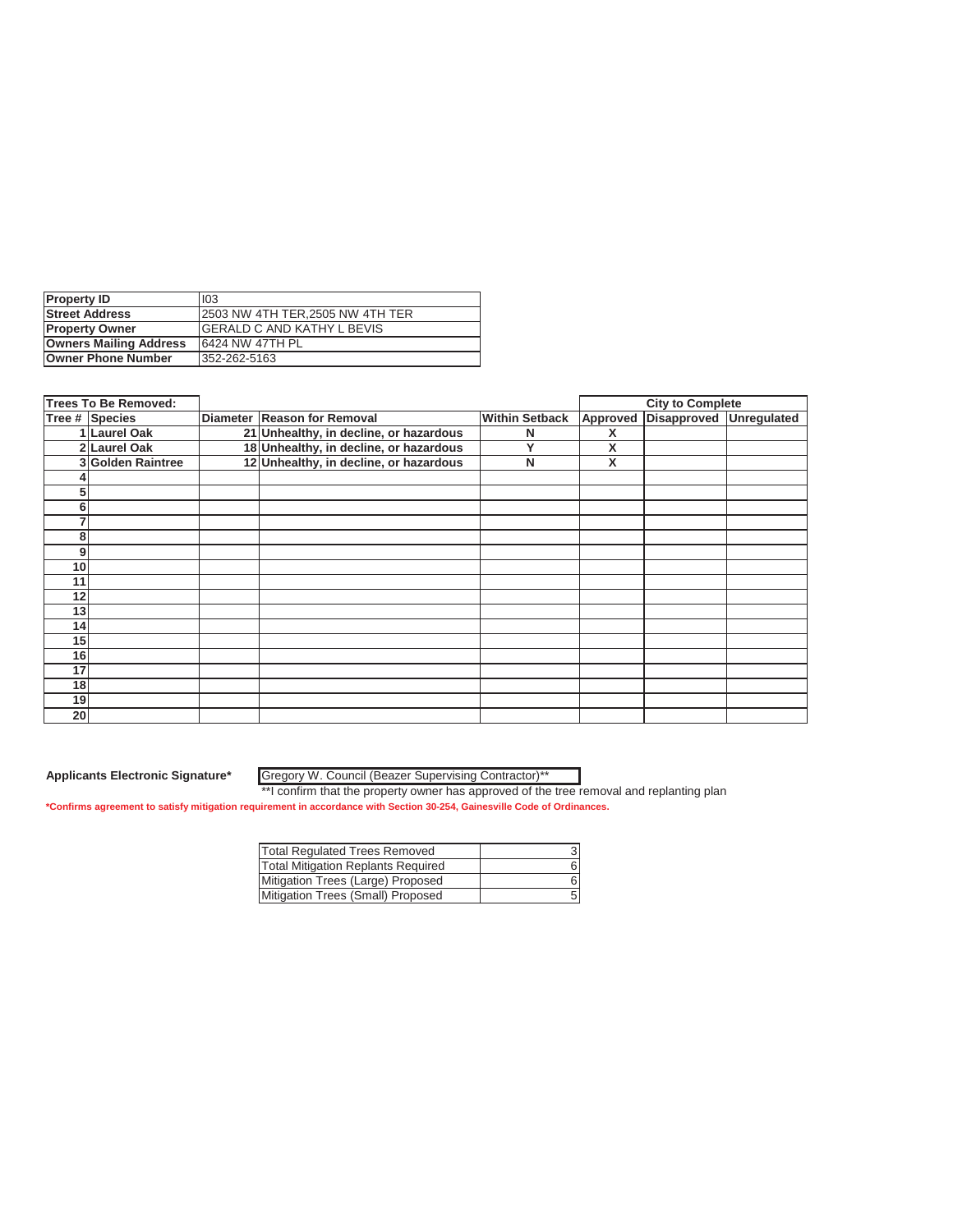| Property ID | I03 |
|---|---|
| Street Address | 2503 NW 4TH TER,2505 NW 4TH TER |
| Property Owner | GERALD C AND KATHY L BEVIS |
| Owners Mailing Address | 6424 NW 47TH PL |
| Owner Phone Number | 352-262-5163 |

| Trees To Be Removed: | | | | | City to Complete | | |
|---|---|---|---|---|---|---|---|
| Tree # | Species | Diameter | Reason for Removal | Within Setback | Approved | Disapproved | Unregulated |
| 1 | Laurel Oak | 21 | Unhealthy, in decline, or hazardous | N | X | | |
| 2 | Laurel Oak | 18 | Unhealthy, in decline, or hazardous | Y | X | | |
| 3 | Golden Raintree | 12 | Unhealthy, in decline, or hazardous | N | X | | |
| 4 | | | | | | | |
| 5 | | | | | | | |
| 6 | | | | | | | |
| 7 | | | | | | | |
| 8 | | | | | | | |
| 9 | | | | | | | |
| 10 | | | | | | | |
| 11 | | | | | | | |
| 12 | | | | | | | |
| 13 | | | | | | | |
| 14 | | | | | | | |
| 15 | | | | | | | |
| 16 | | | | | | | |
| 17 | | | | | | | |
| 18 | | | | | | | |
| 19 | | | | | | | |
| 20 | | | | | | | |

**Applicants Electronic Signature*** Gregory W. Council (Beazer Supervising Contractor)**

**I confirm that the property owner has approved of the tree removal and replanting plan

***Confirms agreement to satisfy mitigation requirement in accordance with Section 30-254, Gainesville Code of Ordinances.**

| Total Regulated Trees Removed | 3 |
|---|---|
| Total Mitigation Replants Required | 6 |
| Mitigation Trees (Large) Proposed | 6 |
| Mitigation Trees (Small) Proposed | 5 |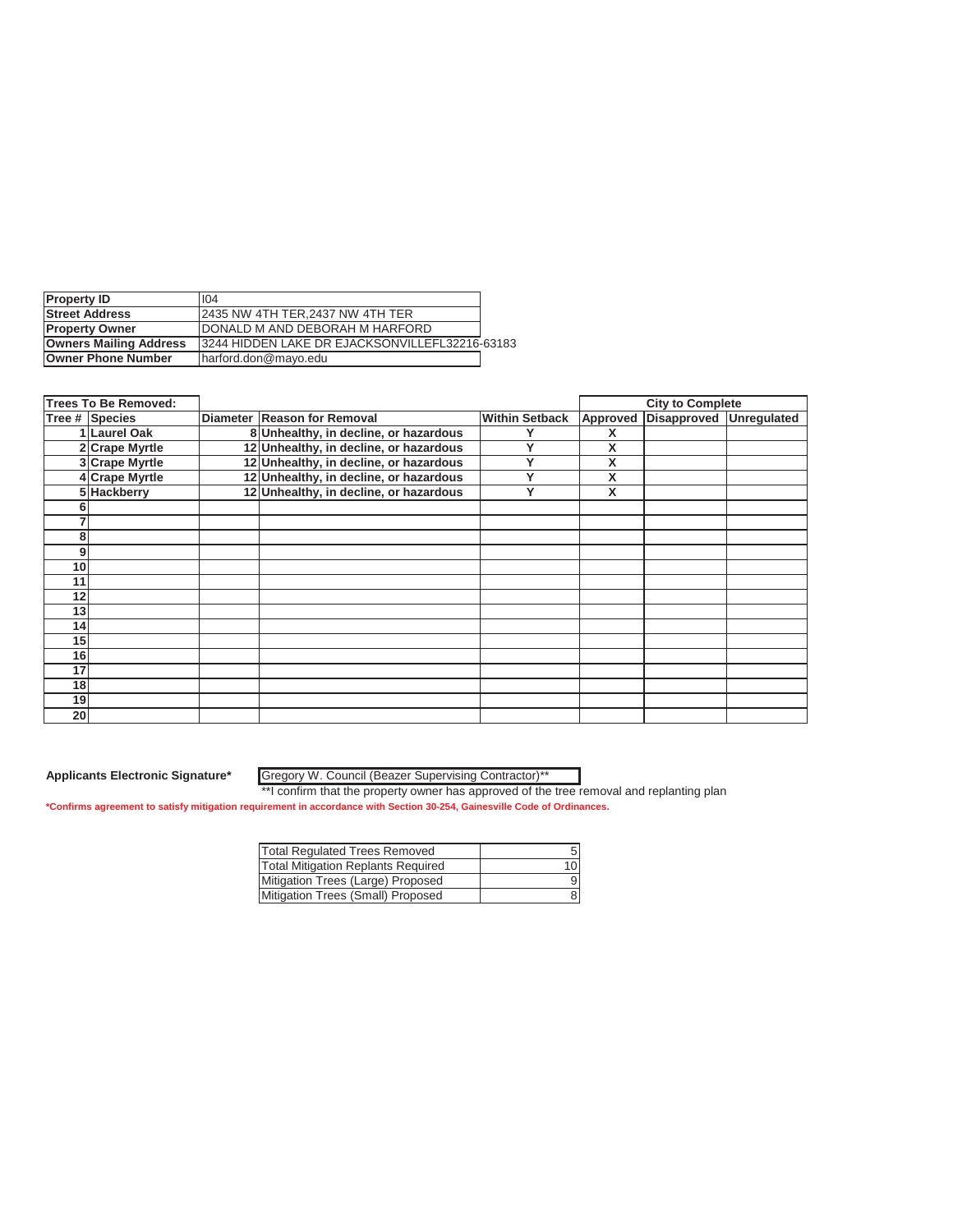| Property ID | I04 |
|---|---|
| Street Address | 2435 NW 4TH TER,2437 NW 4TH TER |
| Property Owner | DONALD M AND DEBORAH M HARFORD |
| Owners Mailing Address | 3244 HIDDEN LAKE DR EJACKSONVILLEFL32216-63183 |
| Owner Phone Number | harford.don@mayo.edu |

| Trees To Be Removed: | | | | | City to Complete | | |
|---|---|---|---|---|---|---|---|
| Tree # | Species | Diameter | Reason for Removal | Within Setback | Approved | Disapproved | Unregulated |
| 1 | Laurel Oak | 8 | Unhealthy, in decline, or hazardous | Y | X | | |
| 2 | Crape Myrtle | 12 | Unhealthy, in decline, or hazardous | Y | X | | |
| 3 | Crape Myrtle | 12 | Unhealthy, in decline, or hazardous | Y | X | | |
| 4 | Crape Myrtle | 12 | Unhealthy, in decline, or hazardous | Y | X | | |
| 5 | Hackberry | 12 | Unhealthy, in decline, or hazardous | Y | X | | |
| 6 | | | | | | | |
| 7 | | | | | | | |
| 8 | | | | | | | |
| 9 | | | | | | | |
| 10 | | | | | | | |
| 11 | | | | | | | |
| 12 | | | | | | | |
| 13 | | | | | | | |
| 14 | | | | | | | |
| 15 | | | | | | | |
| 16 | | | | | | | |
| 17 | | | | | | | |
| 18 | | | | | | | |
| 19 | | | | | | | |
| 20 | | | | | | | |

**Applicants Electronic Signature*** Gregory W. Council (Beazer Supervising Contractor)**

**I confirm that the property owner has approved of the tree removal and replanting plan

*Confirms agreement to satisfy mitigation requirement in accordance with Section 30-254, Gainesville Code of Ordinances.

| Total Regulated Trees Removed | 5 |
|---|---|
| Total Mitigation Replants Required | 10 |
| Mitigation Trees (Large) Proposed | 9 |
| Mitigation Trees (Small) Proposed | 8 |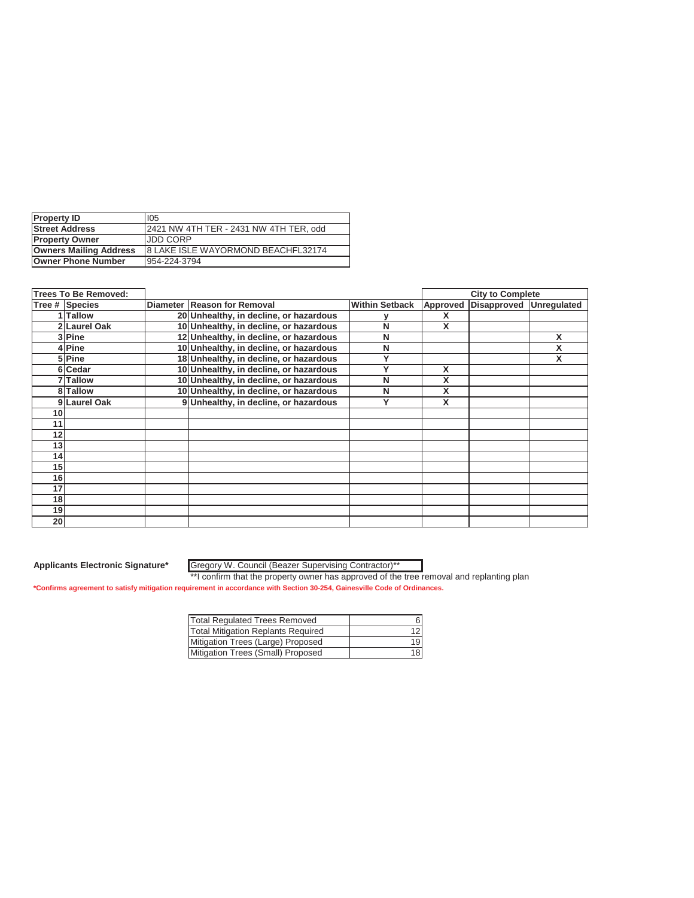| Property ID | I05 |
|---|---|
| Street Address | 2421 NW 4TH TER - 2431 NW 4TH TER, odd |
| Property Owner | JDD CORP |
| Owners Mailing Address | 8 LAKE ISLE WAYORMOND BEACHFL32174 |
| Owner Phone Number | 954-224-3794 |

| Trees To Be Removed: | | | | | City to Complete | | |
|---|---|---|---|---|---|---|---|
| Tree # | Species | Diameter | Reason for Removal | Within Setback | Approved | Disapproved | Unregulated |
| 1 | Tallow | 20 | Unhealthy, in decline, or hazardous | y | X | | |
| 2 | Laurel Oak | 10 | Unhealthy, in decline, or hazardous | N | X | | |
| 3 | Pine | 12 | Unhealthy, in decline, or hazardous | N | | | X |
| 4 | Pine | 10 | Unhealthy, in decline, or hazardous | N | | | X |
| 5 | Pine | 18 | Unhealthy, in decline, or hazardous | Y | | | X |
| 6 | Cedar | 10 | Unhealthy, in decline, or hazardous | Y | X | | |
| 7 | Tallow | 10 | Unhealthy, in decline, or hazardous | N | X | | |
| 8 | Tallow | 10 | Unhealthy, in decline, or hazardous | N | X | | |
| 9 | Laurel Oak | 9 | Unhealthy, in decline, or hazardous | Y | X | | |
| 10 | | | | | | | |
| 11 | | | | | | | |
| 12 | | | | | | | |
| 13 | | | | | | | |
| 14 | | | | | | | |
| 15 | | | | | | | |
| 16 | | | | | | | |
| 17 | | | | | | | |
| 18 | | | | | | | |
| 19 | | | | | | | |
| 20 | | | | | | | |

**Applicants Electronic Signature*** Gregory W. Council (Beazer Supervising Contractor)**

**I confirm that the property owner has approved of the tree removal and replanting plan

***Confirms agreement to satisfy mitigation requirement in accordance with Section 30-254, Gainesville Code of Ordinances.**

| Total Regulated Trees Removed | 6 |
|---|---|
| Total Mitigation Replants Required | 12 |
| Mitigation Trees (Large) Proposed | 19 |
| Mitigation Trees (Small) Proposed | 18 |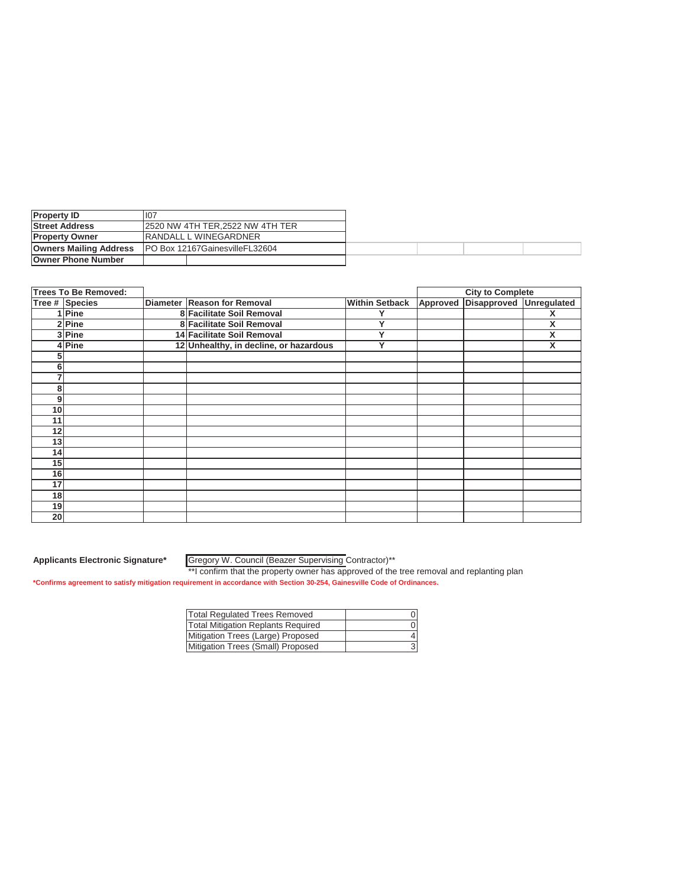| Property ID | I07 |
|---|---|
| Street Address | 2520 NW 4TH TER,2522 NW 4TH TER |
| Property Owner | RANDALL L WINEGARDNER |
| Owners Mailing Address | PO Box 12167GainesvilleFL32604 |
| Owner Phone Number | |

| Trees To Be Removed: | | | | | City to Complete | | |
|---|---|---|---|---|---|---|---|
| Tree # | Species | Diameter | Reason for Removal | Within Setback | Approved | Disapproved | Unregulated |
| 1 | Pine | 8 | Facilitate Soil Removal | Y | | | X |
| 2 | Pine | 8 | Facilitate Soil Removal | Y | | | X |
| 3 | Pine | 14 | Facilitate Soil Removal | Y | | | X |
| 4 | Pine | 12 | Unhealthy, in decline, or hazardous | Y | | | X |
| 5 | | | | | | | |
| 6 | | | | | | | |
| 7 | | | | | | | |
| 8 | | | | | | | |
| 9 | | | | | | | |
| 10 | | | | | | | |
| 11 | | | | | | | |
| 12 | | | | | | | |
| 13 | | | | | | | |
| 14 | | | | | | | |
| 15 | | | | | | | |
| 16 | | | | | | | |
| 17 | | | | | | | |
| 18 | | | | | | | |
| 19 | | | | | | | |
| 20 | | | | | | | |

**Applicants Electronic Signature*** Gregory W. Council (Beazer Supervising Contractor)**

**I confirm that the property owner has approved of the tree removal and replanting plan

***Confirms agreement to satisfy mitigation requirement in accordance with Section 30-254, Gainesville Code of Ordinances.**

| Total Regulated Trees Removed | 0 |
|---|---|
| Total Mitigation Replants Required | 0 |
| Mitigation Trees (Large) Proposed | 4 |
| Mitigation Trees (Small) Proposed | 3 |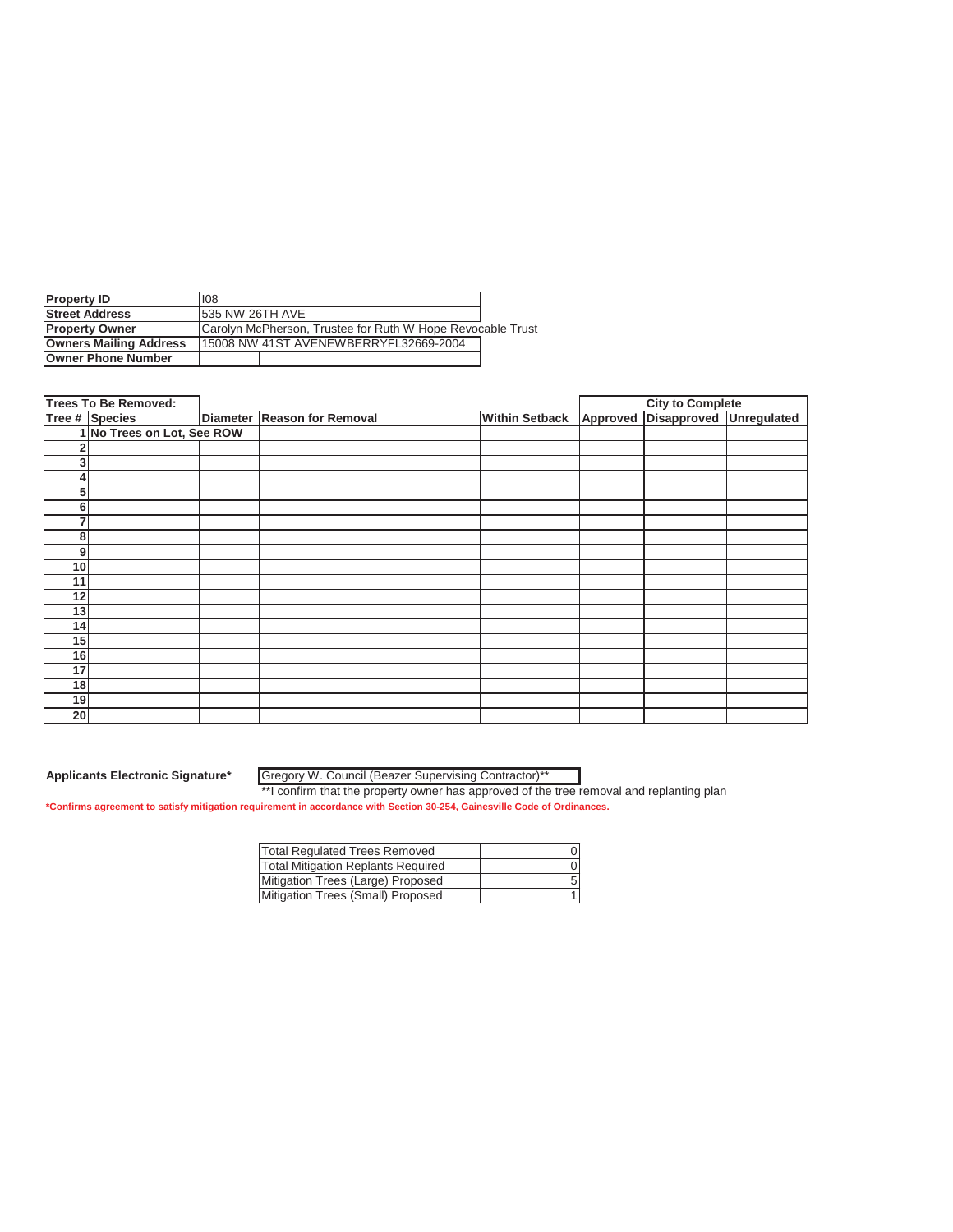| Property ID | I08 |
|---|---|
| Street Address | 535 NW 26TH AVE |
| Property Owner | Carolyn McPherson, Trustee for Ruth W Hope Revocable Trust |
| Owners Mailing Address | 15008 NW 41ST AVENEWBERRYFL32669-2004 |
| Owner Phone Number | |

| Trees To Be Removed: | | | | | City to Complete | | |
|---|---|---|---|---|---|---|---|
| Tree # | Species | Diameter | Reason for Removal | Within Setback | Approved | Disapproved | Unregulated |
| 1 | No Trees on Lot, See ROW | | | | | | |
| 2 | | | | | | | |
| 3 | | | | | | | |
| 4 | | | | | | | |
| 5 | | | | | | | |
| 6 | | | | | | | |
| 7 | | | | | | | |
| 8 | | | | | | | |
| 9 | | | | | | | |
| 10 | | | | | | | |
| 11 | | | | | | | |
| 12 | | | | | | | |
| 13 | | | | | | | |
| 14 | | | | | | | |
| 15 | | | | | | | |
| 16 | | | | | | | |
| 17 | | | | | | | |
| 18 | | | | | | | |
| 19 | | | | | | | |
| 20 | | | | | | | |

**Applicants Electronic Signature*** Gregory W. Council (Beazer Supervising Contractor)**

**I confirm that the property owner has approved of the tree removal and replanting plan

***Confirms agreement to satisfy mitigation requirement in accordance with Section 30-254, Gainesville Code of Ordinances.**

| Total Regulated Trees Removed | 0 |
|---|---|
| Total Mitigation Replants Required | 0 |
| Mitigation Trees (Large) Proposed | 5 |
| Mitigation Trees (Small) Proposed | 1 |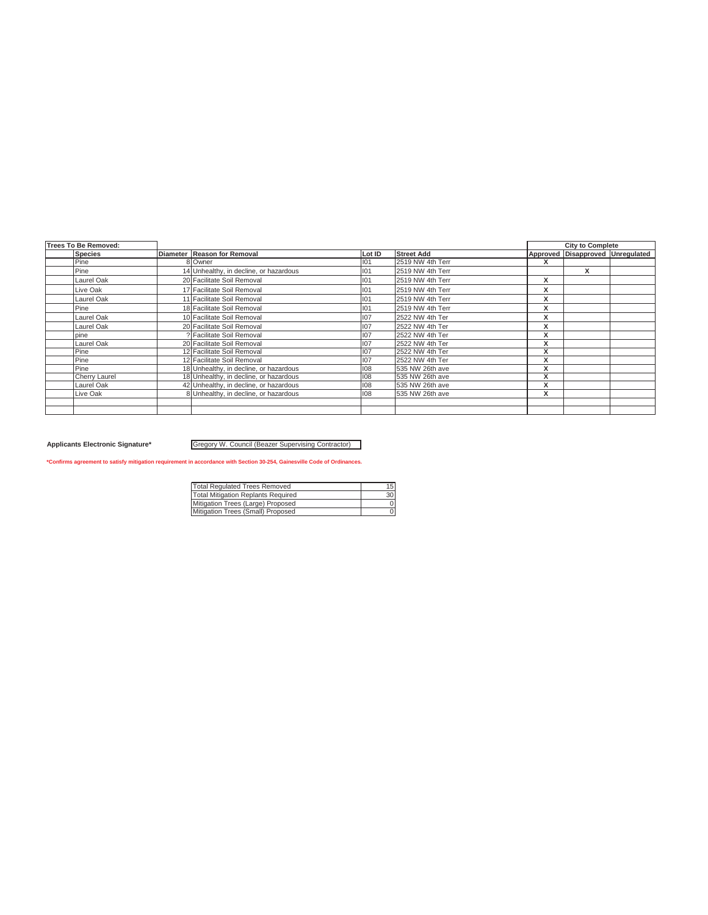| Trees To Be Removed: | | | | | City to Complete | | |
|---|---|---|---|---|---|---|---|
| Species | Diameter | Reason for Removal | Lot ID | Street Add | Approved | Disapproved | Unregulated |
| Pine | 8 | Owner | I01 | 2519 NW 4th Terr | X | | |
| Pine | 14 | Unhealthy, in decline, or hazardous | I01 | 2519 NW 4th Terr | | X | |
| Laurel Oak | 20 | Facilitate Soil Removal | I01 | 2519 NW 4th Terr | X | | |
| Live Oak | 17 | Facilitate Soil Removal | I01 | 2519 NW 4th Terr | X | | |
| Laurel Oak | 11 | Facilitate Soil Removal | I01 | 2519 NW 4th Terr | X | | |
| Pine | 18 | Facilitate Soil Removal | I01 | 2519 NW 4th Terr | X | | |
| Laurel Oak | 10 | Facilitate Soil Removal | I07 | 2522 NW 4th Ter | X | | |
| Laurel Oak | 20 | Facilitate Soil Removal | I07 | 2522 NW 4th Ter | X | | |
| pine | ? | Facilitate Soil Removal | I07 | 2522 NW 4th Ter | X | | |
| Laurel Oak | 20 | Facilitate Soil Removal | I07 | 2522 NW 4th Ter | X | | |
| Pine | 12 | Facilitate Soil Removal | I07 | 2522 NW 4th Ter | X | | |
| Pine | 12 | Facilitate Soil Removal | I07 | 2522 NW 4th Ter | X | | |
| Pine | 18 | Unhealthy, in decline, or hazardous | I08 | 535 NW 26th ave | X | | |
| Cherry Laurel | 18 | Unhealthy, in decline, or hazardous | I08 | 535 NW 26th ave | X | | |
| Laurel Oak | 42 | Unhealthy, in decline, or hazardous | I08 | 535 NW 26th ave | X | | |
| Live Oak | 8 | Unhealthy, in decline, or hazardous | I08 | 535 NW 26th ave | X | | |
| | | | | | | | |
| | | | | | | | |

**Applicants Electronic Signature*** Gregory W. Council (Beazer Supervising Contractor)

***Confirms agreement to satisfy mitigation requirement in accordance with Section 30-254, Gainesville Code of Ordinances.**

| Total Regulated Trees Removed | 15 |
|---|---|
| Total Mitigation Replants Required | 30 |
| Mitigation Trees (Large) Proposed | 0 |
| Mitigation Trees (Small) Proposed | 0 |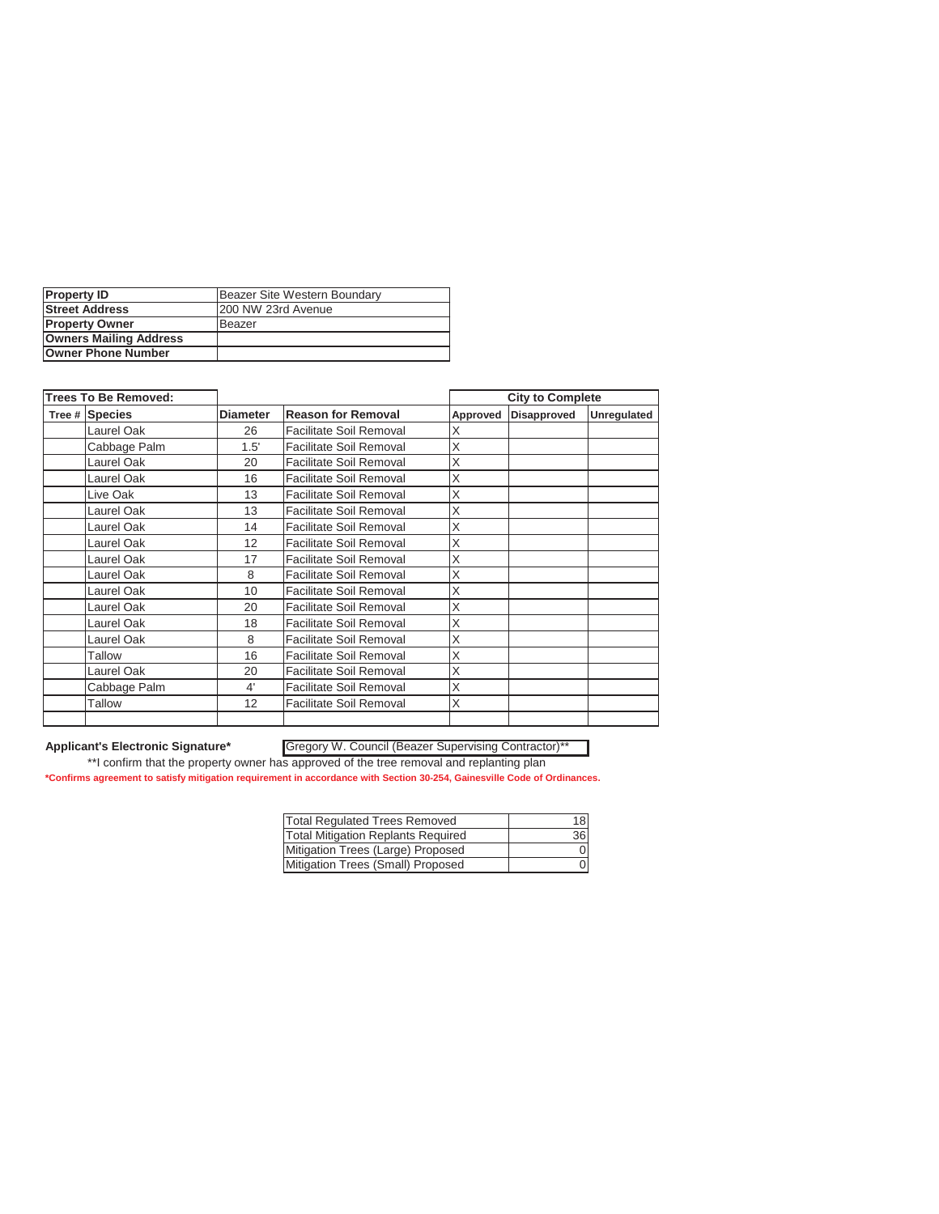| Property ID | Beazer Site Western Boundary |
| --- | --- |
| Street Address | 200 NW 23rd Avenue |
| Property Owner | Beazer |
| Owners Mailing Address | |
| Owner Phone Number | |

| Trees To Be Removed: | | | | City to Complete | | |
| --- | --- | --- | --- | --- | --- | --- |
| Tree # | Species | Diameter | Reason for Removal | Approved | Disapproved | Unregulated |
| | Laurel Oak | 26 | Facilitate Soil Removal | X | | |
| | Cabbage Palm | 1.5' | Facilitate Soil Removal | X | | |
| | Laurel Oak | 20 | Facilitate Soil Removal | X | | |
| | Laurel Oak | 16 | Facilitate Soil Removal | X | | |
| | Live Oak | 13 | Facilitate Soil Removal | X | | |
| | Laurel Oak | 13 | Facilitate Soil Removal | X | | |
| | Laurel Oak | 14 | Facilitate Soil Removal | X | | |
| | Laurel Oak | 12 | Facilitate Soil Removal | X | | |
| | Laurel Oak | 17 | Facilitate Soil Removal | X | | |
| | Laurel Oak | 8 | Facilitate Soil Removal | X | | |
| | Laurel Oak | 10 | Facilitate Soil Removal | X | | |
| | Laurel Oak | 20 | Facilitate Soil Removal | X | | |
| | Laurel Oak | 18 | Facilitate Soil Removal | X | | |
| | Laurel Oak | 8 | Facilitate Soil Removal | X | | |
| | Tallow | 16 | Facilitate Soil Removal | X | | |
| | Laurel Oak | 20 | Facilitate Soil Removal | X | | |
| | Cabbage Palm | 4' | Facilitate Soil Removal | X | | |
| | Tallow | 12 | Facilitate Soil Removal | X | | |
| | | | | | | |

**Applicant's Electronic Signature*** Gregory W. Council (Beazer Supervising Contractor)**

**I confirm that the property owner has approved of the tree removal and replanting plan

***Confirms agreement to satisfy mitigation requirement in accordance with Section 30-254, Gainesville Code of Ordinances.**

| Total Regulated Trees Removed | 18 |
| --- | --- |
| Total Mitigation Replants Required | 36 |
| Mitigation Trees (Large) Proposed | 0 |
| Mitigation Trees (Small) Proposed | 0 |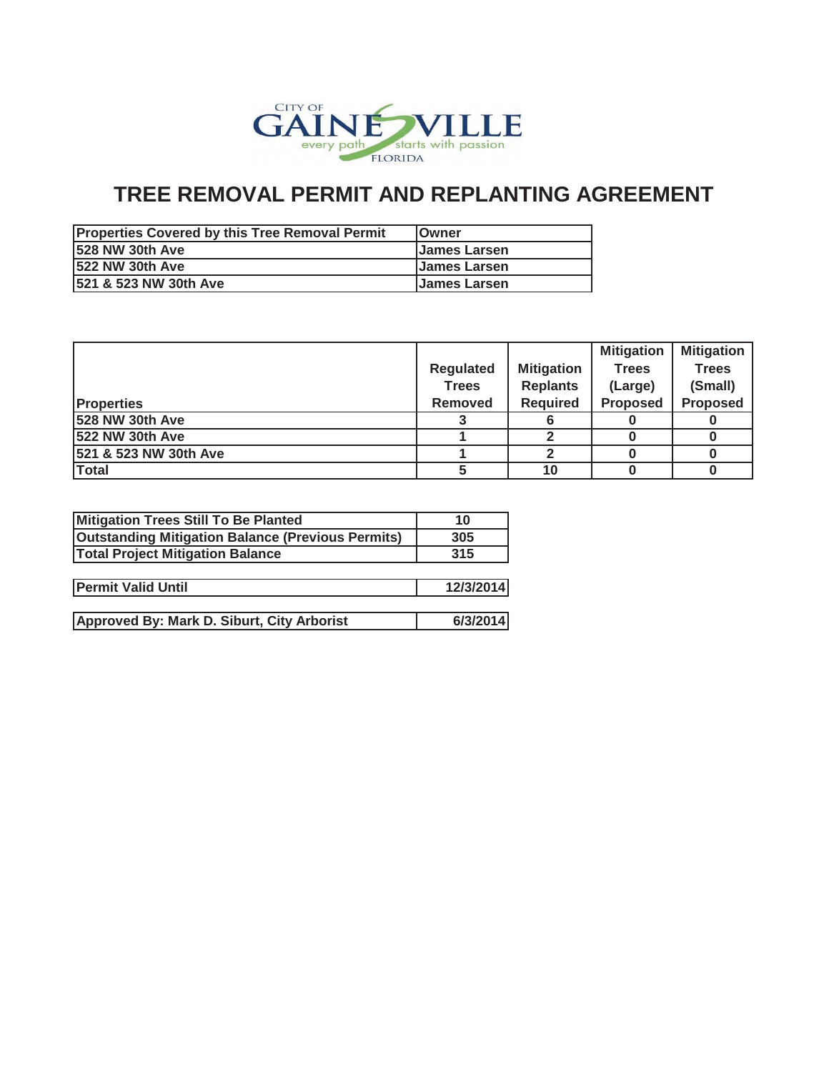CITY OF GAINESVILLE every path starts with passion FLORIDA

# TREE REMOVAL PERMIT AND REPLANTING AGREEMENT

| Properties Covered by this Tree Removal Permit | Owner |
|---|---|
| 528 NW 30th Ave | James Larsen |
| 522 NW 30th Ave | James Larsen |
| 521 & 523 NW 30th Ave | James Larsen |

| Properties | Regulated Trees Removed | Mitigation Replants Required | Mitigation Trees (Large) Proposed | Mitigation Trees (Small) Proposed |
|---|---|---|---|---|
| 528 NW 30th Ave | 3 | 6 | 0 | 0 |
| 522 NW 30th Ave | 1 | 2 | 0 | 0 |
| 521 & 523 NW 30th Ave | 1 | 2 | 0 | 0 |
| Total | 5 | 10 | 0 | 0 |

| | |
|---|---|
| Mitigation Trees Still To Be Planted | 10 |
| Outstanding Mitigation Balance (Previous Permits) | 305 |
| Total Project Mitigation Balance | 315 |

| | |
|---|---|
| Permit Valid Until | 12/3/2014 |

| | |
|---|---|
| Approved By: Mark D. Siburt, City Arborist | 6/3/2014 |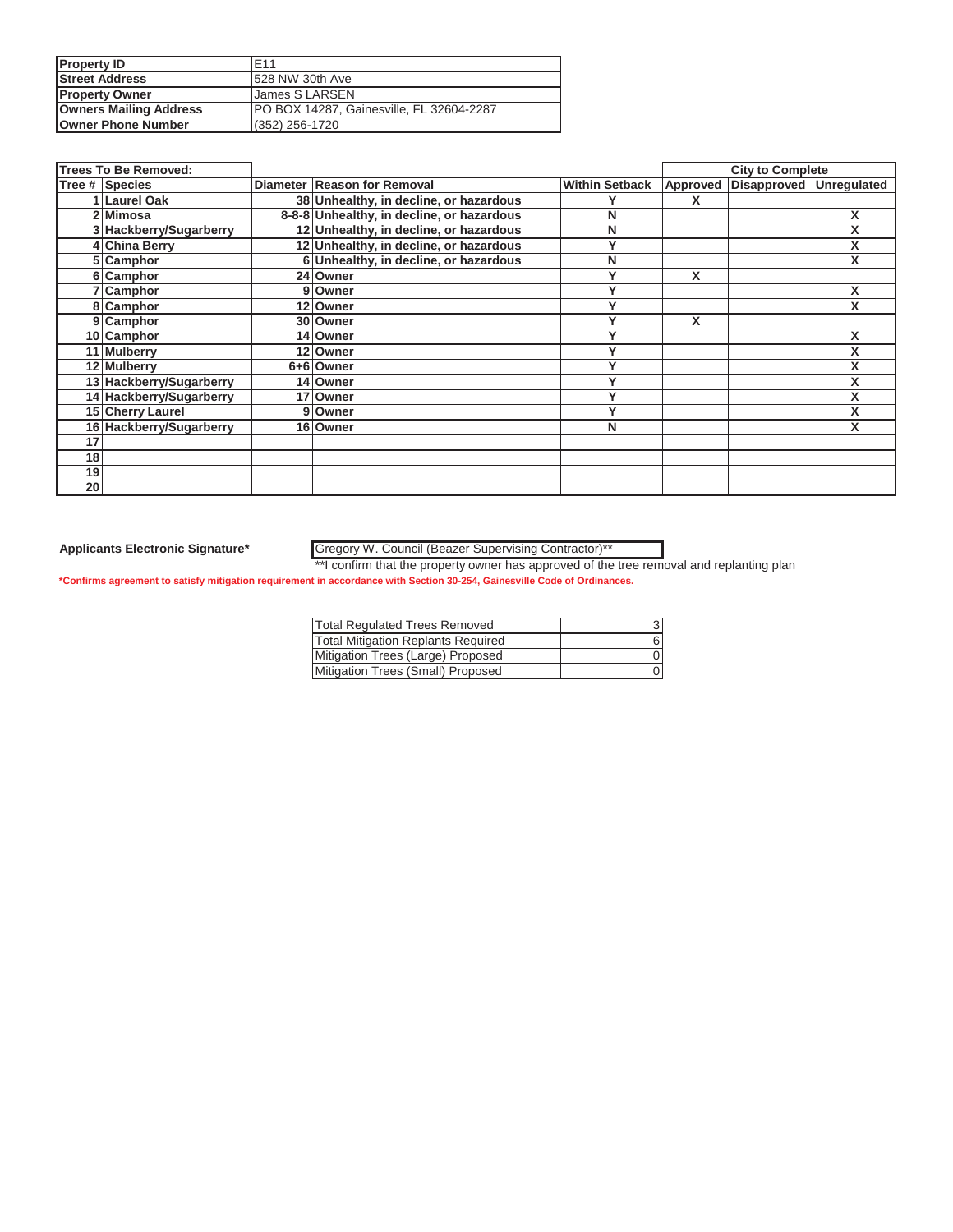| Property ID | E11 |
|---|---|
| Street Address | 528 NW 30th Ave |
| Property Owner | James S LARSEN |
| Owners Mailing Address | PO BOX 14287, Gainesville, FL 32604-2287 |
| Owner Phone Number | (352) 256-1720 |

| Trees To Be Removed: | | | | | City to Complete | | |
|---|---|---|---|---|---|---|---|
| Tree # | Species | Diameter | Reason for Removal | Within Setback | Approved | Disapproved | Unregulated |
| 1 | Laurel Oak | 38 | Unhealthy, in decline, or hazardous | Y | X | | |
| 2 | Mimosa | 8-8-8 | Unhealthy, in decline, or hazardous | N | | | X |
| 3 | Hackberry/Sugarberry | 12 | Unhealthy, in decline, or hazardous | N | | | X |
| 4 | China Berry | 12 | Unhealthy, in decline, or hazardous | Y | | | X |
| 5 | Camphor | 6 | Unhealthy, in decline, or hazardous | N | | | X |
| 6 | Camphor | 24 | Owner | Y | X | | |
| 7 | Camphor | 9 | Owner | Y | | | X |
| 8 | Camphor | 12 | Owner | Y | | | X |
| 9 | Camphor | 30 | Owner | Y | X | | |
| 10 | Camphor | 14 | Owner | Y | | | X |
| 11 | Mulberry | 12 | Owner | Y | | | X |
| 12 | Mulberry | 6+6 | Owner | Y | | | X |
| 13 | Hackberry/Sugarberry | 14 | Owner | Y | | | X |
| 14 | Hackberry/Sugarberry | 17 | Owner | Y | | | X |
| 15 | Cherry Laurel | 9 | Owner | Y | | | X |
| 16 | Hackberry/Sugarberry | 16 | Owner | N | | | X |
| 17 | | | | | | | |
| 18 | | | | | | | |
| 19 | | | | | | | |
| 20 | | | | | | | |

**Applicants Electronic Signature*** Gregory W. Council (Beazer Supervising Contractor)**

**I confirm that the property owner has approved of the tree removal and replanting plan

***Confirms agreement to satisfy mitigation requirement in accordance with Section 30-254, Gainesville Code of Ordinances.**

| Total Regulated Trees Removed | 3 |
|---|---|
| Total Mitigation Replants Required | 6 |
| Mitigation Trees (Large) Proposed | 0 |
| Mitigation Trees (Small) Proposed | 0 |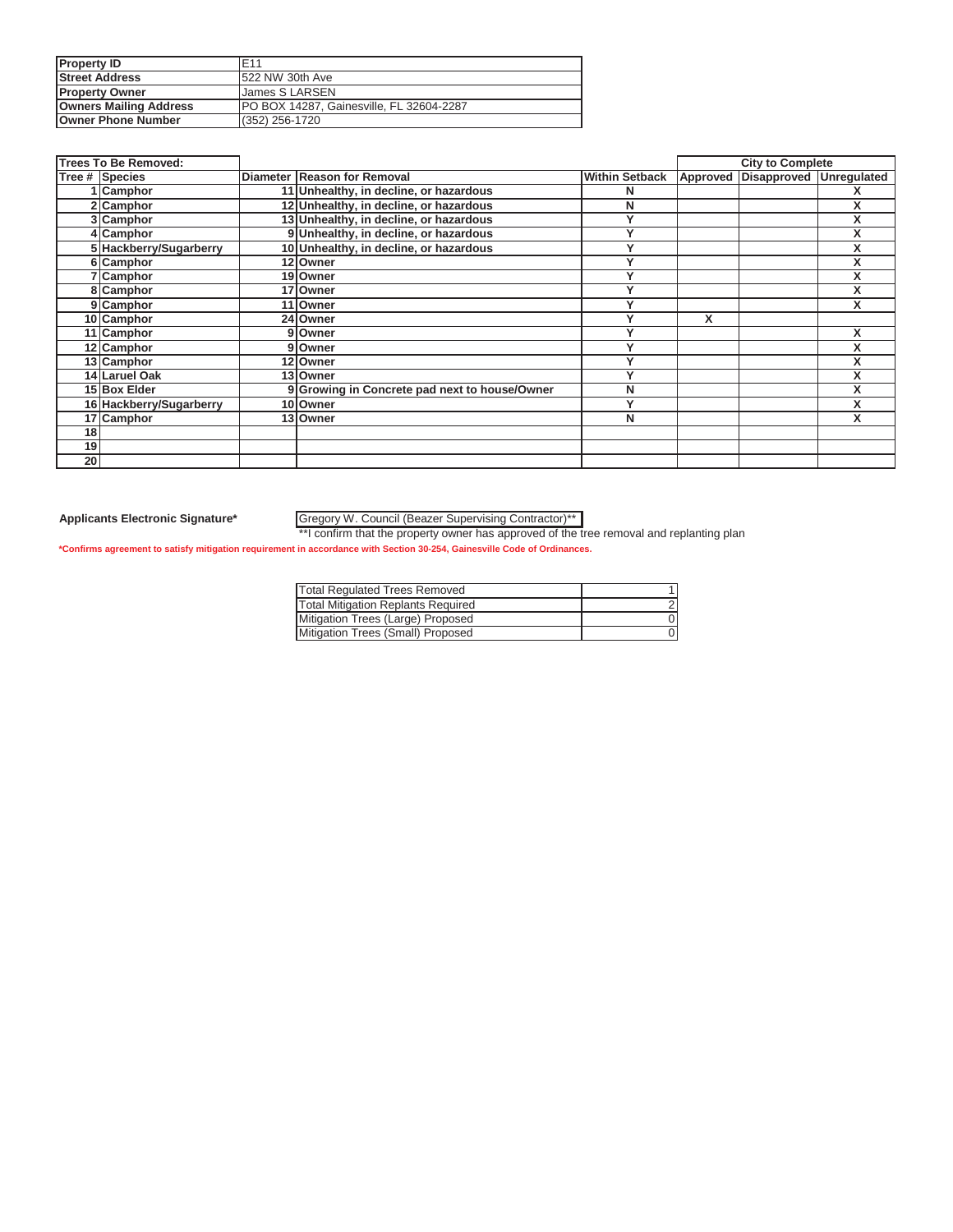| | |
|---|---|
| **Property ID** | E11 |
| **Street Address** | 522 NW 30th Ave |
| **Property Owner** | James S LARSEN |
| **Owners Mailing Address** | PO BOX 14287, Gainesville, FL 32604-2287 |
| **Owner Phone Number** | (352) 256-1720 |

| **Trees To Be Removed:** | | | | | **City to Complete** | | |
|---|---|---|---|---|---|---|---|
| **Tree #** | **Species** | **Diameter** | **Reason for Removal** | **Within Setback** | **Approved** | **Disapproved** | **Unregulated** |
| 1 | **Camphor** | 11 | **Unhealthy, in decline, or hazardous** | **N** | | | **X** |
| 2 | **Camphor** | 12 | **Unhealthy, in decline, or hazardous** | **N** | | | **X** |
| 3 | **Camphor** | 13 | **Unhealthy, in decline, or hazardous** | **Y** | | | **X** |
| 4 | **Camphor** | 9 | **Unhealthy, in decline, or hazardous** | **Y** | | | **X** |
| 5 | **Hackberry/Sugarberry** | 10 | **Unhealthy, in decline, or hazardous** | **Y** | | | **X** |
| 6 | **Camphor** | 12 | **Owner** | **Y** | | | **X** |
| 7 | **Camphor** | 19 | **Owner** | **Y** | | | **X** |
| 8 | **Camphor** | 17 | **Owner** | **Y** | | | **X** |
| 9 | **Camphor** | 11 | **Owner** | **Y** | | | **X** |
| 10 | **Camphor** | 24 | **Owner** | **Y** | **X** | | |
| 11 | **Camphor** | 9 | **Owner** | **Y** | | | **X** |
| 12 | **Camphor** | 9 | **Owner** | **Y** | | | **X** |
| 13 | **Camphor** | 12 | **Owner** | **Y** | | | **X** |
| 14 | **Laruel Oak** | 13 | **Owner** | **Y** | | | **X** |
| 15 | **Box Elder** | 9 | **Growing in Concrete pad next to house/Owner** | **N** | | | **X** |
| 16 | **Hackberry/Sugarberry** | 10 | **Owner** | **Y** | | | **X** |
| 17 | **Camphor** | 13 | **Owner** | **N** | | | **X** |
| 18 | | | | | | | |
| 19 | | | | | | | |
| 20 | | | | | | | |

**Applicants Electronic Signature*** Gregory W. Council (Beazer Supervising Contractor)**

**I confirm that the property owner has approved of the tree removal and replanting plan

***Confirms agreement to satisfy mitigation requirement in accordance with Section 30-254, Gainesville Code of Ordinances.**

| | |
|---|---|
| Total Regulated Trees Removed | 1 |
| Total Mitigation Replants Required | 2 |
| Mitigation Trees (Large) Proposed | 0 |
| Mitigation Trees (Small) Proposed | 0 |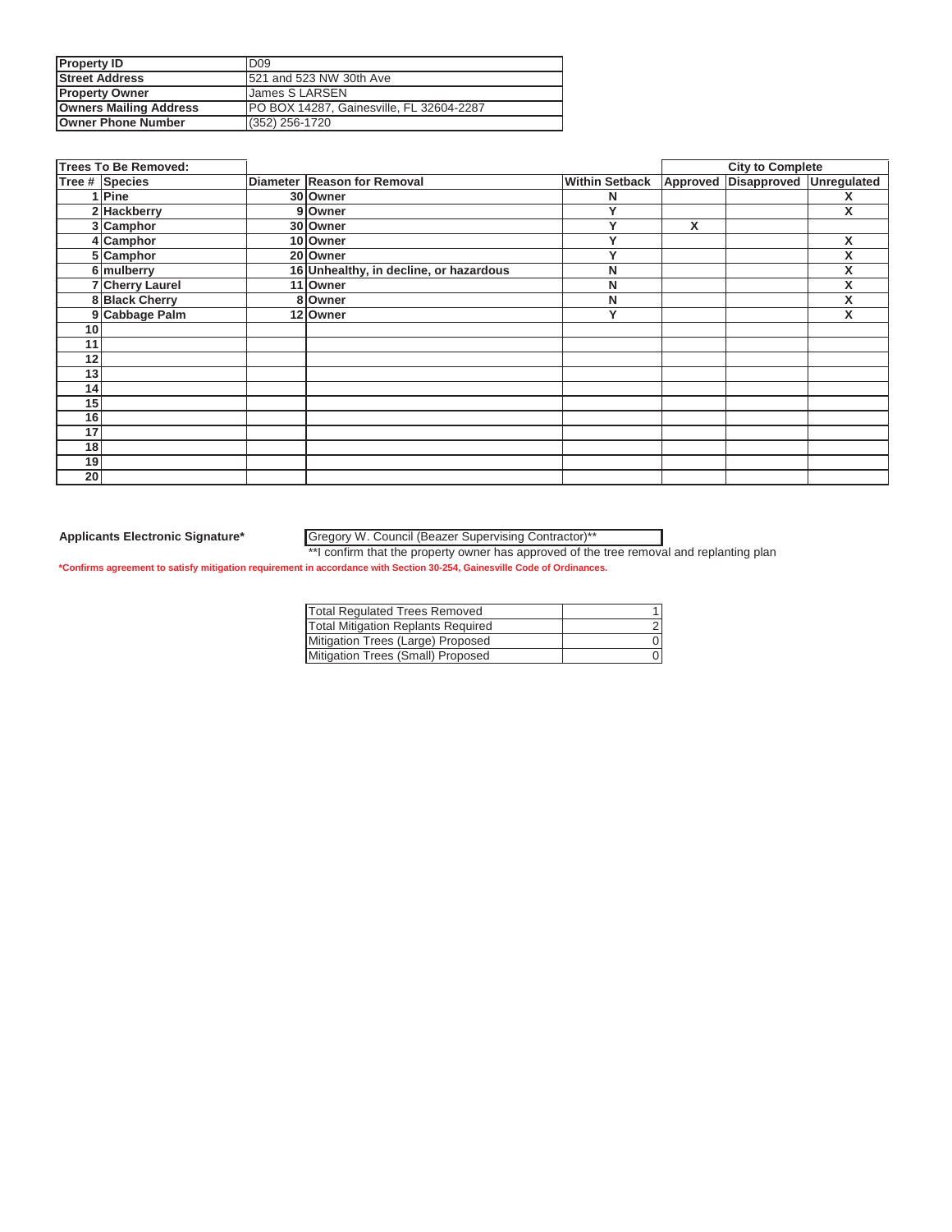| | |
|---|---|
| **Property ID** | D09 |
| **Street Address** | 521 and 523 NW 30th Ave |
| **Property Owner** | James S LARSEN |
| **Owners Mailing Address** | PO BOX 14287, Gainesville, FL 32604-2287 |
| **Owner Phone Number** | (352) 256-1720 |

| **Trees To Be Removed:** | | | | | **City to Complete** | | |
|---|---|---|---|---|---|---|---|
| **Tree #** | **Species** | **Diameter** | **Reason for Removal** | **Within Setback** | **Approved** | **Disapproved** | **Unregulated** |
| 1 | **Pine** | 30 | **Owner** | N | | | X |
| 2 | **Hackberry** | 9 | **Owner** | Y | | | X |
| 3 | **Camphor** | 30 | **Owner** | Y | X | | |
| 4 | **Camphor** | 10 | **Owner** | Y | | | X |
| 5 | **Camphor** | 20 | **Owner** | Y | | | X |
| 6 | **mulberry** | 16 | **Unhealthy, in decline, or hazardous** | N | | | X |
| 7 | **Cherry Laurel** | 11 | **Owner** | N | | | X |
| 8 | **Black Cherry** | 8 | **Owner** | N | | | X |
| 9 | **Cabbage Palm** | 12 | **Owner** | Y | | | X |
| 10 | | | | | | | |
| 11 | | | | | | | |
| 12 | | | | | | | |
| 13 | | | | | | | |
| 14 | | | | | | | |
| 15 | | | | | | | |
| 16 | | | | | | | |
| 17 | | | | | | | |
| 18 | | | | | | | |
| 19 | | | | | | | |
| 20 | | | | | | | |

**Applicants Electronic Signature*** Gregory W. Council (Beazer Supervising Contractor)**

**I confirm that the property owner has approved of the tree removal and replanting plan

***Confirms agreement to satisfy mitigation requirement in accordance with Section 30-254, Gainesville Code of Ordinances.**

| | |
|---|---|
| Total Regulated Trees Removed | 1 |
| Total Mitigation Replants Required | 2 |
| Mitigation Trees (Large) Proposed | 0 |
| Mitigation Trees (Small) Proposed | 0 |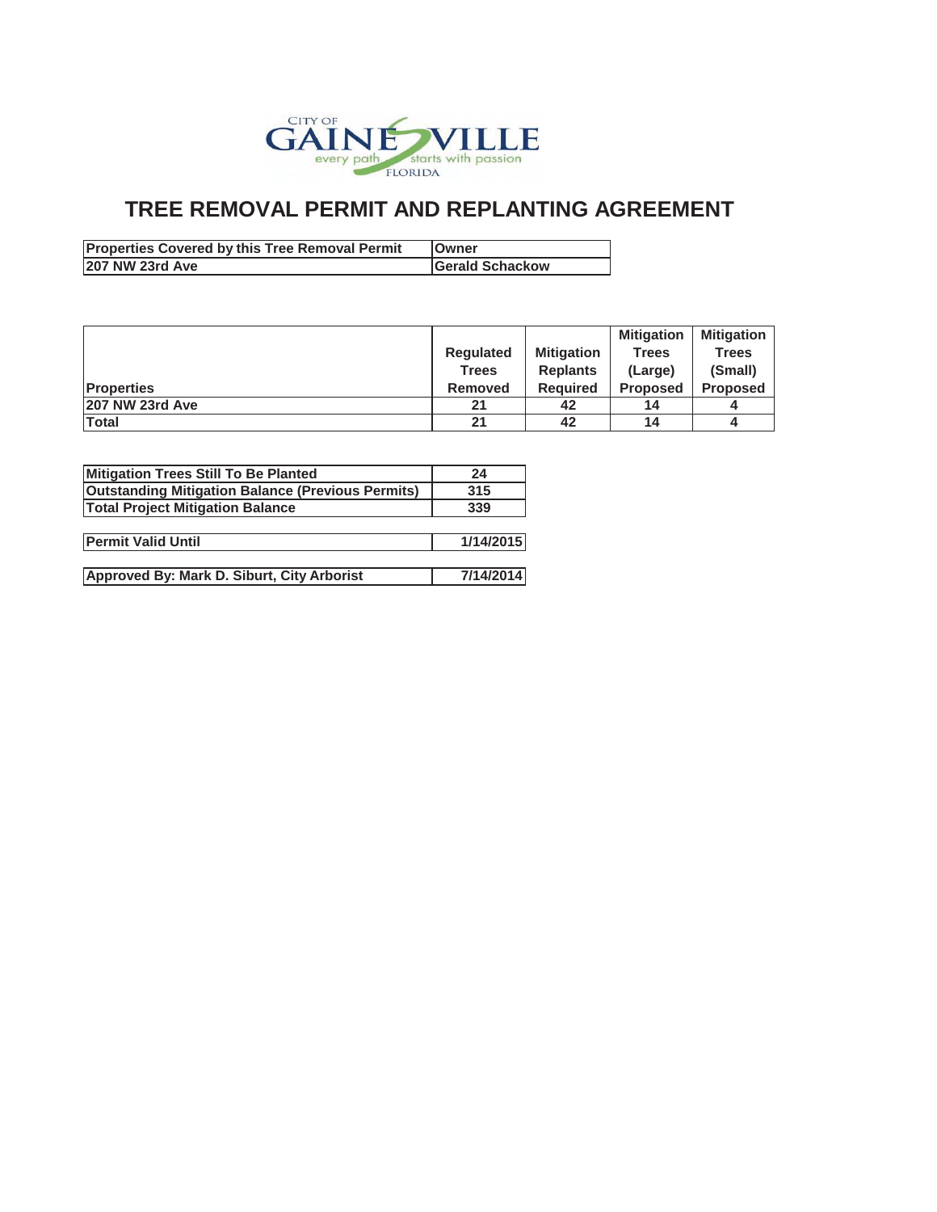CITY OF GAINESVILLE every path starts with passion FLORIDA

# TREE REMOVAL PERMIT AND REPLANTING AGREEMENT

| Properties Covered by this Tree Removal Permit | Owner |
|---|---|
| 207 NW 23rd Ave | Gerald Schackow |

| Properties | Regulated Trees Removed | Mitigation Replants Required | Mitigation Trees (Large) Proposed | Mitigation Trees (Small) Proposed |
|---|---|---|---|---|
| 207 NW 23rd Ave | 21 | 42 | 14 | 4 |
| Total | 21 | 42 | 14 | 4 |

| | |
|---|---|
| Mitigation Trees Still To Be Planted | 24 |
| Outstanding Mitigation Balance (Previous Permits) | 315 |
| Total Project Mitigation Balance | 339 |

| | |
|---|---|
| Permit Valid Until | 1/14/2015 |

| | |
|---|---|
| Approved By: Mark D. Siburt, City Arborist | 7/14/2014 |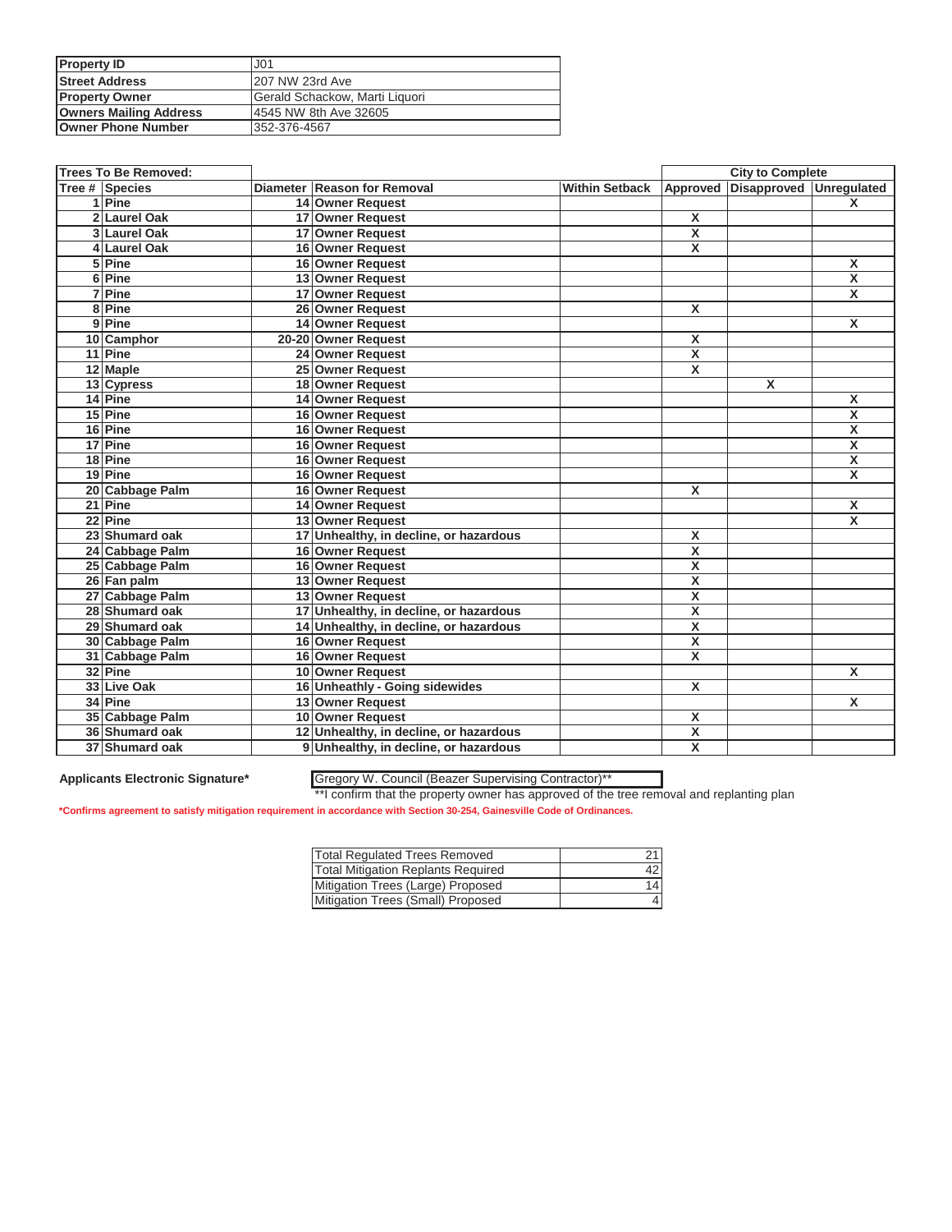| Property ID | J01 |
|---|---|
| Street Address | 207 NW 23rd Ave |
| Property Owner | Gerald Schackow, Marti Liquori |
| Owners Mailing Address | 4545 NW 8th Ave 32605 |
| Owner Phone Number | 352-376-4567 |

| Trees To Be Removed: | | | | | City to Complete | | |
|---|---|---|---|---|---|---|---|
| Tree # | Species | Diameter | Reason for Removal | Within Setback | Approved | Disapproved | Unregulated |
| 1 | Pine | 14 | Owner Request | | | | X |
| 2 | Laurel Oak | 17 | Owner Request | | X | | |
| 3 | Laurel Oak | 17 | Owner Request | | X | | |
| 4 | Laurel Oak | 16 | Owner Request | | X | | |
| 5 | Pine | 16 | Owner Request | | | | X |
| 6 | Pine | 13 | Owner Request | | | | X |
| 7 | Pine | 17 | Owner Request | | | | X |
| 8 | Pine | 26 | Owner Request | | X | | |
| 9 | Pine | 14 | Owner Request | | | | X |
| 10 | Camphor | 20-20 | Owner Request | | X | | |
| 11 | Pine | 24 | Owner Request | | X | | |
| 12 | Maple | 25 | Owner Request | | X | | |
| 13 | Cypress | 18 | Owner Request | | | X | |
| 14 | Pine | 14 | Owner Request | | | | X |
| 15 | Pine | 16 | Owner Request | | | | X |
| 16 | Pine | 16 | Owner Request | | | | X |
| 17 | Pine | 16 | Owner Request | | | | X |
| 18 | Pine | 16 | Owner Request | | | | X |
| 19 | Pine | 16 | Owner Request | | | | X |
| 20 | Cabbage Palm | 16 | Owner Request | | X | | |
| 21 | Pine | 14 | Owner Request | | | | X |
| 22 | Pine | 13 | Owner Request | | | | X |
| 23 | Shumard oak | 17 | Unhealthy, in decline, or hazardous | | X | | |
| 24 | Cabbage Palm | 16 | Owner Request | | X | | |
| 25 | Cabbage Palm | 16 | Owner Request | | X | | |
| 26 | Fan palm | 13 | Owner Request | | X | | |
| 27 | Cabbage Palm | 13 | Owner Request | | X | | |
| 28 | Shumard oak | 17 | Unhealthy, in decline, or hazardous | | X | | |
| 29 | Shumard oak | 14 | Unhealthy, in decline, or hazardous | | X | | |
| 30 | Cabbage Palm | 16 | Owner Request | | X | | |
| 31 | Cabbage Palm | 16 | Owner Request | | X | | |
| 32 | Pine | 10 | Owner Request | | | | X |
| 33 | Live Oak | 16 | Unheathly - Going sidewides | | X | | |
| 34 | Pine | 13 | Owner Request | | | | X |
| 35 | Cabbage Palm | 10 | Owner Request | | X | | |
| 36 | Shumard oak | 12 | Unhealthy, in decline, or hazardous | | X | | |
| 37 | Shumard oak | 9 | Unhealthy, in decline, or hazardous | | X | | |

**Applicants Electronic Signature*** Gregory W. Council (Beazer Supervising Contractor)**

**I confirm that the property owner has approved of the tree removal and replanting plan

***Confirms agreement to satisfy mitigation requirement in accordance with Section 30-254, Gainesville Code of Ordinances.**

| Total Regulated Trees Removed | 21 |
|---|---|
| Total Mitigation Replants Required | 42 |
| Mitigation Trees (Large) Proposed | 14 |
| Mitigation Trees (Small) Proposed | 4 |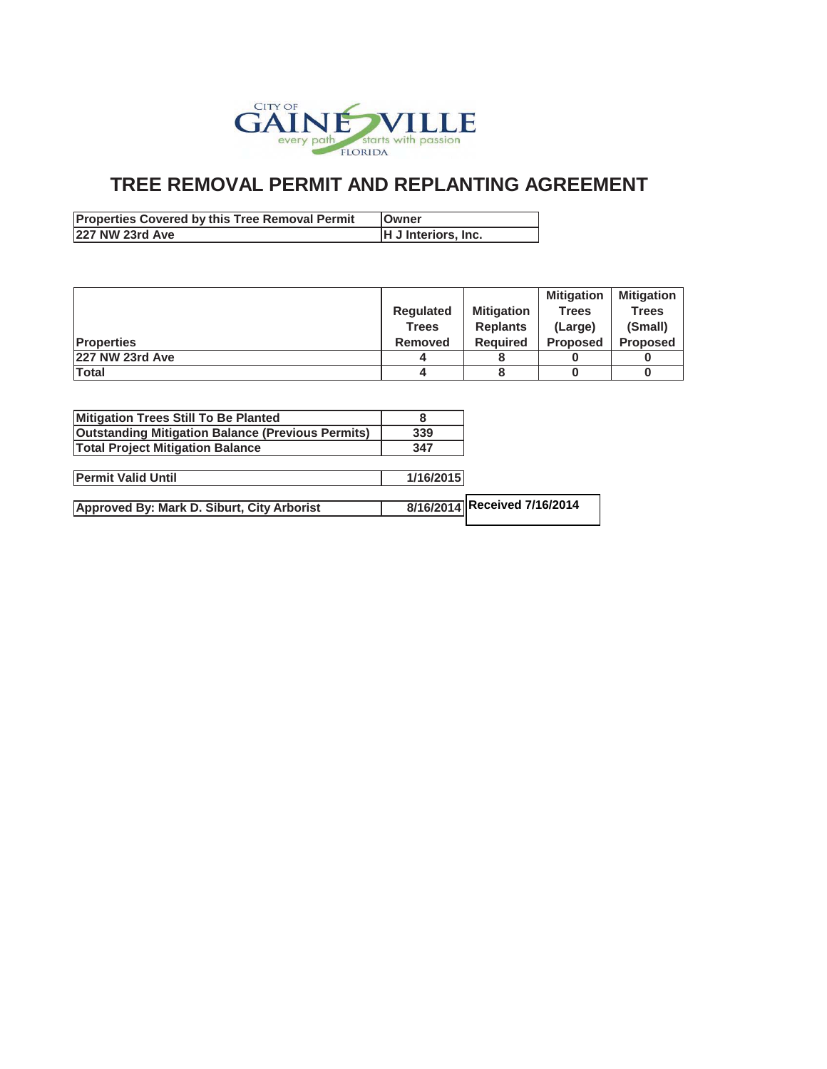CITY OF GAINESVILLE
every path starts with passion
FLORIDA

# TREE REMOVAL PERMIT AND REPLANTING AGREEMENT

| Properties Covered by this Tree Removal Permit | Owner |
|---|---|
| 227 NW 23rd Ave | H J Interiors, Inc. |

| Properties | Regulated Trees Removed | Mitigation Replants Required | Mitigation Trees (Large) Proposed | Mitigation Trees (Small) Proposed |
|---|---|---|---|---|
| 227 NW 23rd Ave | 4 | 8 | 0 | 0 |
| Total | 4 | 8 | 0 | 0 |

| | |
|---|---|
| Mitigation Trees Still To Be Planted | 8 |
| Outstanding Mitigation Balance (Previous Permits) | 339 |
| Total Project Mitigation Balance | 347 |

| | |
|---|---|
| Permit Valid Until | 1/16/2015 |

| | | |
|---|---|---|
| Approved By: Mark D. Siburt, City Arborist | 8/16/2014 | Received 7/16/2014 |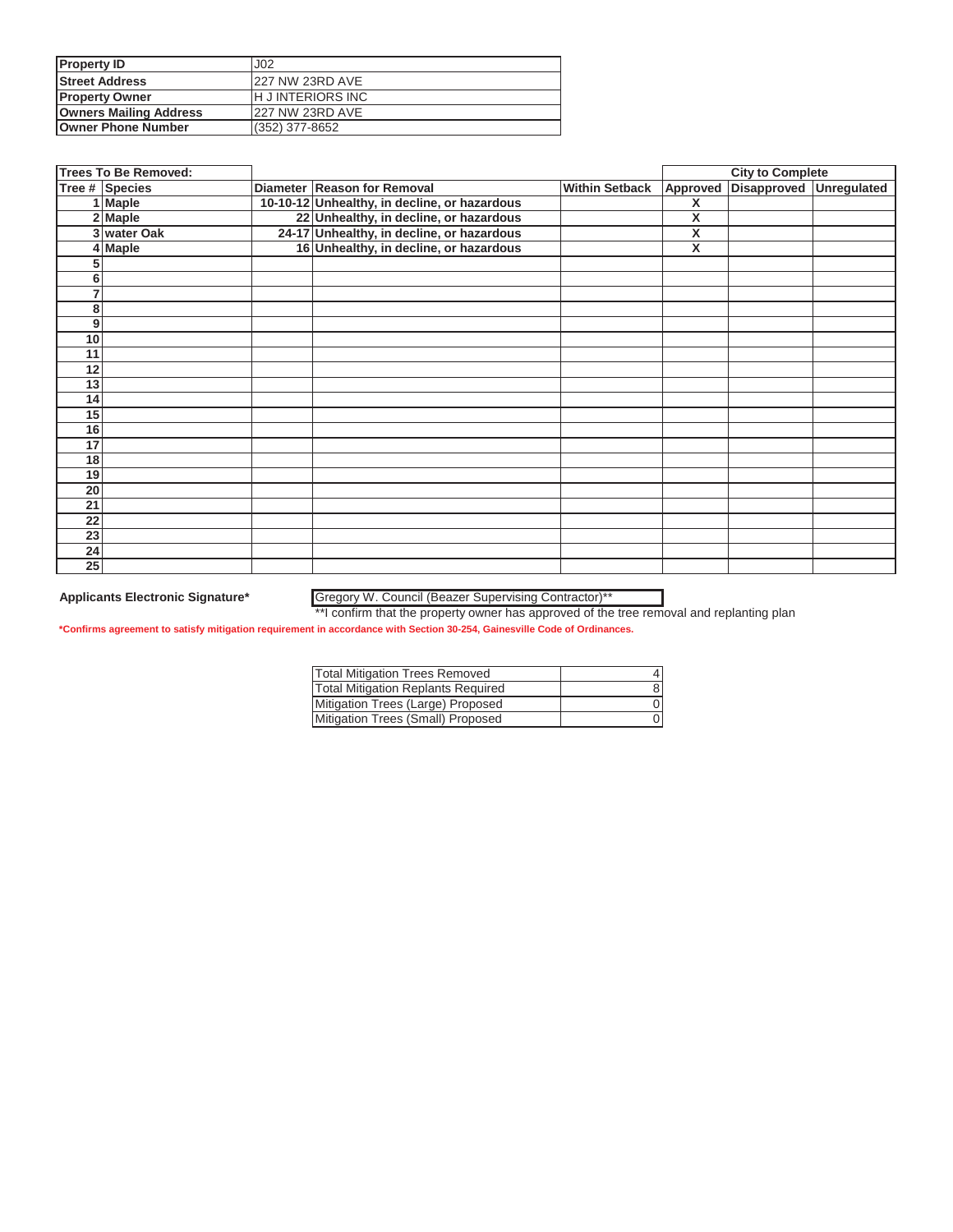| Property ID | J02 |
|---|---|
| Street Address | 227 NW 23RD AVE |
| Property Owner | H J INTERIORS INC |
| Owners Mailing Address | 227 NW 23RD AVE |
| Owner Phone Number | (352) 377-8652 |

| Trees To Be Removed: | | | | | City to Complete | | |
|---|---|---|---|---|---|---|---|
| Tree # | Species | Diameter | Reason for Removal | Within Setback | Approved | Disapproved | Unregulated |
| 1 | Maple | 10-10-12 | Unhealthy, in decline, or hazardous | | X | | |
| 2 | Maple | 22 | Unhealthy, in decline, or hazardous | | X | | |
| 3 | water Oak | 24-17 | Unhealthy, in decline, or hazardous | | X | | |
| 4 | Maple | 16 | Unhealthy, in decline, or hazardous | | X | | |
| 5 | | | | | | | |
| 6 | | | | | | | |
| 7 | | | | | | | |
| 8 | | | | | | | |
| 9 | | | | | | | |
| 10 | | | | | | | |
| 11 | | | | | | | |
| 12 | | | | | | | |
| 13 | | | | | | | |
| 14 | | | | | | | |
| 15 | | | | | | | |
| 16 | | | | | | | |
| 17 | | | | | | | |
| 18 | | | | | | | |
| 19 | | | | | | | |
| 20 | | | | | | | |
| 21 | | | | | | | |
| 22 | | | | | | | |
| 23 | | | | | | | |
| 24 | | | | | | | |
| 25 | | | | | | | |

**Applicants Electronic Signature*** Gregory W. Council (Beazer Supervising Contractor)**

**I confirm that the property owner has approved of the tree removal and replanting plan

***Confirms agreement to satisfy mitigation requirement in accordance with Section 30-254, Gainesville Code of Ordinances.**

| Total Mitigation Trees Removed | 4 |
|---|---|
| Total Mitigation Replants Required | 8 |
| Mitigation Trees (Large) Proposed | 0 |
| Mitigation Trees (Small) Proposed | 0 |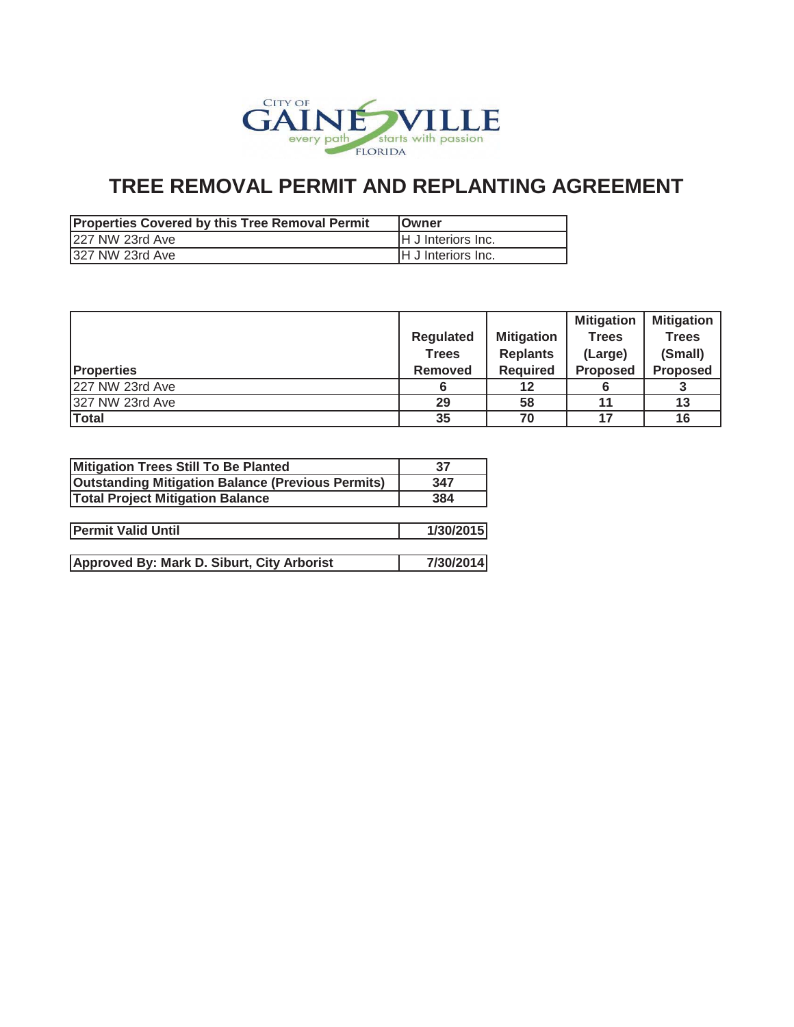CITY OF GAINESVILLE every path starts with passion FLORIDA

# TREE REMOVAL PERMIT AND REPLANTING AGREEMENT

| Properties Covered by this Tree Removal Permit | Owner |
|---|---|
| 227 NW 23rd Ave | H J Interiors Inc. |
| 327 NW 23rd Ave | H J Interiors Inc. |

| Properties | Regulated Trees Removed | Mitigation Replants Required | Mitigation Trees (Large) Proposed | Mitigation Trees (Small) Proposed |
|---|---|---|---|---|
| 227 NW 23rd Ave | 6 | 12 | 6 | 3 |
| 327 NW 23rd Ave | 29 | 58 | 11 | 13 |
| **Total** | **35** | **70** | **17** | **16** |

| | |
|---|---|
| **Mitigation Trees Still To Be Planted** | **37** |
| **Outstanding Mitigation Balance (Previous Permits)** | **347** |
| **Total Project Mitigation Balance** | **384** |

| | |
|---|---|
| **Permit Valid Until** | **1/30/2015** |

| | |
|---|---|
| **Approved By: Mark D. Siburt, City Arborist** | **7/30/2014** |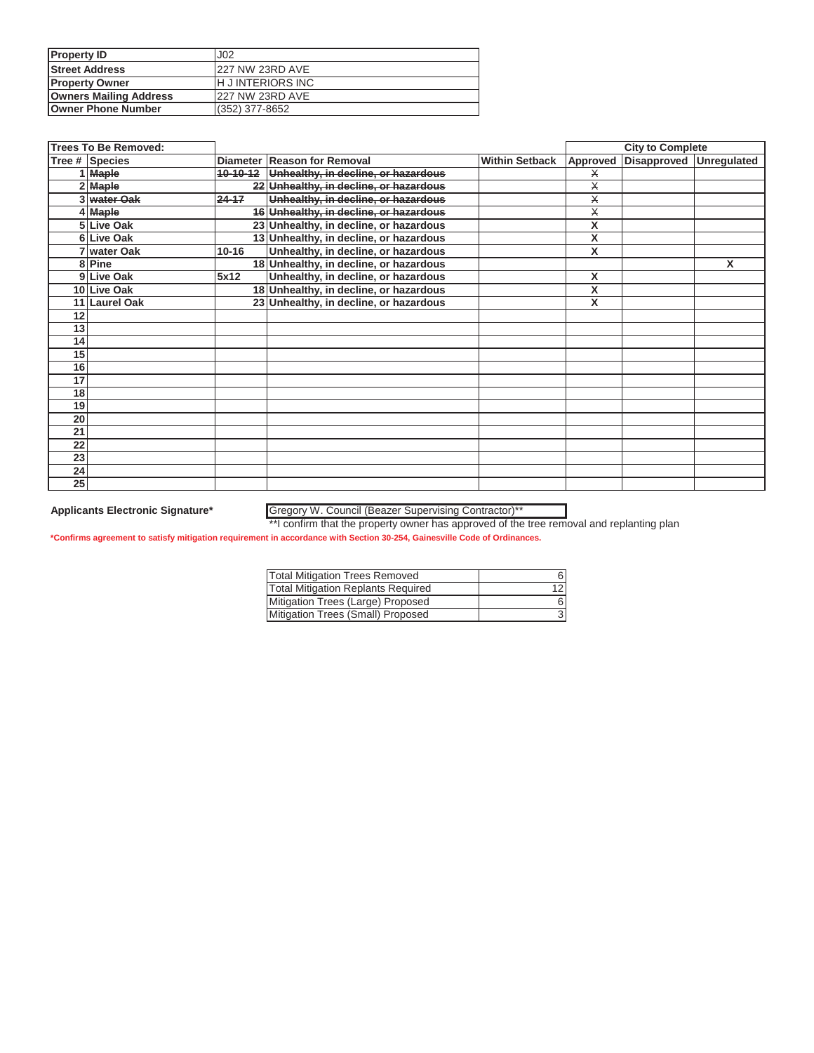| Property ID | J02 |
|---|---|
| Street Address | 227 NW 23RD AVE |
| Property Owner | H J INTERIORS INC |
| Owners Mailing Address | 227 NW 23RD AVE |
| Owner Phone Number | (352) 377-8652 |

| **Trees To Be Removed:** | | | | | **City to Complete** | | |
|---|---|---|---|---|---|---|---|
| **Tree #** | **Species** | **Diameter** | **Reason for Removal** | **Within Setback** | **Approved** | **Disapproved** | **Unregulated** |
| 1 | ~~Maple~~ | ~~10-10-12~~ | ~~Unhealthy, in decline, or hazardous~~ | | ~~X~~ | | |
| 2 | ~~Maple~~ | ~~22~~ | ~~Unhealthy, in decline, or hazardous~~ | | ~~X~~ | | |
| 3 | ~~water Oak~~ | ~~24-17~~ | ~~Unhealthy, in decline, or hazardous~~ | | ~~X~~ | | |
| 4 | ~~Maple~~ | ~~16~~ | ~~Unhealthy, in decline, or hazardous~~ | | ~~X~~ | | |
| 5 | Live Oak | 23 | Unhealthy, in decline, or hazardous | | X | | |
| 6 | Live Oak | 13 | Unhealthy, in decline, or hazardous | | X | | |
| 7 | water Oak | 10-16 | Unhealthy, in decline, or hazardous | | X | | |
| 8 | Pine | 18 | Unhealthy, in decline, or hazardous | | | | X |
| 9 | Live Oak | 5x12 | Unhealthy, in decline, or hazardous | | X | | |
| 10 | Live Oak | 18 | Unhealthy, in decline, or hazardous | | X | | |
| 11 | Laurel Oak | 23 | Unhealthy, in decline, or hazardous | | X | | |
| 12 | | | | | | | |
| 13 | | | | | | | |
| 14 | | | | | | | |
| 15 | | | | | | | |
| 16 | | | | | | | |
| 17 | | | | | | | |
| 18 | | | | | | | |
| 19 | | | | | | | |
| 20 | | | | | | | |
| 21 | | | | | | | |
| 22 | | | | | | | |
| 23 | | | | | | | |
| 24 | | | | | | | |
| 25 | | | | | | | |

**Applicants Electronic Signature*** Gregory W. Council (Beazer Supervising Contractor)**

**I confirm that the property owner has approved of the tree removal and replanting plan

***Confirms agreement to satisfy mitigation requirement in accordance with Section 30-254, Gainesville Code of Ordinances.**

| Total Mitigation Trees Removed | 6 |
|---|---|
| Total Mitigation Replants Required | 12 |
| Mitigation Trees (Large) Proposed | 6 |
| Mitigation Trees (Small) Proposed | 3 |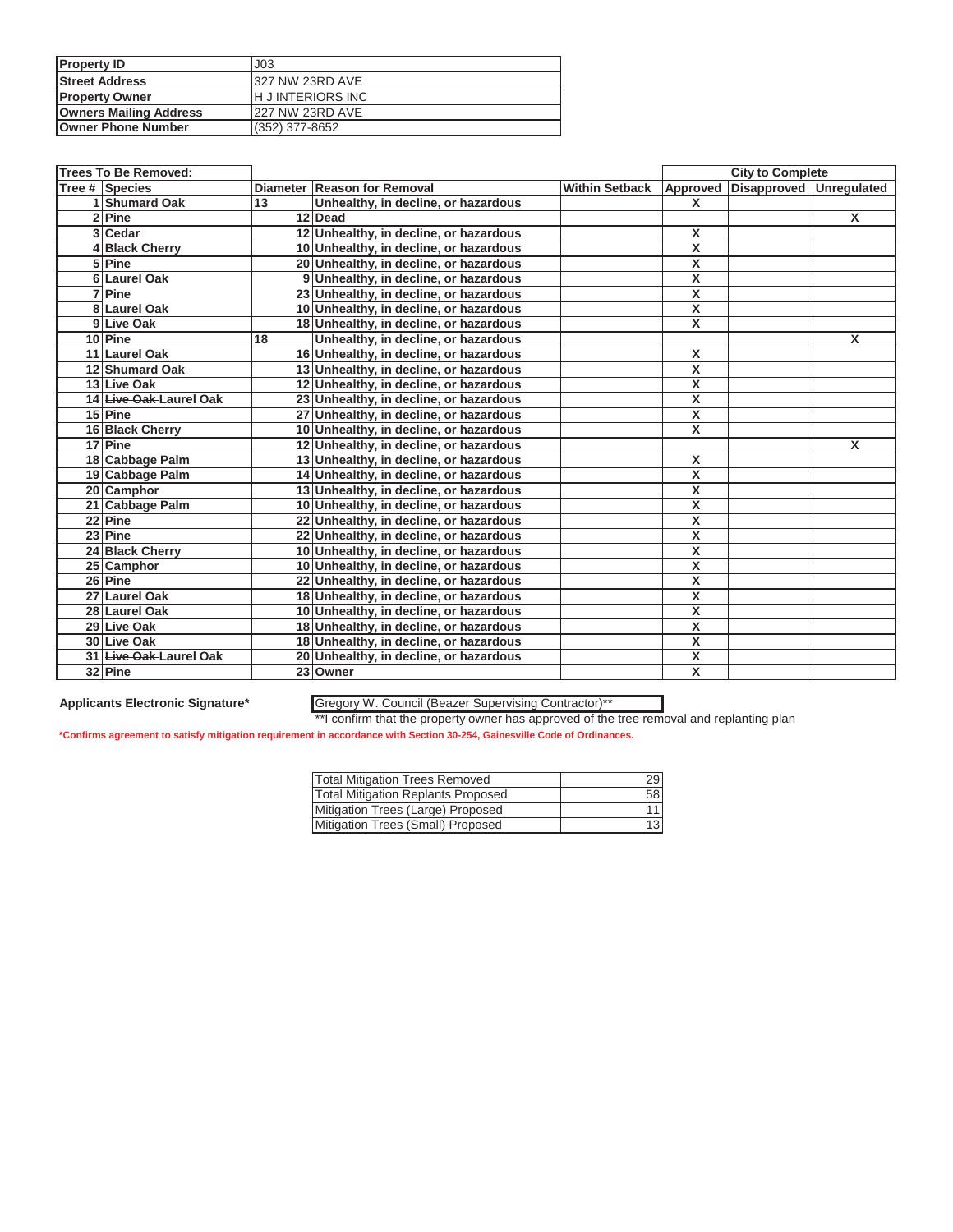| Property ID | J03 |
|---|---|
| Street Address | 327 NW 23RD AVE |
| Property Owner | H J INTERIORS INC |
| Owners Mailing Address | 227 NW 23RD AVE |
| Owner Phone Number | (352) 377-8652 |

| Trees To Be Removed: | | | | | City to Complete | | |
|---|---|---|---|---|---|---|---|
| Tree # | Species | Diameter | Reason for Removal | Within Setback | Approved | Disapproved | Unregulated |
| 1 | Shumard Oak | 13 | Unhealthy, in decline, or hazardous | | X | | |
| 2 | Pine | 12 | Dead | | | | X |
| 3 | Cedar | 12 | Unhealthy, in decline, or hazardous | | X | | |
| 4 | Black Cherry | 10 | Unhealthy, in decline, or hazardous | | X | | |
| 5 | Pine | 20 | Unhealthy, in decline, or hazardous | | X | | |
| 6 | Laurel Oak | 9 | Unhealthy, in decline, or hazardous | | X | | |
| 7 | Pine | 23 | Unhealthy, in decline, or hazardous | | X | | |
| 8 | Laurel Oak | 10 | Unhealthy, in decline, or hazardous | | X | | |
| 9 | Live Oak | 18 | Unhealthy, in decline, or hazardous | | X | | |
| 10 | Pine | 18 | Unhealthy, in decline, or hazardous | | | | X |
| 11 | Laurel Oak | 16 | Unhealthy, in decline, or hazardous | | X | | |
| 12 | Shumard Oak | 13 | Unhealthy, in decline, or hazardous | | X | | |
| 13 | Live Oak | 12 | Unhealthy, in decline, or hazardous | | X | | |
| 14 | ~~Live Oak~~ Laurel Oak | 23 | Unhealthy, in decline, or hazardous | | X | | |
| 15 | Pine | 27 | Unhealthy, in decline, or hazardous | | X | | |
| 16 | Black Cherry | 10 | Unhealthy, in decline, or hazardous | | X | | |
| 17 | Pine | 12 | Unhealthy, in decline, or hazardous | | | | X |
| 18 | Cabbage Palm | 13 | Unhealthy, in decline, or hazardous | | X | | |
| 19 | Cabbage Palm | 14 | Unhealthy, in decline, or hazardous | | X | | |
| 20 | Camphor | 13 | Unhealthy, in decline, or hazardous | | X | | |
| 21 | Cabbage Palm | 10 | Unhealthy, in decline, or hazardous | | X | | |
| 22 | Pine | 22 | Unhealthy, in decline, or hazardous | | X | | |
| 23 | Pine | 22 | Unhealthy, in decline, or hazardous | | X | | |
| 24 | Black Cherry | 10 | Unhealthy, in decline, or hazardous | | X | | |
| 25 | Camphor | 10 | Unhealthy, in decline, or hazardous | | X | | |
| 26 | Pine | 22 | Unhealthy, in decline, or hazardous | | X | | |
| 27 | Laurel Oak | 18 | Unhealthy, in decline, or hazardous | | X | | |
| 28 | Laurel Oak | 10 | Unhealthy, in decline, or hazardous | | X | | |
| 29 | Live Oak | 18 | Unhealthy, in decline, or hazardous | | X | | |
| 30 | Live Oak | 18 | Unhealthy, in decline, or hazardous | | X | | |
| 31 | ~~Live Oak~~ Laurel Oak | 20 | Unhealthy, in decline, or hazardous | | X | | |
| 32 | Pine | 23 | Owner | | X | | |

**Applicants Electronic Signature*** Gregory W. Council (Beazer Supervising Contractor)**

**I confirm that the property owner has approved of the tree removal and replanting plan

*Confirms agreement to satisfy mitigation requirement in accordance with Section 30-254, Gainesville Code of Ordinances.

| Total Mitigation Trees Removed | 29 |
|---|---|
| Total Mitigation Replants Proposed | 58 |
| Mitigation Trees (Large) Proposed | 11 |
| Mitigation Trees (Small) Proposed | 13 |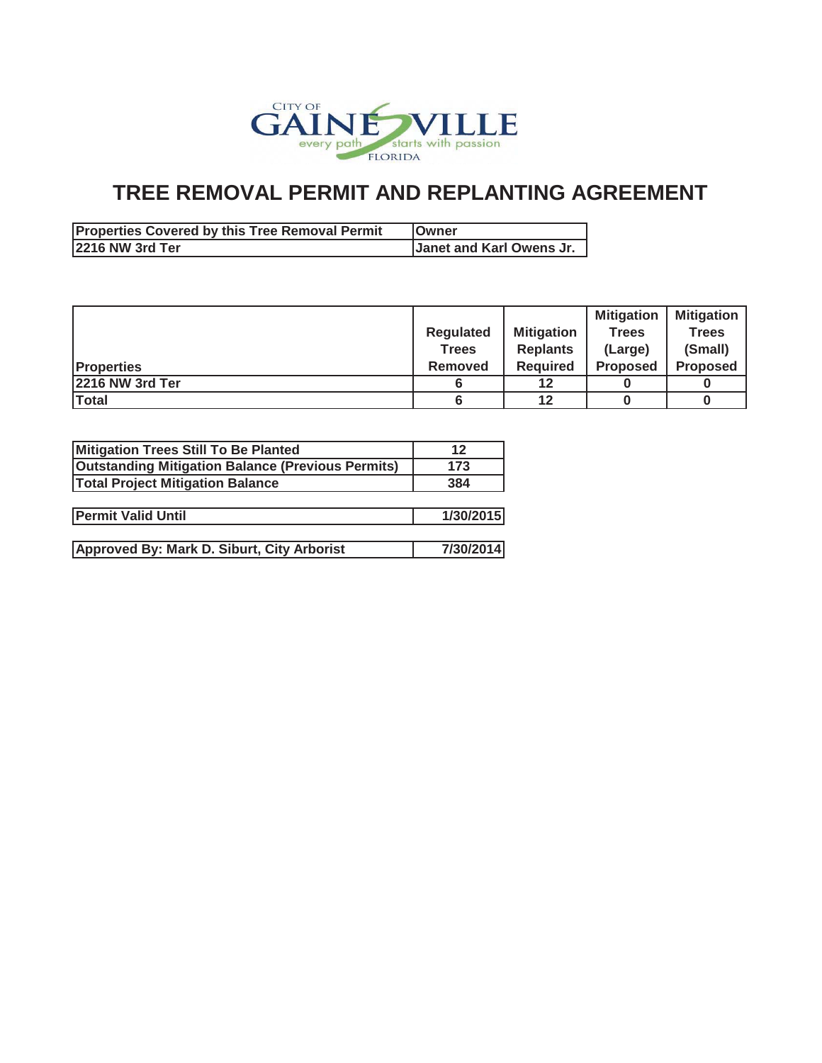CITY OF GAINESVILLE
every path starts with passion
FLORIDA

# TREE REMOVAL PERMIT AND REPLANTING AGREEMENT

| Properties Covered by this Tree Removal Permit | Owner |
|---|---|
| 2216 NW 3rd Ter | Janet and Karl Owens Jr. |

| Properties | Regulated Trees Removed | Mitigation Replants Required | Mitigation Trees (Large) Proposed | Mitigation Trees (Small) Proposed |
|---|---|---|---|---|
| 2216 NW 3rd Ter | 6 | 12 | 0 | 0 |
| Total | 6 | 12 | 0 | 0 |

| | |
|---|---|
| Mitigation Trees Still To Be Planted | 12 |
| Outstanding Mitigation Balance (Previous Permits) | 173 |
| Total Project Mitigation Balance | 384 |

| | |
|---|---|
| Permit Valid Until | 1/30/2015 |

| | |
|---|---|
| Approved By: Mark D. Siburt, City Arborist | 7/30/2014 |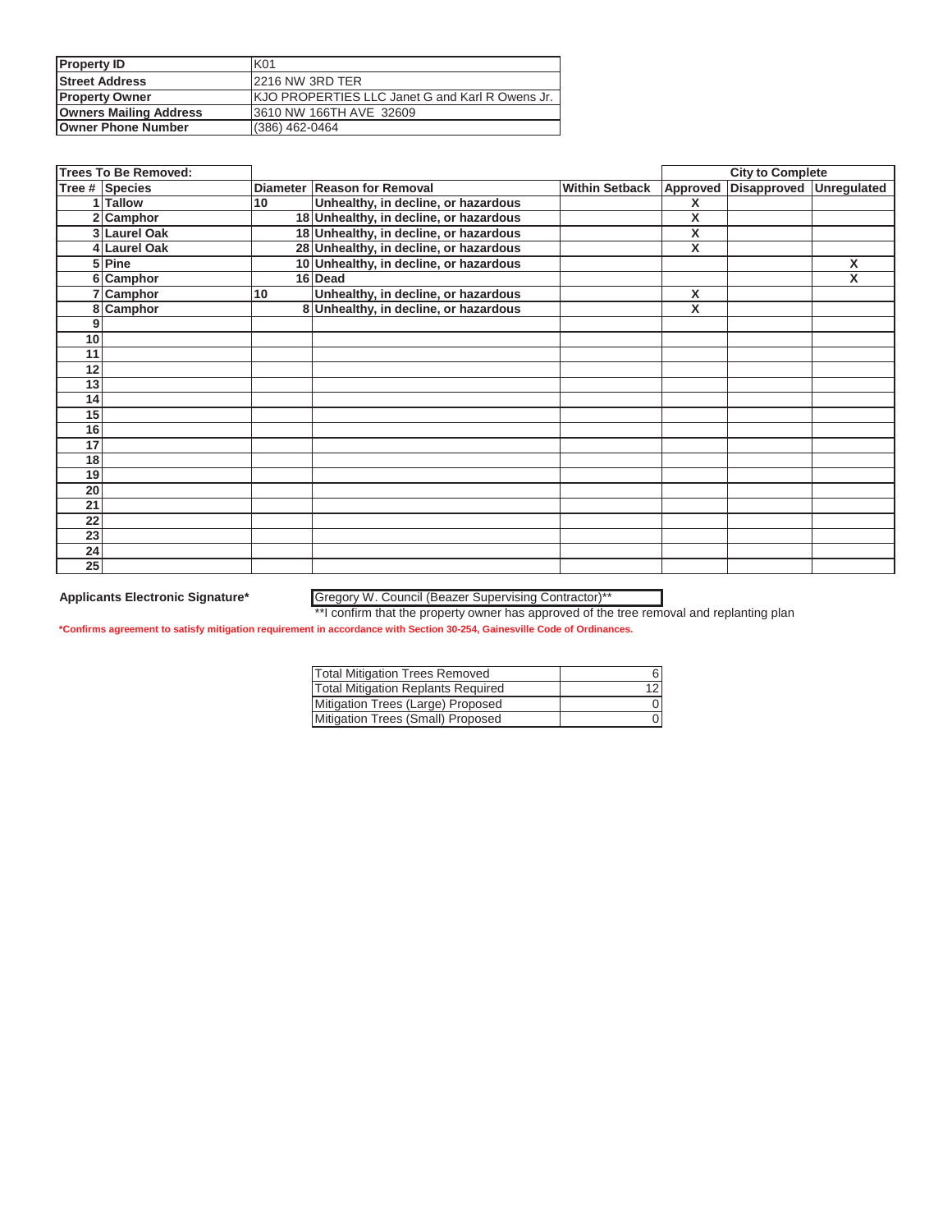| Property ID | K01 |
|---|---|
| Street Address | 2216 NW 3RD TER |
| Property Owner | KJO PROPERTIES LLC Janet G and Karl R Owens Jr. |
| Owners Mailing Address | 3610 NW 166TH AVE 32609 |
| Owner Phone Number | (386) 462-0464 |

| Trees To Be Removed: | | | | | City to Complete | | |
|---|---|---|---|---|---|---|---|
| Tree # | Species | Diameter | Reason for Removal | Within Setback | Approved | Disapproved | Unregulated |
| 1 | Tallow | 10 | Unhealthy, in decline, or hazardous | | X | | |
| 2 | Camphor | 18 | Unhealthy, in decline, or hazardous | | X | | |
| 3 | Laurel Oak | 18 | Unhealthy, in decline, or hazardous | | X | | |
| 4 | Laurel Oak | 28 | Unhealthy, in decline, or hazardous | | X | | |
| 5 | Pine | 10 | Unhealthy, in decline, or hazardous | | | | X |
| 6 | Camphor | 16 | Dead | | | | X |
| 7 | Camphor | 10 | Unhealthy, in decline, or hazardous | | X | | |
| 8 | Camphor | 8 | Unhealthy, in decline, or hazardous | | X | | |
| 9 | | | | | | | |
| 10 | | | | | | | |
| 11 | | | | | | | |
| 12 | | | | | | | |
| 13 | | | | | | | |
| 14 | | | | | | | |
| 15 | | | | | | | |
| 16 | | | | | | | |
| 17 | | | | | | | |
| 18 | | | | | | | |
| 19 | | | | | | | |
| 20 | | | | | | | |
| 21 | | | | | | | |
| 22 | | | | | | | |
| 23 | | | | | | | |
| 24 | | | | | | | |
| 25 | | | | | | | |

**Applicants Electronic Signature*** Gregory W. Council (Beazer Supervising Contractor)**

**I confirm that the property owner has approved of the tree removal and replanting plan

***Confirms agreement to satisfy mitigation requirement in accordance with Section 30-254, Gainesville Code of Ordinances.**

| Total Mitigation Trees Removed | 6 |
|---|---|
| Total Mitigation Replants Required | 12 |
| Mitigation Trees (Large) Proposed | 0 |
| Mitigation Trees (Small) Proposed | 0 |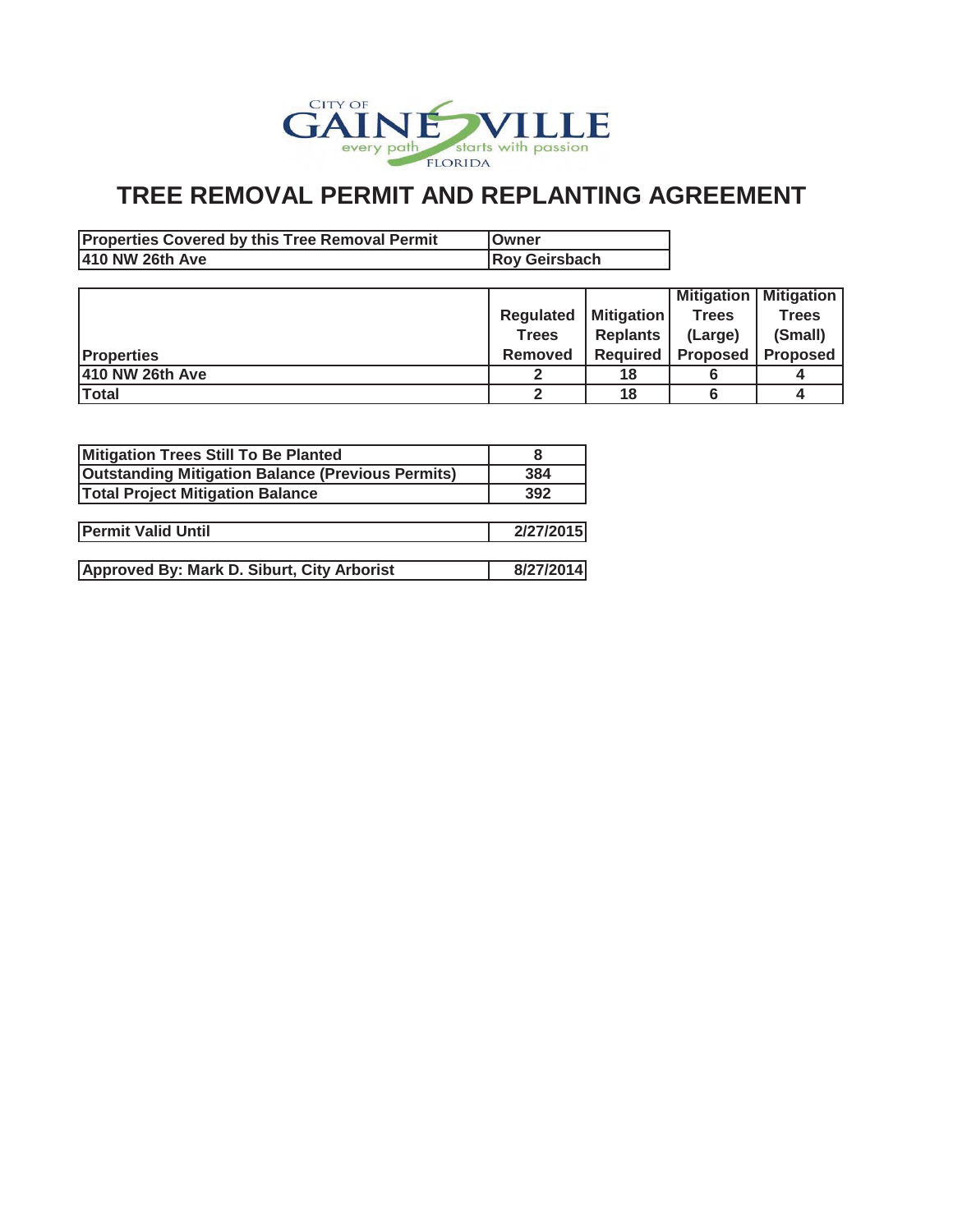CITY OF GAINESVILLE
every path starts with passion
FLORIDA

# TREE REMOVAL PERMIT AND REPLANTING AGREEMENT

| Properties Covered by this Tree Removal Permit | Owner |
|---|---|
| 410 NW 26th Ave | Roy Geirsbach |

| Properties | Regulated Trees Removed | Mitigation Replants Required | Mitigation Trees (Large) Proposed | Mitigation Trees (Small) Proposed |
|---|---|---|---|---|
| 410 NW 26th Ave | 2 | 18 | 6 | 4 |
| Total | 2 | 18 | 6 | 4 |

| | |
|---|---|
| Mitigation Trees Still To Be Planted | 8 |
| Outstanding Mitigation Balance (Previous Permits) | 384 |
| Total Project Mitigation Balance | 392 |

| | |
|---|---|
| Permit Valid Until | 2/27/2015 |

| | |
|---|---|
| Approved By: Mark D. Siburt, City Arborist | 8/27/2014 |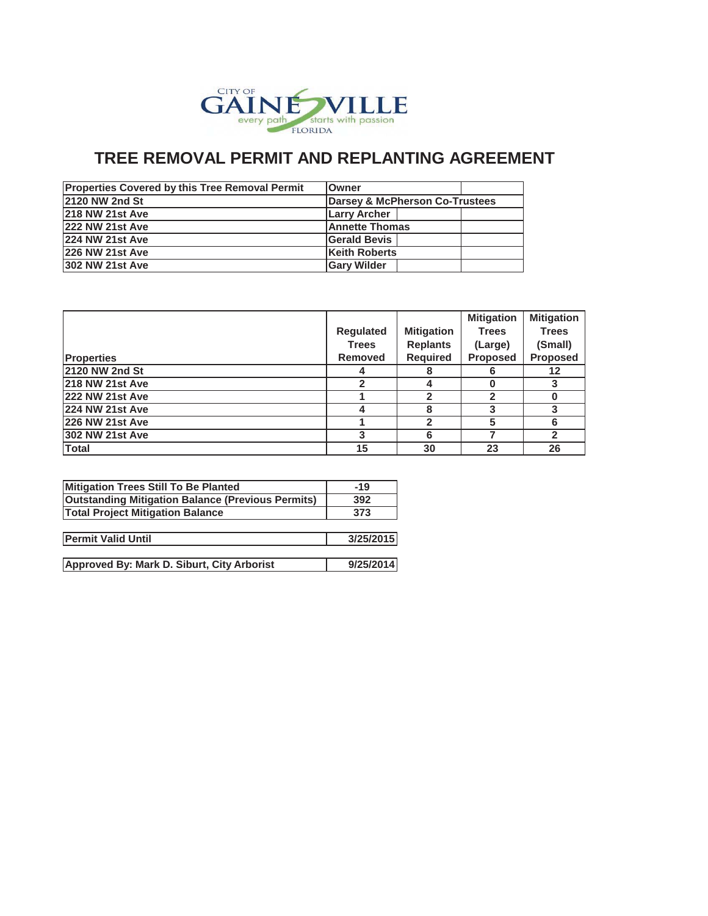CITY OF GAINESVILLE
every path starts with passion
FLORIDA

# TREE REMOVAL PERMIT AND REPLANTING AGREEMENT

| Properties Covered by this Tree Removal Permit | Owner |
|---|---|
| 2120 NW 2nd St | Darsey & McPherson Co-Trustees |
| 218 NW 21st Ave | Larry Archer |
| 222 NW 21st Ave | Annette Thomas |
| 224 NW 21st Ave | Gerald Bevis |
| 226 NW 21st Ave | Keith Roberts |
| 302 NW 21st Ave | Gary Wilder |

| Properties | Regulated Trees Removed | Mitigation Replants Required | Mitigation Trees (Large) Proposed | Mitigation Trees (Small) Proposed |
|---|---|---|---|---|
| 2120 NW 2nd St | 4 | 8 | 6 | 12 |
| 218 NW 21st Ave | 2 | 4 | 0 | 3 |
| 222 NW 21st Ave | 1 | 2 | 2 | 0 |
| 224 NW 21st Ave | 4 | 8 | 3 | 3 |
| 226 NW 21st Ave | 1 | 2 | 5 | 6 |
| 302 NW 21st Ave | 3 | 6 | 7 | 2 |
| Total | 15 | 30 | 23 | 26 |

| | |
|---|---|
| Mitigation Trees Still To Be Planted | -19 |
| Outstanding Mitigation Balance (Previous Permits) | 392 |
| Total Project Mitigation Balance | 373 |

| | |
|---|---|
| Permit Valid Until | 3/25/2015 |

| | |
|---|---|
| Approved By: Mark D. Siburt, City Arborist | 9/25/2014 |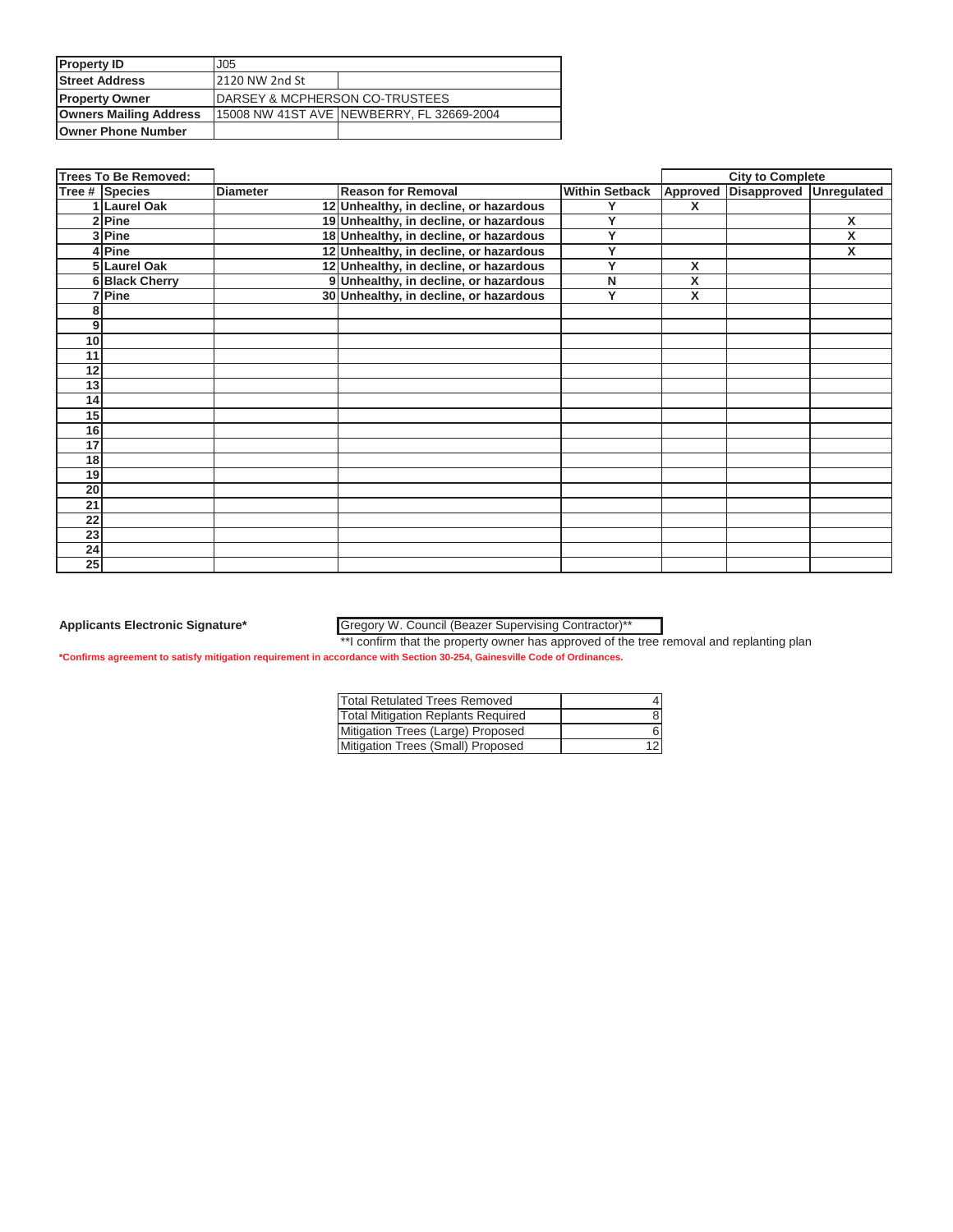| Property ID | J05 | |
|---|---|---|
| Street Address | 2120 NW 2nd St | |
| Property Owner | DARSEY & MCPHERSON CO-TRUSTEES | |
| Owners Mailing Address | 15008 NW 41ST AVE | NEWBERRY, FL 32669-2004 |
| Owner Phone Number | | |

| Trees To Be Removed: | | | | | City to Complete | | |
|---|---|---|---|---|---|---|---|
| Tree # | Species | Diameter | Reason for Removal | Within Setback | Approved | Disapproved | Unregulated |
| 1 | Laurel Oak | 12 | Unhealthy, in decline, or hazardous | Y | X | | |
| 2 | Pine | 19 | Unhealthy, in decline, or hazardous | Y | | | X |
| 3 | Pine | 18 | Unhealthy, in decline, or hazardous | Y | | | X |
| 4 | Pine | 12 | Unhealthy, in decline, or hazardous | Y | | | X |
| 5 | Laurel Oak | 12 | Unhealthy, in decline, or hazardous | Y | X | | |
| 6 | Black Cherry | 9 | Unhealthy, in decline, or hazardous | N | X | | |
| 7 | Pine | 30 | Unhealthy, in decline, or hazardous | Y | X | | |
| 8 | | | | | | | |
| 9 | | | | | | | |
| 10 | | | | | | | |
| 11 | | | | | | | |
| 12 | | | | | | | |
| 13 | | | | | | | |
| 14 | | | | | | | |
| 15 | | | | | | | |
| 16 | | | | | | | |
| 17 | | | | | | | |
| 18 | | | | | | | |
| 19 | | | | | | | |
| 20 | | | | | | | |
| 21 | | | | | | | |
| 22 | | | | | | | |
| 23 | | | | | | | |
| 24 | | | | | | | |
| 25 | | | | | | | |

**Applicants Electronic Signature*** Gregory W. Council (Beazer Supervising Contractor)**

**I confirm that the property owner has approved of the tree removal and replanting plan

***Confirms agreement to satisfy mitigation requirement in accordance with Section 30-254, Gainesville Code of Ordinances.**

| Total Retulated Trees Removed | 4 |
|---|---|
| Total Mitigation Replants Required | 8 |
| Mitigation Trees (Large) Proposed | 6 |
| Mitigation Trees (Small) Proposed | 12 |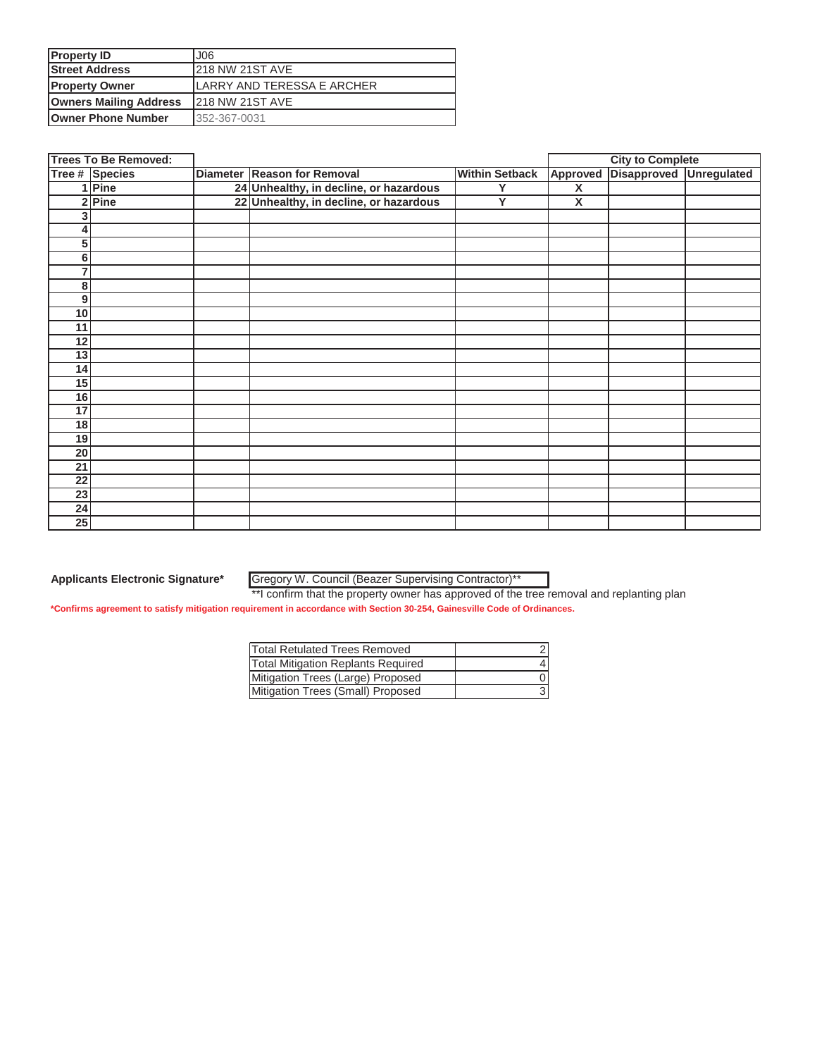| Property ID | J06 |
| --- | --- |
| Street Address | 218 NW 21ST AVE |
| Property Owner | LARRY AND TERESSA E ARCHER |
| Owners Mailing Address | 218 NW 21ST AVE |
| Owner Phone Number | 352-367-0031 |

| Trees To Be Removed: | | | | | City to Complete | | |
| --- | --- | --- | --- | --- | --- | --- | --- |
| Tree # | Species | Diameter | Reason for Removal | Within Setback | Approved | Disapproved | Unregulated |
| 1 | Pine | 24 | Unhealthy, in decline, or hazardous | Y | X | | |
| 2 | Pine | 22 | Unhealthy, in decline, or hazardous | Y | X | | |
| 3 | | | | | | | |
| 4 | | | | | | | |
| 5 | | | | | | | |
| 6 | | | | | | | |
| 7 | | | | | | | |
| 8 | | | | | | | |
| 9 | | | | | | | |
| 10 | | | | | | | |
| 11 | | | | | | | |
| 12 | | | | | | | |
| 13 | | | | | | | |
| 14 | | | | | | | |
| 15 | | | | | | | |
| 16 | | | | | | | |
| 17 | | | | | | | |
| 18 | | | | | | | |
| 19 | | | | | | | |
| 20 | | | | | | | |
| 21 | | | | | | | |
| 22 | | | | | | | |
| 23 | | | | | | | |
| 24 | | | | | | | |
| 25 | | | | | | | |

**Applicants Electronic Signature*** Gregory W. Council (Beazer Supervising Contractor)**

**I confirm that the property owner has approved of the tree removal and replanting plan

***Confirms agreement to satisfy mitigation requirement in accordance with Section 30-254, Gainesville Code of Ordinances.**

| Total Retulated Trees Removed | 2 |
| --- | --- |
| Total Mitigation Replants Required | 4 |
| Mitigation Trees (Large) Proposed | 0 |
| Mitigation Trees (Small) Proposed | 3 |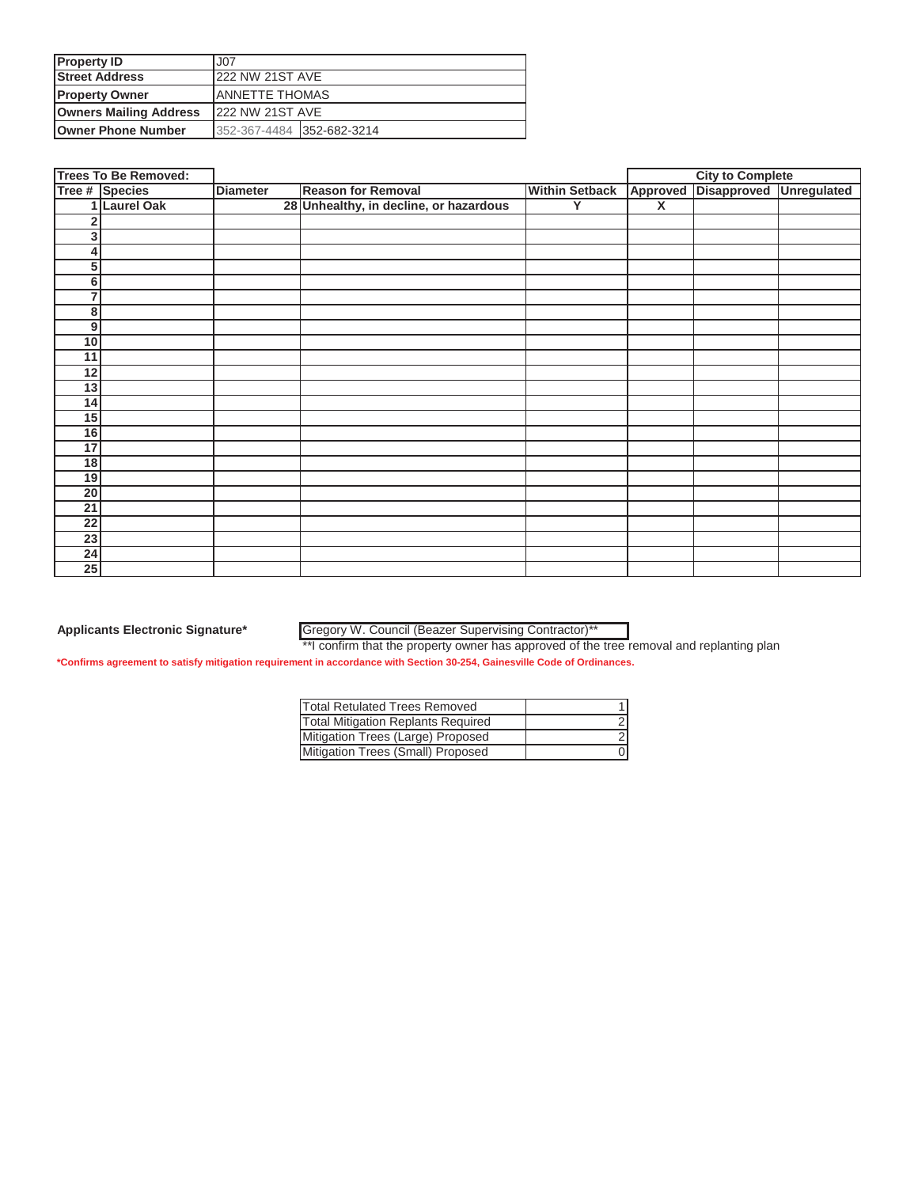| Property ID | J07 | |
|---|---|---|
| Street Address | 222 NW 21ST AVE | |
| Property Owner | ANNETTE THOMAS | |
| Owners Mailing Address | 222 NW 21ST AVE | |
| Owner Phone Number | 352-367-4484 | 352-682-3214 |

| Trees To Be Removed: | | | | | City to Complete | | |
|---|---|---|---|---|---|---|---|
| Tree # | Species | Diameter | Reason for Removal | Within Setback | Approved | Disapproved | Unregulated |
| 1 | Laurel Oak | 28 | Unhealthy, in decline, or hazardous | Y | X | | |
| 2 | | | | | | | |
| 3 | | | | | | | |
| 4 | | | | | | | |
| 5 | | | | | | | |
| 6 | | | | | | | |
| 7 | | | | | | | |
| 8 | | | | | | | |
| 9 | | | | | | | |
| 10 | | | | | | | |
| 11 | | | | | | | |
| 12 | | | | | | | |
| 13 | | | | | | | |
| 14 | | | | | | | |
| 15 | | | | | | | |
| 16 | | | | | | | |
| 17 | | | | | | | |
| 18 | | | | | | | |
| 19 | | | | | | | |
| 20 | | | | | | | |
| 21 | | | | | | | |
| 22 | | | | | | | |
| 23 | | | | | | | |
| 24 | | | | | | | |
| 25 | | | | | | | |

**Applicants Electronic Signature*** Gregory W. Council (Beazer Supervising Contractor)**

**I confirm that the property owner has approved of the tree removal and replanting plan

*Confirms agreement to satisfy mitigation requirement in accordance with Section 30-254, Gainesville Code of Ordinances.

| Total Retulated Trees Removed | 1 |
|---|---|
| Total Mitigation Replants Required | 2 |
| Mitigation Trees (Large) Proposed | 2 |
| Mitigation Trees (Small) Proposed | 0 |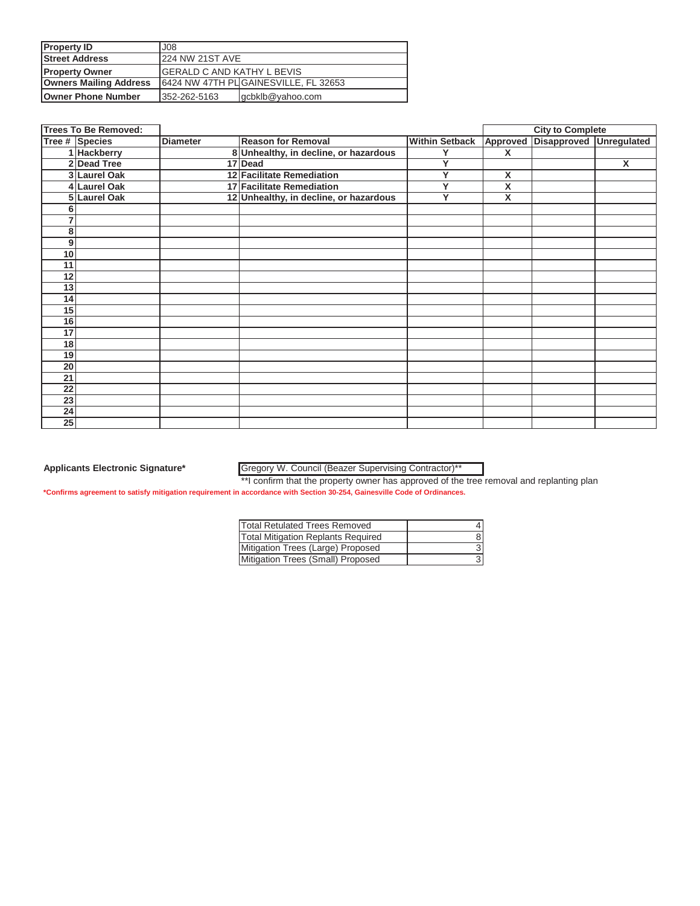| Property ID | J08 | |
|---|---|---|
| Street Address | 224 NW 21ST AVE | |
| Property Owner | GERALD C AND KATHY L BEVIS | |
| Owners Mailing Address | 6424 NW 47TH PL | GAINESVILLE, FL 32653 |
| Owner Phone Number | 352-262-5163 | gcbklb@yahoo.com |

| Trees To Be Removed: | | | | | City to Complete | | |
|---|---|---|---|---|---|---|---|
| Tree # | Species | Diameter | Reason for Removal | Within Setback | Approved | Disapproved | Unregulated |
| 1 | Hackberry | 8 | Unhealthy, in decline, or hazardous | Y | X | | |
| 2 | Dead Tree | 17 | Dead | Y | | | X |
| 3 | Laurel Oak | 12 | Facilitate Remediation | Y | X | | |
| 4 | Laurel Oak | 17 | Facilitate Remediation | Y | X | | |
| 5 | Laurel Oak | 12 | Unhealthy, in decline, or hazardous | Y | X | | |
| 6 | | | | | | | |
| 7 | | | | | | | |
| 8 | | | | | | | |
| 9 | | | | | | | |
| 10 | | | | | | | |
| 11 | | | | | | | |
| 12 | | | | | | | |
| 13 | | | | | | | |
| 14 | | | | | | | |
| 15 | | | | | | | |
| 16 | | | | | | | |
| 17 | | | | | | | |
| 18 | | | | | | | |
| 19 | | | | | | | |
| 20 | | | | | | | |
| 21 | | | | | | | |
| 22 | | | | | | | |
| 23 | | | | | | | |
| 24 | | | | | | | |
| 25 | | | | | | | |

**Applicants Electronic Signature*** Gregory W. Council (Beazer Supervising Contractor)**

**I confirm that the property owner has approved of the tree removal and replanting plan

***Confirms agreement to satisfy mitigation requirement in accordance with Section 30-254, Gainesville Code of Ordinances.**

| Total Retulated Trees Removed | 4 |
|---|---|
| Total Mitigation Replants Required | 8 |
| Mitigation Trees (Large) Proposed | 3 |
| Mitigation Trees (Small) Proposed | 3 |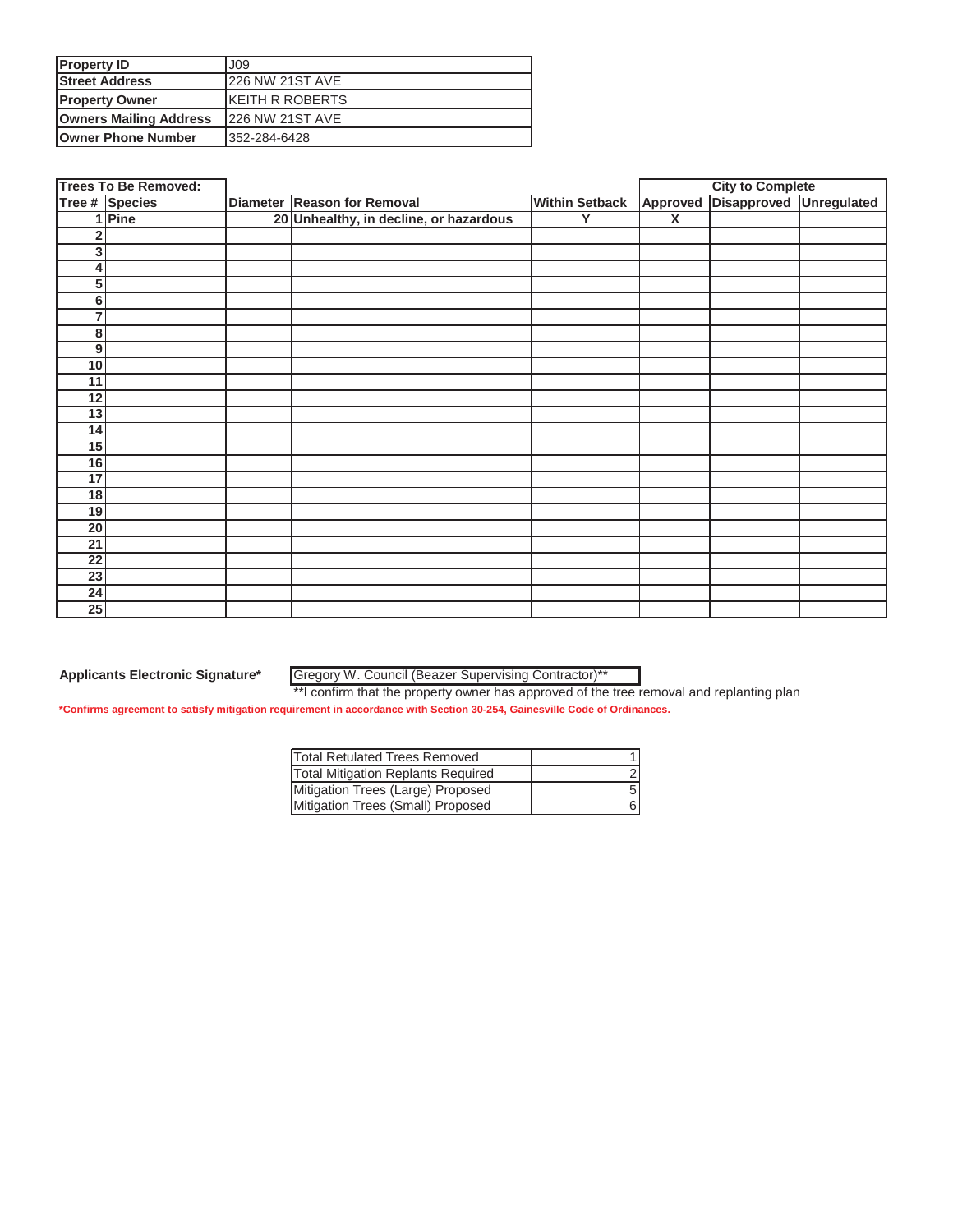| Property ID | J09 |
|---|---|
| Street Address | 226 NW 21ST AVE |
| Property Owner | KEITH R ROBERTS |
| Owners Mailing Address | 226 NW 21ST AVE |
| Owner Phone Number | 352-284-6428 |

| Trees To Be Removed: | | | | | City to Complete | | |
|---|---|---|---|---|---|---|---|
| Tree # | Species | Diameter | Reason for Removal | Within Setback | Approved | Disapproved | Unregulated |
| 1 | Pine | 20 | Unhealthy, in decline, or hazardous | Y | X | | |
| 2 | | | | | | | |
| 3 | | | | | | | |
| 4 | | | | | | | |
| 5 | | | | | | | |
| 6 | | | | | | | |
| 7 | | | | | | | |
| 8 | | | | | | | |
| 9 | | | | | | | |
| 10 | | | | | | | |
| 11 | | | | | | | |
| 12 | | | | | | | |
| 13 | | | | | | | |
| 14 | | | | | | | |
| 15 | | | | | | | |
| 16 | | | | | | | |
| 17 | | | | | | | |
| 18 | | | | | | | |
| 19 | | | | | | | |
| 20 | | | | | | | |
| 21 | | | | | | | |
| 22 | | | | | | | |
| 23 | | | | | | | |
| 24 | | | | | | | |
| 25 | | | | | | | |

**Applicants Electronic Signature*** Gregory W. Council (Beazer Supervising Contractor)**

**I confirm that the property owner has approved of the tree removal and replanting plan

*Confirms agreement to satisfy mitigation requirement in accordance with Section 30-254, Gainesville Code of Ordinances.

| Total Retulated Trees Removed | 1 |
|---|---|
| Total Mitigation Replants Required | 2 |
| Mitigation Trees (Large) Proposed | 5 |
| Mitigation Trees (Small) Proposed | 6 |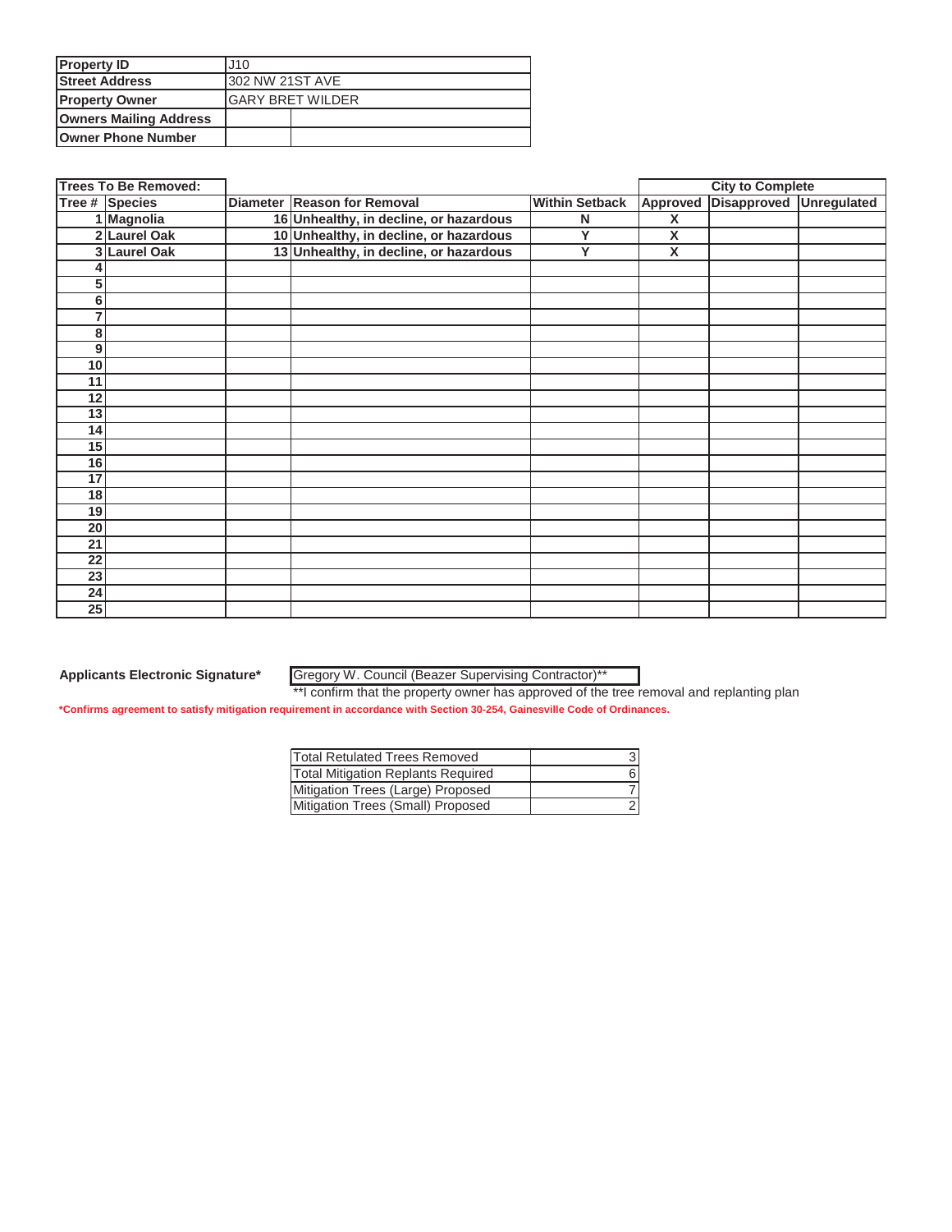| Property ID | J10 | |
|---|---|---|
| Street Address | 302 NW 21ST AVE | |
| Property Owner | GARY BRET WILDER | |
| Owners Mailing Address | | |
| Owner Phone Number | | |

| Trees To Be Removed: | | | | | City to Complete | | |
|---|---|---|---|---|---|---|---|
| Tree # | Species | Diameter | Reason for Removal | Within Setback | Approved | Disapproved | Unregulated |
| 1 | Magnolia | 16 | Unhealthy, in decline, or hazardous | N | X | | |
| 2 | Laurel Oak | 10 | Unhealthy, in decline, or hazardous | Y | X | | |
| 3 | Laurel Oak | 13 | Unhealthy, in decline, or hazardous | Y | X | | |
| 4 | | | | | | | |
| 5 | | | | | | | |
| 6 | | | | | | | |
| 7 | | | | | | | |
| 8 | | | | | | | |
| 9 | | | | | | | |
| 10 | | | | | | | |
| 11 | | | | | | | |
| 12 | | | | | | | |
| 13 | | | | | | | |
| 14 | | | | | | | |
| 15 | | | | | | | |
| 16 | | | | | | | |
| 17 | | | | | | | |
| 18 | | | | | | | |
| 19 | | | | | | | |
| 20 | | | | | | | |
| 21 | | | | | | | |
| 22 | | | | | | | |
| 23 | | | | | | | |
| 24 | | | | | | | |
| 25 | | | | | | | |

**Applicants Electronic Signature*** Gregory W. Council (Beazer Supervising Contractor)**

**I confirm that the property owner has approved of the tree removal and replanting plan

***Confirms agreement to satisfy mitigation requirement in accordance with Section 30-254, Gainesville Code of Ordinances.**

| Total Retulated Trees Removed | 3 |
|---|---|
| Total Mitigation Replants Required | 6 |
| Mitigation Trees (Large) Proposed | 7 |
| Mitigation Trees (Small) Proposed | 2 |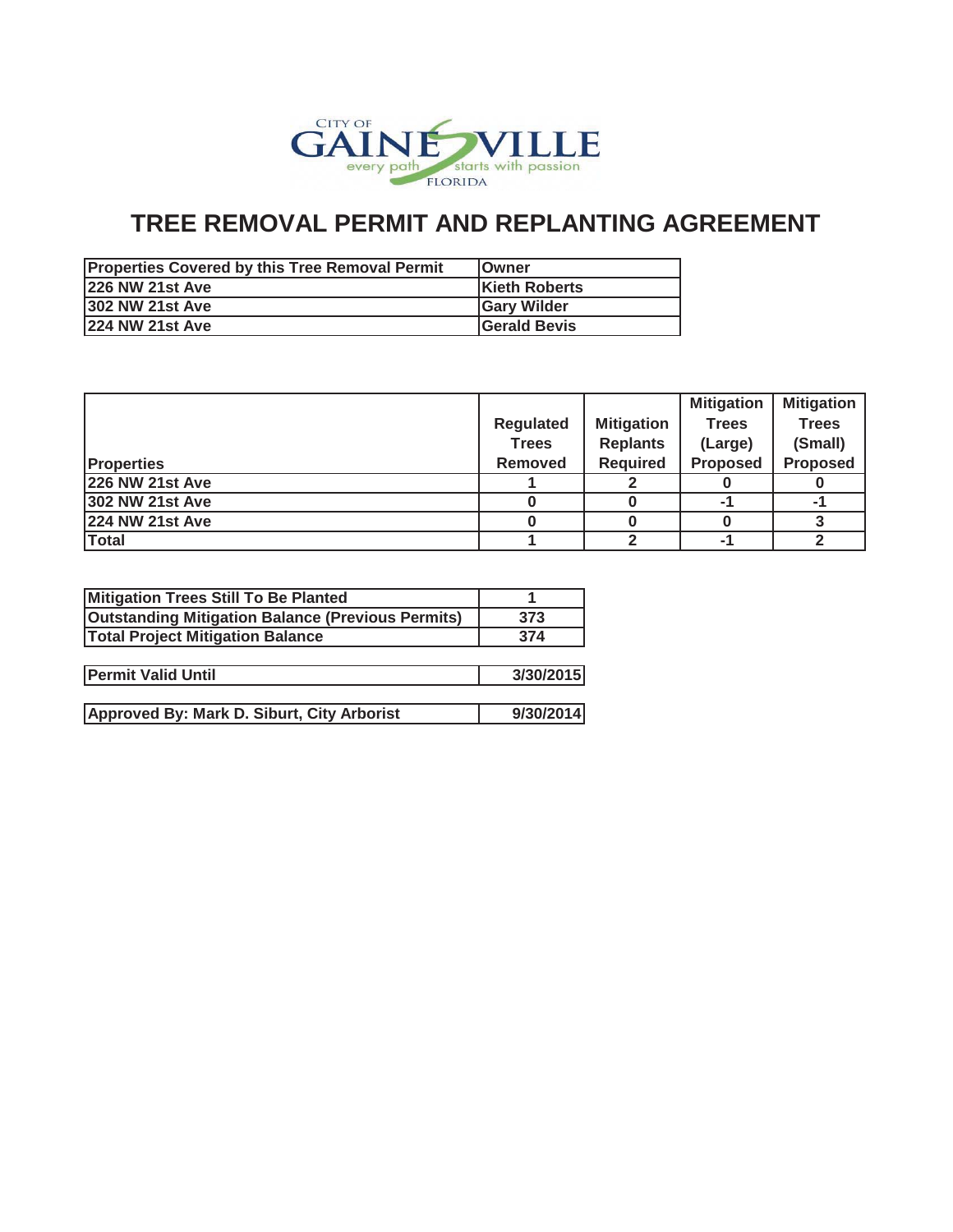CITY OF GAINESVILLE
every path starts with passion
FLORIDA

# TREE REMOVAL PERMIT AND REPLANTING AGREEMENT

| Properties Covered by this Tree Removal Permit | Owner |
|---|---|
| 226 NW 21st Ave | Kieth Roberts |
| 302 NW 21st Ave | Gary Wilder |
| 224 NW 21st Ave | Gerald Bevis |

| Properties | Regulated Trees Removed | Mitigation Replants Required | Mitigation Trees (Large) Proposed | Mitigation Trees (Small) Proposed |
|---|---|---|---|---|
| 226 NW 21st Ave | 1 | 2 | 0 | 0 |
| 302 NW 21st Ave | 0 | 0 | -1 | -1 |
| 224 NW 21st Ave | 0 | 0 | 0 | 3 |
| Total | 1 | 2 | -1 | 2 |

| | |
|---|---|
| Mitigation Trees Still To Be Planted | 1 |
| Outstanding Mitigation Balance (Previous Permits) | 373 |
| Total Project Mitigation Balance | 374 |

| | |
|---|---|
| Permit Valid Until | 3/30/2015 |

| | |
|---|---|
| Approved By: Mark D. Siburt, City Arborist | 9/30/2014 |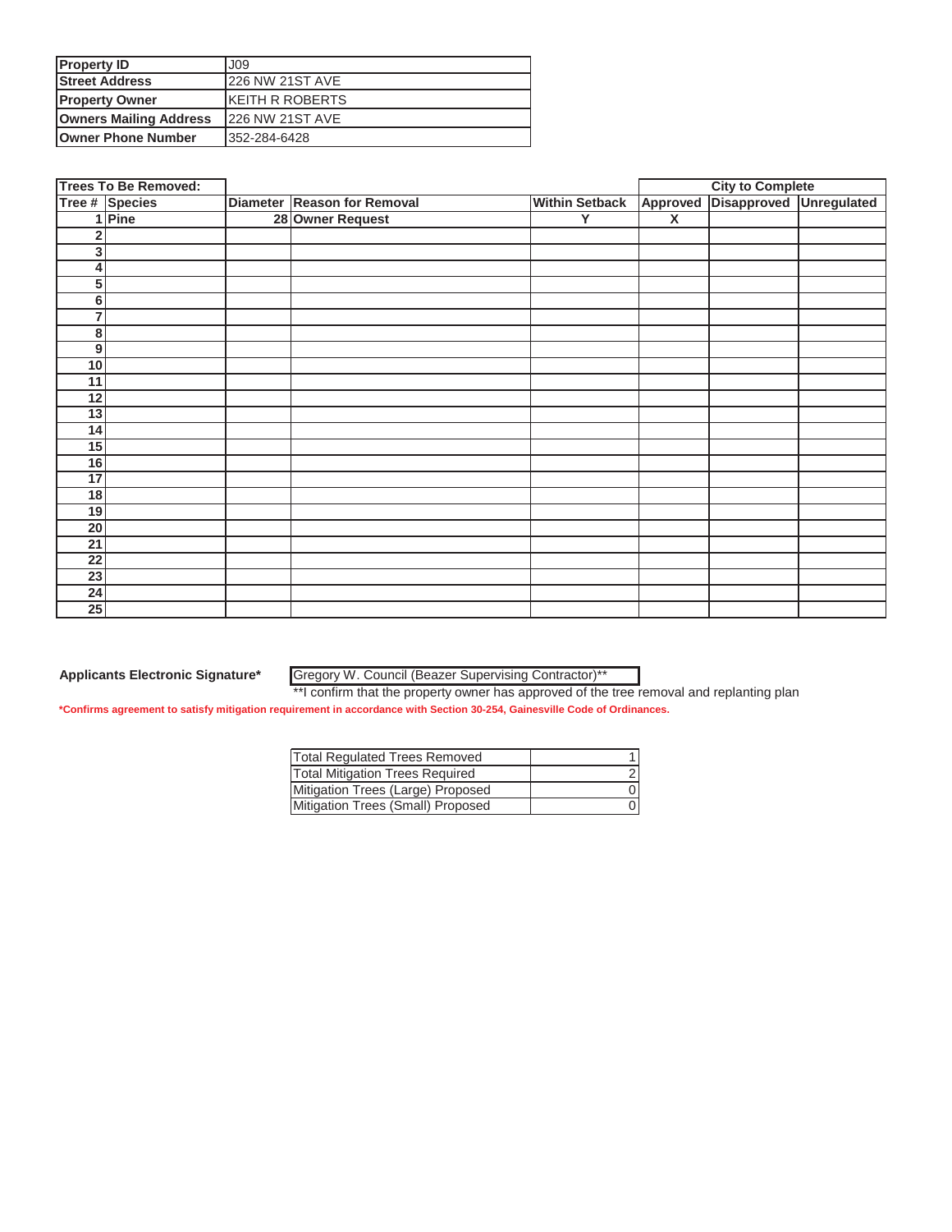| Property ID | J09 |
|---|---|
| Street Address | 226 NW 21ST AVE |
| Property Owner | KEITH R ROBERTS |
| Owners Mailing Address | 226 NW 21ST AVE |
| Owner Phone Number | 352-284-6428 |

| Trees To Be Removed: | | | | | City to Complete | | |
|---|---|---|---|---|---|---|---|
| Tree # | Species | Diameter | Reason for Removal | Within Setback | Approved | Disapproved | Unregulated |
| 1 | Pine | 28 | Owner Request | Y | X | | |
| 2 | | | | | | | |
| 3 | | | | | | | |
| 4 | | | | | | | |
| 5 | | | | | | | |
| 6 | | | | | | | |
| 7 | | | | | | | |
| 8 | | | | | | | |
| 9 | | | | | | | |
| 10 | | | | | | | |
| 11 | | | | | | | |
| 12 | | | | | | | |
| 13 | | | | | | | |
| 14 | | | | | | | |
| 15 | | | | | | | |
| 16 | | | | | | | |
| 17 | | | | | | | |
| 18 | | | | | | | |
| 19 | | | | | | | |
| 20 | | | | | | | |
| 21 | | | | | | | |
| 22 | | | | | | | |
| 23 | | | | | | | |
| 24 | | | | | | | |
| 25 | | | | | | | |

**Applicants Electronic Signature*** Gregory W. Council (Beazer Supervising Contractor)**

**I confirm that the property owner has approved of the tree removal and replanting plan

***Confirms agreement to satisfy mitigation requirement in accordance with Section 30-254, Gainesville Code of Ordinances.**

| Total Regulated Trees Removed | 1 |
|---|---|
| Total Mitigation Trees Required | 2 |
| Mitigation Trees (Large) Proposed | 0 |
| Mitigation Trees (Small) Proposed | 0 |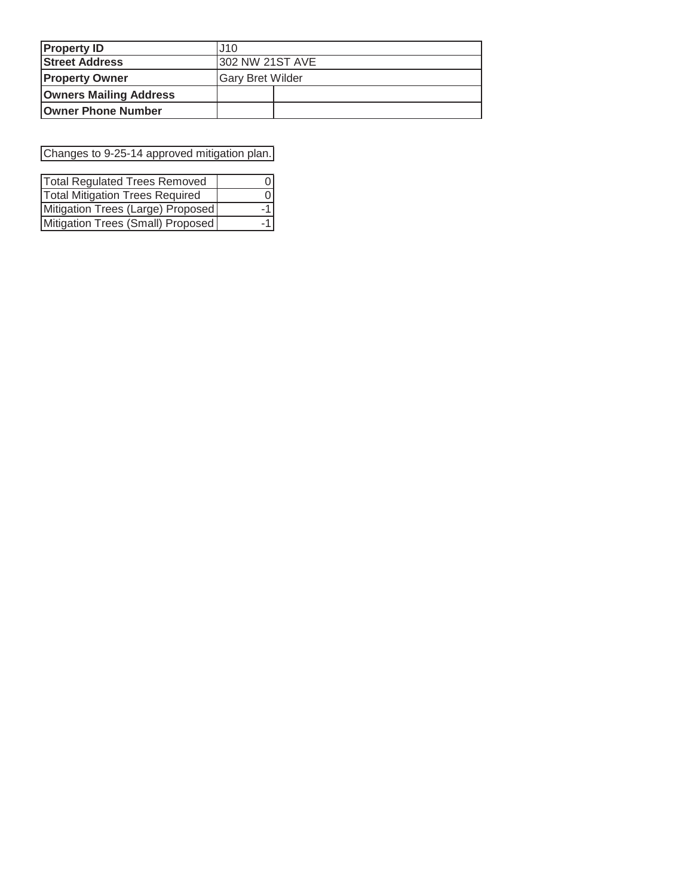| Property ID | J10 | |
|---|---|---|
| **Street Address** | 302 NW 21ST AVE | |
| **Property Owner** | Gary Bret Wilder | |
| **Owners Mailing Address** | | |
| **Owner Phone Number** | | |

Changes to 9-25-14 approved mitigation plan.

| Total Regulated Trees Removed | 0 |
|---|---|
| Total Mitigation Trees Required | 0 |
| Mitigation Trees (Large) Proposed | -1 |
| Mitigation Trees (Small) Proposed | -1 |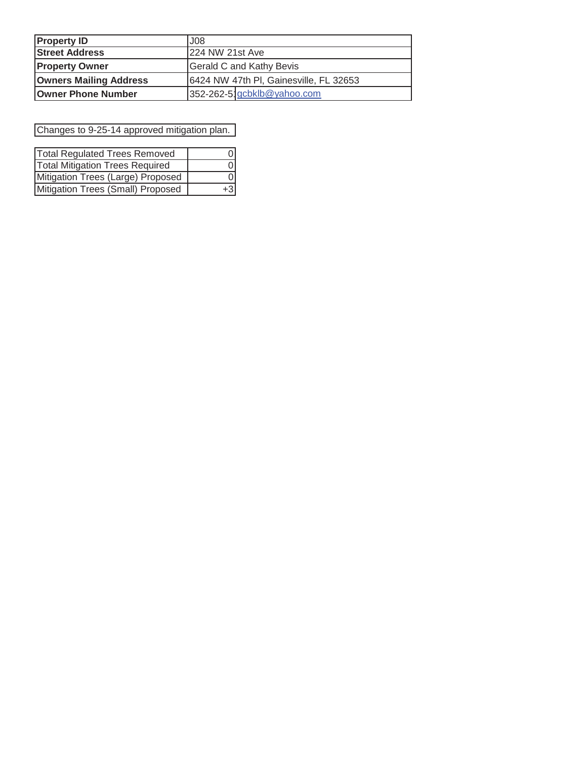| Property ID | J08 |
| --- | --- |
| Street Address | 224 NW 21st Ave |
| Property Owner | Gerald C and Kathy Bevis |
| Owners Mailing Address | 6424 NW 47th Pl, Gainesville, FL 32653 |
| Owner Phone Number | 352-262-5 gcbklb@yahoo.com |

Changes to 9-25-14 approved mitigation plan.

| Total Regulated Trees Removed | 0 |
| --- | --- |
| Total Mitigation Trees Required | 0 |
| Mitigation Trees (Large) Proposed | 0 |
| Mitigation Trees (Small) Proposed | +3 |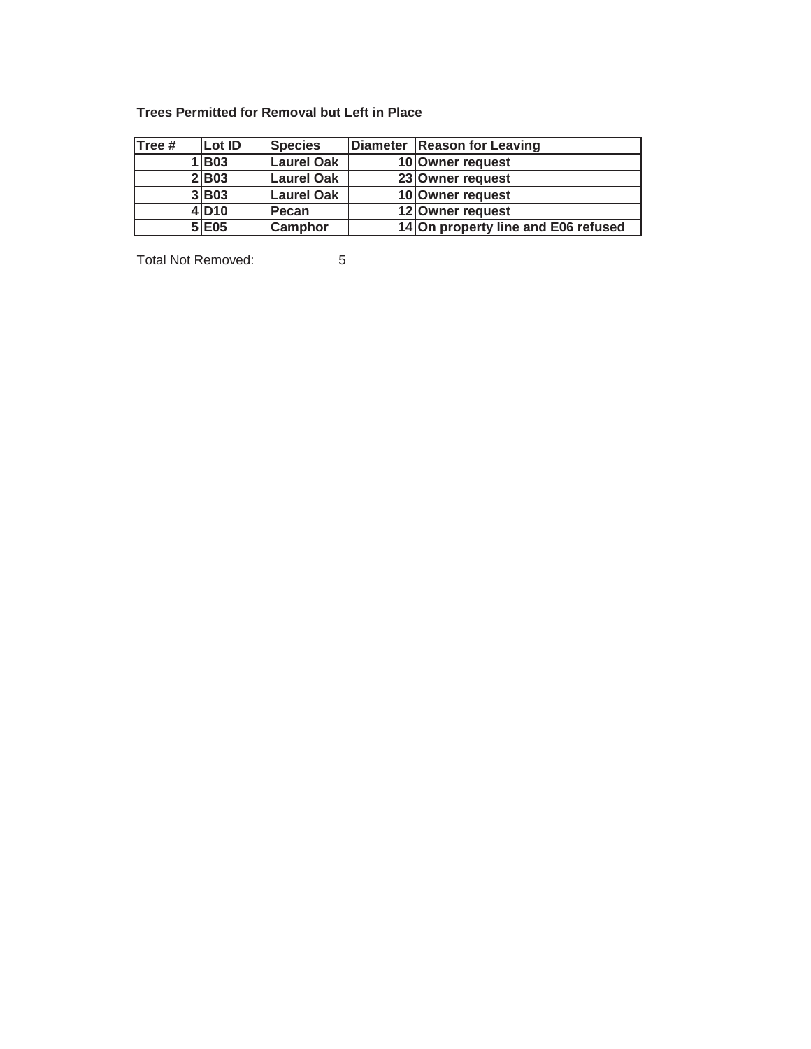**Trees Permitted for Removal but Left in Place**

| Tree # | Lot ID | Species | Diameter | Reason for Leaving |
|---|---|---|---|---|
| 1 | B03 | Laurel Oak | 10 | Owner request |
| 2 | B03 | Laurel Oak | 23 | Owner request |
| 3 | B03 | Laurel Oak | 10 | Owner request |
| 4 | D10 | Pecan | 12 | Owner request |
| 5 | E05 | Camphor | 14 | On property line and E06 refused |

Total Not Removed: 5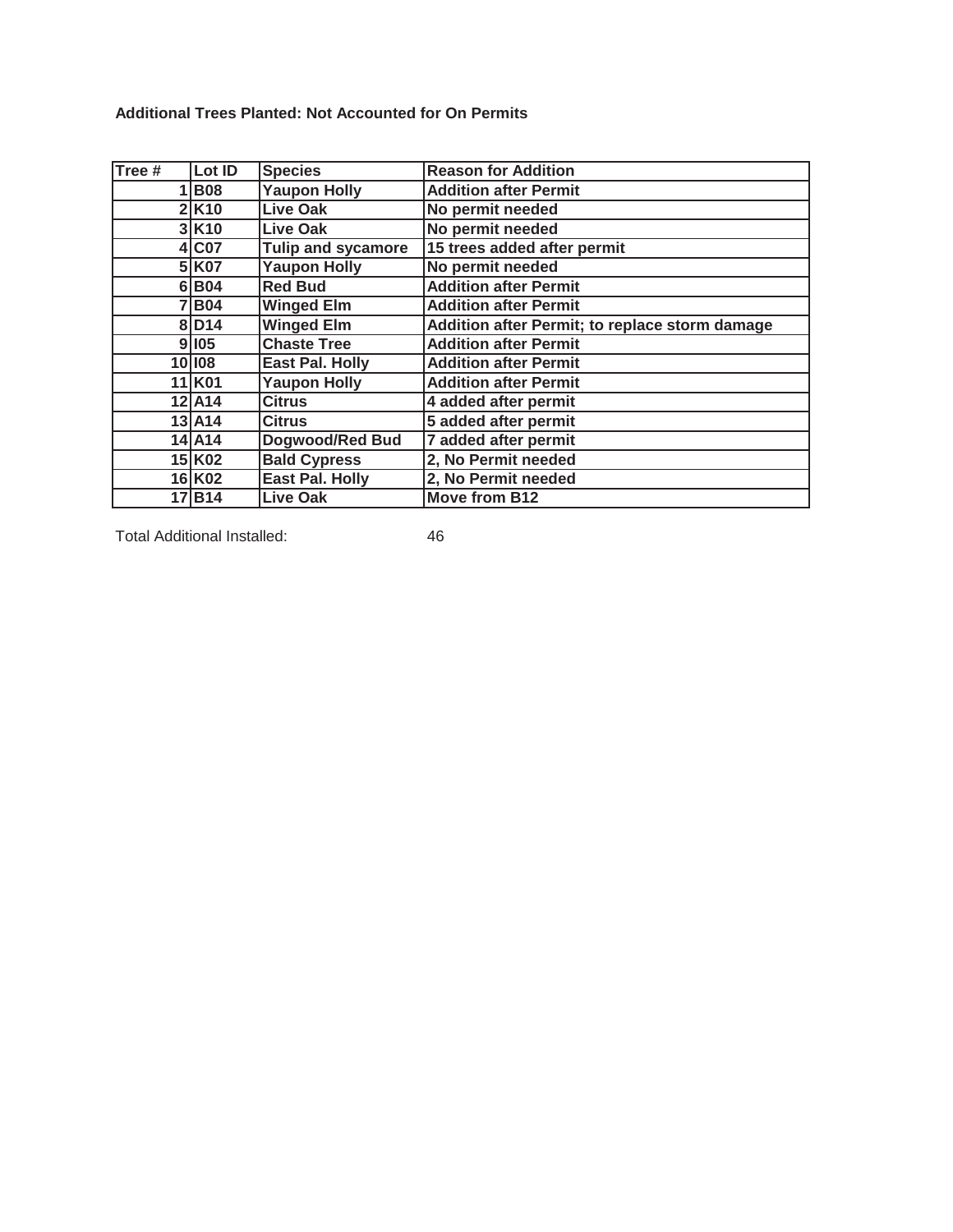**Additional Trees Planted: Not Accounted for On Permits**

| Tree # | Lot ID | Species | Reason for Addition |
|---|---|---|---|
| 1 | B08 | Yaupon Holly | Addition after Permit |
| 2 | K10 | Live Oak | No permit needed |
| 3 | K10 | Live Oak | No permit needed |
| 4 | C07 | Tulip and sycamore | 15 trees added after permit |
| 5 | K07 | Yaupon Holly | No permit needed |
| 6 | B04 | Red Bud | Addition after Permit |
| 7 | B04 | Winged Elm | Addition after Permit |
| 8 | D14 | Winged Elm | Addition after Permit; to replace storm damage |
| 9 | I05 | Chaste Tree | Addition after Permit |
| 10 | I08 | East Pal. Holly | Addition after Permit |
| 11 | K01 | Yaupon Holly | Addition after Permit |
| 12 | A14 | Citrus | 4 added after permit |
| 13 | A14 | Citrus | 5 added after permit |
| 14 | A14 | Dogwood/Red Bud | 7 added after permit |
| 15 | K02 | Bald Cypress | 2, No Permit needed |
| 16 | K02 | East Pal. Holly | 2, No Permit needed |
| 17 | B14 | Live Oak | Move from B12 |

Total Additional Installed: 46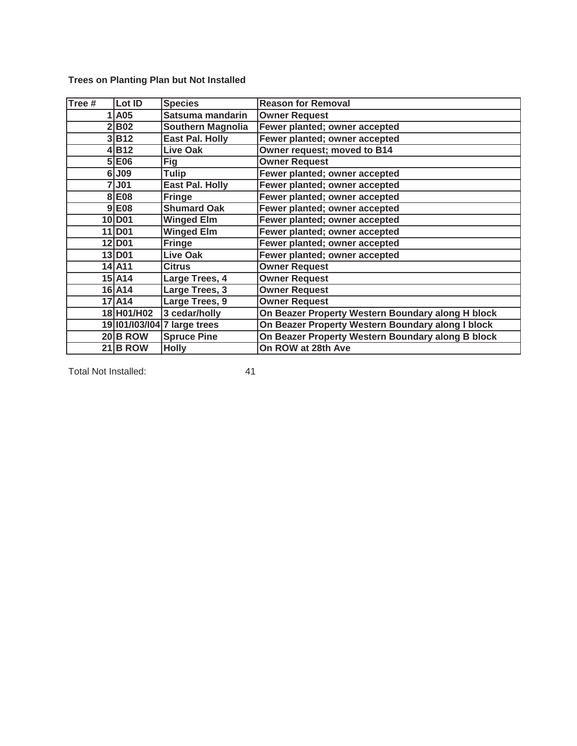**Trees on Planting Plan but Not Installed**

| Tree # | Lot ID | Species | Reason for Removal |
|---|---|---|---|
| 1 | A05 | Satsuma mandarin | Owner Request |
| 2 | B02 | Southern Magnolia | Fewer planted; owner accepted |
| 3 | B12 | East Pal. Holly | Fewer planted; owner accepted |
| 4 | B12 | Live Oak | Owner request; moved to B14 |
| 5 | E06 | Fig | Owner Request |
| 6 | J09 | Tulip | Fewer planted; owner accepted |
| 7 | J01 | East Pal. Holly | Fewer planted; owner accepted |
| 8 | E08 | Fringe | Fewer planted; owner accepted |
| 9 | E08 | Shumard Oak | Fewer planted; owner accepted |
| 10 | D01 | Winged Elm | Fewer planted; owner accepted |
| 11 | D01 | Winged Elm | Fewer planted; owner accepted |
| 12 | D01 | Fringe | Fewer planted; owner accepted |
| 13 | D01 | Live Oak | Fewer planted; owner accepted |
| 14 | A11 | Citrus | Owner Request |
| 15 | A14 | Large Trees, 4 | Owner Request |
| 16 | A14 | Large Trees, 3 | Owner Request |
| 17 | A14 | Large Trees, 9 | Owner Request |
| 18 | H01/H02 | 3 cedar/holly | On Beazer Property Western Boundary along H block |
| 19 | I01/I03/I04 | 7 large trees | On Beazer Property Western Boundary along I block |
| 20 | B ROW | Spruce Pine | On Beazer Property Western Boundary along B block |
| 21 | B ROW | Holly | On ROW at 28th Ave |

Total Not Installed: 41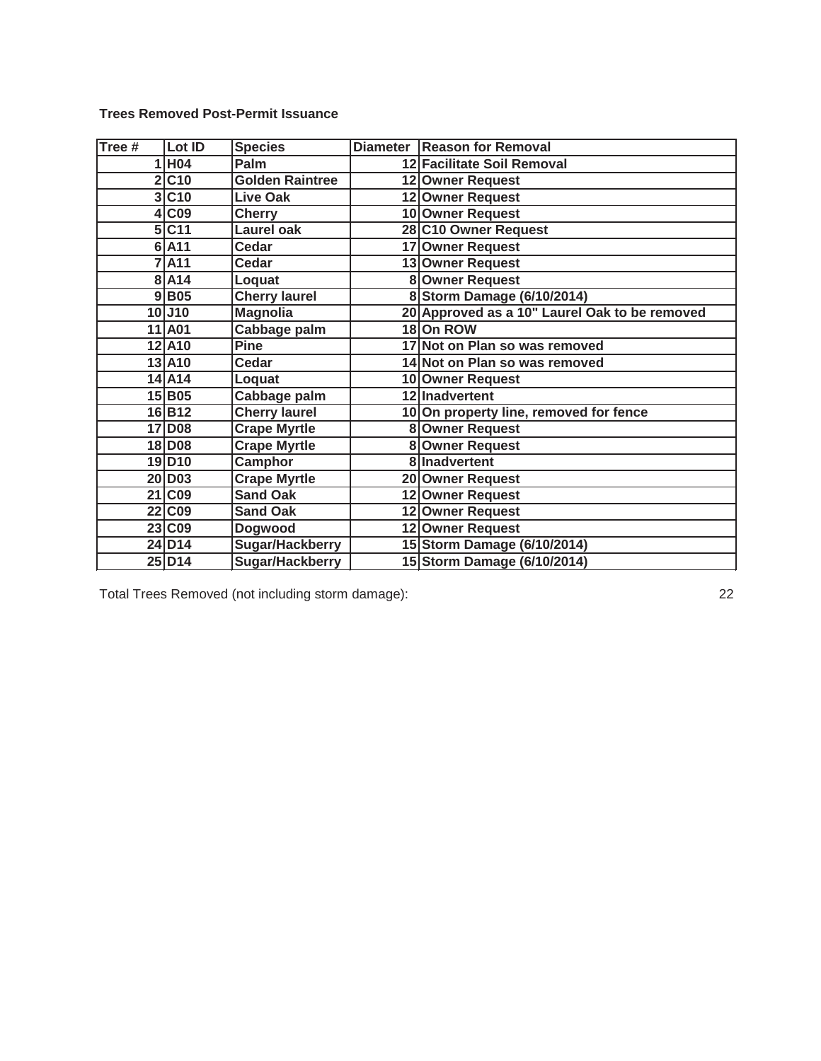**Trees Removed Post-Permit Issuance**

| Tree # | Lot ID | Species | Diameter | Reason for Removal |
|---|---|---|---|---|
| 1 | H04 | Palm | 12 | Facilitate Soil Removal |
| 2 | C10 | Golden Raintree | 12 | Owner Request |
| 3 | C10 | Live Oak | 12 | Owner Request |
| 4 | C09 | Cherry | 10 | Owner Request |
| 5 | C11 | Laurel oak | 28 | C10 Owner Request |
| 6 | A11 | Cedar | 17 | Owner Request |
| 7 | A11 | Cedar | 13 | Owner Request |
| 8 | A14 | Loquat | 8 | Owner Request |
| 9 | B05 | Cherry laurel | 8 | Storm Damage (6/10/2014) |
| 10 | J10 | Magnolia | 20 | Approved as a 10" Laurel Oak to be removed |
| 11 | A01 | Cabbage palm | 18 | On ROW |
| 12 | A10 | Pine | 17 | Not on Plan so was removed |
| 13 | A10 | Cedar | 14 | Not on Plan so was removed |
| 14 | A14 | Loquat | 10 | Owner Request |
| 15 | B05 | Cabbage palm | 12 | Inadvertent |
| 16 | B12 | Cherry laurel | 10 | On property line, removed for fence |
| 17 | D08 | Crape Myrtle | 8 | Owner Request |
| 18 | D08 | Crape Myrtle | 8 | Owner Request |
| 19 | D10 | Camphor | 8 | Inadvertent |
| 20 | D03 | Crape Myrtle | 20 | Owner Request |
| 21 | C09 | Sand Oak | 12 | Owner Request |
| 22 | C09 | Sand Oak | 12 | Owner Request |
| 23 | C09 | Dogwood | 12 | Owner Request |
| 24 | D14 | Sugar/Hackberry | 15 | Storm Damage (6/10/2014) |
| 25 | D14 | Sugar/Hackberry | 15 | Storm Damage (6/10/2014) |

Total Trees Removed (not including storm damage): 22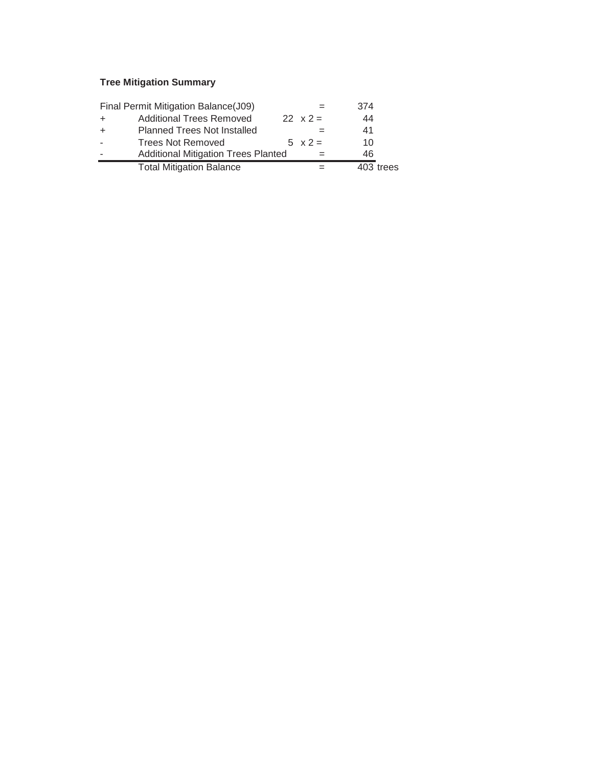**Tree Mitigation Summary**

| | | | | | |
|---|---|---|---|---|---|
| Final Permit Mitigation Balance(J09) | | | = | 374 | |
| + | Additional Trees Removed | 22 | x 2 = | 44 | |
| + | Planned Trees Not Installed | | = | 41 | |
| - | Trees Not Removed | 5 | x 2 = | 10 | |
| - | Additional Mitigation Trees Planted | | = | 46 | |
| | Total Mitigation Balance | | = | 403 | trees |